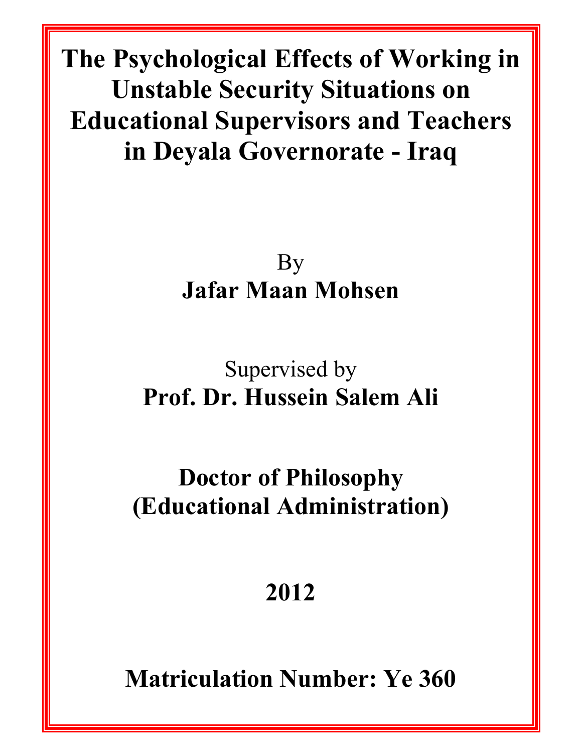# The Psychological Effects of Working in Unstable Security Situations on Educational Supervisors and Teachers in Deyala Governorate - Iraq

By

**Jafar Maan Mohsen**

Supervised by

**Prof. Dr. Hussein Salem Ali**

**Doctor of Philosophy**
**(Educational Administration)**

**2012**

**Matriculation Number: Ye 360**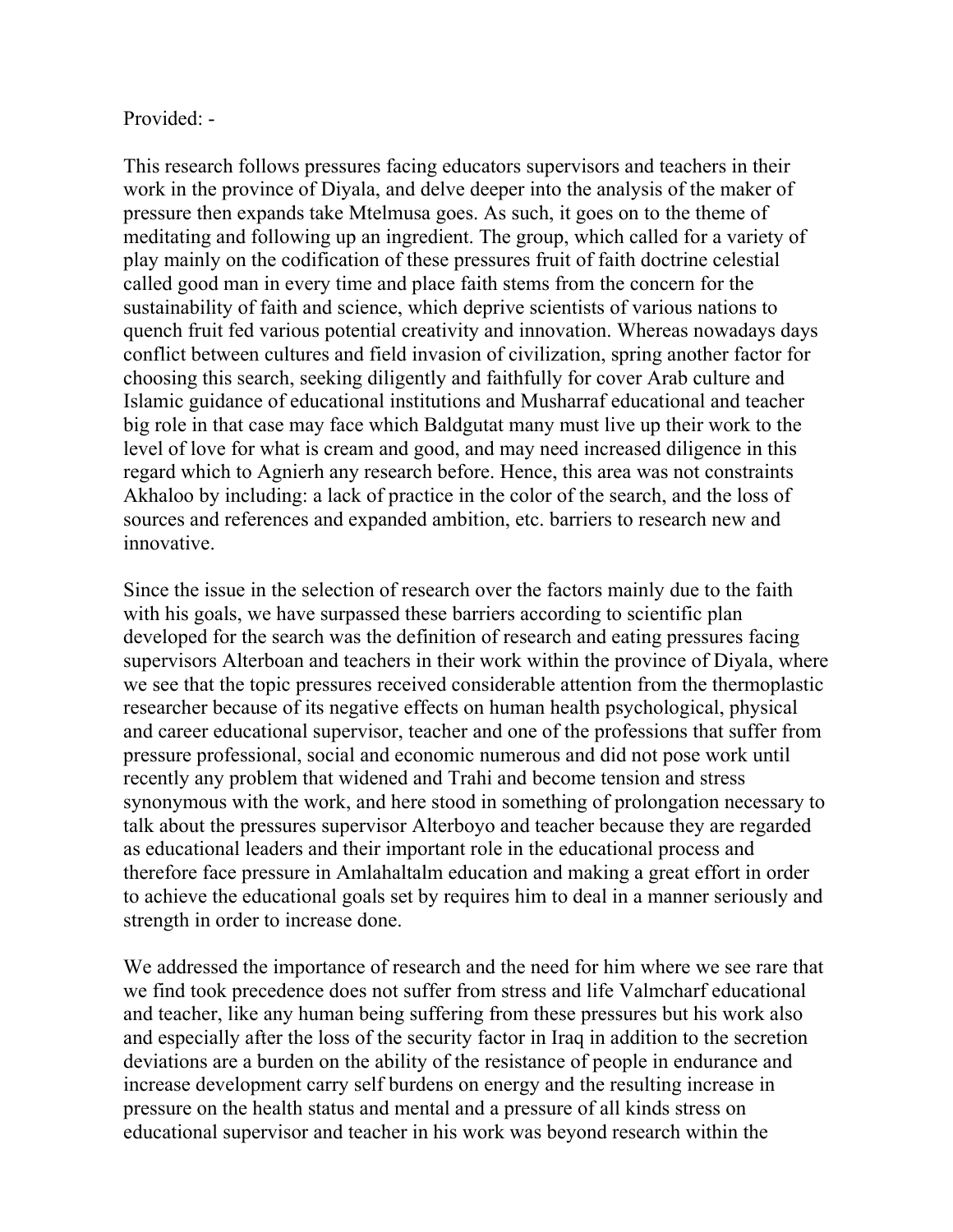Provided: -

This research follows pressures facing educators supervisors and teachers in their work in the province of Diyala, and delve deeper into the analysis of the maker of pressure then expands take Mtelmusa goes. As such, it goes on to the theme of meditating and following up an ingredient. The group, which called for a variety of play mainly on the codification of these pressures fruit of faith doctrine celestial called good man in every time and place faith stems from the concern for the sustainability of faith and science, which deprive scientists of various nations to quench fruit fed various potential creativity and innovation. Whereas nowadays days conflict between cultures and field invasion of civilization, spring another factor for choosing this search, seeking diligently and faithfully for cover Arab culture and Islamic guidance of educational institutions and Musharraf educational and teacher big role in that case may face which Baldgutat many must live up their work to the level of love for what is cream and good, and may need increased diligence in this regard which to Agnierh any research before. Hence, this area was not constraints Akhaloo by including: a lack of practice in the color of the search, and the loss of sources and references and expanded ambition, etc. barriers to research new and innovative.

Since the issue in the selection of research over the factors mainly due to the faith with his goals, we have surpassed these barriers according to scientific plan developed for the search was the definition of research and eating pressures facing supervisors Alterboan and teachers in their work within the province of Diyala, where we see that the topic pressures received considerable attention from the thermoplastic researcher because of its negative effects on human health psychological, physical and career educational supervisor, teacher and one of the professions that suffer from pressure professional, social and economic numerous and did not pose work until recently any problem that widened and Trahi and become tension and stress synonymous with the work, and here stood in something of prolongation necessary to talk about the pressures supervisor Alterboyo and teacher because they are regarded as educational leaders and their important role in the educational process and therefore face pressure in Amlahaltalm education and making a great effort in order to achieve the educational goals set by requires him to deal in a manner seriously and strength in order to increase done.

We addressed the importance of research and the need for him where we see rare that we find took precedence does not suffer from stress and life Valmcharf educational and teacher, like any human being suffering from these pressures but his work also and especially after the loss of the security factor in Iraq in addition to the secretion deviations are a burden on the ability of the resistance of people in endurance and increase development carry self burdens on energy and the resulting increase in pressure on the health status and mental and a pressure of all kinds stress on educational supervisor and teacher in his work was beyond research within the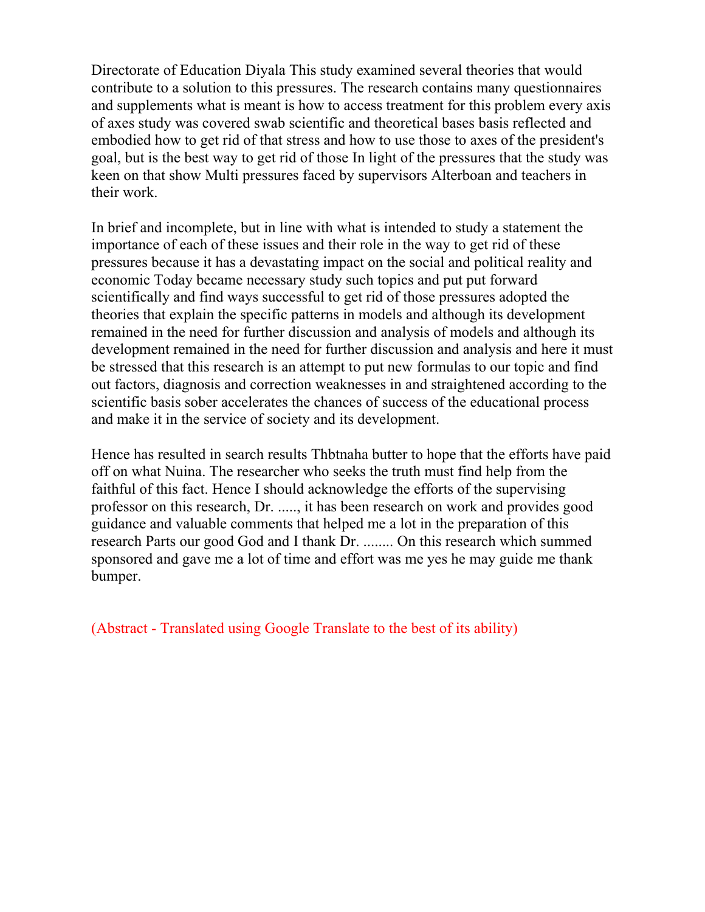Directorate of Education Diyala This study examined several theories that would contribute to a solution to this pressures. The research contains many questionnaires and supplements what is meant is how to access treatment for this problem every axis of axes study was covered swab scientific and theoretical bases basis reflected and embodied how to get rid of that stress and how to use those to axes of the president's goal, but is the best way to get rid of those In light of the pressures that the study was keen on that show Multi pressures faced by supervisors Alterboan and teachers in their work.

In brief and incomplete, but in line with what is intended to study a statement the importance of each of these issues and their role in the way to get rid of these pressures because it has a devastating impact on the social and political reality and economic Today became necessary study such topics and put put forward scientifically and find ways successful to get rid of those pressures adopted the theories that explain the specific patterns in models and although its development remained in the need for further discussion and analysis of models and although its development remained in the need for further discussion and analysis and here it must be stressed that this research is an attempt to put new formulas to our topic and find out factors, diagnosis and correction weaknesses in and straightened according to the scientific basis sober accelerates the chances of success of the educational process and make it in the service of society and its development.

Hence has resulted in search results Thbtnaha butter to hope that the efforts have paid off on what Nuina. The researcher who seeks the truth must find help from the faithful of this fact. Hence I should acknowledge the efforts of the supervising professor on this research, Dr. ....., it has been research on work and provides good guidance and valuable comments that helped me a lot in the preparation of this research Parts our good God and I thank Dr. ........ On this research which summed sponsored and gave me a lot of time and effort was me yes he may guide me thank bumper.

(Abstract - Translated using Google Translate to the best of its ability)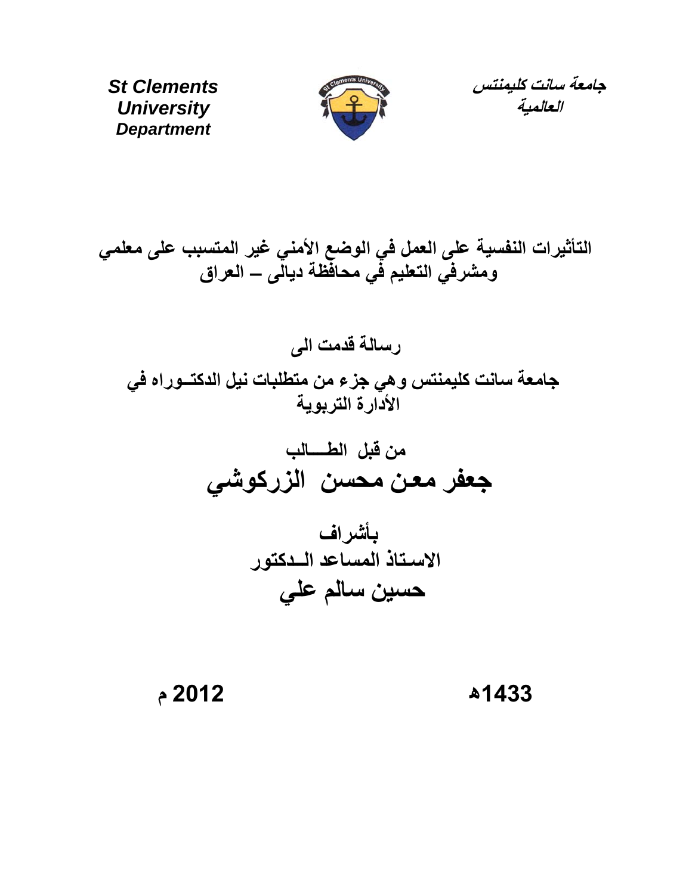**St Clements University Department**

**جامعة سانت كليمنتس العالمية**

## التأثيرات النفسية على العمل في الوضع الأمني غير المتسبب على معلمي ومشرفي التعليم في محافظة ديالى – العراق

**رسالة قدمت الى**

**جامعة سانت كليمنتس وهي جزء من متطلبات نيل الدكتـوراه في الأدارة التربوية**

**من قبل الطـــالب**

## جعفر معن محسن الزركوشي

**بأشراف**

**الاسـتاذ المساعد الـدكتور**

## حسين سالم علي

**1433هـ** **2012 م**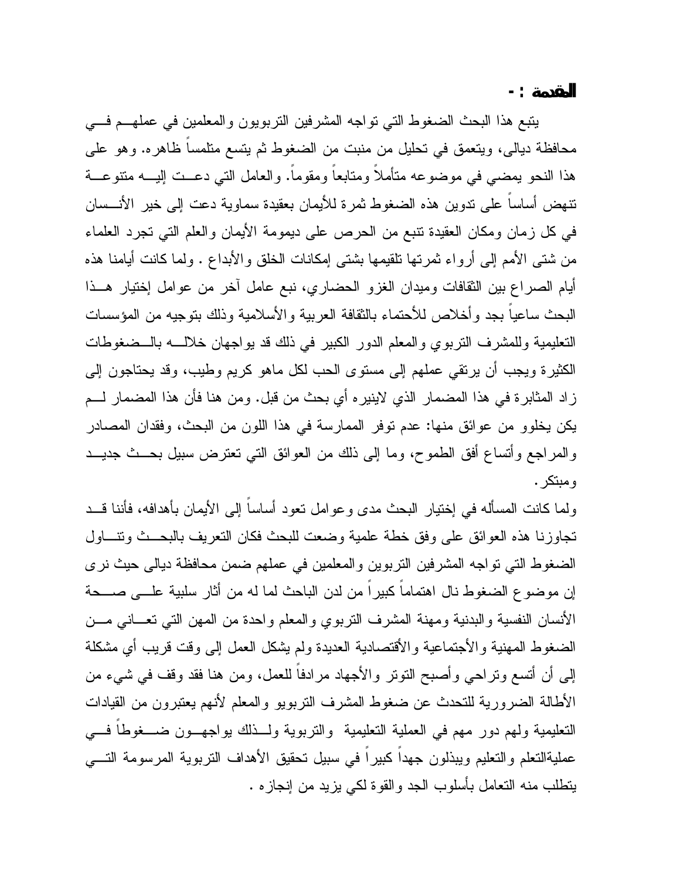## المقدمة : -

يتبع هذا البحث الضغوط التي تواجه المشرفين التربويون والمعلمين في عملهم في محافظة ديالى، ويتعمق في تحليل من منبت من الضغوط ثم يتسع متلمساً ظاهره. وهو على هذا النحو يمضي في موضوعه متأملاً ومتابعاً ومقوماً. والعامل التي دعت إليه متنوعة تنهض أساساً على تدوين هذه الضغوط ثمرة للأيمان بعقيدة سماوية دعت إلى خير الأنسان في كل زمان ومكان العقيدة تنبع من الحرص على ديمومة الأيمان والعلم التي تجرد العلماء من شتى الأمم إلى أرواء ثمرتها تلقيمها بشتى إمكانات الخلق والأبداع . ولما كانت أيامنا هذه أيام الصراع بين الثقافات وميدان الغزو الحضاري، نبع عامل آخر من عوامل إختيار هذا البحث ساعياً بجد وأخلاص للأحتماء بالثقافة العربية والأسلامية وذلك بتوجيه من المؤسسات التعليمية وللمشرف التربوي والمعلم الدور الكبير في ذلك قد يواجهان خلاله بالضغوطات الكثيرة ويجب أن يرتقي عملهم إلى مستوى الحب لكل ماهو كريم وطيب، وقد يحتاجون إلى زاد المثابرة في هذا المضمار الذي لاينيره أي بحث من قبل. ومن هنا فأن هذا المضمار لم يكن يخلوو من عوائق منها: عدم توفر الممارسة في هذا اللون من البحث، وفقدان المصادر والمراجع وأتساع أفق الطموح، وما إلى ذلك من العوائق التي تعترض سبيل بحث جديد ومبتكر.

ولما كانت المسأله في إختيار البحث مدى وعوامل تعود أساساً إلى الأيمان بأهدافه، فأننا قد تجاوزنا هذه العوائق على وفق خطة علمية وضعت للبحث فكان التعريف بالبحث وتناول الضغوط التي تواجه المشرفين التربوين والمعلمين في عملهم ضمن محافظة ديالى حيث نرى إن موضوع الضغوط نال اهتماماً كبيراً من لدن الباحث لما له من أثار سلبية على صحة الأنسان النفسية والبدنية ومهنة المشرف التربوي والمعلم واحدة من المهن التي تعاني من الضغوط المهنية والأجتماعية والأقتصادية العديدة ولم يشكل العمل إلى وقت قريب أي مشكلة إلى أن أتسع وتراحي وأصبح التوتر والأجهاد مرادفاً للعمل، ومن هنا فقد وقف في شيء من الأطالة الضرورية للتحدث عن ضغوط المشرف التربويو والمعلم لأنهم يعتبرون من القيادات التعليمية ولهم دور مهم في العملية التعليمية والتربوية ولذلك يواجهون ضغوطاً في عمليةالتعلم والتعليم ويبذلون جهداً كبيراً في سبيل تحقيق الأهداف التربوية المرسومة التي يتطلب منه التعامل بأسلوب الجد والقوة لكي يزيد من إنجازه .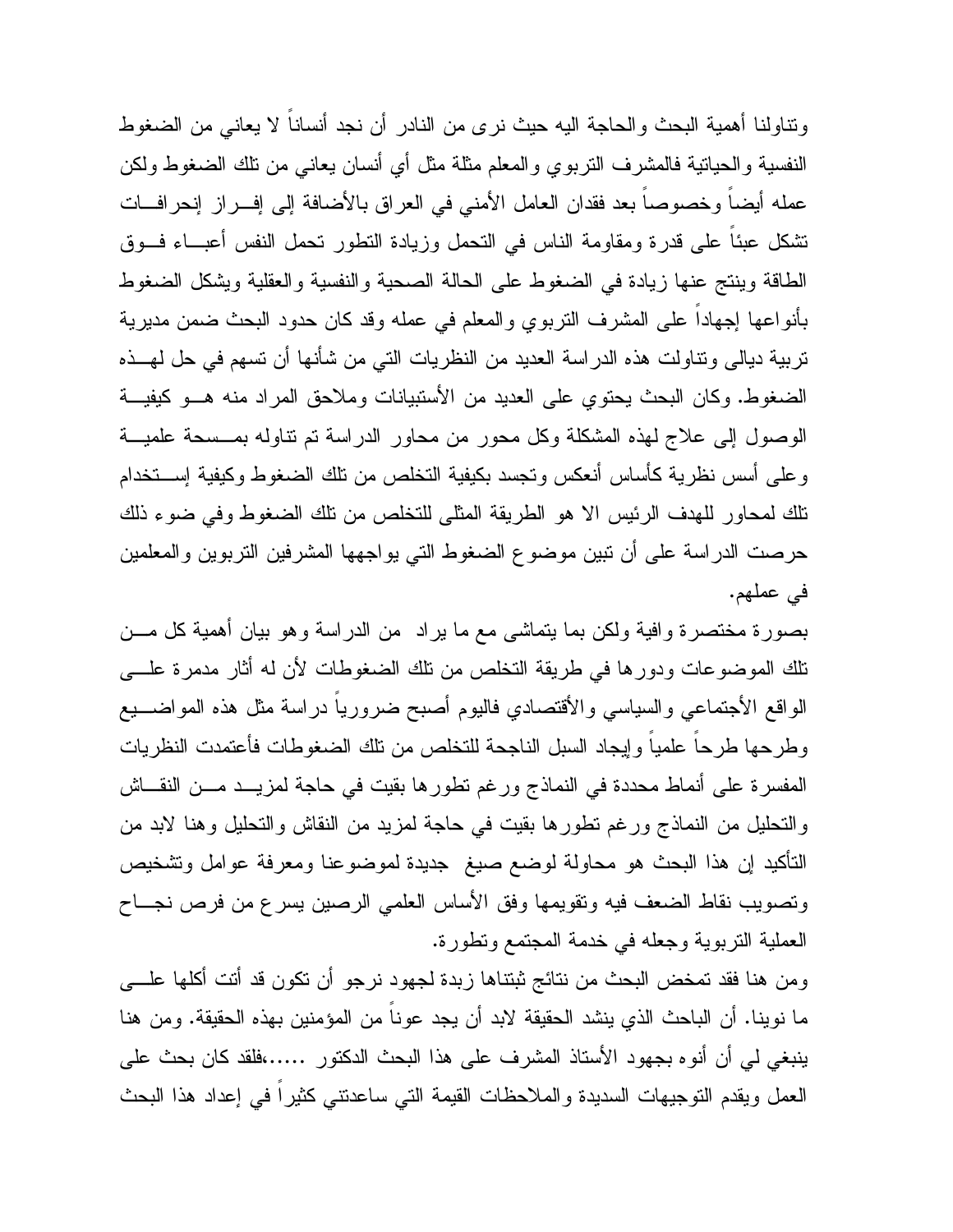وتناولنا أهمية البحث والحاجة اليه حيث نرى من النادر أن نجد أنساناً لا يعاني من الضغوط النفسية والحياتية فالمشرف التربوي والمعلم مثلة مثل أي أنسان يعاني من تلك الضغوط ولكن عمله أيضاً وخصوصاً بعد فقدان العامل الأمني في العراق بالأضافة إلى إفــراز إنحرافــات تشكل عبئاً على قدرة ومقاومة الناس في التحمل وزيادة التطور تحمل النفس أعبــاء فــوق الطاقة وينتج عنها زيادة في الضغوط على الحالة الصحية والنفسية والعقلية ويشكل الضغوط بأنواعها إجهاداً على المشرف التربوي والمعلم في عمله وقد كان حدود البحث ضمن مديرية تربية ديالى وتناولت هذه الدراسة العديد من النظريات التي من شأنها أن تسهم في حل لهــذه الضغوط. وكان البحث يحتوي على العديد من الأستبيانات وملاحق المراد منه هــو كيفيــة الوصول إلى علاج لهذه المشكلة وكل محور من محاور الدراسة تم تناوله بمــسحة علميــة وعلى أسس نظرية كأساس أنعكس وتجسد بكيفية التخلص من تلك الضغوط وكيفية إســتخدام تلك لمحاور للهدف الرئيس الا هو الطريقة المثلى للتخلص من تلك الضغوط وفي ضوء ذلك حرصت الدراسة على أن تبين موضوع الضغوط التي يواجهها المشرفين التربوين والمعلمين في عملهم.

بصورة مختصرة وافية ولكن بما يتماشى مع ما يراد من الدراسة وهو بيان أهمية كل مــن تلك الموضوعات ودورها في طريقة التخلص من تلك الضغوطات لأن له أثار مدمرة علــى الواقع الأجتماعي والسياسي والأقتصادي فاليوم أصبح ضرورياً دراسة مثل هذه المواضــيع وطرحها طرحاً علمياً وإيجاد السبل الناجحة للتخلص من تلك الضغوطات فأعتمدت النظريات المفسرة على أنماط محددة في النماذج ورغم تطورها بقيت في حاجة لمزيــد مــن النقــاش والتحليل من النماذج ورغم تطورها بقيت في حاجة لمزيد من النقاش والتحليل وهنا لابد من التأكيد إن هذا البحث هو محاولة لوضع صيغ جديدة لموضوعنا ومعرفة عوامل وتشخيص وتصويب نقاط الضعف فيه وتقويمها وفق الأساس العلمي الرصين يسرع من فرص نجــاح العملية التربوية وجعله في خدمة المجتمع وتطورة.

ومن هنا فقد تمخض البحث من نتائج ثبتناها زبدة لجهود نرجو أن تكون قد أتت أكلها علــى ما نوينا. أن الباحث الذي ينشد الحقيقة لابد أن يجد عوناً من المؤمنين بهذه الحقيقة. ومن هنا ينبغي لي أن أنوه بجهود الأستاذ المشرف على هذا البحث الدكتور ......،فلقد كان بحث على العمل ويقدم التوجيهات السديدة والملاحظات القيمة التي ساعدتني كثيراً في إعداد هذا البحث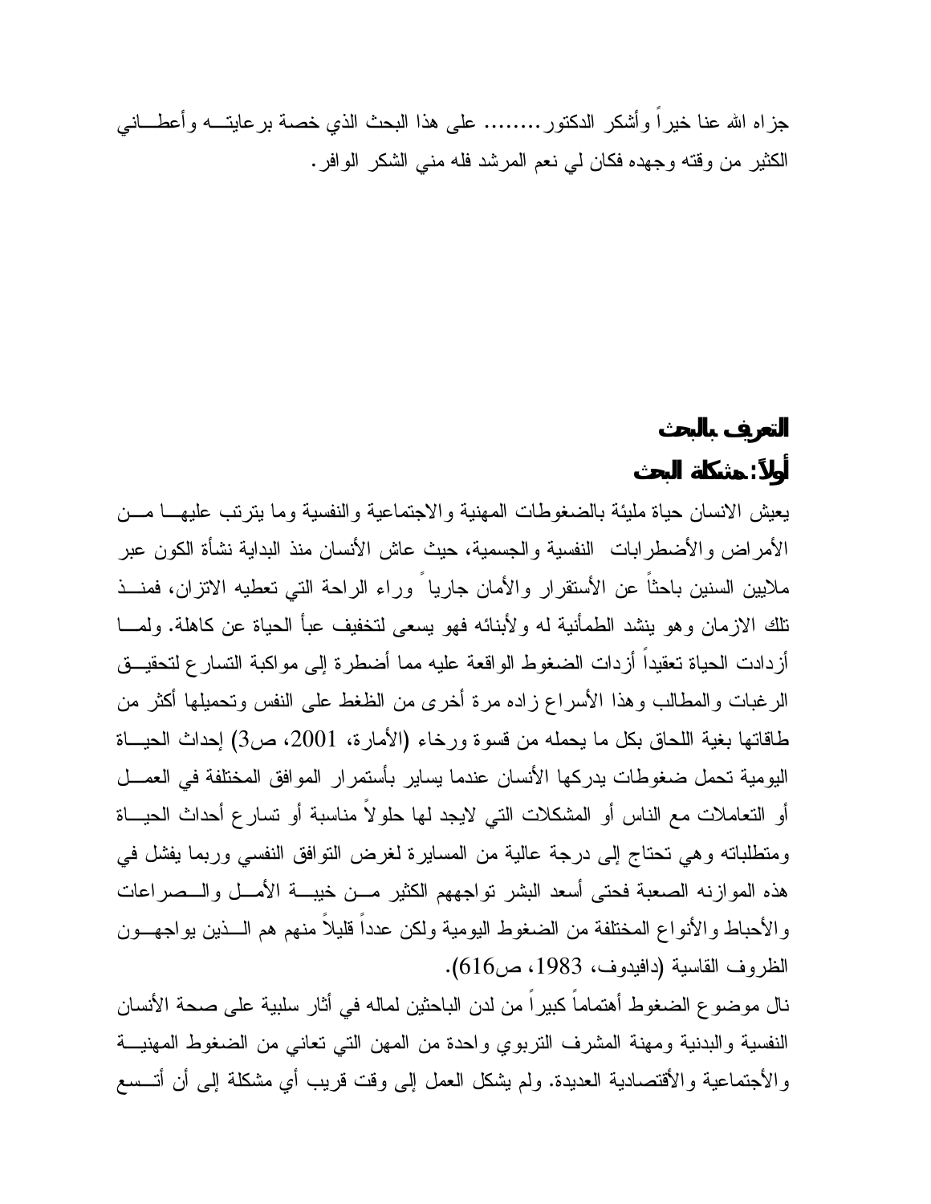جزاه الله عنا خيراً وأشكر الدكتور........ على هذا البحث الذي خصة برعايتــه وأعطــاني الكثير من وقته وجهده فكان لي نعم المرشد فله مني الشكر الوافر.

## التعريف بالبحث

### أولاً: مشكلة البحث

يعيش الانسان حياة مليئة بالضغوطات المهنية والاجتماعية والنفسية وما يترتب عليهــا مــن الأمراض والأضطرابات النفسية والجسمية، حيث عاش الأنسان منذ البداية نشأة الكون عبر ملايين السنين باحثاً عن الأستقرار والأمان جارياً وراء الراحة التي تعطيه الاتزان، فمنــذ تلك الازمان وهو ينشد الطمأنية له ولأبنائه فهو يسعى لتخفيف عبأ الحياة عن كاهلة. ولمــا أزدادت الحياة تعقيداً أزدات الضغوط الواقعة عليه مما أضطرة إلى مواكبة التسارع لتحقيــق الرغبات والمطالب وهذا الأسراع زاده مرة أخرى من الظغط على النفس وتحميلها أكثر من طاقاتها بغية اللحاق بكل ما يحمله من قسوة ورخاء (الأمارة، 2001، ص3) إحداث الحيــاة اليومية تحمل ضغوطات يدركها الأنسان عندما يساير بأستمرار المواقف المختلفة في العمــل أو التعاملات مع الناس أو المشكلات التي لايجد لها حلولاً مناسبة أو تسارع أحداث الحيــاة ومتطلباته وهي تحتاج إلى درجة عالية من المسايرة لغرض التوافق النفسي وربما يفشل في هذه الموازنه الصعبة فحتى أسعد البشر تواجههم الكثير مــن خيبــة الأمــل والــصراعات والأحباط والأنواع المختلفة من الضغوط اليومية ولكن عدداً قليلاً منهم هم الــذين يواجهــون الظروف القاسية (دافيدوف، 1983، ص616).

نال موضوع الضغوط أهتماماً كبيراً من لدن الباحثين لماله في أثار سلبية على صحة الأنسان النفسية والبدنية ومهنة المشرف التربوي واحدة من المهن التي تعاني من الضغوط المهنيــة والأجتماعية والأقتصادية العديدة. ولم يشكل العمل إلى وقت قريب أي مشكلة إلى أن أتــسع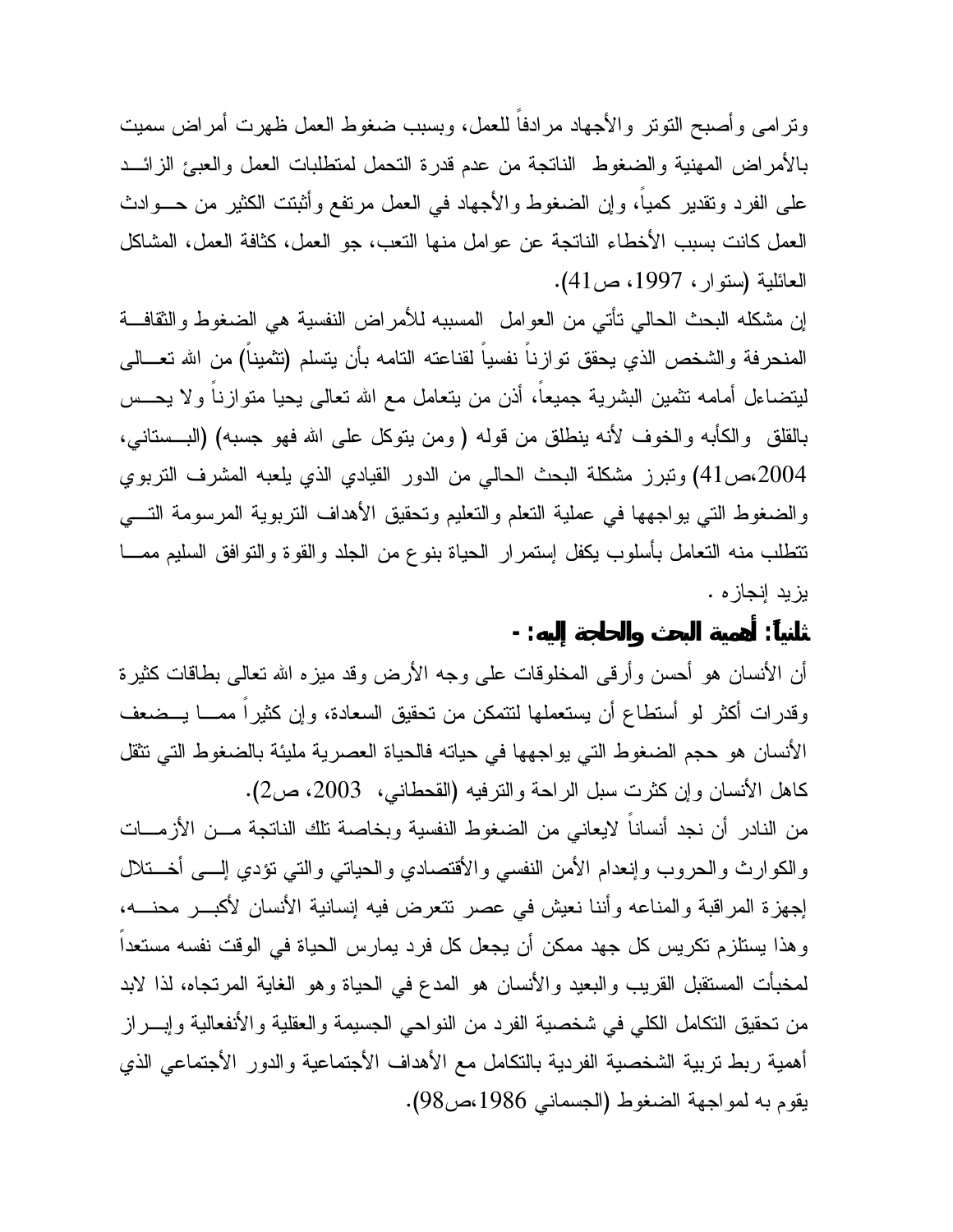وترامى وأصبح التوتر والأجهاد مرادفاً للعمل، وبسبب ضغوط العمل ظهرت أمراض سميت بالأمراض المهنية والضغوط الناتجة من عدم قدرة التحمل لمتطلبات العمل والعبئ الزائد على الفرد وتقدير كمياً، وإن الضغوط والأجهاد في العمل مرتفع وأثبتت الكثير من حوادث العمل كانت بسبب الأخطاء الناتجة عن عوامل منها التعب، جو العمل، كثافة العمل، المشاكل العائلية (ستوار، 1997، ص41).

إن مشكله البحث الحالي تأتي من العوامل المسببه للأمراض النفسية هي الضغوط والثقافة المنحرفة والشخص الذي يحقق توازناً نفسياً لقناعته التامه بأن يتسلم (تثميناً) من الله تعالى ليتضاءل أمامه تثمين البشرية جميعاً، أذن من يتعامل مع الله تعالى يحيا متوازناً ولا يحس بالقلق والكأبه والخوف لأنه ينطلق من قوله ( ومن يتوكل على الله فهو جسبه) (البستاني، 2004،ص41) وتبرز مشكلة البحث الحالي من الدور القيادي الذي يلعبه المشرف التربوي والضغوط التي يواجهها في عملية التعلم والتعليم وتحقيق الأهداف التربوية المرسومة التي تتطلب منه التعامل بأسلوب يكفل إستمرار الحياة بنوع من الجلد والقوة والتوافق السليم مما يزيد إنجازه .

## ثانياً: أهمية البحث والحاجة إليه: -

أن الأنسان هو أحسن وأرقى المخلوقات على وجه الأرض وقد ميزه الله تعالى بطاقات كثيرة وقدرات أكثر لو أستطاع أن يستعملها لتتمكن من تحقيق السعادة، وإن كثيراً مما يضعف الأنسان هو حجم الضغوط التي يواجهها في حياته فالحياة العصرية مليئة بالضغوط التي تثقل كاهل الأنسان وإن كثرت سبل الراحة والترفيه (القحطاني، 2003، ص2).

من النادر أن نجد أنساناً لايعاني من الضغوط النفسية وبخاصة تلك الناتجة من الأزمات والكوارث والحروب وإنعدام الأمن النفسي والأقتصادي والحياتي والتي تؤدي إلى أختلال إجهزة المراقبة والمناعه وأننا نعيش في عصر تتعرض فيه إنسانية الأنسان لأكبر محنه، وهذا يستلزم تكريس كل جهد ممكن أن يجعل كل فرد يمارس الحياة في الوقت نفسه مستعداً لمخبأت المستقبل القريب والبعيد والأنسان هو المدع في الحياة وهو الغاية المرتجاه، لذا لابد من تحقيق التكامل الكلي في شخصية الفرد من النواحي الجسيمة والعقلية والأنفعالية وإبراز أهمية ربط تربية الشخصية الفردية بالتكامل مع الأهداف الأجتماعية والدور الأجتماعي الذي يقوم به لمواجهة الضغوط (الجسماني 1986،ص98).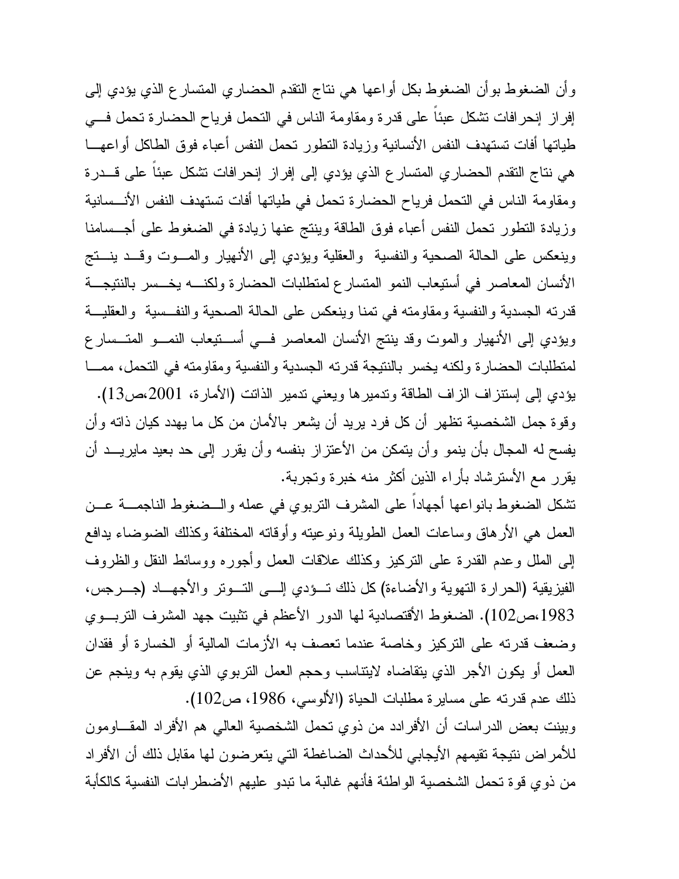وأن الضغوط بوأن الضغوط بكل أواعها هي نتاج التقدم الحضاري المتسارع الذي يؤدي إلى إفراز إنحرافات تشكل عبئاً على قدرة ومقاومة الناس في التحمل فرياح الحضارة تحمل في طياتها أفات تستهدف النفس الأنسانية وزيادة التطور تحمل النفس أعباء فوق الطاكل أواعها هي نتاج التقدم الحضاري المتسارع الذي يؤدي إلى إفراز إنحرافات تشكل عبئاً على قدرة ومقاومة الناس في التحمل فرياح الحضارة تحمل في طياتها أفات تستهدف النفس الأنسانية وزيادة التطور تحمل النفس أعباء فوق الطاقة وينتج عنها زيادة في الضغوط على أجسامنا وينعكس على الحالة الصحية والنفسية والعقلية ويؤدي إلى الأنهيار والموت وقد ينتج الأنسان المعاصر في أستيعاب النمو المتسارع لمتطلبات الحضارة ولكنه يخسر بالنتيجة قدرته الجسدية والنفسية ومقاومته في تمنا وينعكس على الحالة الصحية والنفسية والعقلية ويؤدي إلى الأنهيار والموت وقد ينتج الأنسان المعاصر في أستيعاب النمو المتسارع لمتطلبات الحضارة ولكنه يخسر بالنتيجة قدرته الجسدية والنفسية ومقاومته في التحمل، مما يؤدي إلى إستنزاف الزاف الطاقة وتدميرها ويعني تدمير الذاتت (الأمارة، 2001،ص13).

وقوة جمل الشخصية تظهر أن كل فرد يريد أن يشعر بالأمان من كل ما يهدد كيان ذاته وأن يفسح له المجال بأن ينمو وأن يتمكن من الأعتزاز بنفسه وأن يقرر إلى حد بعيد مايريد أن يقرر مع الأسترشاد بأراء الذين أكثر منه خبرة وتجربة.

تشكل الضغوط بانواعها أجهاداً على المشرف التربوي في عمله والضغوط الناجمة عن العمل هي الأرهاق وساعات العمل الطويلة ونوعيته وأوقاته المختلفة وكذلك الضوضاء يدافع إلى الملل وعدم القدرة على التركيز وكذلك علاقات العمل وأجوره ووسائط النقل والظروف الفيزيقية (الحرارة التهوية والأضاءة) كل ذلك تؤدي إلى التوتر والأجهاد (جرجس، 1983،ص102). الضغوط الأقتصادية لها الدور الأعظم في تثبيت جهد المشرف التربوي وضعف قدرته على التركيز وخاصة عندما تعصف به الأزمات المالية أو الخسارة أو فقدان العمل أو يكون الأجر الذي يتقاضاه لايتناسب وحجم العمل التربوي الذي يقوم به وينجم عن ذلك عدم قدرته على مسايرة مطلبات الحياة (الألوسي، 1986، ص102).

وبينت بعض الدراسات أن الأفرادد من ذوي تحمل الشخصية العالي هم الأفراد المقاومون للأمراض نتيجة تقيمهم الأيجابي للأحداث الضاغطة التي يتعرضون لها مقابل ذلك أن الأفراد من ذوي قوة تحمل الشخصية الواطئة فأنهم غالبة ما تبدو عليهم الأضطرابات النفسية كالكأبة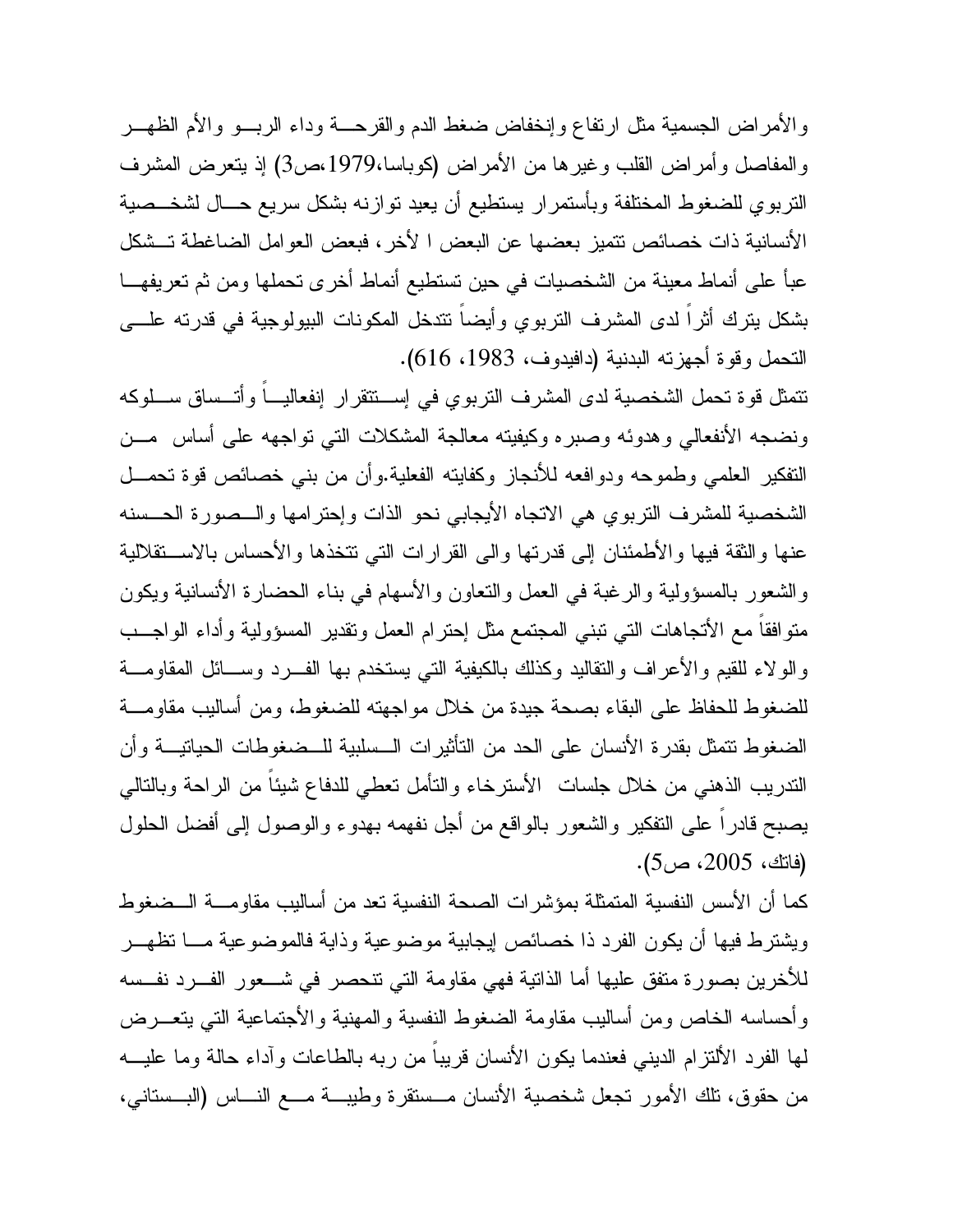والأمراض الجسمية مثل ارتفاع وإنخفاض ضغط الدم والقرحة وداء الربو والأم الظهر والمفاصل وأمراض القلب وغيرها من الأمراض (كوباسا،1979،ص3) إذ يتعرض المشرف التربوي للضغوط المختلفة وبأستمرار يستطيع أن يعيد توازنه بشكل سريع حال لشخصية الأنسانية ذات خصائص تتميز بعضها عن البعض ا لأخر، فبعض العوامل الضاغطة تشكل عبأ على أنماط معينة من الشخصيات في حين تستطيع أنماط أخرى تحملها ومن ثم تعريفها بشكل يترك أثراً لدى المشرف التربوي وأيضاً تتدخل المكونات البيولوجية في قدرته على التحمل وقوة أجهزته البدنية (دافيدوف، 1983، 616).

تتمثل قوة تحمل الشخصية لدى المشرف التربوي في إستقرار إنفعالياً وأتساق سلوكه ونضجه الأنفعالي وهدوئه وصبره وكيفيته معالجة المشكلات التي تواجهه على أساس من التفكير العلمي وطموحه ودوافعه للأنجاز وكفايته الفعلية.وأن من بني خصائص قوة تحمل الشخصية للمشرف التربوي هي الاتجاه الأيجابي نحو الذات وإحترامها والصورة الحسنه عنها والثقة فيها والأطمئنان إلى قدرتها والى القرارات التي تتخذها والأحساس بالاستقلالية والشعور بالمسؤولية والرغبة في العمل والتعاون والأسهام في بناء الحضارة الأنسانية ويكون متوافقاً مع الأتجاهات التي تبني المجتمع مثل إحترام العمل وتقدير المسؤولية وأداء الواجب والولاء للقيم والأعراف والتقاليد وكذلك بالكيفية التي يستخدم بها الفرد وسائل المقاومة للضغوط للحفاظ على البقاء بصحة جيدة من خلال مواجهته للضغوط، ومن أساليب مقاومة الضغوط تتمثل بقدرة الأنسان على الحد من التأثيرات السلبية للضغوطات الحياتية وأن التدريب الذهني من خلال جلسات الأسترخاء والتأمل تعطي للدفاع شيئاً من الراحة وبالتالي يصبح قادراً على التفكير والشعور بالواقع من أجل نفهمه بهدوء والوصول إلى أفضل الحلول (فاتك، 2005، ص5).

كما أن الأسس النفسية المتمثلة بمؤشرات الصحة النفسية تعد من أساليب مقاومة الضغوط ويشترط فيها أن يكون الفرد ذا خصائص إيجابية موضوعية وذاية فالموضوعية ما تظهر للأخرين بصورة متفق عليها أما الذاتية فهي مقاومة التي تنحصر في شعور الفرد نفسه وأحساسه الخاص ومن أساليب مقاومة الضغوط النفسية والمهنية والأجتماعية التي يتعرض لها الفرد الألتزام الديني فعندما يكون الأنسان قريباً من ربه بالطاعات وآداء حالة وما عليه من حقوق، تلك الأمور تجعل شخصية الأنسان مستقرة وطيبة مع الناس (البستاني،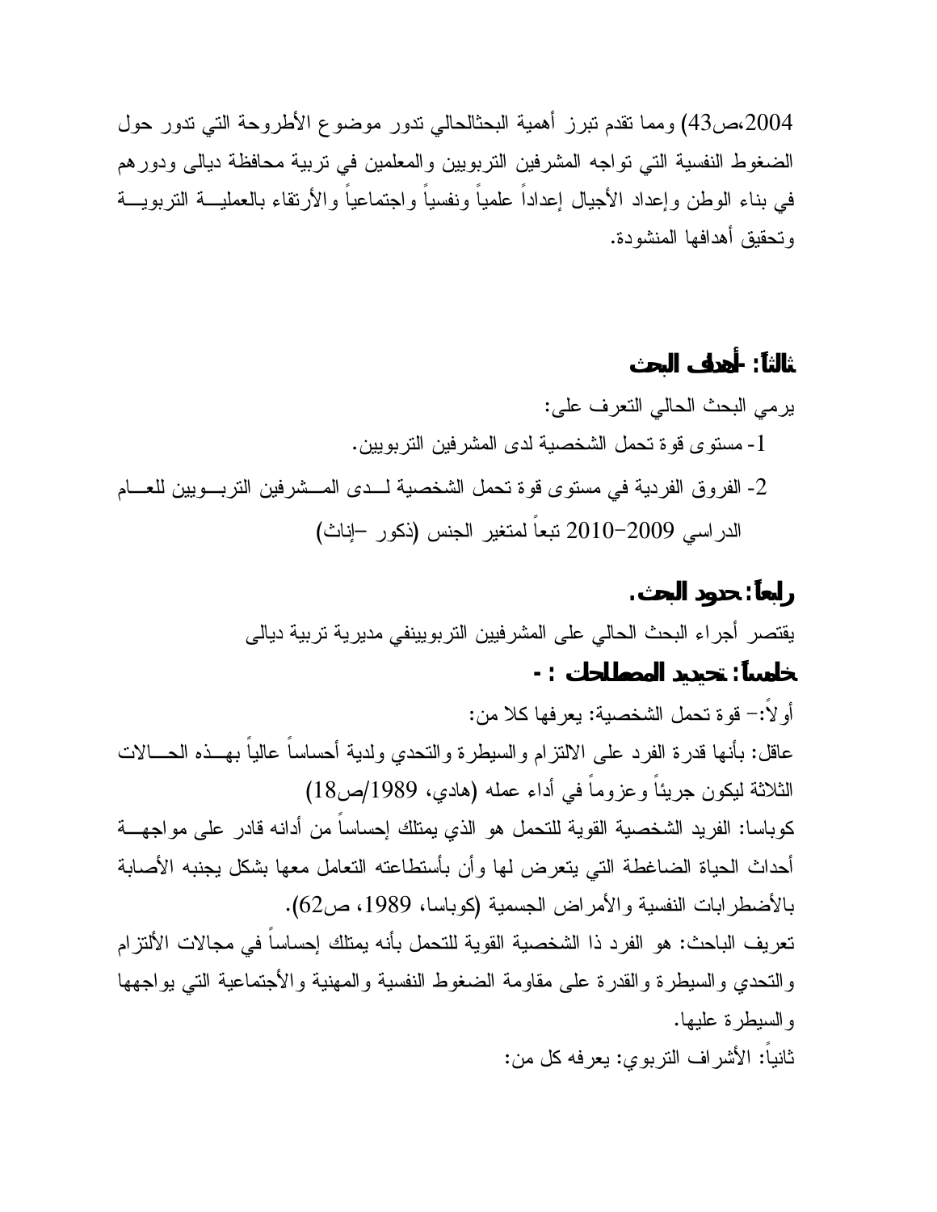2004،ص43) ومما تقدم تبرز أهمية البحثالحالي تدور موضوع الأطروحة التي تدور حول الضغوط النفسية التي تواجه المشرفين التربويين والمعلمين في تربية محافظة ديالى ودورهم في بناء الوطن وإعداد الأجيال إعداداً علمياً ونفسياً واجتماعياً والأرتقاء بالعمليـــة التربويـــة وتحقيق أهدافها المنشودة.

## ثالثاً: -أهداف البحث

يرمي البحث الحالي التعرف على:

1- مستوى قوة تحمل الشخصية لدى المشرفين التربويين.

2- الفروق الفردية في مستوى قوة تحمل الشخصية لـــدى المـــشرفين التربـــويين للعـــام الدراسي 2009-2010 تبعاً لمتغير الجنس (ذكور –إناث)

## رابعاً: حدود البحث.

يقتصر أجراء البحث الحالي على المشرفيين التربويينفي مديرية تربية ديالى

## خامساً: تحديد المصطلحات : -

أولاً:- قوة تحمل الشخصية: يعرفها كلا من:

عاقل: بأنها قدرة الفرد على الالتزام والسيطرة والتحدي ولدية أحساساً عالياً بهـــذه الحـــالات الثلاثة ليكون جريئاً وعزوماً في أداء عمله (هادي، 1989/ص18)

كوباسا: الفريد الشخصية القوية للتحمل هو الذي يمتلك إحساساً من أدانه قادر على مواجهـــة أحداث الحياة الضاغطة التي يتعرض لها وأن بأستطاعته التعامل معها بشكل يجنبه الأصابة بالأضطرابات النفسية والأمراض الجسمية (كوباسا، 1989، ص62).

تعريف الباحث: هو الفرد ذا الشخصية القوية للتحمل بأنه يمتلك إحساساً في مجالات الألتزام والتحدي والسيطرة والقدرة على مقاومة الضغوط النفسية والمهنية والأجتماعية التي يواجهها والسيطرة عليها.

ثانياً: الأشراف التربوي: يعرفه كل من: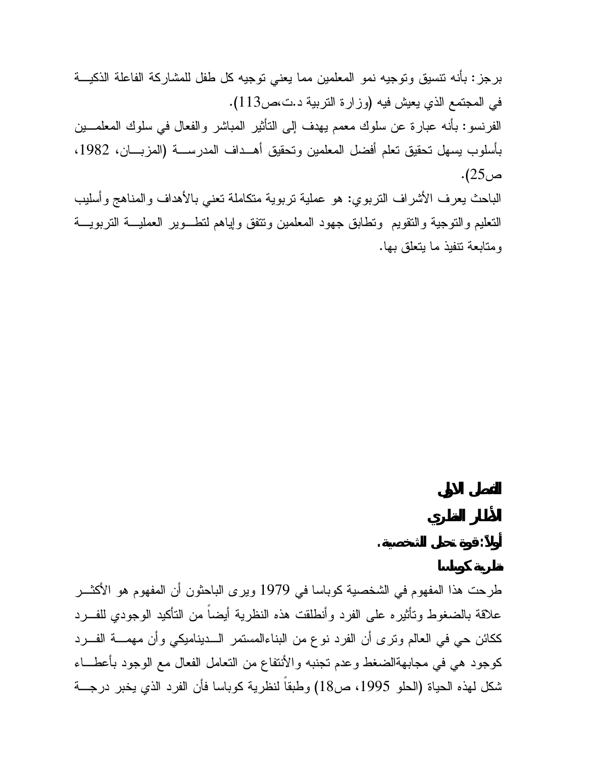برجز: بأنه تنسيق وتوجيه نمو المعلمين مما يعني توجيه كل طفل للمشاركة الفاعلة الذكية في المجتمع الذي يعيش فيه (وزارة التربية د.ت،ص113).

الفرنسو: بأنه عبارة عن سلوك معمم يهدف إلى التأثير المباشر والفعال في سلوك المعلمين بأسلوب يسهل تحقيق تعلم أفضل المعلمين وتحقيق أهداف المدرسة (المزبان، 1982، ص25).

الباحث يعرف الأشراف التربوي: هو عملية تربوية متكاملة تعني بالأهداف والمناهج وأسليب التعليم والتوجية والتقويم وتطابق جهود المعلمين وتتفق وإياهم لتطوير العملية التربوية ومتابعة تنفيذ ما يتعلق بها.

# الفصل الاول

## الأطار النظري

### أولاً: قوة تحمل الشخصية.

### نظرية كوباسا

طرحت هذا المفهوم في الشخصية كوباسا في 1979 ويرى الباحثون أن المفهوم هو الأكثر علاقة بالضغوط وتأثيره على الفرد وأنطلقت هذه النظرية أيضاً من التأكيد الوجودي للفرد ككائن حي في العالم وترى أن الفرد نوع من البناءالمستمر الديناميكي وأن مهمة الفرد كوجود هي في مجابهةالضغط وعدم تجنبه والأنتفاع من التعامل الفعال مع الوجود بأعطاء شكل لهذه الحياة (الحلو 1995، ص18) وطبقاً لنظرية كوباسا فأن الفرد الذي يخبر درجة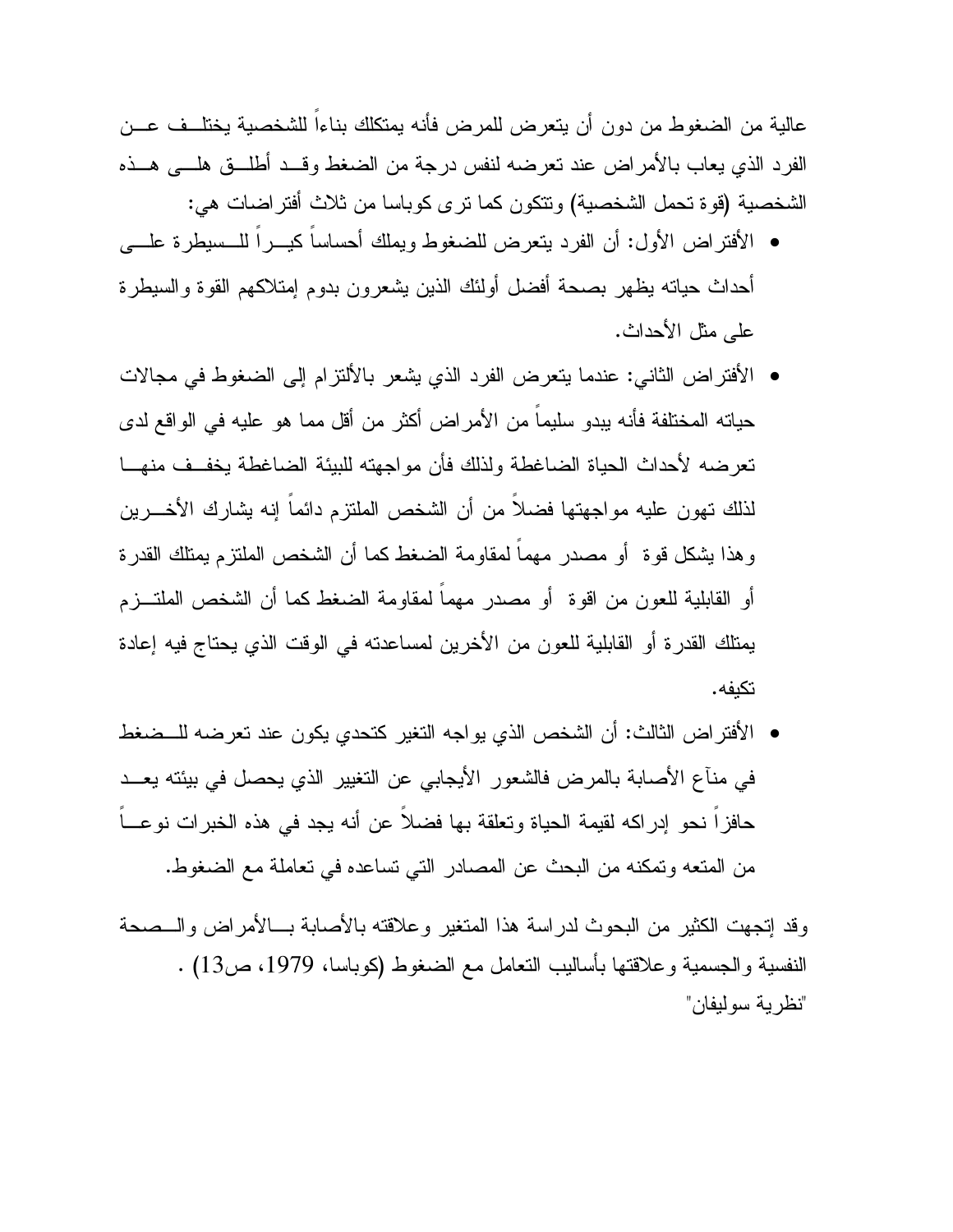عالية من الضغوط من دون أن يتعرض للمرض فأنه يمتكلك بناءاً للشخصية يختلف عن الفرد الذي يعاب بالأمراض عند تعرضه لنفس درجة من الضغط وقد أطلق هلى هذه الشخصية (قوة تحمل الشخصية) وتتكون كما ترى كوباسا من ثلاث أفتراضات هي:

- الأفتراض الأول: أن الفرد يتعرض للضغوط ويملك أحساساً كيراً للسيطرة على أحداث حياته يظهر بصحة أفضل أولئك الذين يشعرون بدوم إمتلاكهم القوة والسيطرة على مثل الأحداث.
- الأفتراض الثاني: عندما يتعرض الفرد الذي يشعر بالألتزام إلى الضغوط في مجالات حياته المختلفة فأنه يبدو سليماً من الأمراض أكثر من أقل مما هو عليه في الواقع لدى تعرضه لأحداث الحياة الضاغطة ولذلك فأن مواجهته للبيئة الضاغطة يخفف منها لذلك تهون عليه مواجهتها فضلاً من أن الشخص الملتزم دائماً إنه يشارك الأخرين وهذا يشكل قوة أو مصدر مهماً لمقاومة الضغط كما أن الشخص الملتزم يمتلك القدرة أو القابلية للعون من اقوة أو مصدر مهماً لمقاومة الضغط كما أن الشخص الملتزم يمتلك القدرة أو القابلية للعون من الأخرين لمساعدته في الوقت الذي يحتاج فيه إعادة تكيفه.
- الأفتراض الثالث: أن الشخص الذي يواجه التغير كتحدي يكون عند تعرضه للضغط في منآع الأصابة بالمرض فالشعور الأيجابي عن التغيير الذي يحصل في بيئته يعد حافزاً نحو إدراكه لقيمة الحياة وتعلقة بها فضلاً عن أنه يجد في هذه الخبرات نوعاً من المتعه وتمكنه من البحث عن المصادر التي تساعده في تعاملة مع الضغوط.

وقد إتجهت الكثير من البحوث لدراسة هذا المتغير وعلاقته بالأصابة بالأمراض والصحة النفسية والجسمية وعلاقتها بأساليب التعامل مع الضغوط (كوباسا، 1979، ص13) .

"نظرية سوليفان"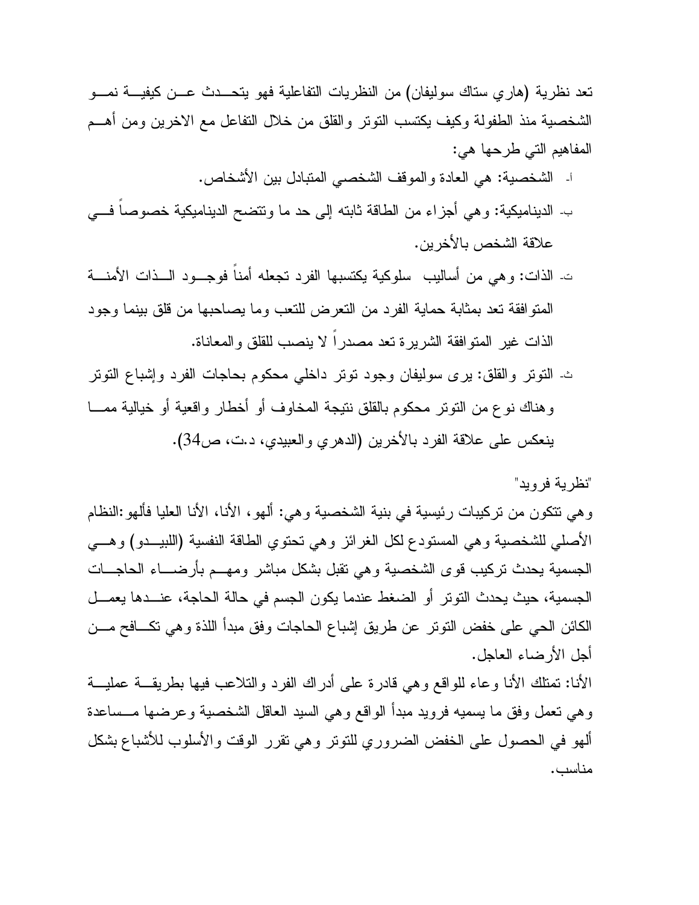تعد نظرية (هاري ستاك سوليفان) من النظريات التفاعلية فهو يتحدث عن كيفية نمو الشخصية منذ الطفولة وكيف يكتسب التوتر والقلق من خلال التفاعل مع الاخرين ومن أهم المفاهيم التي طرحها هي:

أ- الشخصية: هي العادة والموقف الشخصي المتبادل بين الأشخاص.

ب- الديناميكية: وهي أجزاء من الطاقة ثابته إلى حد ما وتتضح الديناميكية خصوصاً في علاقة الشخص بالأخرين.

ت- الذات: وهي من أساليب سلوكية يكتسبها الفرد تجعله أمناً فوجود الذات الأمنة المتوافقة تعد بمثابة حماية الفرد من التعرض للتعب وما يصاحبها من قلق بينما وجود الذات غير المتوافقة الشريرة تعد مصدراً لا ينصب للقلق والمعاناة.

ث- التوتر والقلق: يرى سوليفان وجود توتر داخلي محكوم بحاجات الفرد وإشباع التوتر وهناك نوع من التوتر محكوم بالقلق نتيجة المخاوف أو أخطار واقعية أو خيالية مما ينعكس على علاقة الفرد بالأخرين (الدهري والعبيدي، د.ت، ص34).

"نظرية فرويد"

وهي تتكون من تركيبات رئيسية في بنية الشخصية وهي: ألهو، الأنا، الأنا العليا فألهو:النظام الأصلي للشخصية وهي المستودع لكل الغرائز وهي تحتوي الطاقة النفسية (اللبيدو) وهي الجسمية يحدث تركيب قوى الشخصية وهي تقبل بشكل مباشر ومهم بأرضاء الحاجات الجسمية، حيث يحدث التوتر أو الضغط عندما يكون الجسم في حالة الحاجة، عندها يعمل الكائن الحي على خفض التوتر عن طريق إشباع الحاجات وفق مبدأ اللذة وهي تكافح من أجل الأرضاء العاجل.

الأنا: تمتلك الأنا وعاء للواقع وهي قادرة على أدراك الفرد والتلاعب فيها بطريقة عملية وهي تعمل وفق ما يسميه فرويد مبدأ الواقع وهي السيد العاقل الشخصية وعرضها مساعدة ألهو في الحصول على الخفض الضروري للتوتر وهي تقرر الوقت والأسلوب للأشباع بشكل مناسب.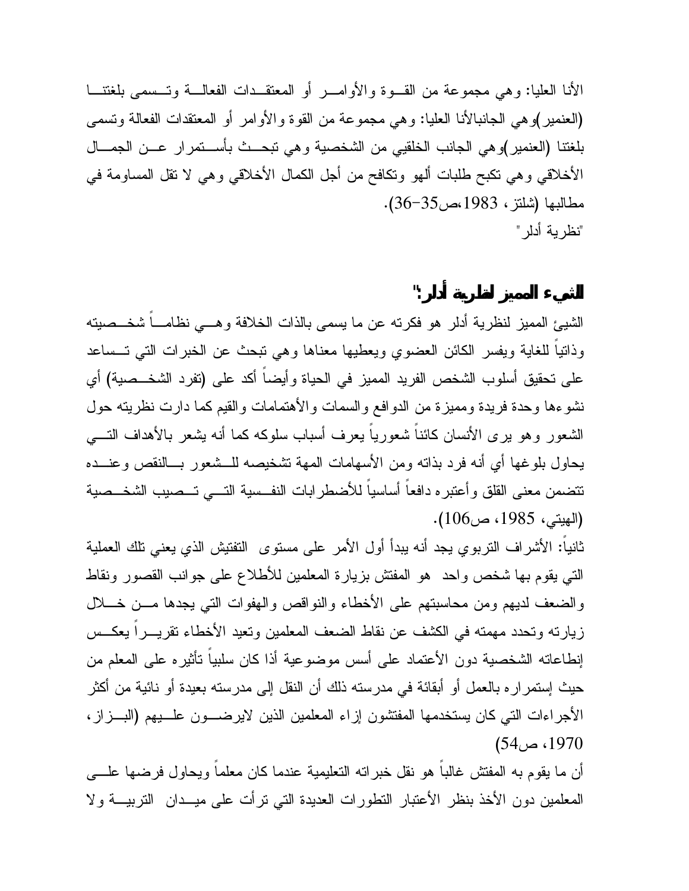الأنا العليا: وهي مجموعة من القــوة والأوامــر أو المعتقــدات الفعالــة وتــسمى بلغتنــا (العنمير)وهي الجانبالأنا العليا: وهي مجموعة من القوة والأوامر أو المعتقدات الفعالة وتسمى بلغتنا (العنمير)وهي الجانب الخلقيي من الشخصية وهي تبحــث بأســتمرار عــن الجمــال الأخلاقي وهي تكبح طلبات ألهو وتكافح من أجل الكمال الأخلاقي وهي لا تقل المساومة في مطالبها (شلتز، 1983،ص35-36).

"نظرية أدلر"

## الشيء المميز لنظرية أدلر":

الشيئ المميز لنظرية أدلر هو فكرته عن ما يسمى بالذات الخلافة وهــي نظامــاً شخــصيته وذاتياً للغاية ويفسر الكائن العضوي ويعطيها معناها وهي تبحث عن الخبرات التي تــساعد على تحقيق أسلوب الشخص الفريد المميز في الحياة وأيضاً أكد على (تفرد الشخــصية) أي نشوءها وحدة فريدة ومميزة من الدوافع والسمات والأهتمامات والقيم كما دارت نظريته حول الشعور وهو يرى الأنسان كائناً شعورياً يعرف أسباب سلوكه كما أنه يشعر بالأهداف التــي يحاول بلوغها أي أنه فرد بذاته ومن الأسهامات المهة تشخيصه للــشعور بــالنقص وعنــده تتضمن معنى القلق وأعتبره دافعاً أساسياً للأضطرابات النفــسية التــي تــصيب الشخــصية (الهيتي، 1985، ص106).

ثانياً: الأشراف التربوي يجد أنه يبدأ أول الأمر على مستوى التفتيش الذي يعني تلك العملية التي يقوم بها شخص واحد هو المفتش بزيارة المعلمين للأطلاع على جوانب القصور ونقاط والضعف لديهم ومن محاسبتهم على الأخطاء والنواقص والهفوات التي يجدها مــن خــلال زيارته وتحدد مهمته في الكشف عن نقاط الضعف المعلمين وتعيد الأخطاء تقريــراً يعكــس إنطاعاته الشخصية دون الأعتماد على أسس موضوعية أذا كان سلبياً تأثيره على المعلم من حيث إستمراره بالعمل أو أبقائة في مدرسته ذلك أن النقل إلى مدرسته بعيدة أو نائية من أكثر الأجراءات التي كان يستخدمها المفتشون إزاء المعلمين الذين لايرضــون علــيهم (البــزاز، 1970، ص54)

أن ما يقوم به المفتش غالباً هو نقل خبراته التعليمية عندما كان معلماً ويحاول فرضها علــى المعلمين دون الأخذ بنظر الأعتبار التطورات العديدة التي ترأت على ميــدان التربيــة ولا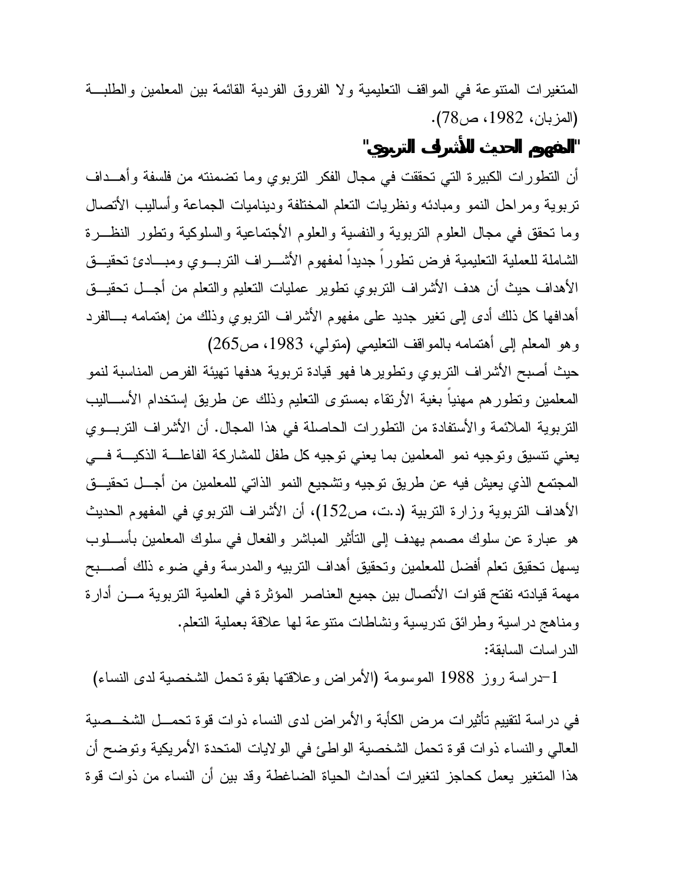المتغيرات المتنوعة في المواقف التعليمية ولا الفروق الفردية القائمة بين المعلمين والطلبة (المزبان، 1982، ص78).

## "المفهوم الحديث للأشراف التربوي"

أن التطورات الكبيرة التي تحققت في مجال الفكر التربوي وما تضمنته من فلسفة وأهداف تربوية ومراحل النمو ومبادئه ونظريات التعلم المختلفة وديناميات الجماعة وأساليب الأتصال وما تحقق في مجال العلوم التربوية والنفسية والعلوم الأجتماعية والسلوكية وتطور النظرة الشاملة للعملية التعليمية فرض تطوراً جديداً لمفهوم الأشراف التربوي ومبادئ تحقيق الأهداف حيث أن هدف الأشراف التربوي تطوير عمليات التعليم والتعلم من أجل تحقيق أهدافها كل ذلك أدى إلى تغير جديد على مفهوم الأشراف التربوي وذلك من إهتمامه بالفرد وهو المعلم إلى أهتمامه بالمواقف التعليمي (متولي، 1983، ص265)

حيث أصبح الأشراف التربوي وتطويرها فهو قيادة تربوية هدفها تهيئة الفرص المناسبة لنمو المعلمين وتطورهم مهنياً بغية الأرتقاء بمستوى التعليم وذلك عن طريق إستخدام الأساليب التربوية الملائمة والأستفادة من التطورات الحاصلة في هذا المجال. أن الأشراف التربوي يعني تنسيق وتوجيه نمو المعلمين بما يعني توجيه كل طفل للمشاركة الفاعلة الذكية في المجتمع الذي يعيش فيه عن طريق توجيه وتشجيع النمو الذاتي للمعلمين من أجل تحقيق الأهداف التربوية وزارة التربية (د.ت، ص152)، أن الأشراف التربوي في المفهوم الحديث هو عبارة عن سلوك مصمم يهدف إلى التأثير المباشر والفعال في سلوك المعلمين بأسلوب يسهل تحقيق تعلم أفضل للمعلمين وتحقيق أهداف التربيه والمدرسة وفي ضوء ذلك أصبح مهمة قيادته تفتح قنوات الأتصال بين جميع العناصر المؤثرة في العلمية التربوية من أدارة ومناهج دراسية وطرائق تدريسية ونشاطات متنوعة لها علاقة بعملية التعلم.

الدراسات السابقة:

1-دراسة روز 1988 الموسومة (الأمراض وعلاقتها بقوة تحمل الشخصية لدى النساء)

في دراسة لتقييم تأثيرات مرض الكأبة والأمراض لدى النساء ذوات قوة تحمل الشخصية العالي والنساء ذوات قوة تحمل الشخصية الواطئ في الولايات المتحدة الأمريكية وتوضح أن هذا المتغير يعمل كحاجز لتغيرات أحداث الحياة الضاغطة وقد بين أن النساء من ذوات قوة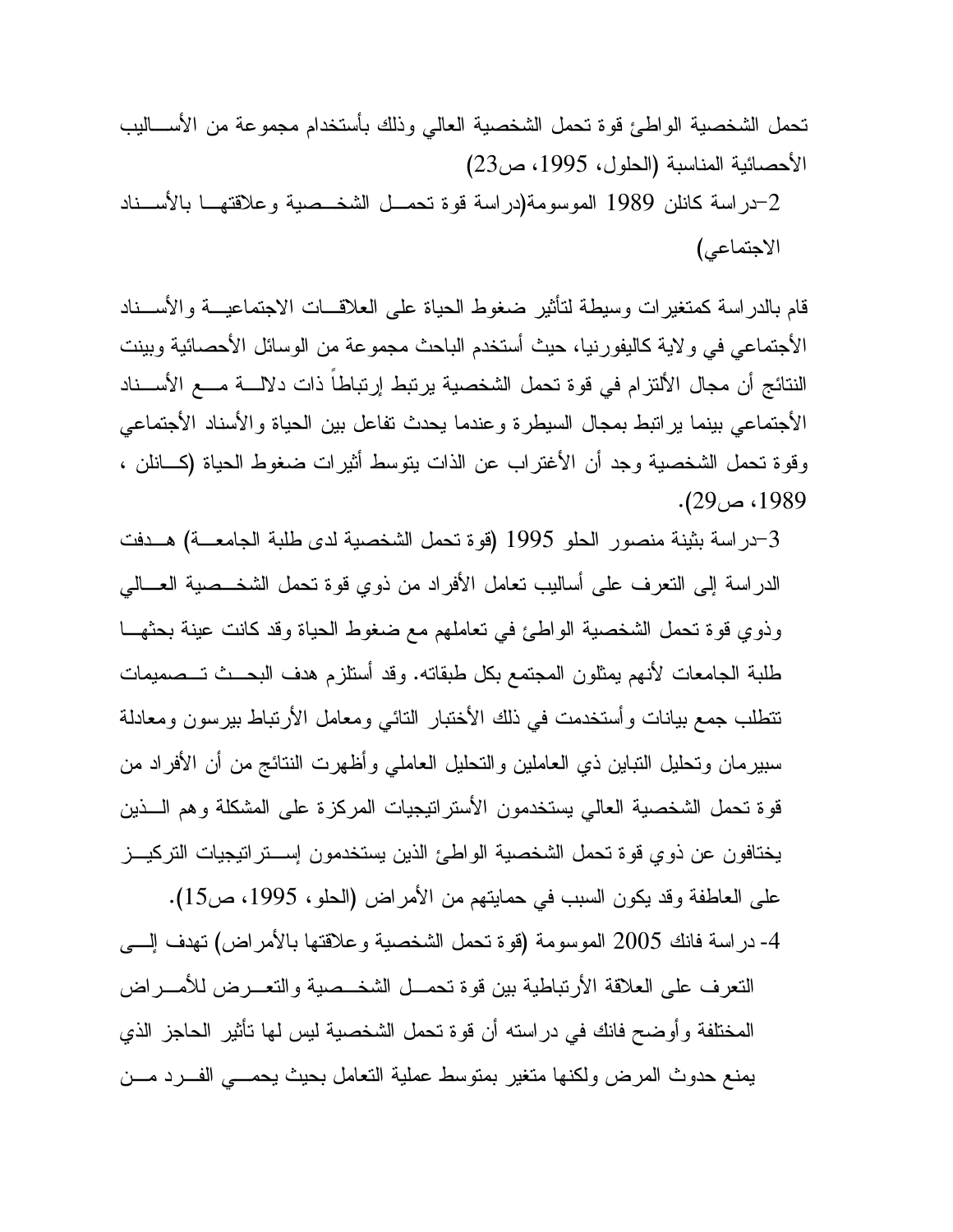تحمل الشخصية الواطئ قوة تحمل الشخصية العالي وذلك بأستخدام مجموعة من الأساليب الأحصائية المناسبة (الحلول، 1995، ص23)

2-دراسة كانلن 1989 الموسومة(دراسة قوة تحمل الشخصية وعلاقتها بالأسناد الاجتماعي)

قام بالدراسة كمتغيرات وسيطة لتأثير ضغوط الحياة على العلاقات الاجتماعية والأسناد الأجتماعي في ولاية كاليفورنيا، حيث أستخدم الباحث مجموعة من الوسائل الأحصائية وبينت النتائج أن مجال الألتزام في قوة تحمل الشخصية يرتبط إرتباطاً ذات دلالة مع الأسناد الأجتماعي بينما يراتبط بمجال السيطرة وعندما يحدث تفاعل بين الحياة والأسناد الأجتماعي وقوة تحمل الشخصية وجد أن الأغتراب عن الذات يتوسط أثيرات ضغوط الحياة (كانلن ، 1989، ص29).

3-دراسة بثينة منصور الحلو 1995 (قوة تحمل الشخصية لدى طلبة الجامعة) هدفت الدراسة إلى التعرف على أساليب تعامل الأفراد من ذوي قوة تحمل الشخصية العالي وذوي قوة تحمل الشخصية الواطئ في تعاملهم مع ضغوط الحياة وقد كانت عينة بحثها طلبة الجامعات لأنهم يمثلون المجتمع بكل طبقاته. وقد أستلزم هدف البحث تصميمات تتطلب جمع بيانات وأستخدمت في ذلك الأختبار التائي ومعامل الأرتباط بيرسون ومعادلة سبيرمان وتحليل التباين ذي العاملين والتحليل العاملي وأظهرت النتائج من أن الأفراد من قوة تحمل الشخصية العالي يستخدمون الأستراتيجيات المركزة على المشكلة وهم الذين يختافون عن ذوي قوة تحمل الشخصية الواطئ الذين يستخدمون إستراتيجيات التركيز على العاطفة وقد يكون السبب في حمايتهم من الأمراض (الحلو، 1995، ص15).

4- دراسة فانك 2005 الموسومة (قوة تحمل الشخصية وعلاقتها بالأمراض) تهدف إلى التعرف على العلاقة الأرتباطية بين قوة تحمل الشخصية والتعرض للأمراض المختلفة وأوضح فانك في دراسته أن قوة تحمل الشخصية ليس لها تأثير الحاجز الذي يمنع حدوث المرض ولكنها متغير بمتوسط عملية التعامل بحيث يحمي الفرد من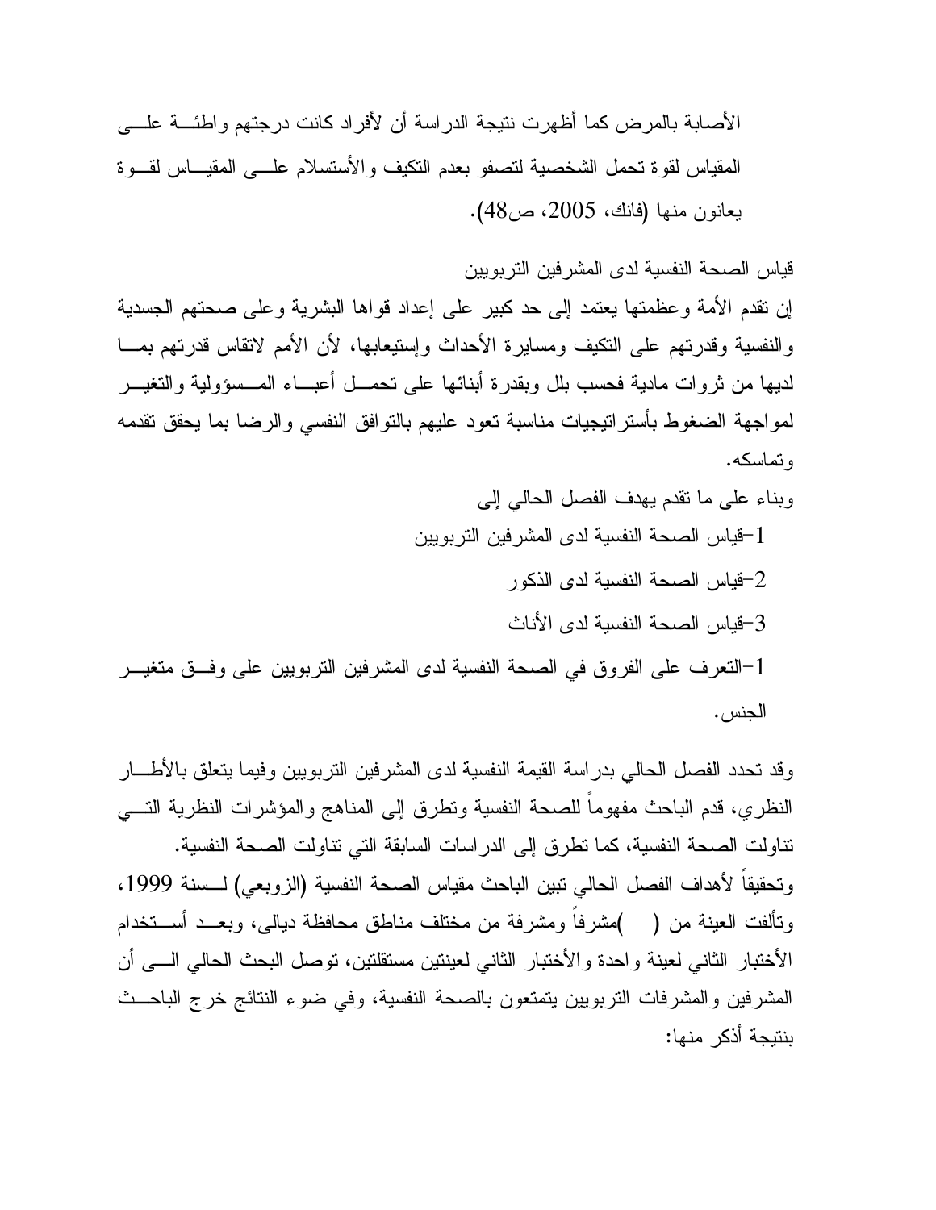الأصابة بالمرض كما أظهرت نتيجة الدراسة أن لأفراد كانت درجتهم واطئة على المقياس لقوة تحمل الشخصية لتصفو بعدم التكيف والأستسلام على المقياس لقوة يعانون منها (فانك، 2005، ص48).

قياس الصحة النفسية لدى المشرفين التربويين

إن تقدم الأمة وعظمتها يعتمد إلى حد كبير على إعداد قواها البشرية وعلى صحتهم الجسدية والنفسية وقدرتهم على التكيف ومسايرة الأحداث وإستيعابها، لأن الأمم لاتقاس قدرتهم بما لديها من ثروات مادية فحسب بلل وبقدرة أبنائها على تحمل أعباء المسؤولية والتغير لمواجهة الضغوط بأستراتيجيات مناسبة تعود عليهم بالتوافق النفسي والرضا بما يحقق تقدمه وتماسكه.

وبناء على ما تقدم يهدف الفصل الحالي إلى

1-قياس الصحة النفسية لدى المشرفين التربويين

2-قياس الصحة النفسية لدى الذكور

3-قياس الصحة النفسية لدى الأناث

1-التعرف على الفروق في الصحة النفسية لدى المشرفين التربويين على وفق متغير الجنس.

وقد تحدد الفصل الحالي بدراسة القيمة النفسية لدى المشرفين التربويين وفيما يتعلق بالأطار النظري، قدم الباحث مفهوماً للصحة النفسية وتطرق إلى المناهج والمؤشرات النظرية التي تناولت الصحة النفسية، كما تطرق إلى الدراسات السابقة التي تناولت الصحة النفسية.

وتحقيقاً لأهداف الفصل الحالي تبين الباحث مقياس الصحة النفسية (الزوبعي) لسنة 1999، وتألفت العينة من (   )مشرفاً ومشرفة من مختلف مناطق محافظة ديالى، وبعد أستخدام الأختبار الثاني لعينة واحدة والأختبار الثاني لعينتين مستقلتين، توصل البحث الحالي الى أن المشرفين والمشرفات التربويين يتمتعون بالصحة النفسية، وفي ضوء النتائج خرج الباحث بنتيجة أذكر منها: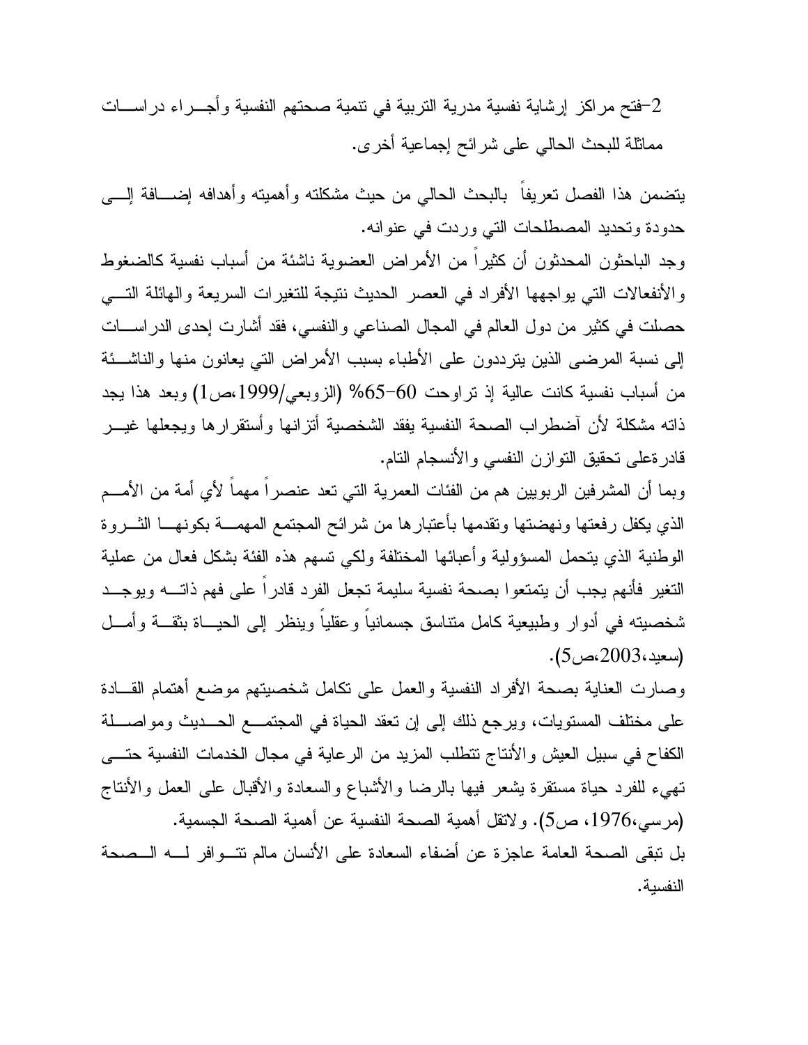2-فتح مراكز إرشادية نفسية مدرية التربية في تنمية صحتهم النفسية وأجـراء دراسـات مماثلة للبحث الحالي على شرائح إجماعية أخرى.

يتضمن هذا الفصل تعريفاً بالبحث الحالي من حيث مشكلته وأهميته وأهدافه إضـافة إلـى حدودة وتحديد المصطلحات التي وردت في عنوانه.

وجد الباحثون المحدثون أن كثيراً من الأمراض العضوية ناشئة من أسباب نفسية كالضغوط والأنفعالات التي يواجهها الأفراد في العصر الحديث نتيجة للتغيرات السريعة والهائلة التـي حصلت في كثير من دول العالم في المجال الصناعي والنفسي، فقد أشارت إحدى الدراسـات إلى نسبة المرضى الذين يترددون على الأطباء بسبب الأمراض التي يعانون منها والناشـئة من أسباب نفسية كانت عالية إذ تراوحت 60-65% (الزوبعي/1999،ص1) وبعد هذا يجد ذاته مشكلة لأن آضطراب الصحة النفسية يفقد الشخصية أتزانها وأستقرارها ويجعلها غيـر قادرةعلى تحقيق التوازن النفسي والأنسجام التام.

وبما أن المشرفين الربويين هم من الفئات العمرية التي تعد عنصراً مهماً لأي أمة من الأمـم الذي يكفل رفعتها ونهضتها وتقدمها بأعتبارها من شرائح المجتمع المهمـة بكونهـا الثـروة الوطنية الذي يتحمل المسؤولية وأعبائها المختلفة ولكي تسهم هذه الفئة بشكل فعال من عملية التغير فأنهم يجب أن يتمتعوا بصحة نفسية سليمة تجعل الفرد قادراً على فهم ذاتـه ويوجـد شخصيته في أدوار وطبيعية كامل متناسق جسمانياً وعقلياً وينظر إلى الحيـاة بثقـة وأمـل (سعيد،2003،ص5).

وصارت العناية بصحة الأفراد النفسية والعمل على تكامل شخصيتهم موضع أهتمام القـادة على مختلف المستويات، ويرجع ذلك إلى إن تعقد الحياة في المجتمـع الحـديث ومواصـلة الكفاح في سبيل العيش والأنتاج تتطلب المزيد من الرعاية في مجال الخدمات النفسية حتـى تهيء للفرد حياة مستقرة يشعر فيها بالرضا والأشباع والسعادة والأقبال على العمل والأنتاج (مرسي،1976، ص5). ولاتقل أهمية الصحة النفسية عن أهمية الصحة الجسمية.

بل تبقى الصحة العامة عاجزة عن أضفاء السعادة على الأنسان مالم تتـوافر لـه الـصحة النفسية.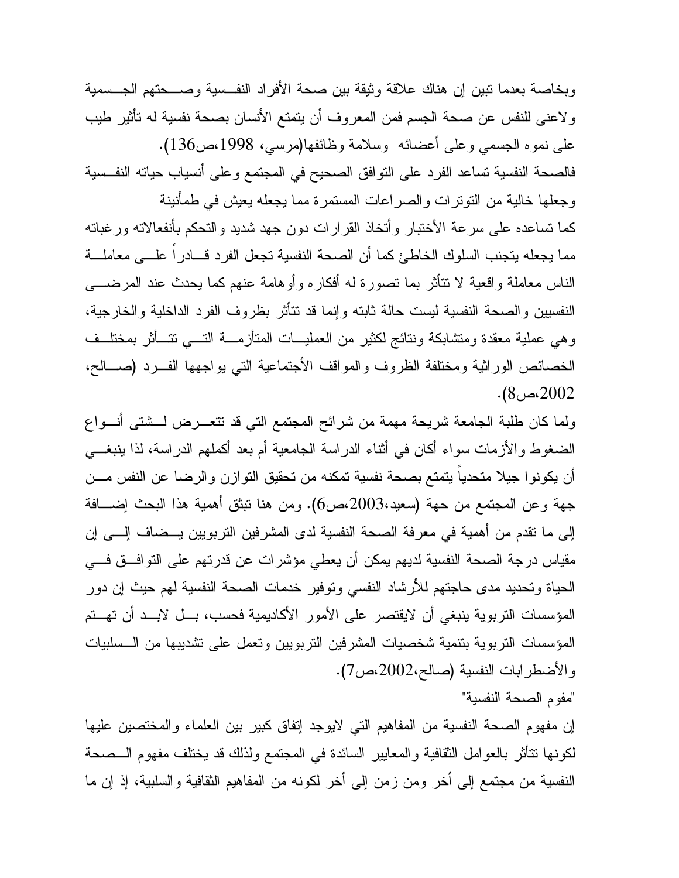وبخاصة بعدما تبين إن هناك علاقة وثيقة بين صحة الأفراد النفسية وصحتهم الجسمية ولاعنى للنفس عن صحة الجسم فمن المعروف أن يتمتع الأنسان بصحة نفسية له تأثير طيب على نموه الجسمي وعلى أعضائه وسلامة وظائفها(مرسي، 1998،ص136).

فالصحة النفسية تساعد الفرد على التوافق الصحيح في المجتمع وعلى أنسياب حياته النفسية وجعلها خالية من التوترات والصراعات المستمرة مما يجعله يعيش في طمأنينة

كما تساعده على سرعة الأختبار وأتخاذ القرارات دون جهد شديد والتحكم بأنفعالاته ورغباته مما يجعله يتجنب السلوك الخاطئ كما أن الصحة النفسية تجعل الفرد قادراً على معاملة الناس معاملة واقعية لا تتأثر بما تصورة له أفكاره وأوهامة عنهم كما يحدث عند المرضى النفسيين والصحة النفسية ليست حالة ثابته وإنما قد تتأثر بظروف الفرد الداخلية والخارجية، وهي عملية معقدة ومتشابكة ونتائج لكثير من العمليات المتأزمة التي تتأثر بمختلف الخصائص الوراثية ومختلفة الظروف والمواقف الأجتماعية التي يواجهها الفرد (صالح، 2002،ص8).

ولما كان طلبة الجامعة شريحة مهمة من شرائح المجتمع التي قد تتعرض لشتى أنواع الضغوط والأزمات سواء أكان في أثناء الدراسة الجامعية أم بعد أكملهم الدراسة، لذا ينبغي أن يكونوا جيلا متحدياً يتمتع بصحة نفسية تمكنه من تحقيق التوازن والرضا عن النفس من جهة وعن المجتمع من حهة (سعيد،2003،ص6). ومن هنا تنبثق أهمية هذا البحث إضافة إلى ما تقدم من أهمية في معرفة الصحة النفسية لدى المشرفين التربويين يضاف إلى إن مقياس درجة الصحة النفسية لديهم يمكن أن يعطي مؤشرات عن قدرتهم على التوافق في الحياة وتحديد مدى حاجتهم للأرشاد النفسي وتوفير خدمات الصحة النفسية لهم حيث إن دور المؤسسات التربوية ينبغي أن لايقتصر على الأمور الأكاديمية فحسب، بل لابد أن تهتم المؤسسات التربوية بتنمية شخصيات المشرفين التربويين وتعمل على تشذيبها من السلبيات والأضطرابات النفسية (صالح،2002،ص7).

"مفوم الصحة النفسية"

إن مفهوم الصحة النفسية من المفاهيم التي لايوجد إتفاق كبير بين العلماء والمختصين عليها لكونها تتأثر بالعوامل الثقافية والمعايير السائدة في المجتمع ولذلك قد يختلف مفهوم الصحة النفسية من مجتمع إلى أخر ومن زمن إلى أخر لكونه من المفاهيم الثقافية والسلبية، إذ إن ما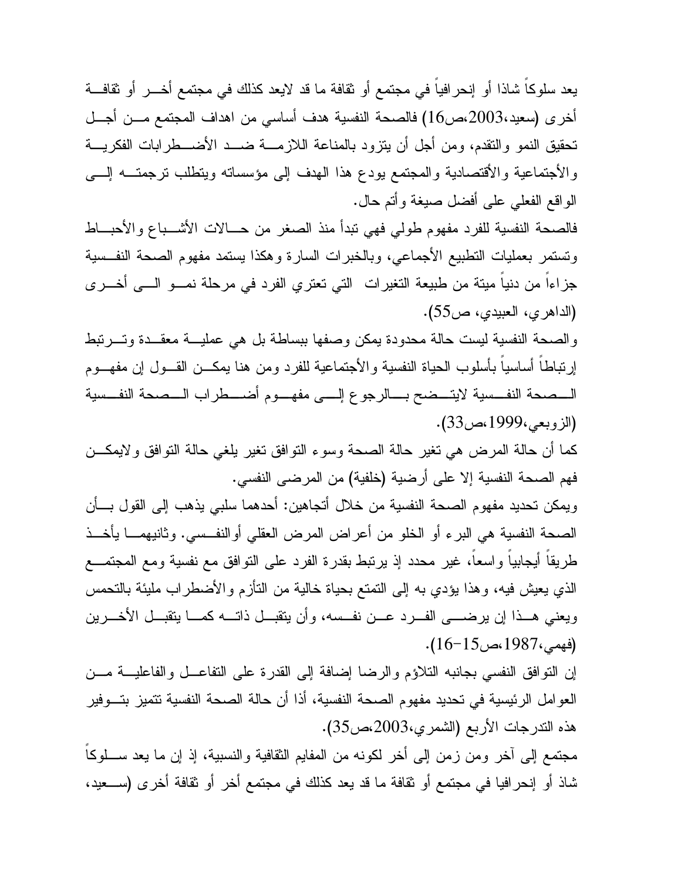يعد سلوكاً شاذا أو إنحرافياً في مجتمع أو ثقافة ما قد لايعد كذلك في مجتمع أخــر أو ثقافــة أخرى (سعيد،2003،ص16) فالصحة النفسية هدف أساسي من اهداف المجتمع مــن أجــل تحقيق النمو والتقدم، ومن أجل أن يتزود بالمناعة اللازمــة ضــد الأضــطرابات الفكريــة والأجتماعية والأقتصادية والمجتمع يودع هذا الهدف إلى مؤسساته ويتطلب ترجمتــه إلــى الواقع الفعلي على أفضل صيغة وأتم حال.

فالصحة النفسية للفرد مفهوم طولي فهي تبدأ منذ الصغر من حــالات الأشــباع والأحبــاط وتستمر بعمليات التطبيع الأجماعي، وبالخبرات السارة وهكذا يستمد مفهوم الصحة النفــسية جزاءاً من دنياً ميتة من طبيعة التغيرات التي تعتري الفرد في مرحلة نمــو الــى أخــرى (الداهري، العبيدي، ص55).

والصحة النفسية ليست حالة محدودة يمكن وصفها ببساطة بل هي عمليــة معقــدة وتــرتبط إرتباطاً أساسياً بأسلوب الحياة النفسية والأجتماعية للفرد ومن هنا يمكــن القــول إن مفهــوم الــصحة النفــسية لايتــضح بــالرجوع إلــى مفهــوم أضــطراب الــصحة النفــسية (الزوبعي،1999،ص33).

كما أن حالة المرض هي تغير حالة الصحة وسوء التوافق تغير يلغي حالة التوافق ولايمكــن فهم الصحة النفسية إلا على أرضية (خلفية) من المرضى النفسي.

ويمكن تحديد مفهوم الصحة النفسية من خلال أتجاهين: أحدهما سلبي يذهب إلى القول بــأن الصحة النفسية هي البرء أو الخلو من أعراض المرض العقلي أوالنفــسي. وثانيهمــا يأخــذ طريقاً أيجابياً واسعاً، غير محدد إذ يرتبط بقدرة الفرد على التوافق مع نفسية ومع المجتمــع الذي يعيش فيه، وهذا يؤدي به إلى التمتع بحياة خالية من التأزم والأضطراب مليئة بالتحمس ويعني هــذا إن يرضــى الفــرد عــن نفــسه، وأن يتقبــل ذاتــه كمــا يتقبــل الأخــرين (فهمي،1987،ص15-16).

إن التوافق النفسي بجانبه التلاؤم والرضا إضافة إلى القدرة على التفاعــل والفاعليــة مــن العوامل الرئيسية في تحديد مفهوم الصحة النفسية، أذا أن حالة الصحة النفسية تتميز بتــوفير هذه التدرجات الأربع (الشمري،2003،ص35).

مجتمع إلى آخر ومن زمن إلى أخر لكونه من المفايم الثقافية والنسبية، إذ إن ما يعد ســلوكاً شاذ أو إنحرافيا في مجتمع أو ثقافة ما قد يعد كذلك في مجتمع أخر أو ثقافة أخرى (ســعيد،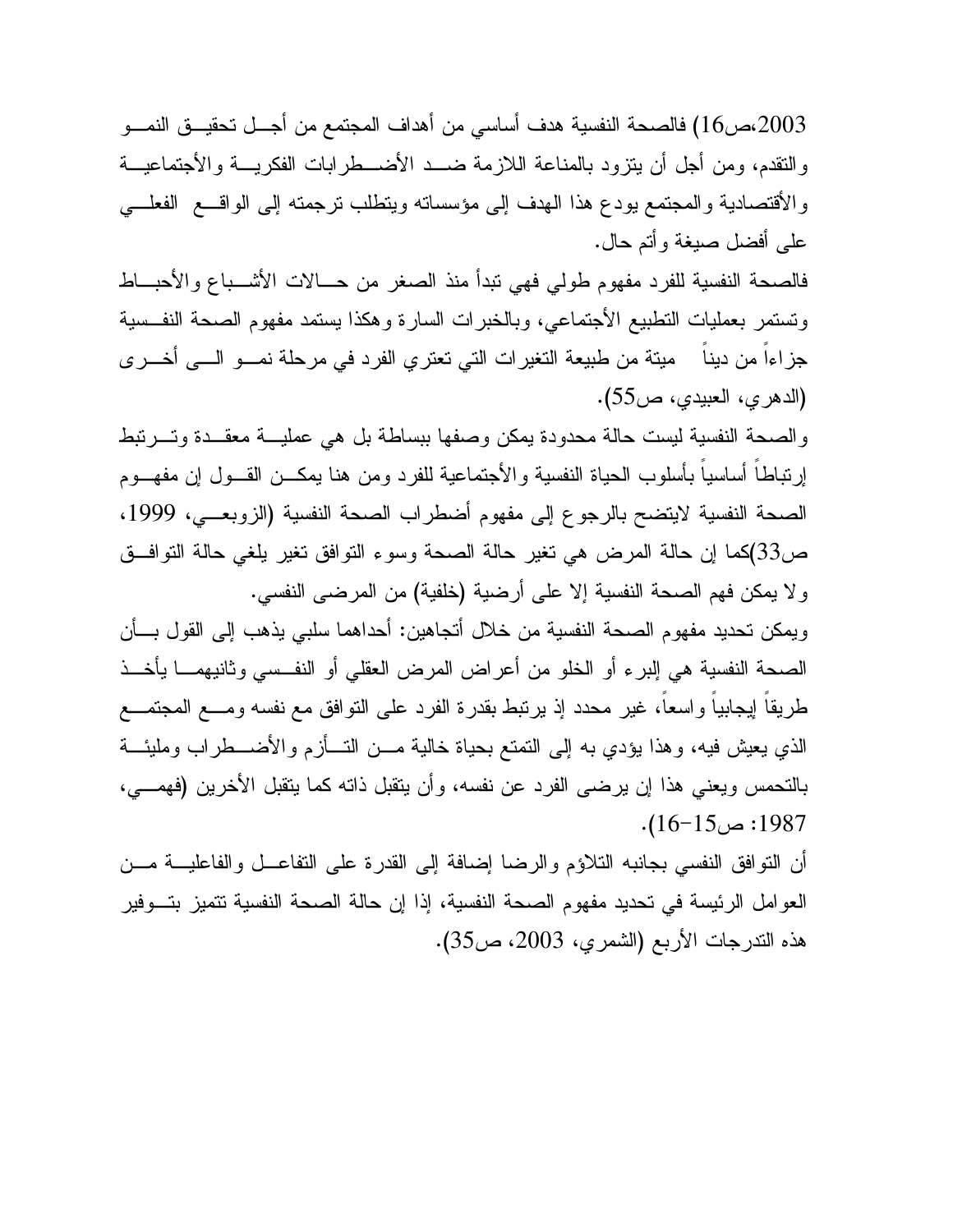2003،ص16) فالصحة النفسية هدف أساسي من أهداف المجتمع من أجل تحقيق النمو والتقدم، ومن أجل أن يتزود بالمناعة اللازمة ضد الأضطرابات الفكرية والأجتماعية والأقتصادية والمجتمع يودع هذا الهدف إلى مؤسساته ويتطلب ترجمته إلى الواقع الفعلي على أفضل صيغة وأتم حال.

فالصحة النفسية للفرد مفهوم طولي فهي تبدأ منذ الصغر من حالات الأشباع والأحباط وتستمر بعمليات التطبيع الأجتماعي، وبالخبرات السارة وهكذا يستمد مفهوم الصحة النفسية جزاءاً من ديناً ميتة من طبيعة التغيرات التي تعتري الفرد في مرحلة نمو الى أخرى (الدهري، العبيدي، ص55).

والصحة النفسية ليست حالة محدودة يمكن وصفها ببساطة بل هي عملية معقدة وترتبط إرتباطاً أساسياً بأسلوب الحياة النفسية والأجتماعية للفرد ومن هنا يمكن القول إن مفهوم الصحة النفسية لايتضح بالرجوع إلى مفهوم أضطراب الصحة النفسية (الزوبعي، 1999، ص33)كما إن حالة المرض هي تغير حالة الصحة وسوء التوافق تغير يلغي حالة التوافق ولا يمكن فهم الصحة النفسية إلا على أرضية (خلفية) من المرضى النفسي.

ويمكن تحديد مفهوم الصحة النفسية من خلال أتجاهين: أحداهما سلبي يذهب إلى القول بأن الصحة النفسية هي إلبرء أو الخلو من أعراض المرض العقلي أو النفسي وثانيهما يأخذ طريقاً إيجابياً واسعاً، غير محدد إذ يرتبط بقدرة الفرد على التوافق مع نفسه ومع المجتمع الذي يعيش فيه، وهذا يؤدي به إلى التمتع بحياة خالية من التأزم والأضطراب ومليئة بالتحمس ويعني هذا إن يرضى الفرد عن نفسه، وأن يتقبل ذاته كما يتقبل الأخرين (فهمي، 1987: ص15-16).

أن التوافق النفسي بجانبه التلاؤم والرضا إضافة إلى القدرة على التفاعل والفاعلية من العوامل الرئيسة في تحديد مفهوم الصحة النفسية، إذا إن حالة الصحة النفسية تتميز بتوفير هذه التدرجات الأربع (الشمري، 2003، ص35).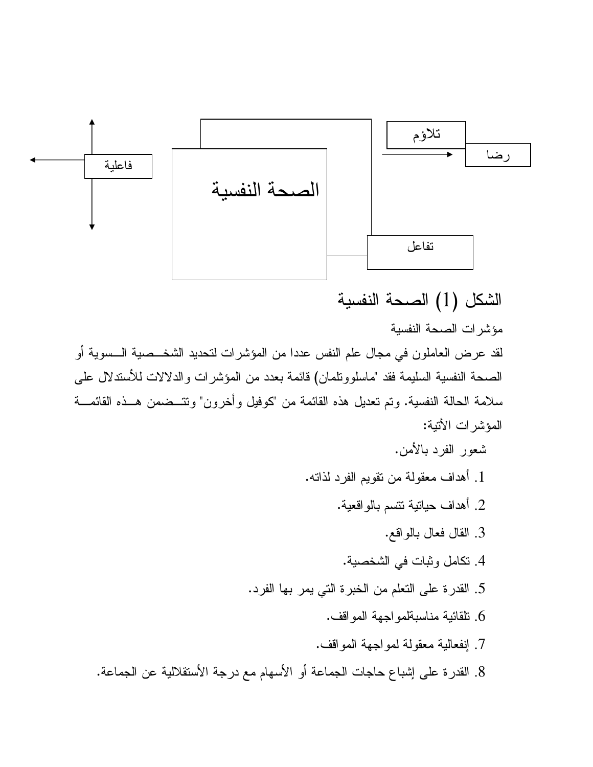فاعلية

الصحة النفسية

تلاؤم

رضا

تفاعل

الشكل (1) الصحة النفسية

مؤشرات الصحة النفسية

لقد عرض العاملون في مجال علم النفس عددا من المؤشرات لتحديد الشخصية السوية أو الصحة النفسية السليمة فقد "ماسلووتلمان) قائمة بعدد من المؤشرات والدلالات للأستدلال على سلامة الحالة النفسية. وتم تعديل هذه القائمة من "كوفيل وأخرون" وتتضمن هذه القائمة المؤشرات الأتية:

شعور الفرد بالأمن.

1. أهداف معقولة من تقويم الفرد لذاته.
2. أهداف حياتية تتسم بالواقعية.
3. القال فعال بالواقع.
4. تكامل وثبات في الشخصية.
5. القدرة على التعلم من الخبرة التي يمر بها الفرد.
6. تلقائية مناسبةلمواجهة المواقف.
7. إنفعالية معقولة لمواجهة المواقف.
8. القدرة على إشباع حاجات الجماعة أو الأسهام مع درجة الأستقلالية عن الجماعة.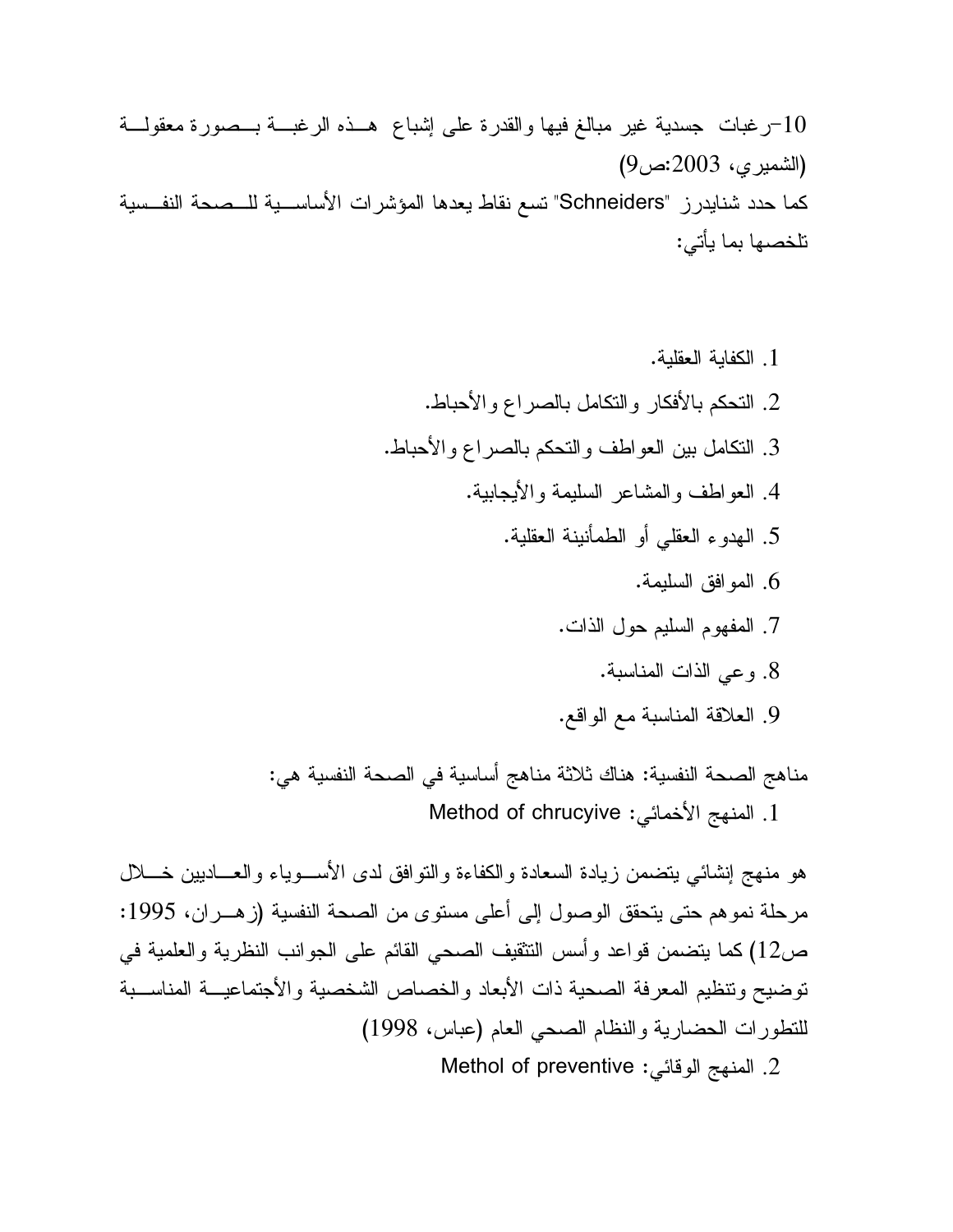10-رغبات جسدية غير مبالغ فيها والقدرة على إشباع هذه الرغبة بصورة معقولة (الشميري، 2003:ص9)

كما حدد شنايدرز "Schneiders" تسع نقاط يعدها المؤشرات الأساسية للصحة النفسية تلخصها بما يأتي:

1. الكفاية العقلية.
2. التحكم بالأفكار والتكامل بالصراع والأحباط.
3. التكامل بين العواطف والتحكم بالصراع والأحباط.
4. العواطف والمشاعر السليمة والأيجابية.
5. الهدوء العقلي أو الطمأنينة العقلية.
6. الموافق السليمة.
7. المفهوم السليم حول الذات.
8. وعي الذات المناسبة.
9. العلاقة المناسبة مع الواقع.

مناهج الصحة النفسية: هناك ثلاثة مناهج أساسية في الصحة النفسية هي:

1. المنهج الأخمائي: Method of chrucyive

هو منهج إنشائي يتضمن زيادة السعادة والكفاءة والتوافق لدى الأسوياء والعاديين خلال مرحلة نموهم حتى يتحقق الوصول إلى أعلى مستوى من الصحة النفسية (زهران، 1995: ص12) كما يتضمن قواعد وأسس التثقيف الصحي القائم على الجوانب النظرية والعلمية في توضيح وتنظيم المعرفة الصحية ذات الأبعاد والخصاص الشخصية والأجتماعية المناسبة للتطورات الحضارية والنظام الصحي العام (عباس، 1998)

2. المنهج الوقائي: Methol of preventive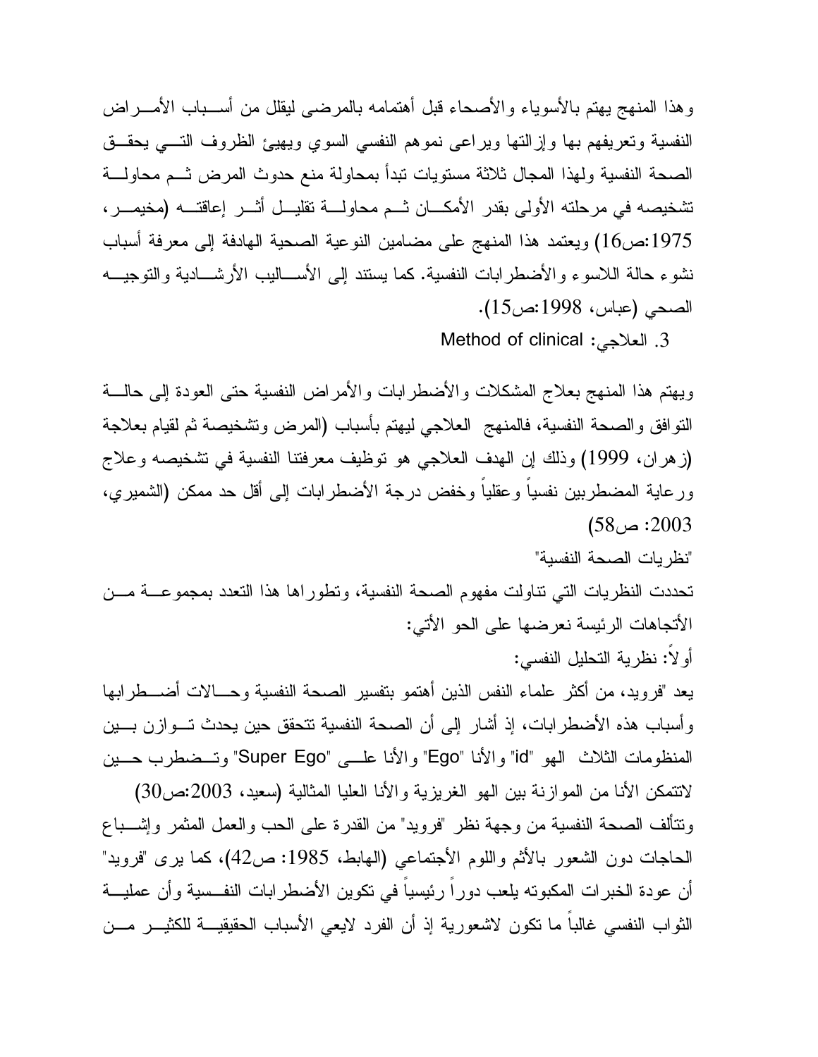وهذا المنهج يهتم بالأسوياء والأصحاء قبل أهتمامه بالمرضى ليقلل من أسباب الأمراض النفسية وتعريفهم بها وإزالتها ويراعى نموهم النفسي السوي ويهيئ الظروف التي يحقق الصحة النفسية ولهذا المجال ثلاثة مستويات تبدأ بمحاولة منع حدوث المرض ثم محاولة تشخيصه في مرحلته الأولى بقدر الأمكان ثم محاولة تقليل أثر إعاقته (مخيمر، 1975:ص16) ويعتمد هذا المنهج على مضامين النوعية الصحية الهادفة إلى معرفة أسباب نشوء حالة اللاسوء والأضطرابات النفسية. كما يستند إلى الأساليب الأرشادية والتوجيه الصحي (عباس، 1998:ص15).

3. العلاجي: Method of clinical

ويهتم هذا المنهج بعلاج المشكلات والأضطرابات والأمراض النفسية حتى العودة إلى حالة التوافق والصحة النفسية، فالمنهج العلاجي ليهتم بأسباب (المرض وتشخيصة ثم لقيام بعلاجة (زهران، 1999) وذلك إن الهدف العلاجي هو توظيف معرفتنا النفسية في تشخيصه وعلاج ورعاية المضطربين نفسياً وعقلياً وخفض درجة الأضطرابات إلى أقل حد ممكن (الشميري، 2003: ص58)

"نظريات الصحة النفسية"

تحددت النظريات التي تناولت مفهوم الصحة النفسية، وتطوراها هذا التعدد بمجموعة من الأتجاهات الرئيسة نعرضها على الحو الأتي:

أولاً: نظرية التحليل النفسي:

يعد "فرويد، من أكثر علماء النفس الذين أهتمو بتفسير الصحة النفسية وحالات أضطرابها وأسباب هذه الأضطرابات، إذ أشار إلى أن الصحة النفسية تتحقق حين يحدث توازن بين المنظومات الثلاث الهو "id" والأنا "Ego" والأنا على "Super Ego" وتضطرب حين لاتتمكن الأنا من الموازنة بين الهو الغريزية والأنا العليا المثالية (سعيد، 2003:ص30) وتتألف الصحة النفسية من وجهة نظر "فرويد" من القدرة على الحب والعمل المثمر وإشباع الحاجات دون الشعور بالأثم واللوم الأجتماعي (الهابط، 1985: ص42)، كما يرى "فرويد" أن عودة الخبرات المكبوته يلعب دوراً رئيسياً في تكوين الأضطرابات النفسية وأن عملية الثواب النفسي غالباً ما تكون لاشعورية إذ أن الفرد لايعي الأسباب الحقيقية للكثير من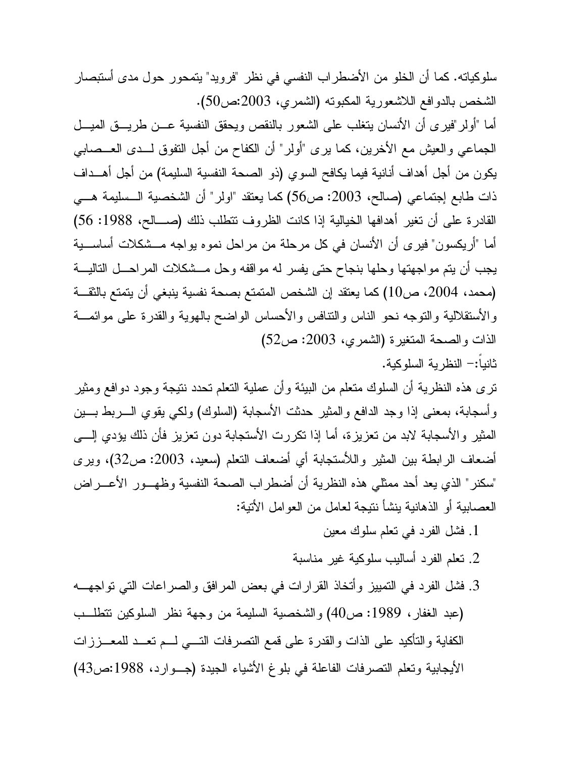سلوكياته. كما أن الخلو من الأضطراب النفسي في نظر "فرويد" يتمحور حول مدى أستبصار الشخص بالدوافع اللاشعورية المكبوته (الشمري، 2003:ص50).

أما "أولر"فيرى أن الأنسان يتغلب على الشعور بالنقص ويحقق النفسية عن طريق الميل الجماعي والعيش مع الأخرين، كما يرى "أولر" أن الكفاح من أجل التفوق لدى العصابي يكون من أجل أهداف أنانية فيما يكافح السوي (ذو الصحة النفسية السليمة) من أجل أهداف ذات طابع إجتماعي (صالح، 2003: ص56) كما يعتقد "اولر" أن الشخصية السليمة هي القادرة على أن تغير أهدافها الخيالية إذا كانت الظروف تتطلب ذلك (صالح، 1988: 56)

أما "أريكسون" فيرى أن الأنسان في كل مرحلة من مراحل نموه يواجه مشكلات أساسية يجب أن يتم مواجهتها وحلها بنجاح حتى يفسر له مواقفه وحل مشكلات المراحل التالية (محمد، 2004، ص10) كما يعتقد إن الشخص المتمتع بصحة نفسية ينبغي أن يتمتع بالثقة والأستقلالية والتوجه نحو الناس والتنافس والأحساس الواضح بالهوية والقدرة على موائمة الذات والصحة المتغيرة (الشمري، 2003: ص52)

ثانياً:- النظرية السلوكية.

ترى هذه النظرية أن السلوك متعلم من البيئة وأن عملية التعلم تحدد نتيجة وجود دوافع ومثير وأسجابة، بمعنى إذا وجد الدافع والمثير حدثت الأسجابة (السلوك) ولكي يقوي الربط بين المثير والأسجابة لابد من تعزيزة، أما إذا تكررت الأستجابة دون تعزيز فأن ذلك يؤدي إلى أضعاف الرابطة بين المثير واللأستجابة أي أضعاف التعلم (سعيد، 2003: ص32)، ويرى "سكنر" الذي يعد أحد ممثلي هذه النظرية أن أضطراب الصحة النفسية وظهور الأعراض العصابية أو الذهانية ينشأ نتيجة لعامل من العوامل الأتية:

1. فشل الفرد في تعلم سلوك معين
2. تعلم الفرد أساليب سلوكية غير مناسبة
3. فشل الفرد في التمييز وأتخاذ القرارات في بعض المرافق والصراعات التي تواجهه (عبد الغفار، 1989: ص40) والشخصية السليمة من وجهة نظر السلوكين تتطلب الكفاية والتأكيد على الذات والقدرة على قمع التصرفات التي لم تعد للمعززات الأيجابية وتعلم التصرفات الفاعلة في بلوغ الأشياء الجيدة (جوارد، 1988:ص43)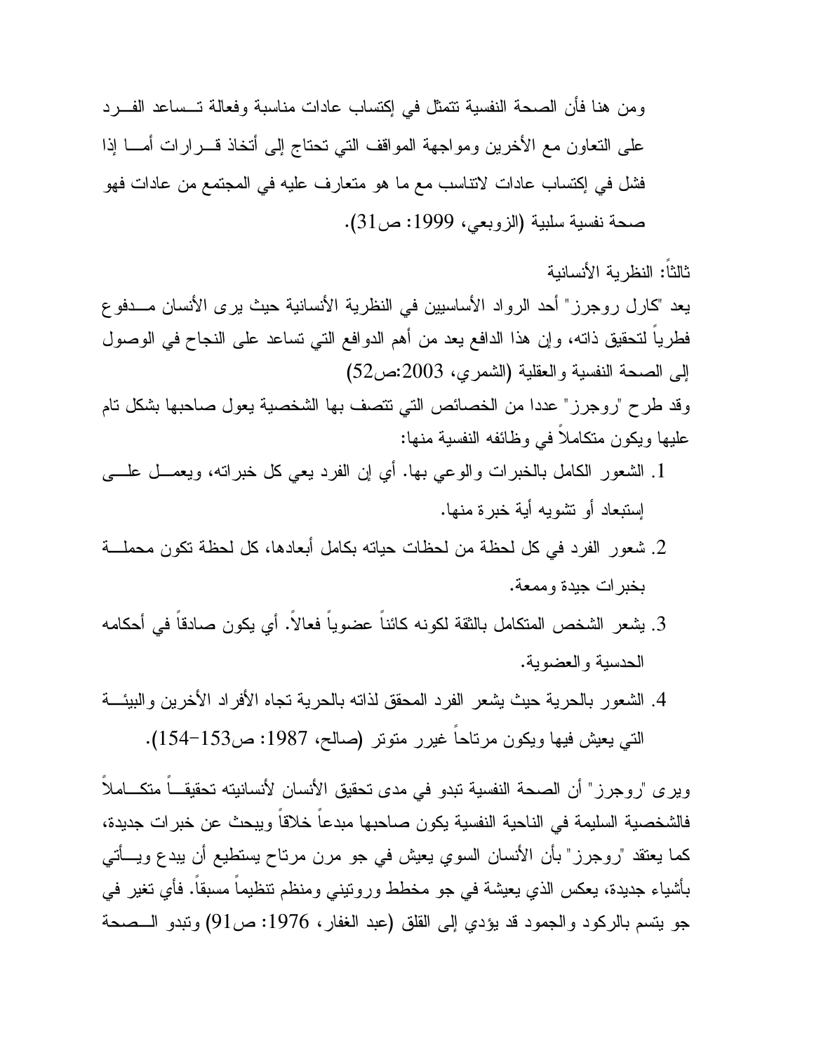ومن هنا فأن الصحة النفسية تتمثل في إكتساب عادات مناسبة وفعالة تساعد الفرد على التعاون مع الأخرين ومواجهة المواقف التي تحتاج إلى أتخاذ قرارات أما إذا فشل في إكتساب عادات لاتتاسب مع ما هو متعارف عليه في المجتمع من عادات فهو صحة نفسية سلبية (الزوبعي، 1999: ص31).

ثالثاً: النظرية الأنسانية

يعد "كارل روجرز" أحد الرواد الأساسيين في النظرية الأنسانية حيث يرى الأنسان مدفوع فطرياً لتحقيق ذاته، وإن هذا الدافع يعد من أهم الدوافع التي تساعد على النجاح في الوصول إلى الصحة النفسية والعقلية (الشمري، 2003:ص52)

وقد طرح "روجرز" عددا من الخصائص التي تتصف بها الشخصية يعول صاحبها بشكل تام عليها ويكون متكاملاً في وظائفه النفسية منها:

1. الشعور الكامل بالخبرات والوعي بها. أي إن الفرد يعي كل خبراته، ويعمل على إستبعاد أو تشويه أية خبرة منها.
2. شعور الفرد في كل لحظة من لحظات حياته بكامل أبعادها، كل لحظة تكون محملة بخبرات جيدة وممعة.
3. يشعر الشخص المتكامل بالثقة لكونه كائناً عضوياً فعالاً. أي يكون صادقاً في أحكامه الحدسية والعضوية.
4. الشعور بالحرية حيث يشعر الفرد المحقق لذاته بالحرية تجاه الأفراد الأخرين والبيئة التي يعيش فيها ويكون مرتاحاً غيرر متوتر (صالح، 1987: ص153-154).

ويرى "روجرز" أن الصحة النفسية تبدو في مدى تحقيق الأنسان لأنسانيته تحقيقاً متكاملاً فالشخصية السليمة في الناحية النفسية يكون صاحبها مبدعاً خلاقاً ويبحث عن خبرات جديدة، كما يعتقد "روجرز" بأن الأنسان السوي يعيش في جو مرن مرتاح يستطيع أن يبدع ويأتي بأشياء جديدة، يعكس الذي يعيشة في جو مخطط وروتيني ومنظم تنظيماً مسبقاً. فأي تغير في جو يتسم بالركود والجمود قد يؤدي إلى القلق (عبد الغفار، 1976: ص91) وتبدو الصحة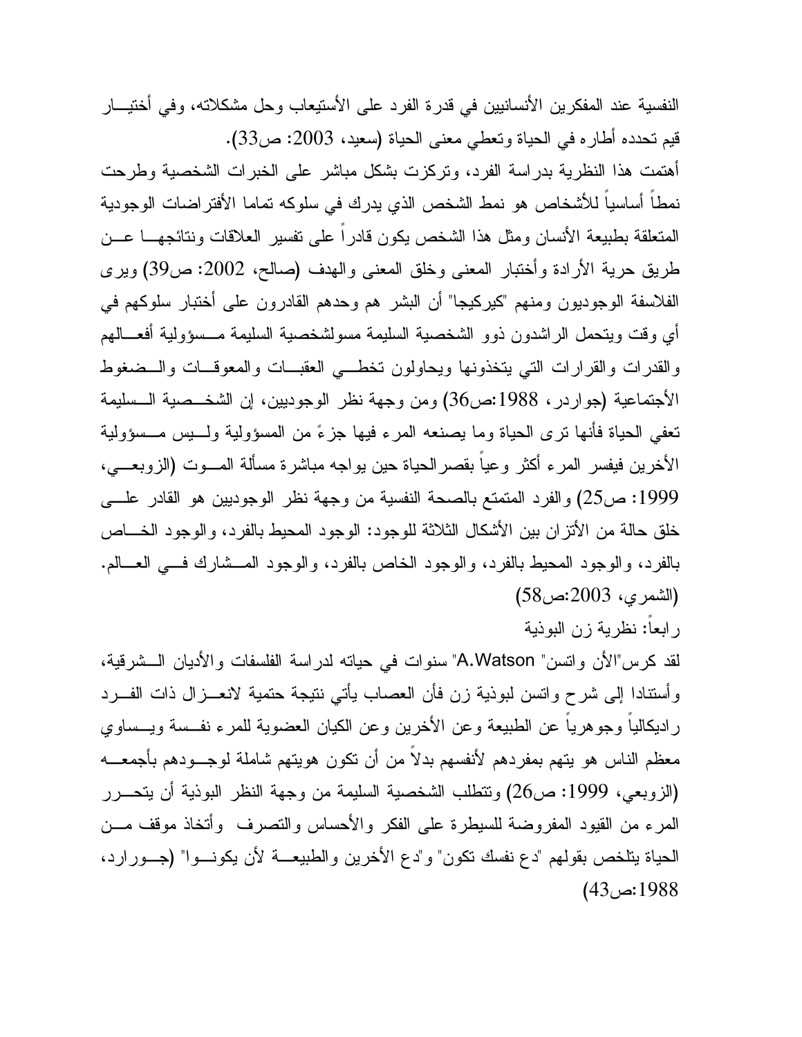النفسية عند المفكرين الأنسانيين في قدرة الفرد على الأستيعاب وحل مشكلاته، وفي أختيار قيم تحدده أطاره في الحياة وتعطي معنى الحياة (سعيد، 2003: ص33).

أهتمت هذا النظرية بدراسة الفرد، وتركزت بشكل مباشر على الخبرات الشخصية وطرحت نمطاً أساسياً للأشخاص هو نمط الشخص الذي يدرك في سلوكه تماما الأفتراضات الوجودية المتعلقة بطبيعة الأنسان ومثل هذا الشخص يكون قادراً على تفسير العلاقات ونتائجها عن طريق حرية الأرادة وأختبار المعنى وخلق المعنى والهدف (صالح، 2002: ص39) ويرى الفلاسفة الوجوديون ومنهم "كيركيجا" أن البشر هم وحدهم القادرون على أختبار سلوكهم في أي وقت ويتحمل الراشدون ذوو الشخصية السليمة مسولشخصية السليمة مسؤولية أفعالهم والقدرات والقرارات التي يتخذونها ويحاولون تخطي العقبات والمعوقات والضغوط الأجتماعية (جواردر، 1988:ص36) ومن وجهة نظر الوجوديين، إن الشخصية السليمة تعفي الحياة فأنها ترى الحياة وما يصنعه المرء فيها جزءً من المسؤولية وليس مسؤولية الأخرين فيفسر المرء أكثر وعياً بقصرالحياة حين يواجه مباشرة مسألة الموت (الزوبعي، 1999: ص25) والفرد المتمتع بالصحة النفسية من وجهة نظر الوجوديين هو القادر على خلق حالة من الأتزان بين الأشكال الثلاثة للوجود: الوجود المحيط بالفرد، والوجود الخاص بالفرد، والوجود المحيط بالفرد، والوجود الخاص بالفرد، والوجود المشارك في العالم. (الشمري، 2003:ص58)

رابعاً: نظرية زن البوذية

لقد كرس"الأن واتسن" "A.Watson" سنوات في حياته لدراسة الفلسفات والأديان الشرقية، وأستنادا إلى شرح واتسن لبوذية زن فأن العصاب يأتي نتيجة حتمية لانعزال ذات الفرد راديكالياً وجوهرياً عن الطبيعة وعن الأخرين وعن الكيان العضوية للمرء نفسة ويساوي معظم الناس هو يتهم بمفردهم لأنفسهم بدلاً من أن تكون هويتهم شاملة لوجودهم بأجمعه (الزوبعي، 1999: ص26) وتتطلب الشخصية السليمة من وجهة النظر البوذية أن يتحرر المرء من القيود المفروضة للسيطرة على الفكر والأحساس والتصرف وأتخاذ موقف من الحياة يتلخص بقولهم "دع نفسك تكون" و"دع الأخرين والطبيعة لأن يكونوا" (جوراد، 1988:ص43)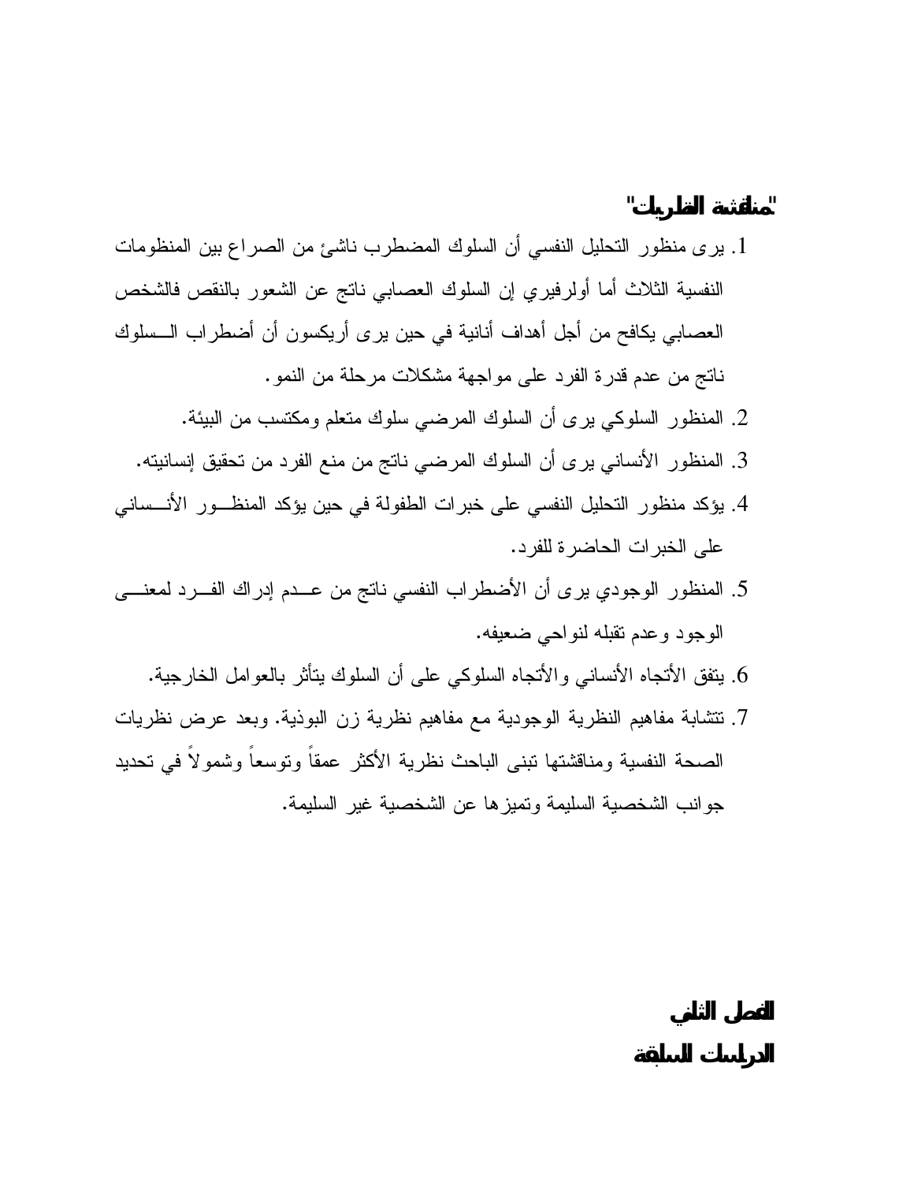## "مناقشة النظريات"

1. يرى منظور التحليل النفسي أن السلوك المضطرب ناشئ من الصراع بين المنظومات النفسية الثلاث أما أولرفيري إن السلوك العصابي ناتج عن الشعور بالنقص فالشخص العصابي يكافح من أجل أهداف أنانية في حين يرى أريكسون أن أضطراب السلوك ناتج من عدم قدرة الفرد على مواجهة مشكلات مرحلة من النمو.
2. المنظور السلوكي يرى أن السلوك المرضي سلوك متعلم ومكتسب من البيئة.
3. المنظور الأنساني يرى أن السلوك المرضي ناتج من منع الفرد من تحقيق إنسانيته.
4. يؤكد منظور التحليل النفسي على خبرات الطفولة في حين يؤكد المنظور الأنساني على الخبرات الحاضرة للفرد.
5. المنظور الوجودي يرى أن الأضطراب النفسي ناتج من عدم إدراك الفرد لمعنى الوجود وعدم تقبله لنواحي ضعيفه.
6. يتفق الأتجاه الأنساني والأتجاه السلوكي على أن السلوك يتأثر بالعوامل الخارجية.
7. تتشابة مفاهيم النظرية الوجودية مع مفاهيم نظرية زن البوذية. وبعد عرض نظريات الصحة النفسية ومناقشتها تبنى الباحث نظرية الأكثر عمقاً وتوسعاً وشمولاً في تحديد جوانب الشخصية السليمة وتميزها عن الشخصية غير السليمة.

# الفصل الثاني

## الدراسات السابقة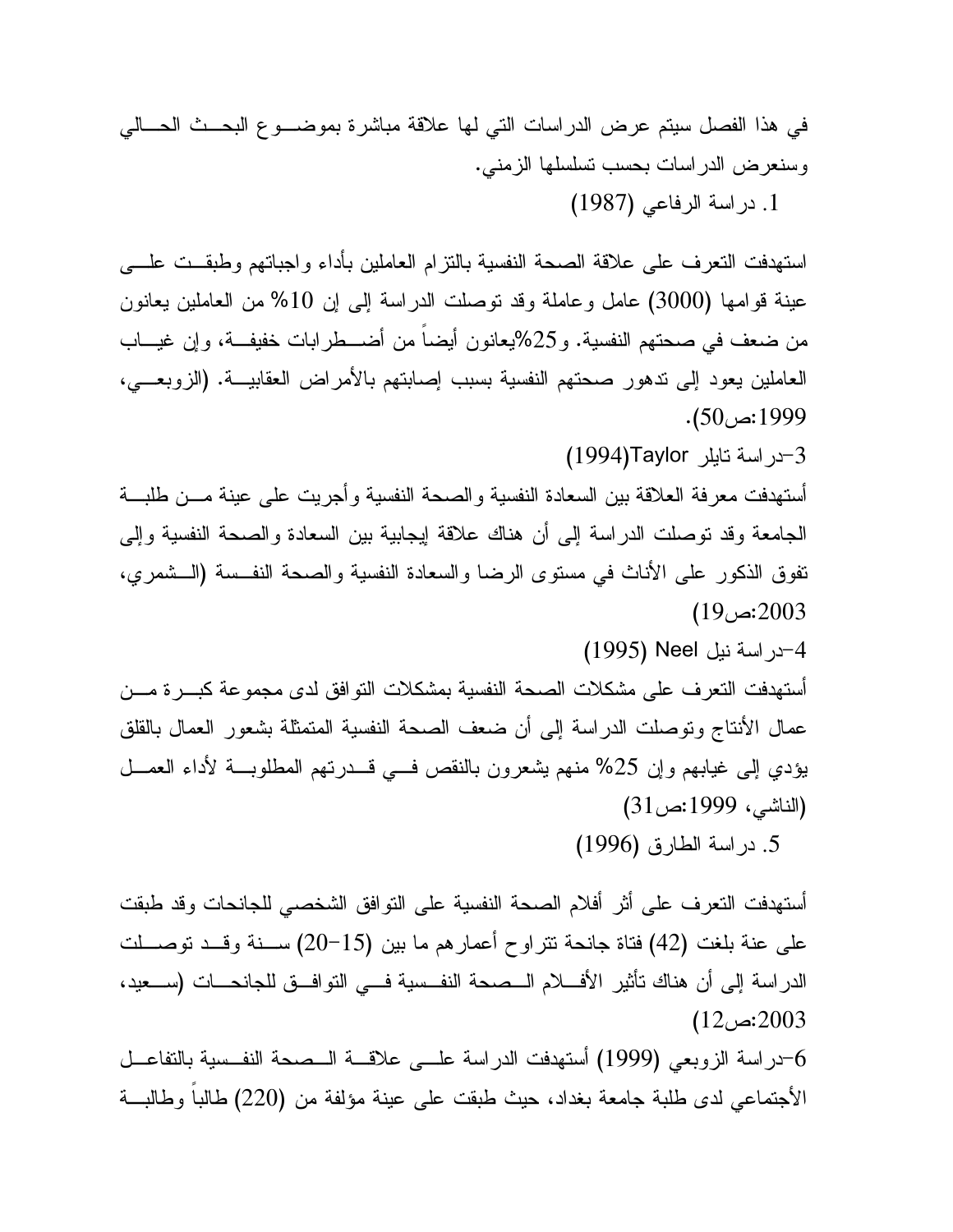في هذا الفصل سيتم عرض الدراسات التي لها علاقة مباشرة بموضوع البحث الحالي وسنعرض الدراسات بحسب تسلسلها الزمني.

1. دراسة الرفاعي (1987)

استهدفت التعرف على علاقة الصحة النفسية بالتزام العاملين بأداء واجباتهم وطبقت على عينة قوامها (3000) عامل وعاملة وقد توصلت الدراسة إلى إن 10% من العاملين يعانون من ضعف في صحتهم النفسية. و25%يعانون أيضاً من أضطرابات خفيفة، وإن غياب العاملين يعود إلى تدهور صحتهم النفسية بسبب إصابتهم بالأمراض العقابية. (الزوبعي، 1999:ص50).

3-دراسة تايلر Taylor(1994)

أستهدفت معرفة العلاقة بين السعادة النفسية والصحة النفسية وأجريت على عينة من طلبة الجامعة وقد توصلت الدراسة إلى أن هناك علاقة إيجابية بين السعادة والصحة النفسية وإلى تفوق الذكور على الأناث في مستوى الرضا والسعادة النفسية والصحة النفسة (الشمري، 2003:ص19)

4-دراسة نيل Neel (1995)

أستهدفت التعرف على مشكلات الصحة النفسية بمشكلات التوافق لدى مجموعة كبرة من عمال الأنتاج وتوصلت الدراسة إلى أن ضعف الصحة النفسية المتمثلة بشعور العمال بالقلق يؤدي إلى غيابهم وإن 25% منهم يشعرون بالنقص في قدرتهم المطلوبة لأداء العمل (الناشي، 1999:ص31)

5. دراسة الطارق (1996)

أستهدفت التعرف على أثر أفلام الصحة النفسية على التوافق الشخصي للجانحات وقد طبقت على عنة بلغت (42) فتاة جانحة تتراوح أعمارهم ما بين (15-20) سنة وقد توصلت الدراسة إلى أن هناك تأثير الأفلام الصحة النفسية في التوافق للجانحات (سعيد، 2003:ص12)

6-دراسة الزوبعي (1999) أستهدفت الدراسة على علاقة الصحة النفسية بالتفاعل الأجتماعي لدى طلبة جامعة بغداد، حيث طبقت على عينة مؤلفة من (220) طالباً وطالبة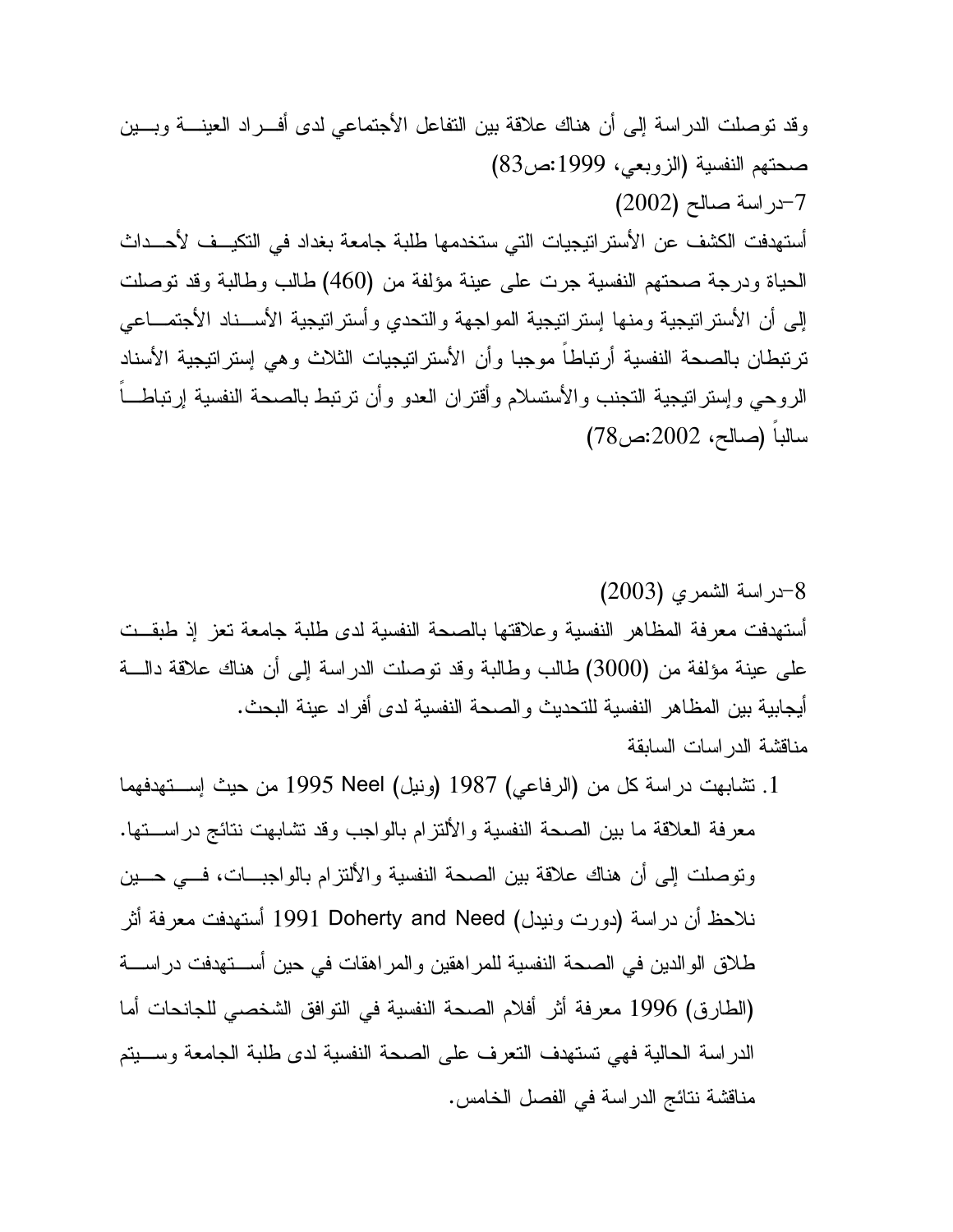وقد توصلت الدراسة إلى أن هناك علاقة بين التفاعل الأجتماعي لدى أفـراد العينـة وبـين صحتهم النفسية (الزوبعي، 1999:ص83)

7-دراسة صالح (2002)

أستهدفت الكشف عن الأستراتيجيات التي ستخدمها طلبة جامعة بغداد في التكيـف لأحـداث الحياة ودرجة صحتهم النفسية جرت على عينة مؤلفة من (460) طالب وطالبة وقد توصلت إلى أن الأستراتيجية ومنها إستراتيجية المواجهة والتحدي وأستراتيجية الأسـناد الأجتمـاعي ترتبطان بالصحة النفسية أرتباطاً موجبا وأن الأستراتيجيات الثلاث وهي إستراتيجية الأسناد الروحي وإستراتيجية التجنب والأستسلام وأقتران العدو وأن ترتبط بالصحة النفسية إرتباطـاً سالباً (صالح، 2002:ص78)

8-دراسة الشمري (2003)

أستهدفت معرفة المظاهر النفسية وعلاقتها بالصحة النفسية لدى طلبة جامعة تعز إذ طبقـت على عينة مؤلفة من (3000) طالب وطالبة وقد توصلت الدراسة إلى أن هناك علاقة دالـة أيجابية بين المظاهر النفسية للتحديث والصحة النفسية لدى أفراد عينة البحث.

مناقشة الدراسات السابقة

1. تشابهت دراسة كل من (الرفاعي) 1987 (ونيل) Neel 1995 من حيث إسـتهدفهما معرفة العلاقة ما بين الصحة النفسية والألتزام بالواجب وقد تشابهت نتائج دراسـتها. وتوصلت إلى أن هناك علاقة بين الصحة النفسية والألتزام بالواجبـات، فـي حـين نلاحظ أن دراسة (دورت ونيدل) Doherty and Need 1991 أستهدفت معرفة أثر طلاق الوالدين في الصحة النفسية للمراهقين والمراهقات في حين أسـتهدفت دراسـة (الطارق) 1996 معرفة أثر أفلام الصحة النفسية في التوافق الشخصي للجانحات أما الدراسة الحالية فهي تستهدف التعرف على الصحة النفسية لدى طلبة الجامعة وسـيتم مناقشة نتائج الدراسة في الفصل الخامس.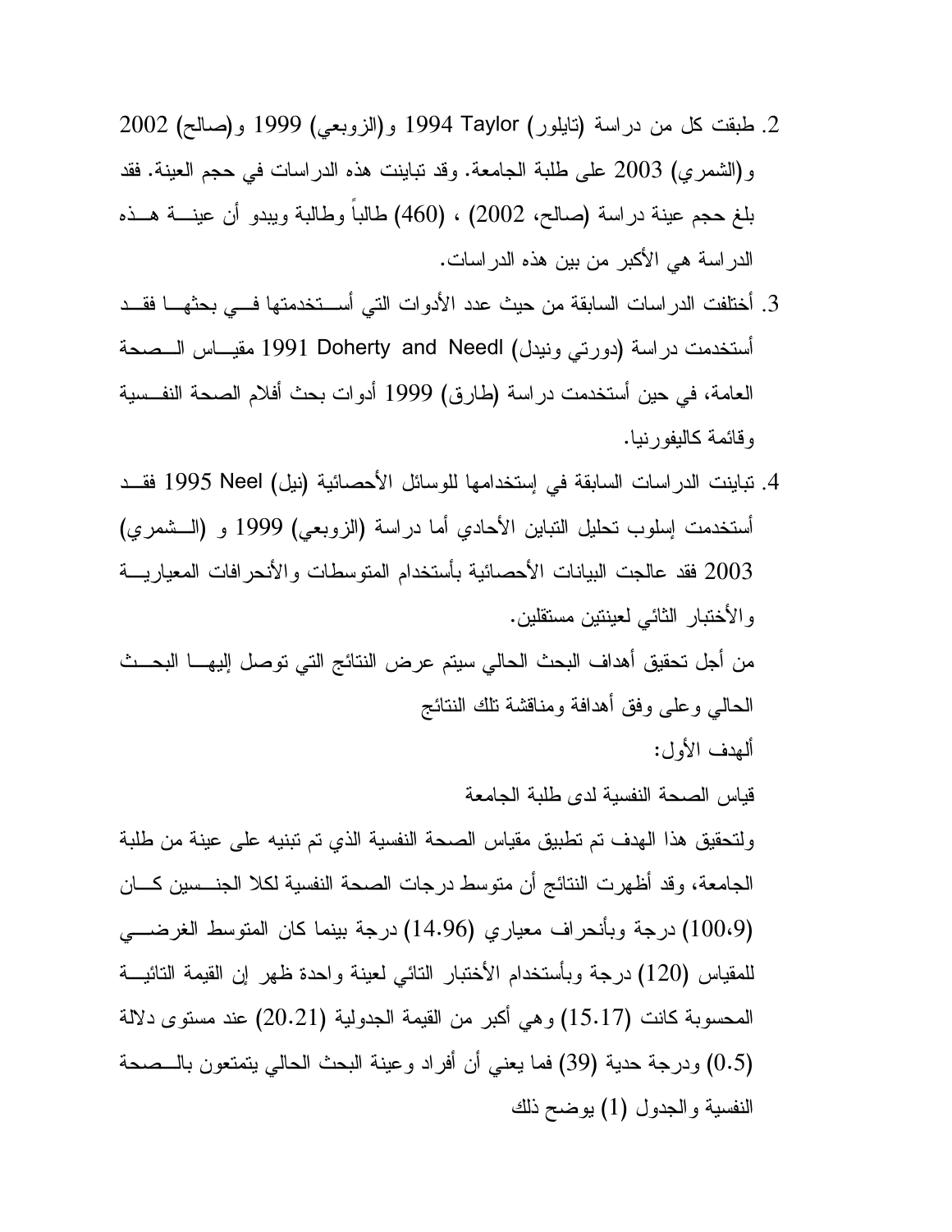2. طبقت كل من دراسة (تايلور) Taylor 1994 و(الزوبعي) 1999 و(صالح) 2002 و(الشمري) 2003 على طلبة الجامعة. وقد تباينت هذه الدراسات في حجم العينة. فقد بلغ حجم عينة دراسة (صالح، 2002) ، (460) طالباً وطالبة ويبدو أن عينة هذه الدراسة هي الأكبر من بين هذه الدراسات.

3. أختلفت الدراسات السابقة من حيث عدد الأدوات التي أستخدمتها في بحثها فقد أستخدمت دراسة (دورتي ونيدل) Doherty and Needl 1991 مقياس الصحة العامة، في حين أستخدمت دراسة (طارق) 1999 أدوات بحث أفلام الصحة النفسية وقائمة كاليفورنيا.

4. تباينت الدراسات السابقة في إستخدامها للوسائل الأحصائية (نيل) Neel 1995 فقد أستخدمت إسلوب تحليل التباين الأحادي أما دراسة (الزوبعي) 1999 و (الشمري) 2003 فقد عالجت البيانات الأحصائية بأستخدام المتوسطات والأنحرافات المعيارية والأختبار الثائي لعينتين مستقلين.

من أجل تحقيق أهداف البحث الحالي سيتم عرض النتائج التي توصل إليها البحث الحالي وعلى وفق أهدافة ومناقشة تلك النتائج

ألهدف الأول:

قياس الصحة النفسية لدى طلبة الجامعة

ولتحقيق هذا الهدف تم تطبيق مقياس الصحة النفسية الذي تم تبنيه على عينة من طلبة الجامعة، وقد أظهرت النتائج أن متوسط درجات الصحة النفسية لكلا الجنسين كان (100،9) درجة وبأنحراف معياري (14.96) درجة بينما كان المتوسط الغرضي للمقياس (120) درجة وبأستخدام الأختبار التائي لعينة واحدة ظهر إن القيمة التائية المحسوبة كانت (15.17) وهي أكبر من القيمة الجدولية (20.21) عند مستوى دلالة (0.5) ودرجة حدية (39) فما يعني أن أفراد وعينة البحث الحالي يتمتعون بالصحة النفسية والجدول (1) يوضح ذلك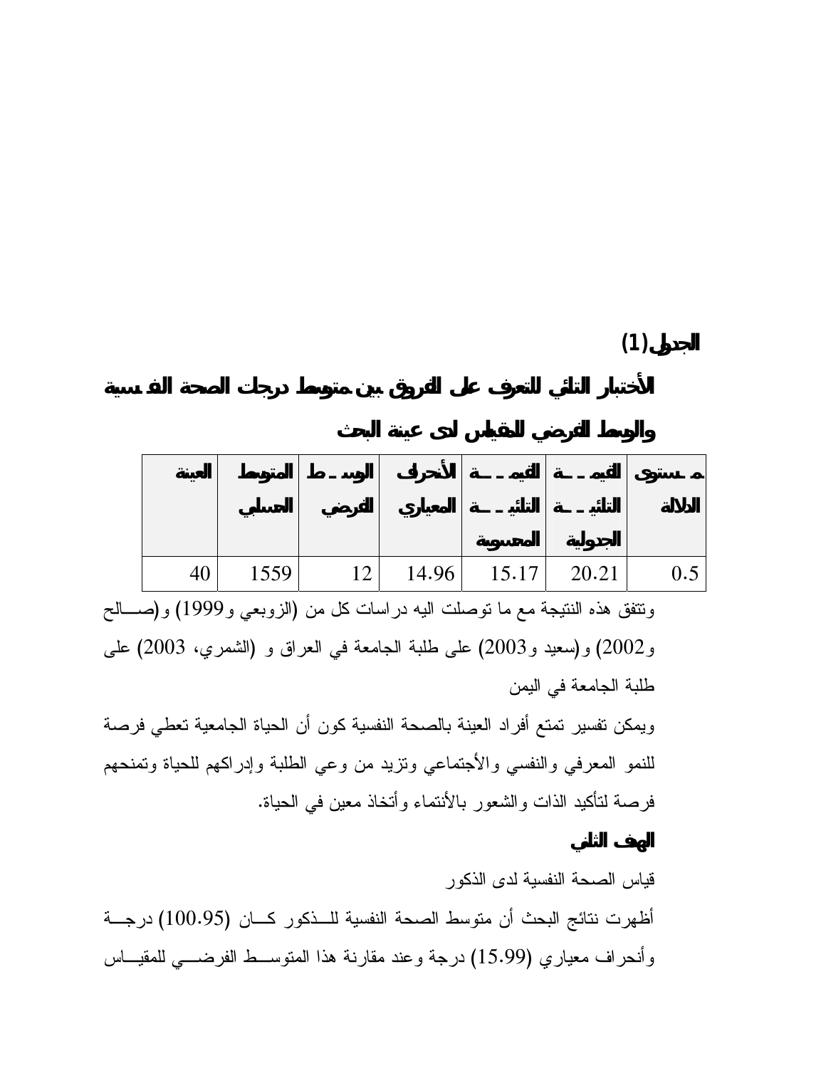**الجدول (1)**

**الأختبار التائي للتعرف على الفروق بين متوسط درجات الصحة النفسية والوسط الفرضي للمقياس لدى عينة البحث**

| العينة | المتوسط الحسابي | الوسط الفرضي | الأنحراف المعياري | القيمة التائية المحسوبة | القيمة التائية الجدولية | مستوى الدلالة |
|---|---|---|---|---|---|---|
| 40 | 1559 | 12 | 14.96 | 15.17 | 20.21 | 0.5 |

وتتفق هذه النتيجة مع ما توصلت اليه دراسات كل من (الزوبعي و1999) و(صالح و2002) و(سعيد و2003) على طلبة الجامعة في العراق و (الشمري، 2003) على طلبة الجامعة في اليمن

ويمكن تفسير تمتع أفراد العينة بالصحة النفسية كون أن الحياة الجامعية تعطي فرصة للنمو المعرفي والنفسي والأجتماعي وتزيد من وعي الطلبة وإدراكهم للحياة وتمنحهم فرصة لتأكيد الذات والشعور بالأنتماء وأتخاذ معين في الحياة.

**الهدف الثاني**

قياس الصحة النفسية لدى الذكور

أظهرت نتائج البحث أن متوسط الصحة النفسية للذكور كان (100.95) درجة وأنحراف معياري (15.99) درجة وعند مقارنة هذا المتوسط الفرضي للمقياس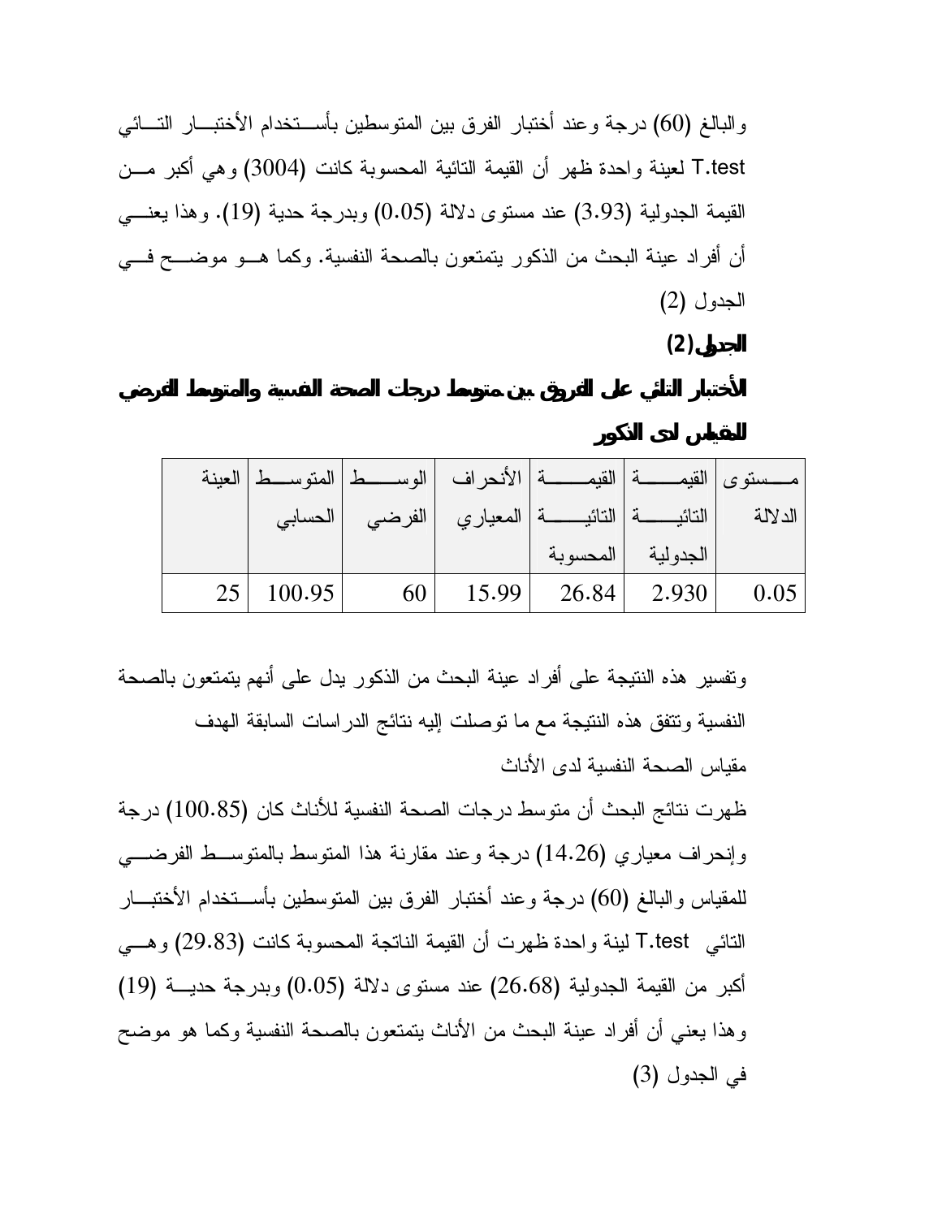والبالغ (60) درجة وعند أختبار الفرق بين المتوسطين بأستخدام الأختبار التائي T.test لعينة واحدة ظهر أن القيمة التائية المحسوبة كانت (3004) وهي أكبر من القيمة الجدولية (3.93) عند مستوى دلالة (0.05) وبدرجة حدية (19). وهذا يعني أن أفراد عينة البحث من الذكور يتمتعون بالصحة النفسية. وكما هو موضح في الجدول (2)

**الجدول (2)**

**الأختبار التائي على الفروق بين متوسط درجات الصحة النفسية والمتوسط الفرضي للمقياس لدى الذكور**

| العينة | المتوسط الحسابي | الوسط الفرضي | الأنحراف المعياري | القيمة التائية المحسوبة | القيمة التائية الجدولية | مستوى الدلالة |
|---|---|---|---|---|---|---|
| 25 | 100.95 | 60 | 15.99 | 26.84 | 2.930 | 0.05 |

وتفسير هذه النتيجة على أفراد عينة البحث من الذكور يدل على أنهم يتمتعون بالصحة النفسية وتتفق هذه النتيجة مع ما توصلت إليه نتائج الدراسات السابقة الهدف

مقياس الصحة النفسية لدى الأناث

ظهرت نتائج البحث أن متوسط درجات الصحة النفسية للأناث كان (100.85) درجة وإنحراف معياري (14.26) درجة وعند مقارنة هذا المتوسط بالمتوسط الفرضي للمقياس والبالغ (60) درجة وعند أختبار الفرق بين المتوسطين بأستخدام الأختبار التائي T.test لينة واحدة ظهرت أن القيمة الناتجة المحسوبة كانت (29.83) وهي أكبر من القيمة الجدولية (26.68) عند مستوى دلالة (0.05) وبدرجة حدية (19) وهذا يعني أن أفراد عينة البحث من الأناث يتمتعون بالصحة النفسية وكما هو موضح في الجدول (3)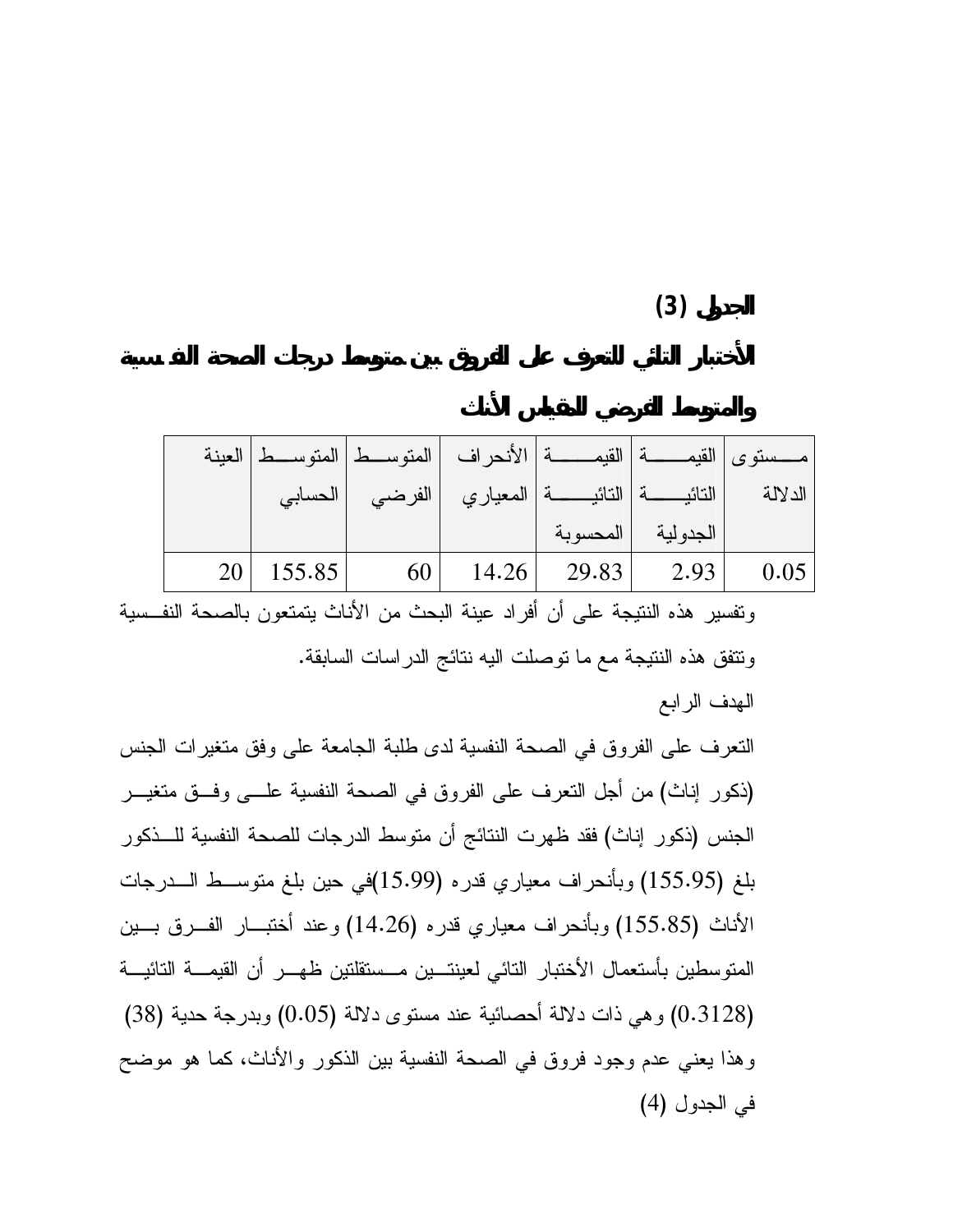**الجدول (3)**

**الأختبار التائي للتعرف على الفروق بين متوسط درجات الصحة النفسية والمتوسط الفرضي للمقياس الأناث**

| العينة | المتوسط الحسابي | المتوسط الفرضي | الأنحراف المعياري | القيمة التائية المحسوبة | القيمة التائية الجدولية | مستوى الدلالة |
|---|---|---|---|---|---|---|
| 20 | 155.85 | 60 | 14.26 | 29.83 | 2.93 | 0.05 |

وتفسير هذه النتيجة على أن أفراد عينة البحث من الأناث يتمتعون بالصحة النفسية وتتفق هذه النتيجة مع ما توصلت اليه نتائج الدراسات السابقة.

الهدف الرابع

التعرف على الفروق في الصحة النفسية لدى طلبة الجامعة على وفق متغيرات الجنس (ذكور إناث) من أجل التعرف على الفروق في الصحة النفسية على وفق متغير الجنس (ذكور إناث) فقد ظهرت النتائج أن متوسط الدرجات للصحة النفسية للذكور بلغ (155.95) وبأنحراف معياري قدره (15.99)في حين بلغ متوسط الدرجات الأناث (155.85) وبأنحراف معياري قدره (14.26) وعند أختبار الفرق بين المتوسطين بأستعمال الأختبار التائي لعينتين مستقلتين ظهر أن القيمة التائية (0.3128) وهي ذات دلالة أحصائية عند مستوى دلالة (0.05) وبدرجة حدية (38) وهذا يعني عدم وجود فروق في الصحة النفسية بين الذكور والأناث، كما هو موضح في الجدول (4)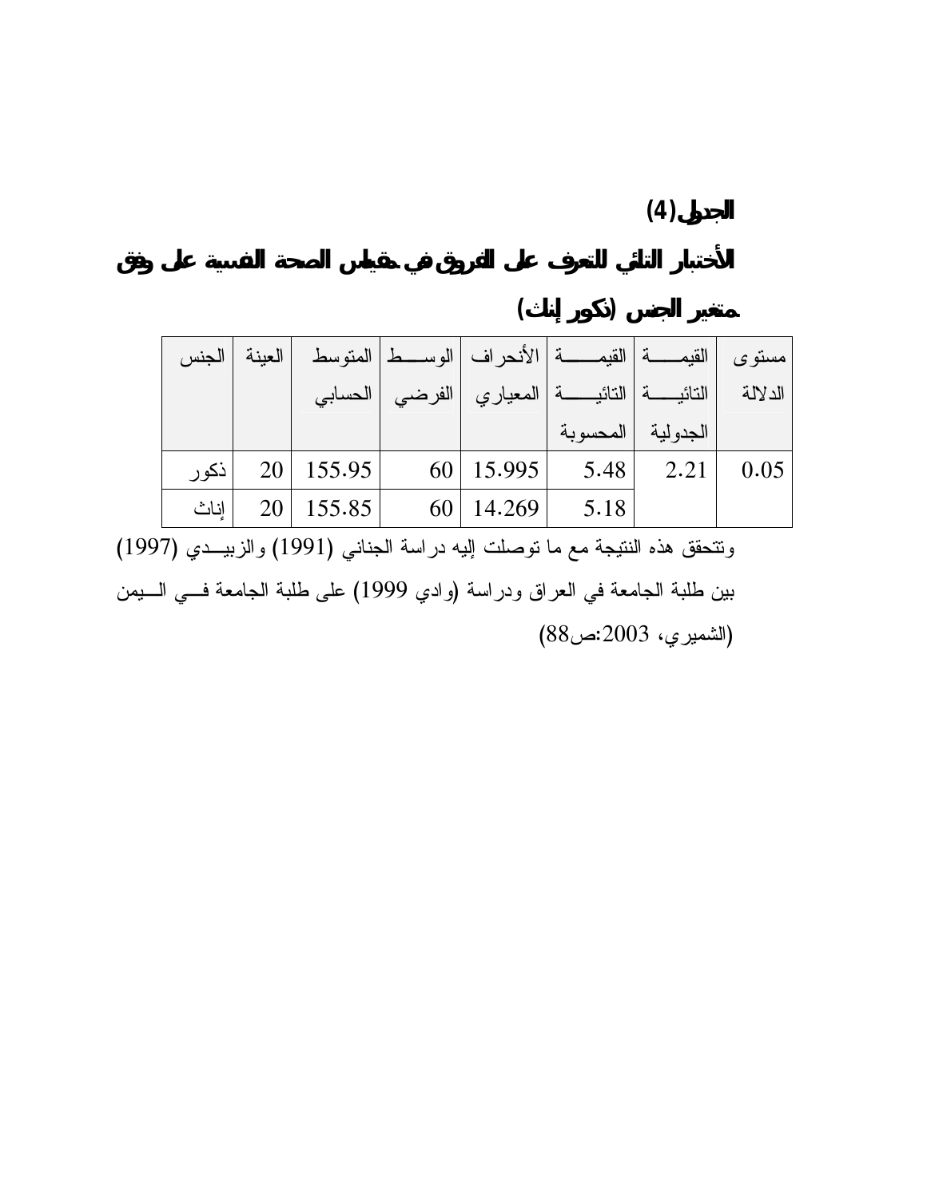**الجدول (4)**

**الأختبار التائي للتعرف على الفروق في مقياس الصحة النفسية على وفق متغير الجنس (ذكور إناث)**

| الجنس | العينة | المتوسط الحسابي | الوسط الفرضي | الأنحراف المعياري | القيمة التائية المحسوبة | القيمة التائية الجدولية | مستوى الدلالة |
|---|---|---|---|---|---|---|---|
| ذكور | 20 | 155.95 | 60 | 15.995 | 5.48 | 2.21 | 0.05 |
| إناث | 20 | 155.85 | 60 | 14.269 | 5.18 | | |

وتتحقق هذه النتيجة مع ما توصلت إليه دراسة الجناني (1991) والزبيدي (1997) بين طلبة الجامعة في العراق ودراسة (وادي 1999) على طلبة الجامعة في اليمن (الشميري، 2003:ص88)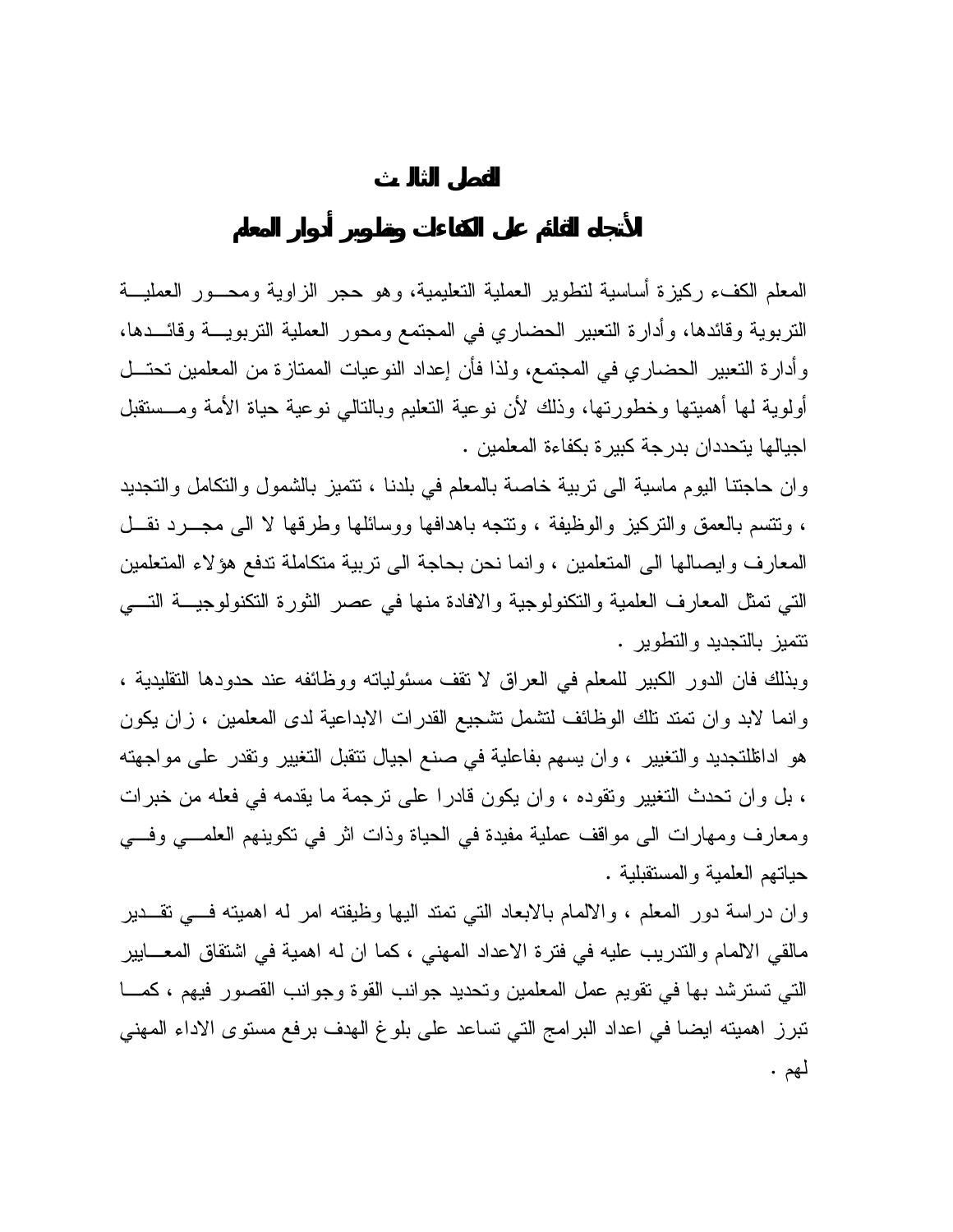# الفصل الثالث

## الأتجاه القائم على الكفاءات وتطوير أدوار المعلم

المعلم الكفء ركيزة أساسية لتطوير العملية التعليمية، وهو حجر الزاوية ومحور العملية التربوية وقائدها، وأدارة التعبير الحضاري في المجتمع ومحور العملية التربوية وقائدها، وأدارة التعبير الحضاري في المجتمع، ولذا فأن إعداد النوعيات الممتازة من المعلمين تحتل أولوية لها أهميتها وخطورتها، وذلك لأن نوعية التعليم وبالتالي نوعية حياة الأمة ومستقبل اجيالها يتحددان بدرجة كبيرة بكفاءة المعلمين .

وان حاجتنا اليوم ماسية الى تربية خاصة بالمعلم في بلدنا ، تتميز بالشمول والتكامل والتجديد ، وتتسم بالعمق والتركيز والوظيفة ، وتتجه باهدافها ووسائلها وطرقها لا الى مجرد نقل المعارف وايصالها الى المتعلمين ، وانما نحن بحاجة الى تربية متكاملة تدفع هؤلاء المتعلمين التي تمثل المعارف العلمية والتكنولوجية والافادة منها في عصر الثورة التكنولوجية التي تتميز بالتجديد والتطوير .

وبذلك فان الدور الكبير للمعلم في العراق لا تقف مسئولياته ووظائفه عند حدودها التقليدية ، وانما لابد وان تمتد تلك الوظائف لتشمل تشجيع القدرات الابداعية لدى المعلمين ، زان يكون هو اداةللتجديد والتغيير ، وان يسهم بفاعلية في صنع اجيال تتقبل التغيير وتقدر على مواجهته ، بل وان تحدث التغيير وتقوده ، وان يكون قادرا على ترجمة ما يقدمه في فعله من خبرات ومعارف ومهارات الى مواقف عملية مفيدة في الحياة وذات اثر في تكوينهم العلمي وفي حياتهم العلمية والمستقبلية .

وان دراسة دور المعلم ، والالمام بالابعاد التي تمتد اليها وظيفته امر له اهميته في تقدير مالقي الالمام والتدريب عليه في فترة الاعداد المهني ، كما ان له اهمية في اشتقاق المعايير التي تسترشد بها في تقويم عمل المعلمين وتحديد جوانب القوة وجوانب القصور فيهم ، كما تبرز اهميته ايضا في اعداد البرامج التي تساعد على بلوغ الهدف برفع مستوى الاداء المهني لهم .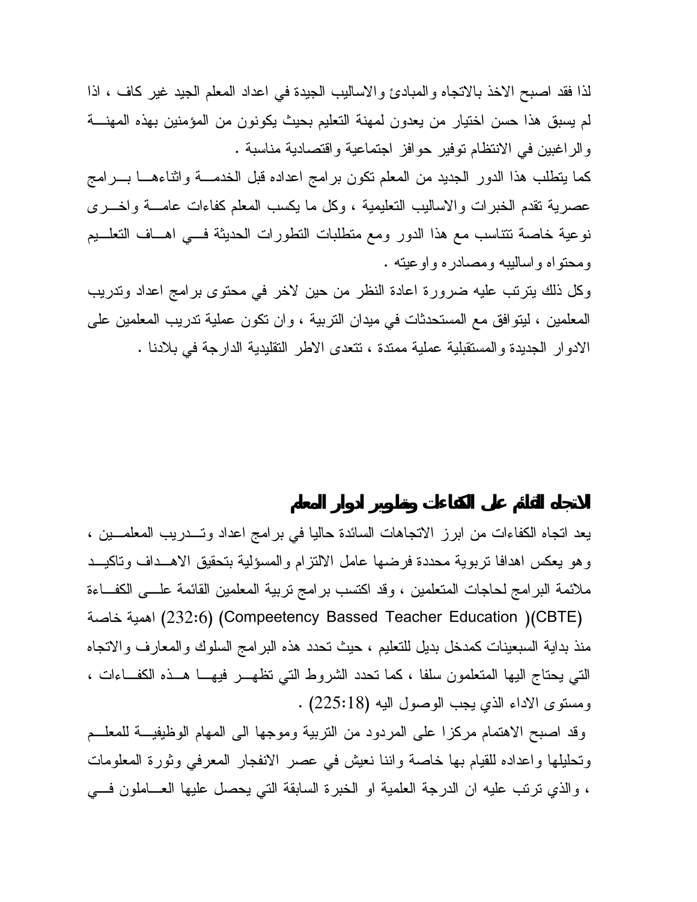لذا فقد اصبح الاخذ بالاتجاه والمبادئ والاساليب الجيدة في اعداد المعلم الجيد غير كاف ، اذا لم يسبق هذا حسن اختيار من يعدون لمهنة التعليم بحيث يكونون من المؤمنين بهذه المهنة والراغبين في الانتظام توفير حوافز اجتماعية واقتصادية مناسبة .

كما يتطلب هذا الدور الجديد من المعلم تكون برامج اعداده قبل الخدمة واثناءها برامج عصرية تقدم الخبرات والاساليب التعليمية ، وكل ما يكسب المعلم كفاءات عامة واخرى نوعية خاصة تتناسب مع هذا الدور ومع متطلبات التطورات الحديثة في اهاف التعليم ومحتواه واساليبه ومصادره واوعيته .

وكل ذلك يترتب عليه ضرورة اعادة النظر من حين لاخر في محتوى برامج اعداد وتدريب المعلمين ، ليتوافق مع المستحدثات في ميدان التربية ، وان تكون عملية تدريب المعلمين على الادوار الجديدة والمستقبلية عملية ممتدة ، تتعدى الاطر التقليدية الدارجة في بلادنا .

## الاتجاه القائم على الكفاءات وتطوير ادوار المعلم

يعد اتجاه الكفاءات من ابرز الاتجاهات السائدة حاليا في برامج اعداد وتدريب المعلمين ، وهو يعكس اهدافا تربوية محددة فرضها عامل الالتزام والمسؤلية بتحقيق الاهداف وتاكيد ملائمة البرامج لحاجات المتعلمين ، وقد اكتسب برامج تربية المعلمين القائمة على الكفاءة (CBTE)( Compeetency Bassed Teacher Education) (232:6) اهمية خاصة منذ بداية السبعينات كمدخل بديل للتعليم ، حيث تحدد هذه البرامج السلوك والمعارف والاتجاه التي يحتاج اليها المتعلمون سلفا ، كما تحدد الشروط التي تظهر فيها هذه الكفاءات ، ومستوى الاداء الذي يجب الوصول اليه (225:18) .

وقد اصبح الاهتمام مركزا على المردود من التربية وموجها الى المهام الوظيفية للمعلم وتحليلها واعداده للقيام بها خاصة واننا نعيش في عصر الانفجار المعرفي وثورة المعلومات ، والذي ترتب عليه ان الدرجة العلمية او الخبرة السابقة التي يحصل عليها العاملون في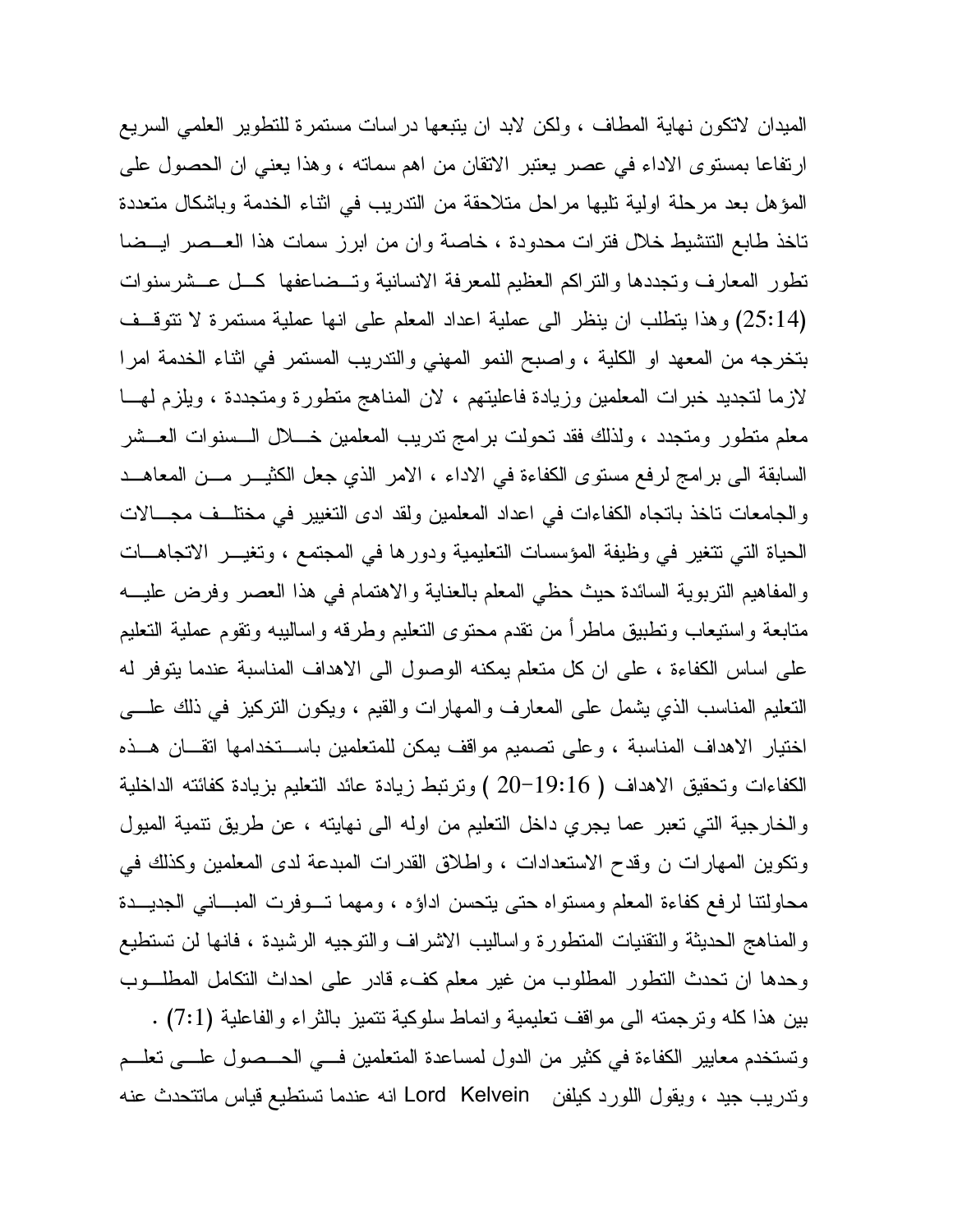الميدان لاتكون نهاية المطاف ، ولكن لابد ان يتبعها دراسات مستمرة للتطوير العلمي السريع ارتفاعا بمستوى الاداء في عصر يعتبر الاتقان من اهم سماته ، وهذا يعني ان الحصول على المؤهل بعد مرحلة اولية تليها مراحل متلاحقة من التدريب في اثناء الخدمة وباشكال متعددة تاخذ طابع التنشيط خلال فترات محدودة ، خاصة وان من ابرز سمات هذا العصر ايضا تطور المعارف وتجددها والتراكم العظيم للمعرفة الانسانية وتضاعفها كل عشرسنوات (25:14) وهذا يتطلب ان ينظر الى عملية اعداد المعلم على انها عملية مستمرة لا تتوقف بتخرجه من المعهد او الكلية ، واصبح النمو المهني والتدريب المستمر في اثناء الخدمة امرا لازما لتجديد خبرات المعلمين وزيادة فاعليتهم ، لان المناهج متطورة ومتجددة ، ويلزم لها معلم متطور ومتجدد ، ولذلك فقد تحولت برامج تدريب المعلمين خلال السنوات العشر السابقة الى برامج لرفع مستوى الكفاءة في الاداء ، الامر الذي جعل الكثير من المعاهد والجامعات تاخذ باتجاه الكفاءات في اعداد المعلمين ولقد ادى التغيير في مختلف مجالات الحياة التي تتغير في وظيفة المؤسسات التعليمية ودورها في المجتمع ، وتغير الاتجاهات والمفاهيم التربوية السائدة حيث حظي المعلم بالعناية والاهتمام في هذا العصر وفرض عليه متابعة واستيعاب وتطبيق ماطرأ من تقدم محتوى التعليم وطرقه واساليبه وتقوم عملية التعليم على اساس الكفاءة ، على ان كل متعلم يمكنه الوصول الى الاهداف المناسبة عندما يتوفر له التعليم المناسب الذي يشمل على المعارف والمهارات والقيم ، ويكون التركيز في ذلك على اختيار الاهداف المناسبة ، وعلى تصميم مواقف يمكن للمتعلمين باستخدامها اتقان هذه الكفاءات وتحقيق الاهداف ( 16:19-20 ) وترتبط زيادة عائد التعليم بزيادة كفائته الداخلية والخارجية التي تعبر عما يجري داخل التعليم من اوله الى نهايته ، عن طريق تنمية الميول وتكوين المهارات ن وقدح الاستعدادات ، واطلاق القدرات المبدعة لدى المعلمين وكذلك في محاولتنا لرفع كفاءة المعلم ومستواه حتى يتحسن اداؤه ، ومهما توفرت المباني الجديدة والمناهج الحديثة والتقنيات المتطورة واساليب الاشراف والتوجيه الرشيدة ، فانها لن تستطيع وحدها ان تحدث التطور المطلوب من غير معلم كفء قادر على احداث التكامل المطلوب بين هذا كله وترجمته الى مواقف تعليمية وانماط سلوكية تتميز بالثراء والفاعلية (7:1) .

وتستخدم معايير الكفاءة في كثير من الدول لمساعدة المتعلمين في الحصول على تعلم وتدريب جيد ، ويقول اللورد كيلفن Lord Kelvein انه عندما تستطيع قياس ماتتحدث عنه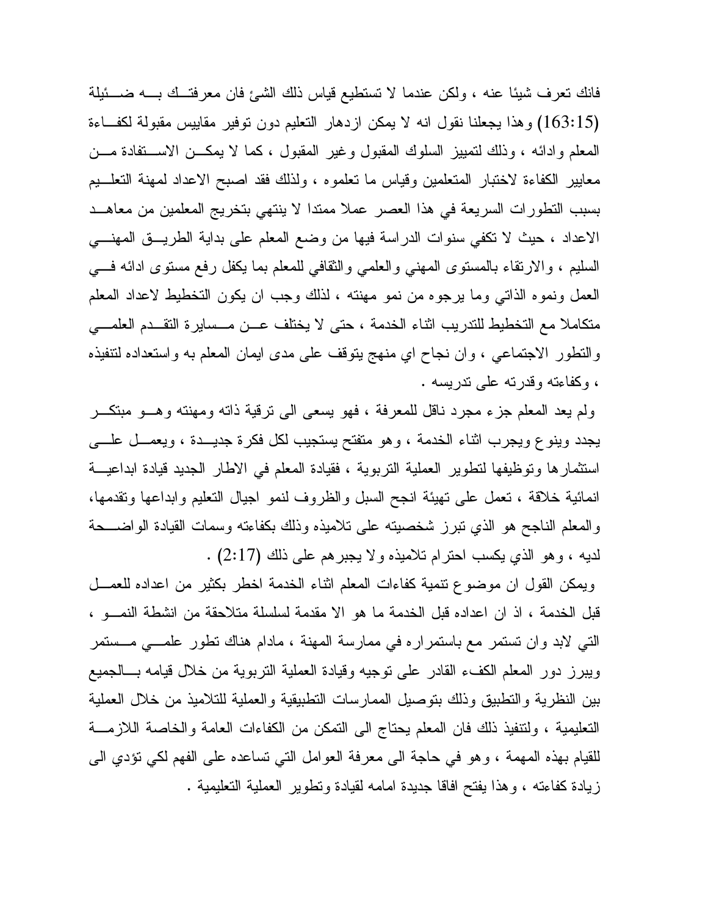فانك تعرف شيئا عنه ، ولكن عندما لا تستطيع قياس ذلك الشئ فان معرفتك به ضئيلة (163:15) وهذا يجعلنا نقول انه لا يمكن ازدهار التعليم دون توفير مقاييس مقبولة لكفاءة المعلم وادائه ، وذلك لتمييز السلوك المقبول وغير المقبول ، كما لا يمكن الاستفادة من معايير الكفاءة لاختبار المتعلمين وقياس ما تعلموه ، ولذلك فقد اصبح الاعداد لمهنة التعليم بسبب التطورات السريعة في هذا العصر عملا ممتدا لا ينتهي بتخريج المعلمين من معاهد الاعداد ، حيث لا تكفي سنوات الدراسة فيها من وضع المعلم على بداية الطريق المهني السليم ، والارتقاء بالمستوى المهني والعلمي والثقافي للمعلم بما يكفل رفع مستوى ادائه في العمل ونموه الذاتي وما يرجوه من نمو مهنته ، لذلك وجب ان يكون التخطيط لاعداد المعلم متكاملا مع التخطيط للتدريب اثناء الخدمة ، حتى لا يختلف عن مسايرة التقدم العلمي والتطور الاجتماعي ، وان نجاح اي منهج يتوقف على مدى ايمان المعلم به واستعداده لتنفيذه ، وكفاءته وقدرته على تدريسه .

ولم يعد المعلم جزء مجرد ناقل للمعرفة ، فهو يسعى الى ترقية ذاته ومهنته وهو مبتكر يجدد وينوع ويجرب اثناء الخدمة ، وهو متفتح يستجيب لكل فكرة جديدة ، ويعمل على استثمارها وتوظيفها لتطوير العملية التربوية ، فقيادة المعلم في الاطار الجديد قيادة ابداعية انمائية خلاقة ، تعمل على تهيئة انجح السبل والظروف لنمو اجيال التعليم وابداعها وتقدمها، والمعلم الناجح هو الذي تبرز شخصيته على تلاميذه وذلك بكفاءته وسمات القيادة الواضحة لديه ، وهو الذي يكسب احترام تلاميذه ولا يجبرهم على ذلك (2:17) .

ويمكن القول ان موضوع تنمية كفاءات المعلم اثناء الخدمة اخطر بكثير من اعداده للعمل قبل الخدمة ، اذ ان اعداده قبل الخدمة ما هو الا مقدمة لسلسلة متلاحقة من انشطة النمو ، التي لابد وان تستمر مع باستمراره في ممارسة المهنة ، مادام هناك تطور علمي مستمر ويبرز دور المعلم الكفء القادر على توجيه وقيادة العملية التربوية من خلال قيامه بالجميع بين النظرية والتطبيق وذلك بتوصيل الممارسات التطبيقية والعملية للتلاميذ من خلال العملية التعليمية ، ولتنفيذ ذلك فان المعلم يحتاج الى التمكن من الكفاءات العامة والخاصة اللازمة للقيام بهذه المهمة ، وهو في حاجة الى معرفة العوامل التي تساعده على الفهم لكي تؤدي الى زيادة كفاءته ، وهذا يفتح افاقا جديدة امامه لقيادة وتطوير العملية التعليمية .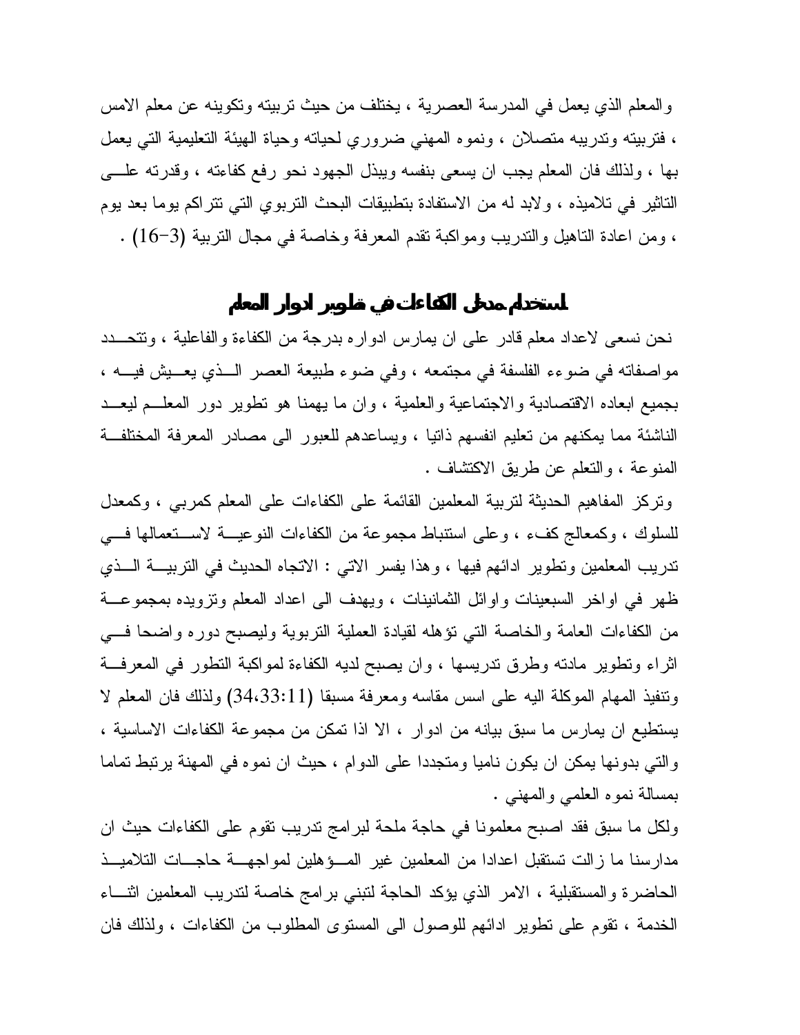والمعلم الذي يعمل في المدرسة العصرية ، يختلف من حيث تربيته وتكوينه عن معلم الامس ، فتربيته وتدريبه متصلان ، ونموه المهني ضروري لحياته وحياة الهيئة التعليمية التي يعمل بها ، ولذلك فان المعلم يجب ان يسعى بنفسه ويبذل الجهود نحو رفع كفاءته ، وقدرته على التاثير في تلاميذه ، ولابد له من الاستفادة بتطبيقات البحث التربوي التي تتراكم يوما بعد يوم ، ومن اعادة التاهيل والتدريب ومواكبة تقدم المعرفة وخاصة في مجال التربية (3-16) .

## استخدام مدخل الكفاءات في تطوير ادوار المعلم

نحن نسعى لاعداد معلم قادر على ان يمارس ادواره بدرجة من الكفاءة والفاعلية ، وتتحدد مواصفاته في ضوء الفلسفة في مجتمعه ، وفي ضوء طبيعة العصر الذي يعيش فيه ، بجميع ابعاده الاقتصادية والاجتماعية والعلمية ، وان ما يهمنا هو تطوير دور المعلم ليعد الناشئة مما يمكنهم من تعليم انفسهم ذاتيا ، ويساعدهم للعبور الى مصادر المعرفة المختلفة المنوعة ، والتعلم عن طريق الاكتشاف .

وتركز المفاهيم الحديثة لتربية المعلمين القائمة على الكفاءات على المعلم كمربي ، وكمعدل للسلوك ، وكمعالج كفء ، وعلى استنباط مجموعة من الكفاءات النوعية لاستعمالها في تدريب المعلمين وتطوير ادائهم فيها ، وهذا يفسر الاتي : الاتجاه الحديث في التربية الذي ظهر في اواخر السبعينات واوائل الثمانينات ، ويهدف الى اعداد المعلم وتزويده بمجموعة من الكفاءات العامة والخاصة التي تؤهله لقيادة العملية التربوية وليصبح دوره واضحا في اثراء وتطوير مادته وطرق تدريسها ، وان يصبح لديه الكفاءة لمواكبة التطور في المعرفة وتنفيذ المهام الموكلة اليه على اسس مقاسه ومعرفة مسبقا (11:33،34) ولذلك فان المعلم لا يستطيع ان يمارس ما سبق بيانه من ادوار ، الا اذا تمكن من مجموعة الكفاءات الاساسية ، والتي بدونها يمكن ان يكون ناميا ومتجددا على الدوام ، حيث ان نموه في المهنة يرتبط تماما بمسالة نموه العلمي والمهني .

ولكل ما سبق فقد اصبح معلمونا في حاجة ملحة لبرامج تدريب تقوم على الكفاءات حيث ان مدارسنا ما زالت تستقبل اعدادا من المعلمين غير المؤهلين لمواجهة حاجات التلاميذ الحاضرة والمستقبلية ، الامر الذي يؤكد الحاجة لتبني برامج خاصة لتدريب المعلمين اثناء الخدمة ، تقوم على تطوير ادائهم للوصول الى المستوى المطلوب من الكفاءات ، ولذلك فان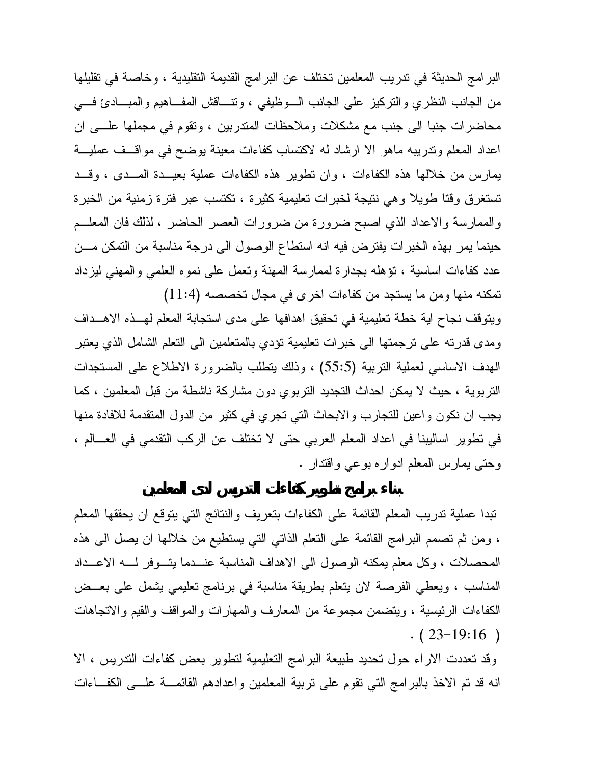البرامج الحديثة في تدريب المعلمين تختلف عن البرامج القديمة التقليدية ، وخاصة في تقليلها من الجانب النظري والتركيز على الجانب الوظيفي ، وتناقش المفاهيم والمبادئ في محاضرات جنبا الى جنب مع مشكلات وملاحظات المتدربين ، وتقوم في مجملها على ان اعداد المعلم وتدريبه ماهو الا ارشاد له لاكتساب كفاءات معينة يوضح في مواقف عملية يمارس من خلالها هذه الكفاءات ، وان تطوير هذه الكفاءات عملية بعيدة المدى ، وقد تستغرق وقتا طويلا وهي نتيجة لخبرات تعليمية كثيرة ، تكتسب عبر فترة زمنية من الخبرة والممارسة والاعداد الذي اصبح ضرورة من ضرورات العصر الحاضر ، لذلك فان المعلم حينما يمر بهذه الخبرات يفترض فيه انه استطاع الوصول الى درجة مناسبة من التمكن من عدد كفاءات اساسية ، تؤهله بجدارة لممارسة المهنة وتعمل على نموه العلمي والمهني ليزداد تمكنه منها ومن ما يستجد من كفاءات اخرى في مجال تخصصه (11:4)

ويتوقف نجاح اية خطة تعليمية في تحقيق اهدافها على مدى استجابة المعلم لهذه الاهداف ومدى قدرته على ترجمتها الى خبرات تعليمية تؤدي بالمتعلمين الى التعلم الشامل الذي يعتبر الهدف الاساسي لعملية التربية (55:5) ، وذلك يتطلب بالضرورة الاطلاع على المستجدات التربوية ، حيث لا يمكن احداث التجديد التربوي دون مشاركة ناشطة من قبل المعلمين ، كما يجب ان نكون واعين للتجارب والابحاث التي تجري في كثير من الدول المتقدمة للافادة منها في تطوير اساليبنا في اعداد المعلم العربي حتى لا تختلف عن الركب التقدمي في العالم ، وحتى يمارس المعلم ادواره بوعي واقتدار .

## بناء برامج تطوير كفاءات التدريس لدى المعلمين

تبدا عملية تدريب المعلم القائمة على الكفاءات بتعريف والنتائج التي يتوقع ان يحققها المعلم ، ومن ثم تصمم البرامج القائمة على التعلم الذاتي التي يستطيع من خلالها ان يصل الى هذه المحصلات ، وكل معلم يمكنه الوصول الى الاهداف المناسبة عندما يتوفر له الاعداد المناسب ، ويعطي الفرصة لان يتعلم بطريقة مناسبة في برنامج تعليمي يشمل على بعض الكفاءات الرئيسية ، ويتضمن مجموعة من المعارف والمهارات والمواقف والقيم والاتجاهات . ( 23-19:16 )

وقد تعددت الاراء حول تحديد طبيعة البرامج التعليمية لتطوير بعض كفاءات التدريس ، الا انه قد تم الاخذ بالبرامج التي تقوم على تربية المعلمين واعدادهم القائمة على الكفاءات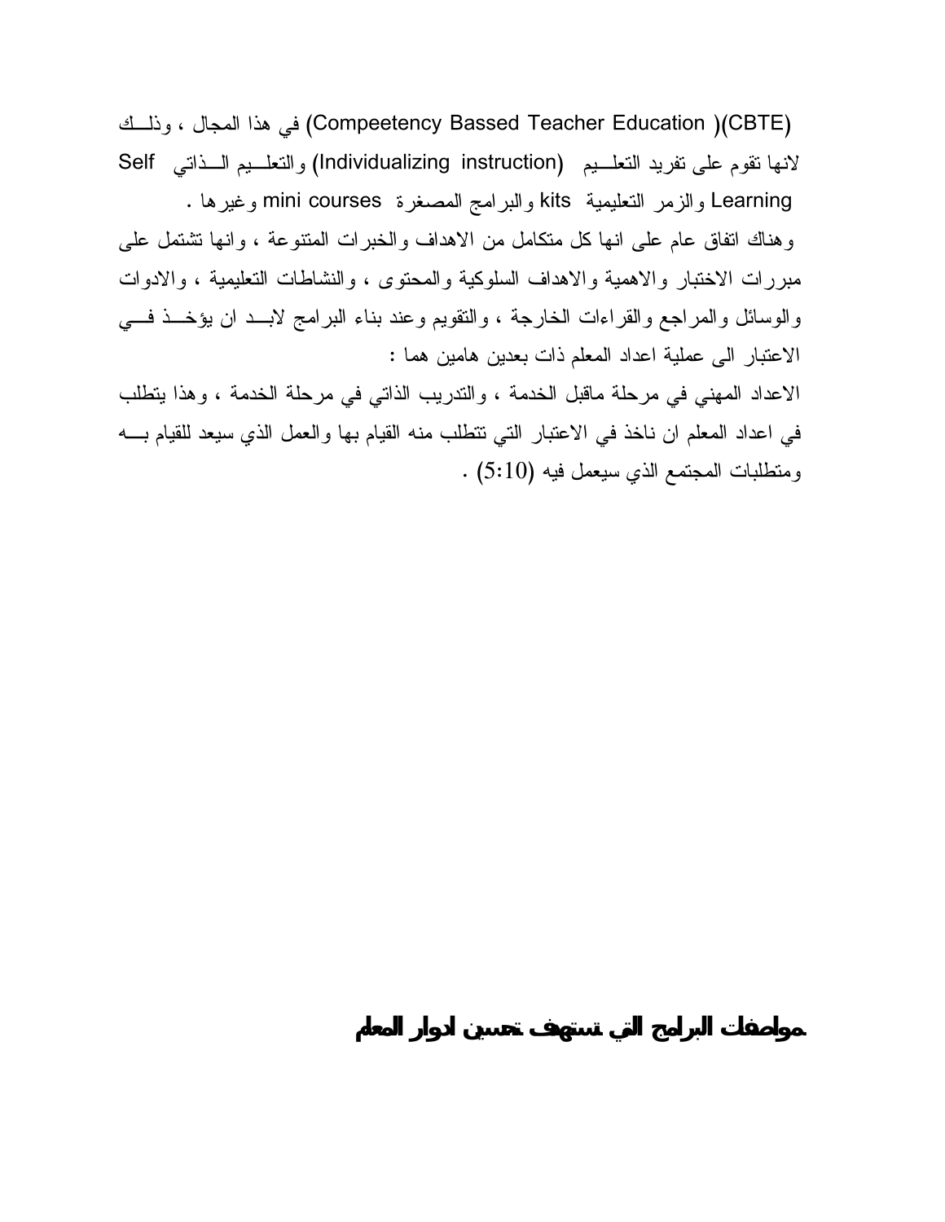(CBTE)(Compeetency Bassed Teacher Education) في هذا المجال ، وذلك لانها تقوم على تفريد التعليم (Individualizing instruction) والتعليم الذاتي Self Learning والزمر التعليمية kits والبرامج المصغرة mini courses وغيرها .

وهناك اتفاق عام على انها كل متكامل من الاهداف والخبرات المتنوعة ، وانها تشتمل على مبررات الاختبار والاهمية والاهداف السلوكية والمحتوى ، والنشاطات التعليمية ، والادوات والوسائل والمراجع والقراءات الخارجة ، والتقويم وعند بناء البرامج لابد ان يؤخذ في الاعتبار الى عملية اعداد المعلم ذات بعدين هامين هما :

الاعداد المهني في مرحلة ماقبل الخدمة ، والتدريب الذاتي في مرحلة الخدمة ، وهذا يتطلب في اعداد المعلم ان ناخذ في الاعتبار التي تتطلب منه القيام بها والعمل الذي سيعد للقيام به ومتطلبات المجتمع الذي سيعمل فيه (5:10) .

## مواصفات البرامج التي تستهدف تحسين ادوار المعلم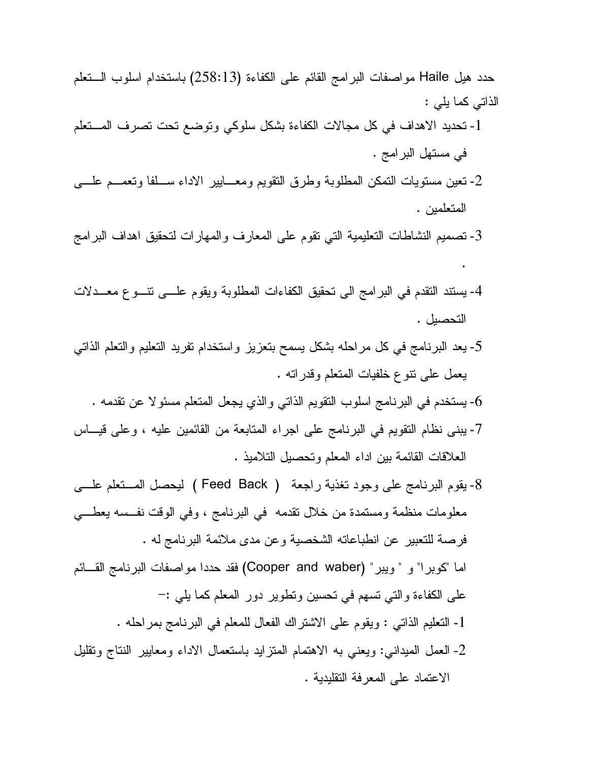حدد هيل Haile مواصفات البرامج القائم على الكفاءة (258:13) باستخدام اسلوب الـتعلم الذاتي كما يلي :

1- تحديد الاهداف في كل مجالات الكفاءة بشكل سلوكي وتوضع تحت تصرف المـتعلم في مستهل البرامج .

2- تعين مستويات التمكن المطلوبة وطرق التقويم ومعـايير الاداء سـلفا وتعمـم علـى المتعلمين .

3- تصميم النشاطات التعليمية التي تقوم على المعارف والمهارات لتحقيق اهداف البرامج .

4- يستند التقدم في البرامج الى تحقيق الكفاءات المطلوبة ويقوم علـى تنـوع معـدلات التحصيل .

5- يعد البرنامج في كل مراحله بشكل يسمح بتعزيز واستخدام تفريد التعليم والتعلم الذاتي يعمل على تنوع خلفيات المتعلم وقدراته .

6- يستخدم في البرنامج اسلوب التقويم الذاتي والذي يجعل المتعلم مسئولا عن تقدمه .

7- يبنى نظام التقويم في البرنامج على اجراء المتابعة من القائمين عليه ، وعلى قيـاس العلاقات القائمة بين اداء المعلم وتحصيل التلاميذ .

8- يقوم البرنامج على وجود تغذية راجعة ( Feed Back ) ليحصل المـتعلم علـى معلومات منظمة ومستمدة من خلال تقدمه في البرنامج ، وفي الوقت نفـسه يعطـي فرصة للتعبير عن انطباعاته الشخصية وعن مدى ملائمة البرنامج له .

اما "كوبرا" و " ويبر" (Cooper and waber) فقد حددا مواصفات البرنامج القـائم على الكفاءة والتي تسهم في تحسين وتطوير دور المعلم كما يلي :-

1- التعليم الذاتي : ويقوم على الاشتراك الفعال للمعلم في البرنامج بمراحله .

2- العمل الميداني: ويعني به الاهتمام المتزايد باستعمال الاداء ومعايير النتاج وتقليل الاعتماد على المعرفة التقليدية .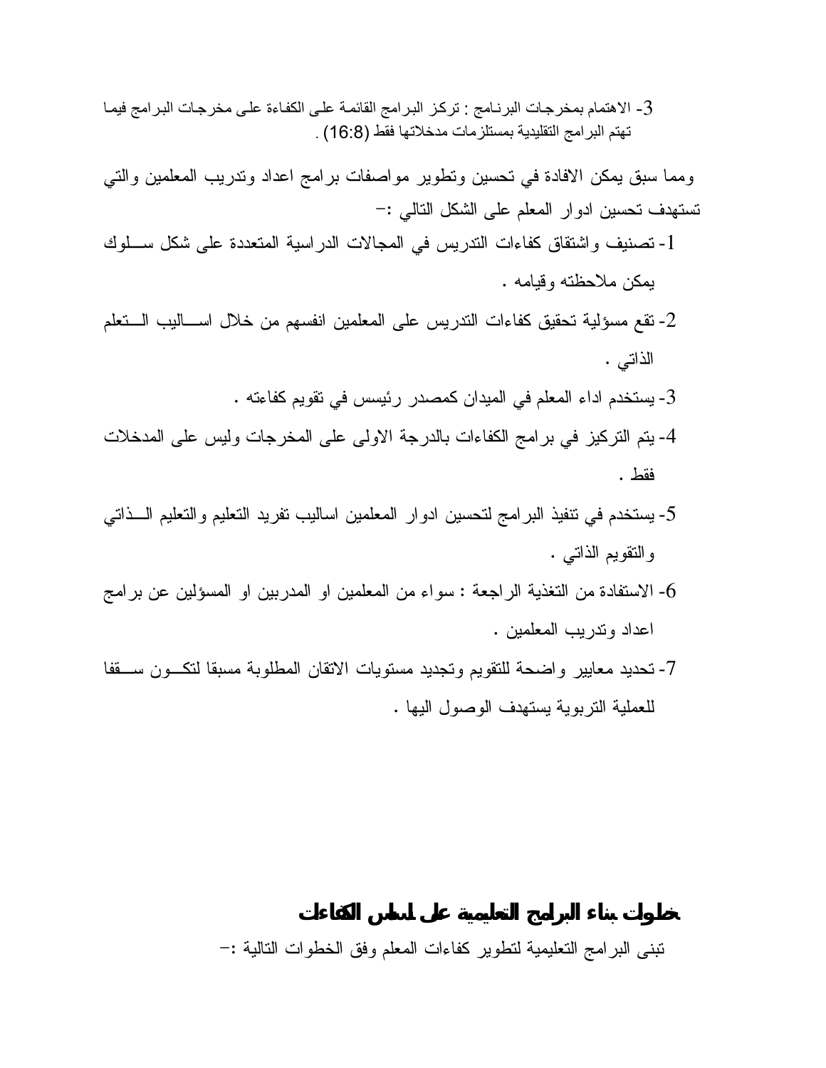3- الاهتمام بمخرجات البرنـامج : تركز البرامج القائمة على الكفاءة على مخرجات البرامج فيما تهتم البرامج التقليدية بمستلزمات مدخلاتها فقط (16:8) .

ومما سبق يمكن الافادة في تحسين وتطوير مواصفات برامج اعداد وتدريب المعلمين والتي تستهدف تحسين ادوار المعلم على الشكل التالي :-

1- تصنيف واشتقاق كفاءات التدريس في المجالات الدراسية المتعددة على شكل ســلوك يمكن ملاحظته وقيامه .

2- تقع مسؤلية تحقيق كفاءات التدريس على المعلمين انفسهم من خلال اســاليب الــتعلم الذاتي .

3- يستخدم اداء المعلم في الميدان كمصدر رئيسس في تقويم كفاءته .

4- يتم التركيز في برامج الكفاءات بالدرجة الاولى على المخرجات وليس على المدخلات فقط .

5- يستخدم في تنفيذ البرامج لتحسين ادوار المعلمين اساليب تفريد التعليم والتعليم الــذاتي والتقويم الذاتي .

6- الاستفادة من التغذية الراجعة : سواء من المعلمين او المدربين او المسؤلين عن برامج اعداد وتدريب المعلمين .

7- تحديد معايير واضحة للتقويم وتجديد مستويات الاتقان المطلوبة مسبقا لتكــون ســقفا للعملية التربوية يستهدف الوصول اليها .

## خطوات بناء البرامج التعليمية على اساس الكفاءات

تبنى البرامج التعليمية لتطوير كفاءات المعلم وفق الخطوات التالية :-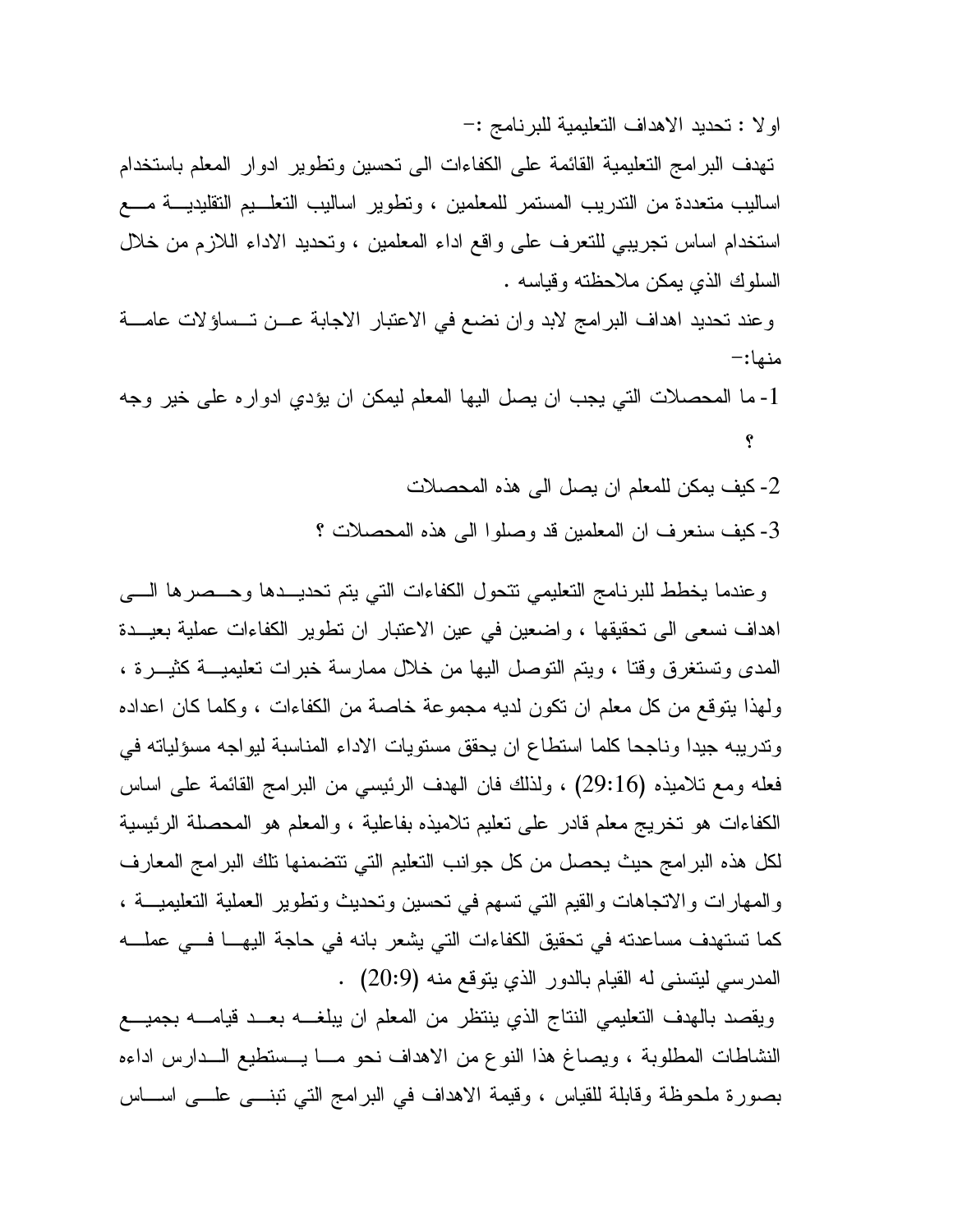اولا : تحديد الاهداف التعليمية للبرنامج :-

تهدف البرامج التعليمية القائمة على الكفاءات الى تحسين وتطوير ادوار المعلم باستخدام اساليب متعددة من التدريب المستمر للمعلمين ، وتطوير اساليب التعليم التقليدية مع استخدام اساس تجريبي للتعرف على واقع اداء المعلمين ، وتحديد الاداء اللازم من خلال السلوك الذي يمكن ملاحظته وقياسه .

وعند تحديد اهداف البرامج لابد وان نضع في الاعتبار الاجابة عن تساؤلات عامة منها:-

1- ما المحصلات التي يجب ان يصل اليها المعلم ليمكن ان يؤدي ادواره على خير وجه ؟

2- كيف يمكن للمعلم ان يصل الى هذه المحصلات

3- كيف سنعرف ان المعلمين قد وصلوا الى هذه المحصلات ؟

وعندما يخطط للبرنامج التعليمي تتحول الكفاءات التي يتم تحديدها وحصرها الى اهداف نسعى الى تحقيقها ، واضعين في عين الاعتبار ان تطوير الكفاءات عملية بعيدة المدى وتستغرق وقتا ، ويتم التوصل اليها من خلال ممارسة خبرات تعليمية كثيرة ، ولهذا يتوقع من كل معلم ان تكون لديه مجموعة خاصة من الكفاءات ، وكلما كان اعداده وتدريبه جيدا وناجحا كلما استطاع ان يحقق مستويات الاداء المناسبة ليواجه مسؤلياته في فعله ومع تلاميذه (29:16) ، ولذلك فان الهدف الرئيسي من البرامج القائمة على اساس الكفاءات هو تخريج معلم قادر على تعليم تلاميذه بفاعلية ، والمعلم هو المحصلة الرئيسية لكل هذه البرامج حيث يحصل من كل جوانب التعليم التي تتضمنها تلك البرامج المعارف والمهارات والاتجاهات والقيم التي تسهم في تحسين وتحديث وتطوير العملية التعليمية ، كما تستهدف مساعدته في تحقيق الكفاءات التي يشعر بانه في حاجة اليها في عمله المدرسي ليتسنى له القيام بالدور الذي يتوقع منه (20:9) .

ويقصد بالهدف التعليمي النتاج الذي ينتظر من المعلم ان يبلغه بعد قيامه بجميع النشاطات المطلوبة ، ويصاغ هذا النوع من الاهداف نحو ما يستطيع الدارس اداءه بصورة ملحوظة وقابلة للقياس ، وقيمة الاهداف في البرامج التي تبنى على اساس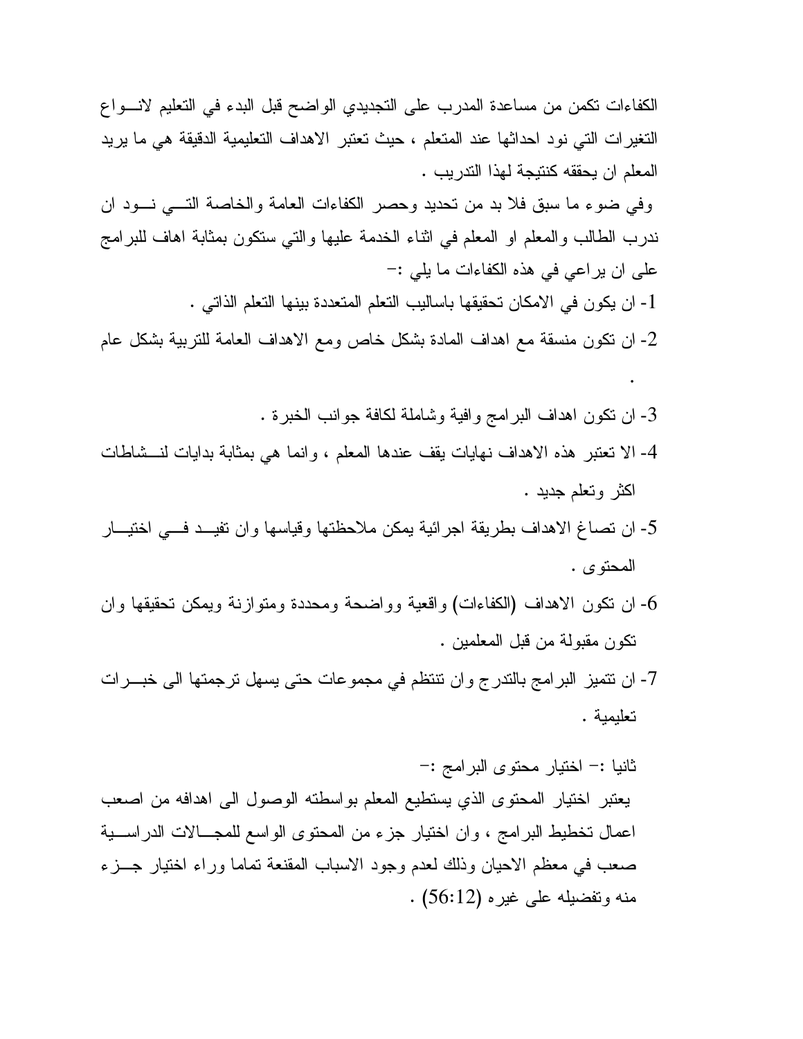الكفاءات تكمن من مساعدة المدرب على التجديدي الواضح قبل البدء في التعليم لانواع التغيرات التي نود احداثها عند المتعلم ، حيث تعتبر الاهداف التعليمية الدقيقة هي ما يريد المعلم ان يحققه كنتيجة لهذا التدريب .

وفي ضوء ما سبق فلا بد من تحديد وحصر الكفاءات العامة والخاصة التي نود ان ندرب الطالب والمعلم او المعلم في اثناء الخدمة عليها والتي ستكون بمثابة اهاف للبرامج على ان يراعي في هذه الكفاءات ما يلي :-

1- ان يكون في الامكان تحقيقها باساليب التعلم المتعددة بينها التعلم الذاتي .

2- ان تكون منسقة مع اهداف المادة بشكل خاص ومع الاهداف العامة للتربية بشكل عام .

3- ان تكون اهداف البرامج وافية وشاملة لكافة جوانب الخبرة .

4- الا تعتبر هذه الاهداف نهايات يقف عندها المعلم ، وانما هي بمثابة بدايات لنشاطات اكثر وتعلم جديد .

5- ان تصاغ الاهداف بطريقة اجرائية يمكن ملاحظتها وقياسها وان تفيد في اختيار المحتوى .

6- ان تكون الاهداف (الكفاءات) واقعية وواضحة ومحددة ومتوازنة ويمكن تحقيقها وان تكون مقبولة من قبل المعلمين .

7- ان تتميز البرامج بالتدرج وان تنتظم في مجموعات حتى يسهل ترجمتها الى خبرات تعليمية .

ثانيا :- اختيار محتوى البرامج :-

يعتبر اختيار المحتوى الذي يستطيع المعلم بواسطته الوصول الى اهدافه من اصعب اعمال تخطيط البرامج ، وان اختيار جزء من المحتوى الواسع للمجالات الدراسية صعب في معظم الاحيان وذلك لعدم وجود الاسباب المقنعة تماما وراء اختيار جزء منه وتفضيله على غيره (56:12) .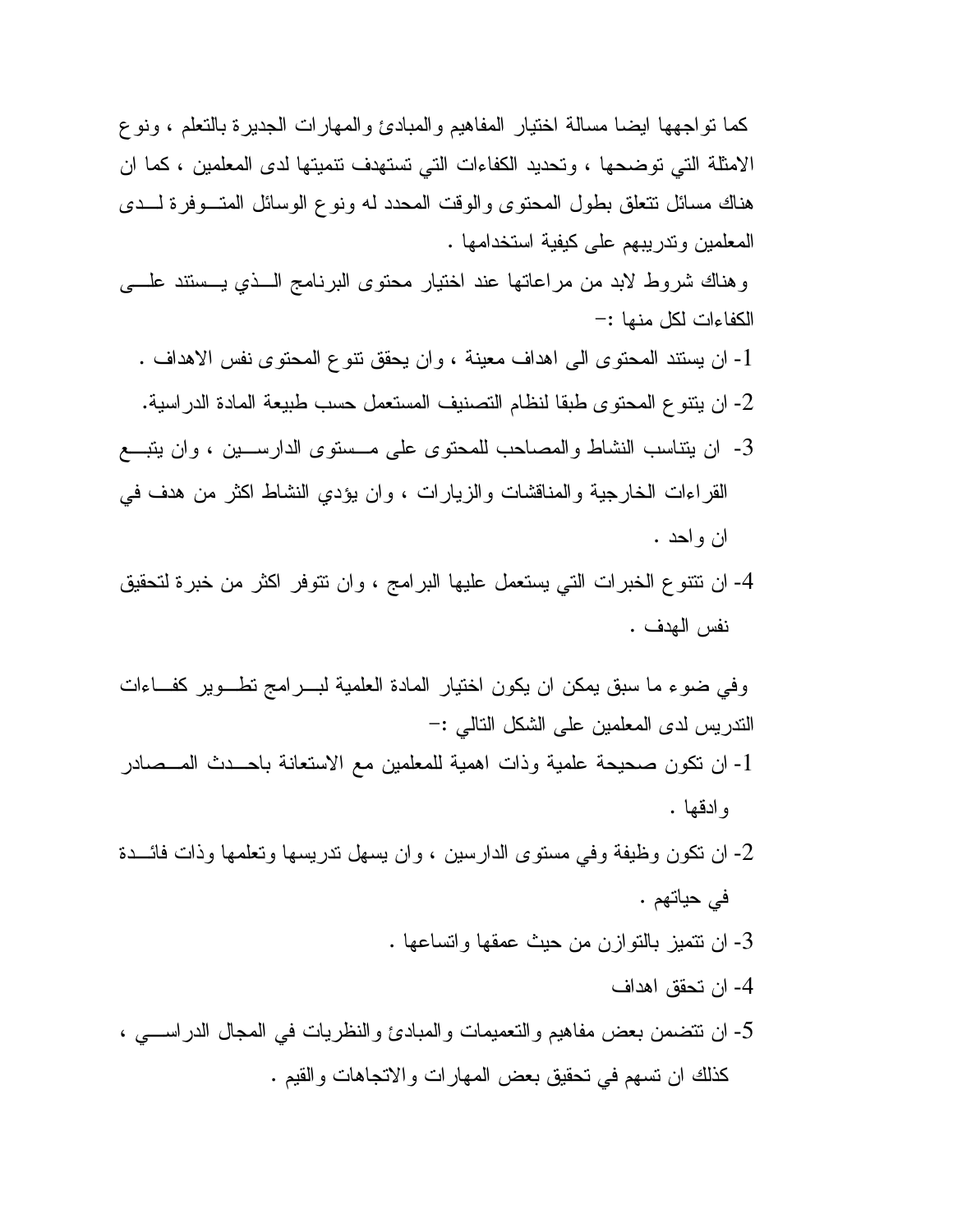كما تواجهها ايضا مسالة اختيار المفاهيم والمبادئ والمهارات الجديرة بالتعلم ، ونوع الامثلة التي توضحها ، وتحديد الكفاءات التي تستهدف تنميتها لدى المعلمين ، كما ان هناك مسائل تتعلق بطول المحتوى والوقت المحدد له ونوع الوسائل المتوفرة لدى المعلمين وتدريبهم على كيفية استخدامها .

وهناك شروط لابد من مراعاتها عند اختيار محتوى البرنامج الذي يستند على الكفاءات لكل منها :-

1- ان يستند المحتوى الى اهداف معينة ، وان يحقق تنوع المحتوى نفس الاهداف .
2- ان يتنوع المحتوى طبقا لنظام التصنيف المستعمل حسب طبيعة المادة الدراسية.
3- ان يتناسب النشاط والمصاحب للمحتوى على مستوى الدارسين ، وان يتبع القراءات الخارجية والمناقشات والزيارات ، وان يؤدي النشاط اكثر من هدف في ان واحد .
4- ان تتنوع الخبرات التي يستعمل عليها البرامج ، وان تتوفر اكثر من خبرة لتحقيق نفس الهدف .

وفي ضوء ما سبق يمكن ان يكون اختيار المادة العلمية لبرامج تطوير كفاءات التدريس لدى المعلمين على الشكل التالي :-

1- ان تكون صحيحة علمية وذات اهمية للمعلمين مع الاستعانة باحدث المصادر وادقها .
2- ان تكون وظيفة وفي مستوى الدارسين ، وان يسهل تدريسها وتعلمها وذات فائدة في حياتهم .
3- ان تتميز بالتوازن من حيث عمقها واتساعها .
4- ان تحقق اهداف
5- ان تتضمن بعض مفاهيم والتعميمات والمبادئ والنظريات في المجال الدراسي ، كذلك ان تسهم في تحقيق بعض المهارات والاتجاهات والقيم .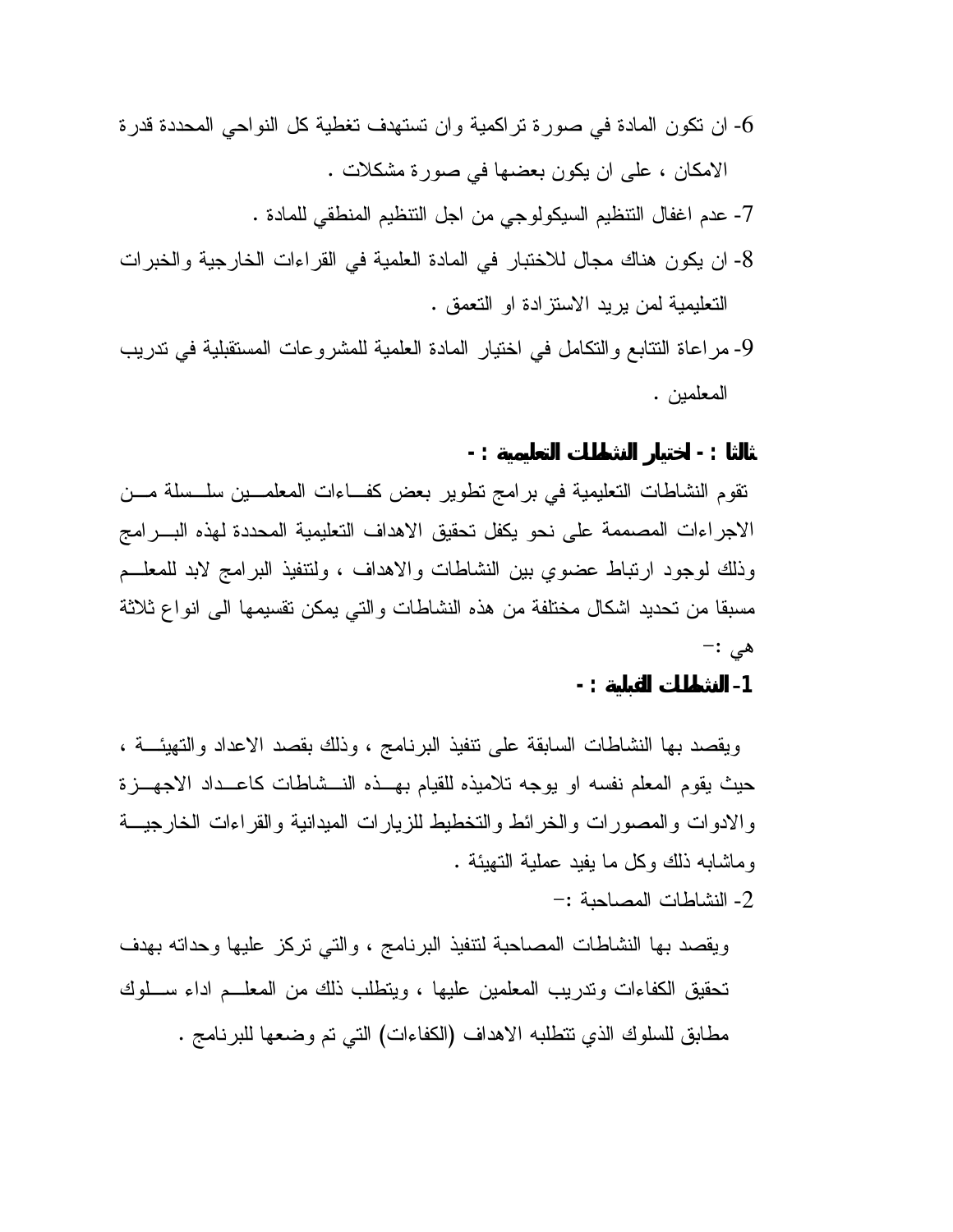6- ان تكون المادة في صورة تراكمية وان تستهدف تغطية كل النواحي المحددة قدرة الامكان ، على ان يكون بعضها في صورة مشكلات .

7- عدم اغفال التنظيم السيكولوجي من اجل التنظيم المنطقي للمادة .

8- ان يكون هناك مجال للاختبار في المادة العلمية في القراءات الخارجية والخبرات التعليمية لمن يريد الاستزادة او التعمق .

9- مراعاة التتابع والتكامل في اختيار المادة العلمية للمشروعات المستقبلية في تدريب المعلمين .

**ثالثا : - اختيار النشاطات التعليمية : -**

تقوم النشاطات التعليمية في برامج تطوير بعض كفاءات المعلمين سلسلة من الاجراءات المصممة على نحو يكفل تحقيق الاهداف التعليمية المحددة لهذه البرامج وذلك لوجود ارتباط عضوي بين النشاطات والاهداف ، ولتنفيذ البرامج لابد للمعلم مسبقا من تحديد اشكال مختلفة من هذه النشاطات والتي يمكن تقسيمها الى انواع ثلاثة هي :-

**1- النشاطات القبلية : -**

ويقصد بها النشاطات السابقة على تنفيذ البرنامج ، وذلك بقصد الاعداد والتهيئة ، حيث يقوم المعلم نفسه او يوجه تلاميذه للقيام بهذه النشاطات كاعداد الاجهزة والادوات والمصورات والخرائط والتخطيط للزيارات الميدانية والقراءات الخارجية وماشابه ذلك وكل ما يفيد عملية التهيئة .

2- النشاطات المصاحبة :-

ويقصد بها النشاطات المصاحبة لتنفيذ البرنامج ، والتي تركز عليها وحداته بهدف تحقيق الكفاءات وتدريب المعلمين عليها ، ويتطلب ذلك من المعلم اداء سلوك مطابق للسلوك الذي تتطلبه الاهداف (الكفاءات) التي تم وضعها للبرنامج .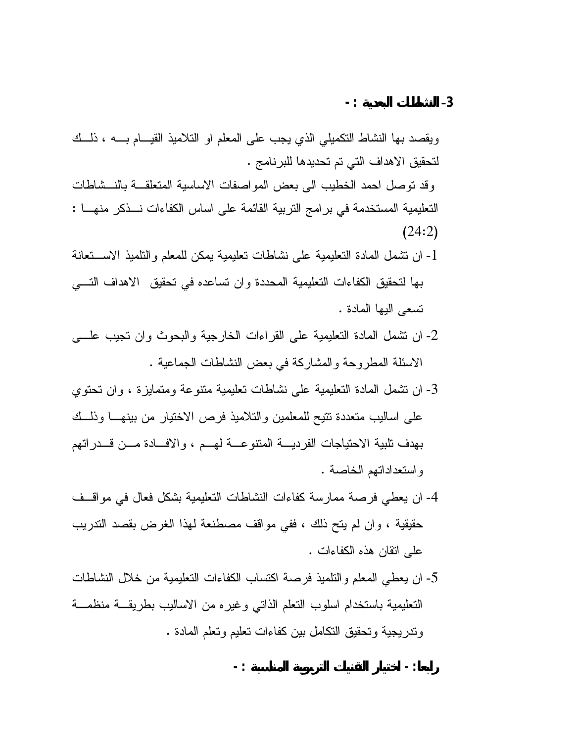**3- النشاطات البعدية : -**

ويقصد بها النشاط التكميلي الذي يجب على المعلم او التلاميذ القيام به ، ذلك لتحقيق الاهداف التي تم تحديدها للبرنامج .

وقد توصل احمد الخطيب الى بعض المواصفات الاساسية المتعلقة بالنشاطات التعليمية المستخدمة في برامج التربية القائمة على اساس الكفاءات نذكر منها : (24:2)

1- ان تشمل المادة التعليمية على نشاطات تعليمية يمكن للمعلم والتلميذ الاستعانة بها لتحقيق الكفاءات التعليمية المحددة وان تساعده في تحقيق الاهداف التي تسعى اليها المادة .

2- ان تشمل المادة التعليمية على القراءات الخارجية والبحوث وان تجيب على الاسئلة المطروحة والمشاركة في بعض النشاطات الجماعية .

3- ان تشمل المادة التعليمية على نشاطات تعليمية متنوعة ومتمايزة ، وان تحتوي على اساليب متعددة تتيح للمعلمين والتلاميذ فرص الاختيار من بينها وذلك بهدف تلبية الاحتياجات الفردية المتنوعة لهم ، والافادة من قدراتهم واستعداداتهم الخاصة .

4- ان يعطي فرصة ممارسة كفاءات النشاطات التعليمية بشكل فعال في مواقف حقيقية ، وان لم يتح ذلك ، ففي مواقف مصطنعة لهذا الغرض بقصد التدريب على اتقان هذه الكفاءات .

5- ان يعطي المعلم والتلميذ فرصة اكتساب الكفاءات التعليمية من خلال النشاطات التعليمية باستخدام اسلوب التعلم الذاتي وغيره من الاساليب بطريقة منظمة وتدريجية وتحقيق التكامل بين كفاءات تعليم وتعلم المادة .

**رابعا: - اختيار التقنيات التربوية المناسبة : -**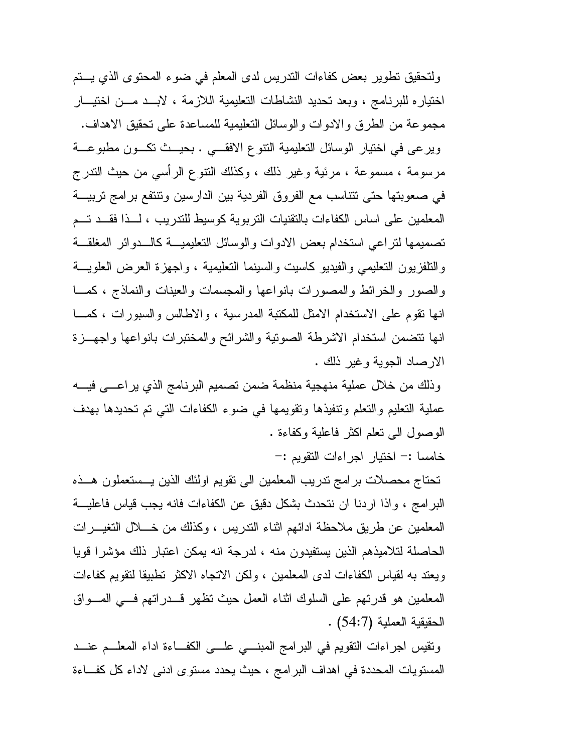ولتحقيق تطوير بعض كفاءات التدريس لدى المعلم في ضوء المحتوى الذي يتم اختياره للبرنامج ، وبعد تحديد النشاطات التعليمية اللازمة ، لابد من اختيار مجموعة من الطرق والادوات والوسائل التعليمية للمساعدة على تحقيق الاهداف.

ويرعى في اختيار الوسائل التعليمية التنوع الافقي . بحيث تكون مطبوعة مرسومة ، مسموعة ، مرئية وغير ذلك ، وكذلك التنوع الرأسي من حيث التدرج في صعوبتها حتى تتناسب مع الفروق الفردية بين الدارسين وتنتفع برامج تربية المعلمين على اساس الكفاءات بالتقنيات التربوية كوسيط للتدريب ، لذا فقد تم تصميمها لتراعي استخدام بعض الادوات والوسائل التعليمية كالدوائر المغلقة والتلفزيون التعليمي والفيديو كاسيت والسينما التعليمية ، واجهزة العرض العلوية والصور والخرائط والمصورات بانواعها والمجسمات والعينات والنماذج ، كما انها تقوم على الاستخدام الامثل للمكتبة المدرسية ، والاطالس والسبورات ، كما انها تتضمن استخدام الاشرطة الصوتية والشرائح والمختبرات بانواعها واجهزة الارصاد الجوية وغير ذلك .

وذلك من خلال عملية منهجية منظمة ضمن تصميم البرنامج الذي يراعى فيه عملية التعليم والتعلم وتنفيذها وتقويمها في ضوء الكفاءات التي تم تحديدها بهدف الوصول الى تعلم اكثر فاعلية وكفاءة .

خامسا :- اختيار اجراءات التقويم :-

تحتاج محصلات برامج تدريب المعلمين الى تقويم اولئك الذين يستعملون هذه البرامج ، واذا اردنا ان نتحدث بشكل دقيق عن الكفاءات فانه يجب قياس فاعلية المعلمين عن طريق ملاحظة ادائهم اثناء التدريس ، وكذلك من خلال التغيرات الحاصلة لتلاميذهم الذين يستفيدون منه ، لدرجة انه يمكن اعتبار ذلك مؤشرا قويا ويعتد به لقياس الكفاءات لدى المعلمين ، ولكن الاتجاه الاكثر تطبيقا لتقويم كفاءات المعلمين هو قدرتهم على السلوك اثناء العمل حيث تظهر قدراتهم في المواق الحقيقية العملية (54:7) .

وتقيس اجراءات التقويم في البرامج المبني على الكفاءة اداء المعلم عند المستويات المحددة في اهداف البرامج ، حيث يحدد مستوى ادنى لاداء كل كفاءة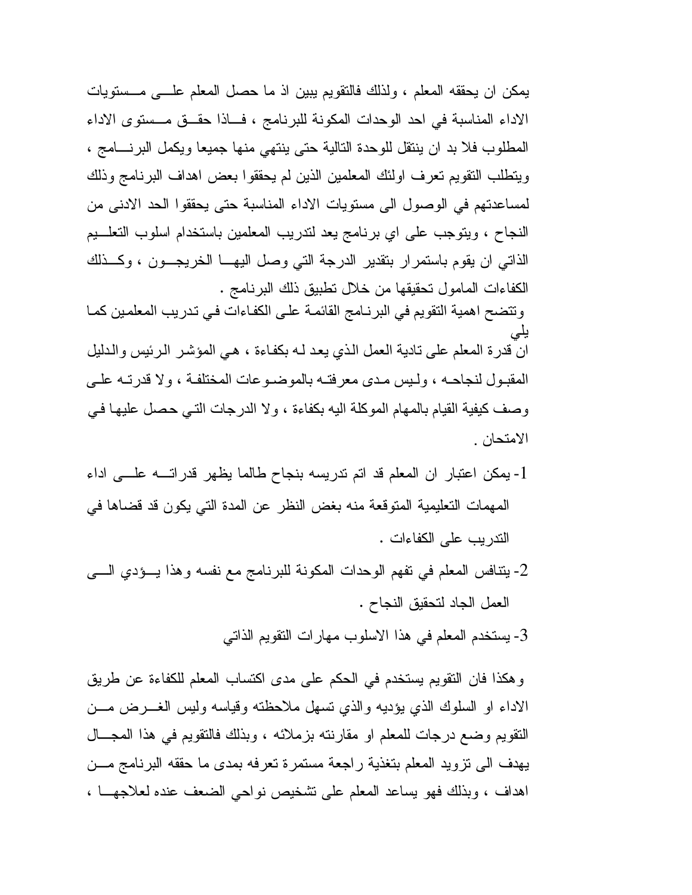يمكن ان يحققه المعلم ، ولذلك فالتقويم يبين اذ ما حصل المعلم على مستويات الاداء المناسبة في احد الوحدات المكونة للبرنامج ، فاذا حقق مستوى الاداء المطلوب فلا بد ان ينتقل للوحدة التالية حتى ينتهي منها جميعا ويكمل البرنامج ، ويتطلب التقويم تعرف اولئك المعلمين الذين لم يحققوا بعض اهداف البرنامج وذلك لمساعدتهم في الوصول الى مستويات الاداء المناسبة حتى يحققوا الحد الادنى من النجاح ، ويتوجب على اي برنامج يعد لتدريب المعلمين باستخدام اسلوب التعليم الذاتي ان يقوم باستمرار بتقدير الدرجة التي وصل اليها الخريجون ، وكذلك الكفاءات الماﻣول تحقيقها من خلال تطبيق ذلك البرنامج .

وتتضح اهمية التقويم في البرنامج القائمة على الكفاءات في تدريب المعلمين كما يلي

ان قدرة المعلم على تادية العمل الذي يعد له بكفاءة ، هي المؤشر الرئيس والدليل المقبول لنجاحه ، وليس مدى معرفته بالموضوعات المختلفة ، ولا قدرته على وصف كيفية القيام بالمهام الموكلة اليه بكفاءة ، ولا الدرجات التي حصل عليها في الامتحان .

1- يمكن اعتبار ان المعلم قد اتم تدريسه بنجاح طالما يظهر قدراته على اداء المهمات التعليمية المتوقعة منه بغض النظر عن المدة التي يكون قد قضاها في التدريب على الكفاءات .

2- يتنافس المعلم في تفهم الوحدات المكونة للبرنامج مع نفسه وهذا يؤدي الى العمل الجاد لتحقيق النجاح .

3- يستخدم المعلم في هذا الاسلوب مهارات التقويم الذاتي

وهكذا فان التقويم يستخدم في الحكم على مدى اكتساب المعلم للكفاءة عن طريق الاداء او السلوك الذي يؤديه والذي تسهل ملاحظته وقياسه وليس الغرض من التقويم وضع درجات للمعلم او مقارنته بزملائه ، وبذلك فالتقويم في هذا المجال يهدف الى تزويد المعلم بتغذية راجعة مستمرة تعرفه بمدى ما حققه البرنامج من اهداف ، وبذلك فهو يساعد المعلم على تشخيص نواحي الضعف عنده لعلاجها ،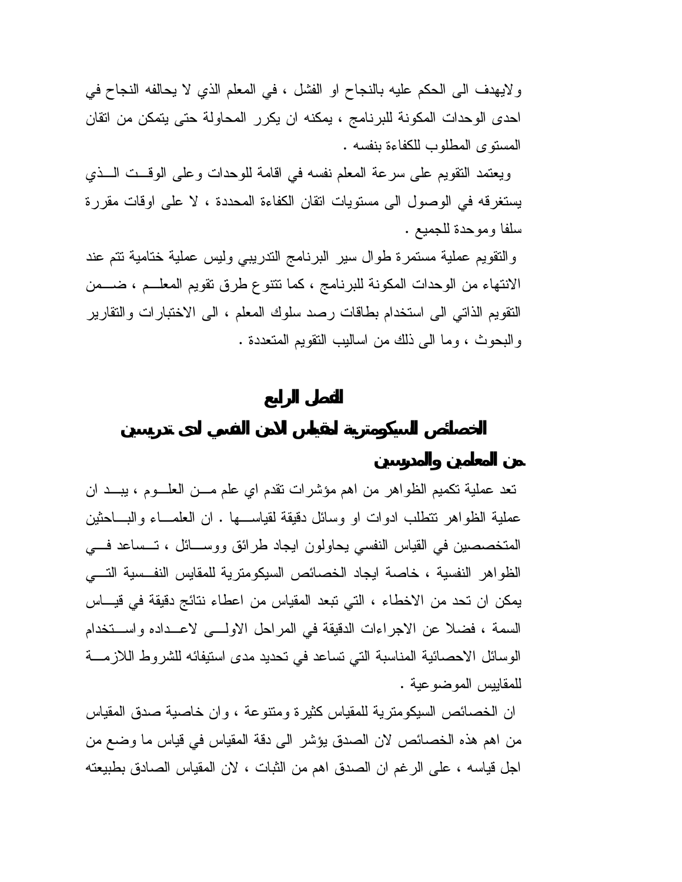ولايهدف الى الحكم عليه بالنجاح او الفشل ، في المعلم الذي لا يحالفه النجاح في احدى الوحدات المكونة للبرنامج ، يمكنه ان يكرر المحاولة حتى يتمكن من اتقان المستوى المطلوب للكفاءة بنفسه .

ويعتمد التقويم على سرعة المعلم نفسه في اقامة للوحدات وعلى الوقت الذي يستغرقه في الوصول الى مستويات اتقان الكفاءة المحددة ، لا على اوقات مقررة سلفا وموحدة للجميع .

والتقويم عملية مستمرة طوال سير البرنامج التدريبي وليس عملية ختامية تتم عند الانتهاء من الوحدات المكونة للبرنامج ، كما تتنوع طرق تقويم المعلم ، ضمن التقويم الذاتي الى استخدام بطاقات رصد سلوك المعلم ، الى الاختبارات والتقارير والبحوث ، وما الى ذلك من اساليب التقويم المتعددة .

# الفصل الرابع

## الخصائص السيكومترية لمقياس الامن النفسي لدى تدريسين من المعلمين والمدرسين

تعد عملية تكميم الظواهر من اهم مؤشرات تقدم اي علم من العلوم ، بيد ان عملية الظواهر تتطلب ادوات او وسائل دقيقة لقياسها . ان العلماء والباحثين المتخصصين في القياس النفسي يحاولون ايجاد طرائق ووسائل ، تساعد في الظواهر النفسية ، خاصة ايجاد الخصائص السيكومترية للمقايس النفسية التي يمكن ان تحد من الاخطاء ، التي تبعد المقياس من اعطاء نتائج دقيقة في قياس السمة ، فضلا عن الاجراءات الدقيقة في المراحل الاولى لاعداده واستخدام الوسائل الاحصائية المناسبة التي تساعد في تحديد مدى استيفائه للشروط اللازمة للمقاييس الموضوعية .

ان الخصائص السيكومترية للمقياس كثيرة ومتنوعة ، وان خاصية صدق المقياس من اهم هذه الخصائص لان الصدق يؤشر الى دقة المقياس في قياس ما وضع من اجل قياسه ، على الرغم ان الصدق اهم من الثبات ، لان المقياس الصادق بطبيعته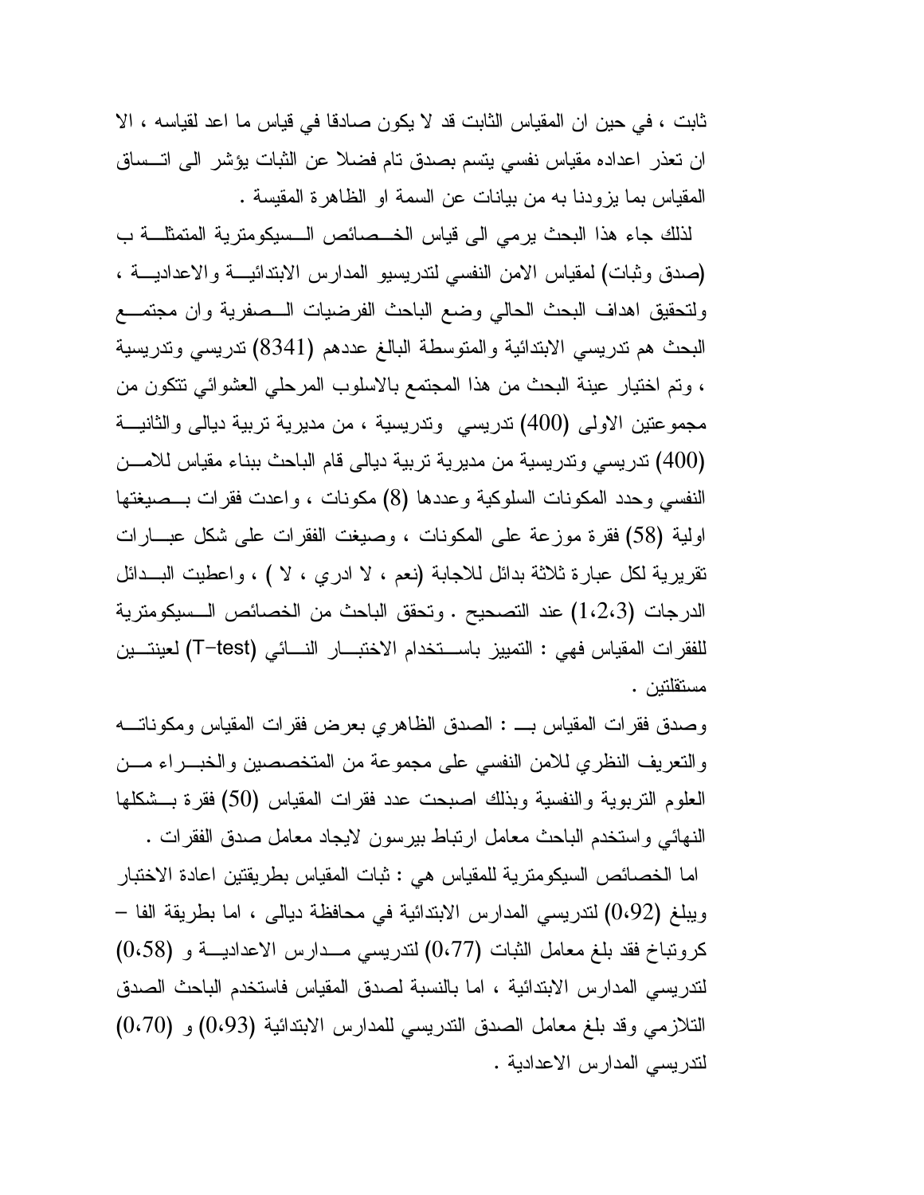ثابت ، في حين ان المقياس الثابت قد لا يكون صادقا في قياس ما اعد لقياسه ، الا ان تعذر اعداده مقياس نفسي يتسم بصدق تام فضلا عن الثبات يؤشر الى اتساق المقياس بما يزودنا به من بيانات عن السمة او الظاهرة المقيسة .

لذلك جاء هذا البحث يرمي الى قياس الخصائص السيكومترية المتمثلة ب (صدق وثبات) لمقياس الامن النفسي لتدريسيو المدارس الابتدائية والاعدادية ، ولتحقيق اهداف البحث الحالي وضع الباحث الفرضيات الصفرية وان مجتمع البحث هم تدريسي الابتدائية والمتوسطة البالغ عددهم (8341) تدريسي وتدريسية ، وتم اختيار عينة البحث من هذا المجتمع بالاسلوب المرحلي العشوائي تتكون من مجموعتين الاولى (400) تدريسي وتدريسية ، من مديرية تربية ديالى والثانية (400) تدريسي وتدريسية من مديرية تربية ديالى قام الباحث ببناء مقياس للامن النفسي وحدد المكونات السلوكية وعددها (8) مكونات ، واعدت فقرات بصيغتها اولية (58) فقرة موزعة على المكونات ، وصيغت الفقرات على شكل عبارات تقريرية لكل عبارة ثلاثة بدائل للاجابة (نعم ، لا ادري ، لا ) ، واعطيت البدائل الدرجات (1،2،3) عند التصحيح . وتحقق الباحث من الخصائص السيكومترية للفقرات المقياس فهي : التمييز باستخدام الاختبار التائي (T-test) لعينتين مستقلتين .

وصدق فقرات المقياس بـ : الصدق الظاهري بعرض فقرات المقياس ومكوناته والتعريف النظري للامن النفسي على مجموعة من المتخصصين والخبراء من العلوم التربوية والنفسية وبذلك اصبحت عدد فقرات المقياس (50) فقرة بشكلها النهائي واستخدم الباحث معامل ارتباط بيرسون لايجاد معامل صدق الفقرات .

اما الخصائص السيكومترية للمقياس هي : ثبات المقياس بطريقتين اعادة الاختبار ويبلغ (0،92) لتدريسي المدارس الابتدائية في محافظة ديالى ، اما بطريقة الفا – كرونباخ فقد بلغ معامل الثبات (0،77) لتدريسي مدارس الاعدادية و (0،58) لتدريسي المدارس الابتدائية ، اما بالنسبة لصدق المقياس فاستخدم الباحث الصدق التلازمي وقد بلغ معامل الصدق التدريسي للمدارس الابتدائية (0،93) و (0،70) لتدريسي المدارس الاعدادية .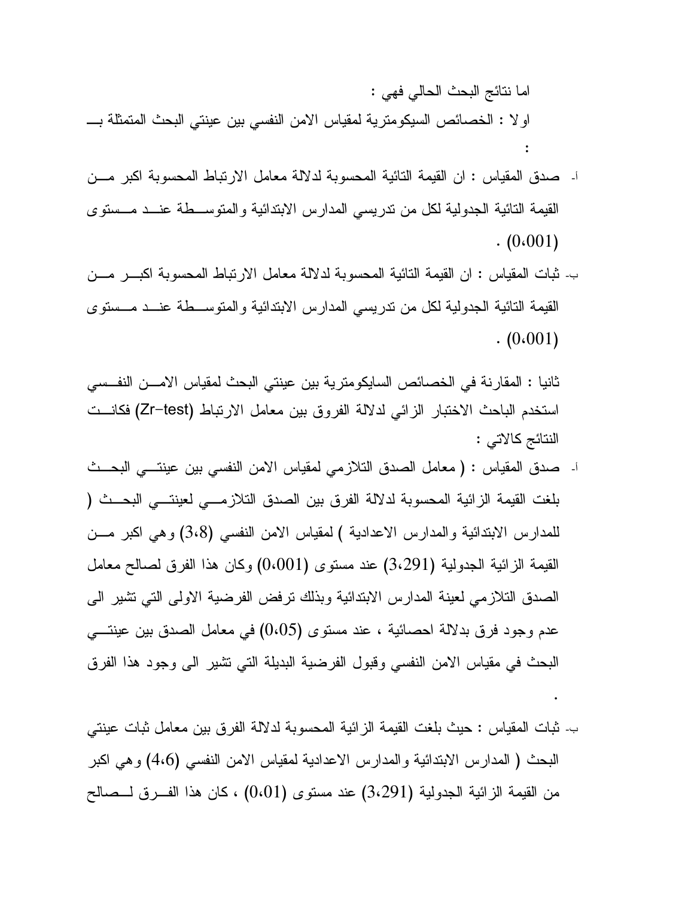اما نتائج البحث الحالي فهي :

اولا : الخصائص السيكومترية لمقياس الامن النفسي بين عينتي البحث المتمثلة بـــ :

أ- صدق المقياس : ان القيمة التائية المحسوبة لدلالة معامل الارتباط المحسوبة اكبر مـــن القيمة التائية الجدولية لكل من تدريسي المدارس الابتدائية والمتوســـطة عنـــد مـــستوى (0،001) .

ب- ثبات المقياس : ان القيمة التائية المحسوبة لدلالة معامل الارتباط المحسوبة اكبـــر مـــن القيمة التائية الجدولية لكل من تدريسي المدارس الابتدائية والمتوســـطة عنـــد مـــستوى (0،001) .

ثانيا : المقارنة في الخصائص السايكومترية بين عينتي البحث لمقياس الامـــن النفـــسي استخدم الباحث الاختبار الزائي لدلالة الفروق بين معامل الارتباط (Zr–test) فكانـــت النتائج كالاتي :

أ- صدق المقياس : ( معامل الصدق التلازمي لمقياس الامن النفسي بين عينتـــي البحـــث بلغت القيمة الزائية المحسوبة لدلالة الفرق بين الصدق التلازمـــي لعينتـــي البحـــث ( للمدارس الابتدائية والمدارس الاعدادية ) لمقياس الامن النفسي (3،8) وهي اكبر مـــن القيمة الزائية الجدولية (3،291) عند مستوى (0،001) وكان هذا الفرق لصالح معامل الصدق التلازمي لعينة المدارس الابتدائية وبذلك ترفض الفرضية الاولى التي تشير الى عدم وجود فرق بدلالة احصائية ، عند مستوى (0،05) في معامل الصدق بين عينتـــي البحث في مقياس الامن النفسي وقبول الفرضية البديلة التي تشير الى وجود هذا الفرق .

ب- ثبات المقياس : حيث بلغت القيمة الزائية المحسوبة لدلالة الفرق بين معامل ثبات عينتي البحث ( المدارس الابتدائية والمدارس الاعدادية لمقياس الامن النفسي (4،6) وهي اكبر من القيمة الزائية الجدولية (3،291) عند مستوى (0،01) ، كان هذا الفـــرق لـــصالح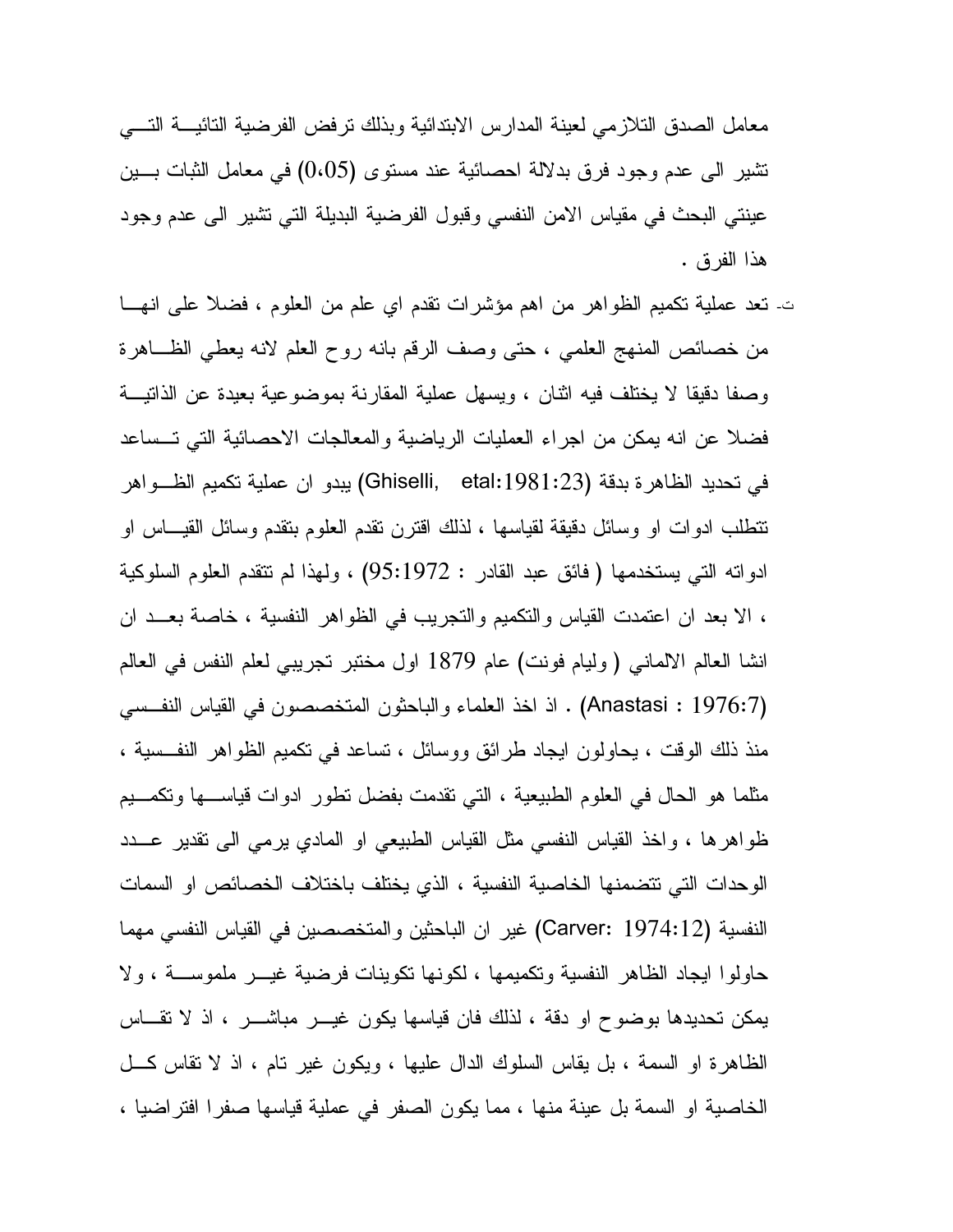معامل الصدق التلازمي لعينة المدارس الابتدائية وبذلك ترفض الفرضية التائية التي تشير الى عدم وجود فرق بدلالة احصائية عند مستوى (0،05) في معامل الثبات بين عينتي البحث في مقياس الامن النفسي وقبول الفرضية البديلة التي تشير الى عدم وجود هذا الفرق .

ت- تعد عملية تكميم الظواهر من اهم مؤشرات تقدم اي علم من العلوم ، فضلا على انها من خصائص المنهج العلمي ، حتى وصف الرقم بانه روح العلم لانه يعطي الظاهرة وصفا دقيقا لا يختلف فيه اثنان ، ويسهل عملية المقارنة بموضوعية بعيدة عن الذاتية فضلا عن انه يمكن من اجراء العمليات الرياضية والمعالجات الاحصائية التي تساعد في تحديد الظاهرة بدقة (Ghiselli, etal:1981:23) يبدو ان عملية تكميم الظواهر تتطلب ادوات او وسائل دقيقة لقياسها ، لذلك اقترن تقدم العلوم بتقدم وسائل القياس او ادواته التي يستخدمها ( فائق عبد القادر : 1972:95) ، ولهذا لم تتقدم العلوم السلوكية ، الا بعد ان اعتمدت القياس والتكميم والتجريب في الظواهر النفسية ، خاصة بعد ان انشا العالم الالماني ( وليام فونت) عام 1879 اول مختبر تجريبي لعلم النفس في العالم (Anastasi : 1976:7) . اذ اخذ العلماء والباحثون المتخصصون في القياس النفسي منذ ذلك الوقت ، يحاولون ايجاد طرائق ووسائل ، تساعد في تكميم الظواهر النفسية ، مثلما هو الحال في العلوم الطبيعية ، التي تقدمت بفضل تطور ادوات قياسها وتكميم ظواهرها ، واخذ القياس النفسي مثل القياس الطبيعي او المادي يرمي الى تقدير عدد الوحدات التي تتضمنها الخاصية النفسية ، الذي يختلف باختلاف الخصائص او السمات النفسية (Carver: 1974:12) غير ان الباحثين والمتخصصين في القياس النفسي مهما حاولوا ايجاد الظاهر النفسية وتكميمها ، لكونها تكوينات فرضية غير ملموسة ، ولا يمكن تحديدها بوضوح او دقة ، لذلك فان قياسها يكون غير مباشر ، اذ لا تقاس الظاهرة او السمة ، بل يقاس السلوك الدال عليها ، ويكون غير تام ، اذ لا تقاس كل الخاصية او السمة بل عينة منها ، مما يكون الصفر في عملية قياسها صفرا افتراضيا ،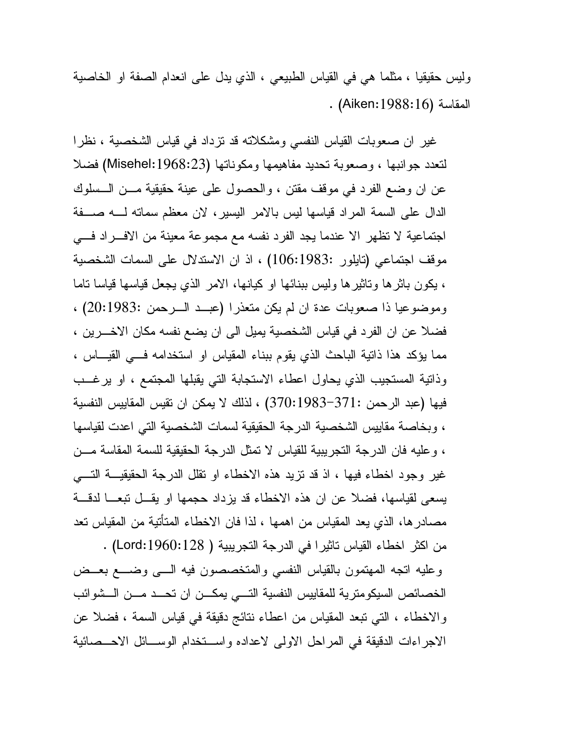وليس حقيقيا ، مثلما هي في القياس الطبيعي ، الذي يدل على انعدام الصفة او الخاصية المقاسة (Aiken:1988:16) .

غير ان صعوبات القياس النفسي ومشكلاته قد تزداد في قياس الشخصية ، نظرا لتعدد جوانبها ، وصعوبة تحديد مفاهيمها ومكوناتها (Misehel:1968:23) فضلا عن ان وضع الفرد في موقف مقنن ، والحصول على عينة حقيقية من السلوك الدال على السمة المراد قياسها ليس بالامر اليسير، لان معظم سماته له صفة اجتماعية لا تظهر الا عندما يجد الفرد نفسه مع مجموعة معينة من الافراد في موقف اجتماعي (تايلور :106:1983) ، اذ ان الاستدلال على السمات الشخصية ، يكون باثرها وتاثيرها وليس ببنائها او كيانها، الامر الذي يجعل قياسها قياسا تاما وموضوعيا ذا صعوبات عدة ان لم يكن متعذرا (عبد الرحمن :20:1983) ، فضلا عن ان الفرد في قياس الشخصية يميل الى ان يضع نفسه مكان الاخرين ، مما يؤكد هذا ذاتية الباحث الذي يقوم ببناء المقياس او استخدامه في القياس ، وذاتية المستجيب الذي يحاول اعطاء الاستجابة التي يقبلها المجتمع ، او يرغب فيها (عبد الرحمن :371-1983:370) ، لذلك لا يمكن ان تقيس المقاييس النفسية ، وبخاصة مقاييس الشخصية الدرجة الحقيقية لسمات الشخصية التي اعدت لقياسها ، وعليه فان الدرجة التجريبية للقياس لا تمثل الدرجة الحقيقية للسمة المقاسة من غير وجود اخطاء فيها ، اذ قد تزيد هذه الاخطاء او تقلل الدرجة الحقيقية التي يسعى لقياسها، فضلا عن ان هذه الاخطاء قد يزداد حجمها او يقل تبعا لدقة مصادرها، الذي يعد المقياس من اهمها ، لذا فان الاخطاء المتأتية من المقياس تعد من اكثر اخطاء القياس تاثيرا في الدرجة التجريبية ( Lord:1960:128) .

وعليه اتجه المهتمون بالقياس النفسي والمتخصصون فيه الى وضع بعض الخصائص السيكومترية للمقاييس النفسية التي يمكن ان تحد من الشوائب والاخطاء ، التي تبعد المقياس من اعطاء نتائج دقيقة في قياس السمة ، فضلا عن الاجراءات الدقيقة في المراحل الاولى لاعداده واستخدام الوسائل الاحصائية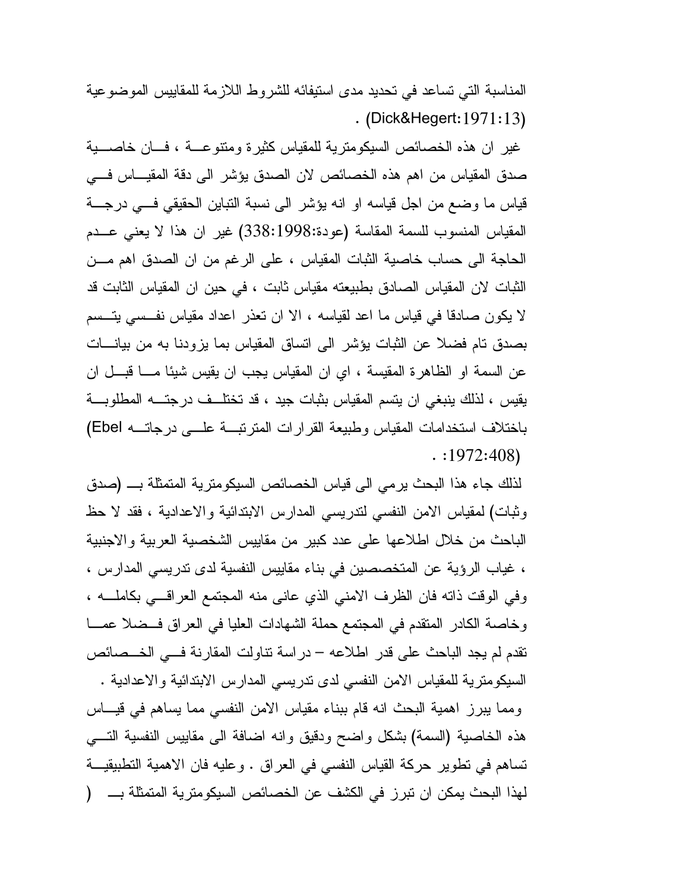المناسبة التي تساعد في تحديد مدى استيفائه للشروط اللازمة للمقاييس الموضوعية (Dick&Hegert:1971:13) .

غير ان هذه الخصائص السيكومترية للمقياس كثيرة ومتنوعة ، فان خاصية صدق المقياس من اهم هذه الخصائص لان الصدق يؤشر الى دقة المقياس في قياس ما وضع من اجل قياسه او انه يؤشر الى نسبة التباين الحقيقي في درجة المقياس المنسوب للسمة المقاسة (عودة:1998:338) غير ان هذا لا يعني عدم الحاجة الى حساب خاصية الثبات المقياس ، على الرغم من ان الصدق اهم من الثبات لان المقياس الصادق بطبيعته مقياس ثابت ، في حين ان المقياس الثابت قد لا يكون صادقا في قياس ما اعد لقياسه ، الا ان تعذر اعداد مقياس نفسي يتسم بصدق تام فضلا عن الثبات يؤشر الى اتساق المقياس بما يزودنا به من بيانات عن السمة او الظاهرة المقيسة ، اي ان المقياس يجب ان يقيس شيئا ما قبل ان يقيس ، لذلك ينبغي ان يتسم المقياس بثبات جيد ، قد تختلف درجته المطلوبة باختلاف استخدامات المقياس وطبيعة القرارات المترتبة على درجاته (Ebel :1972:408) .

لذلك جاء هذا البحث يرمي الى قياس الخصائص السيكومترية المتمثلة بـ (صدق وثبات) لمقياس الامن النفسي لتدريسي المدارس الابتدائية والاعدادية ، فقد لا حظ الباحث من خلال اطلاعها على عدد كبير من مقاييس الشخصية العربية والاجنبية ، غياب الرؤية عن المتخصصين في بناء مقاييس النفسية لدى تدريسي المدارس ، وفي الوقت ذاته فان الظرف الامني الذي عانى منه المجتمع العراقي بكامله ، وخاصة الكادر المتقدم في المجتمع حملة الشهادات العليا في العراق فضلا عما تقدم لم يجد الباحث على قدر اطلاعه – دراسة تناولت المقارنة في الخصائص السيكومترية للمقياس الامن النفسي لدى تدريسي المدارس الابتدائية والاعدادية .

ومما يبرز اهمية البحث انه قام ببناء مقياس الامن النفسي مما يساهم في قياس هذه الخاصية (السمة) بشكل واضح ودقيق وانه اضافة الى مقاييس النفسية التي تساهم في تطوير حركة القياس النفسي في العراق . وعليه فان الاهمية التطبيقية لهذا البحث يمكن ان تبرز في الكشف عن الخصائص السيكومترية المتمثلة بـ (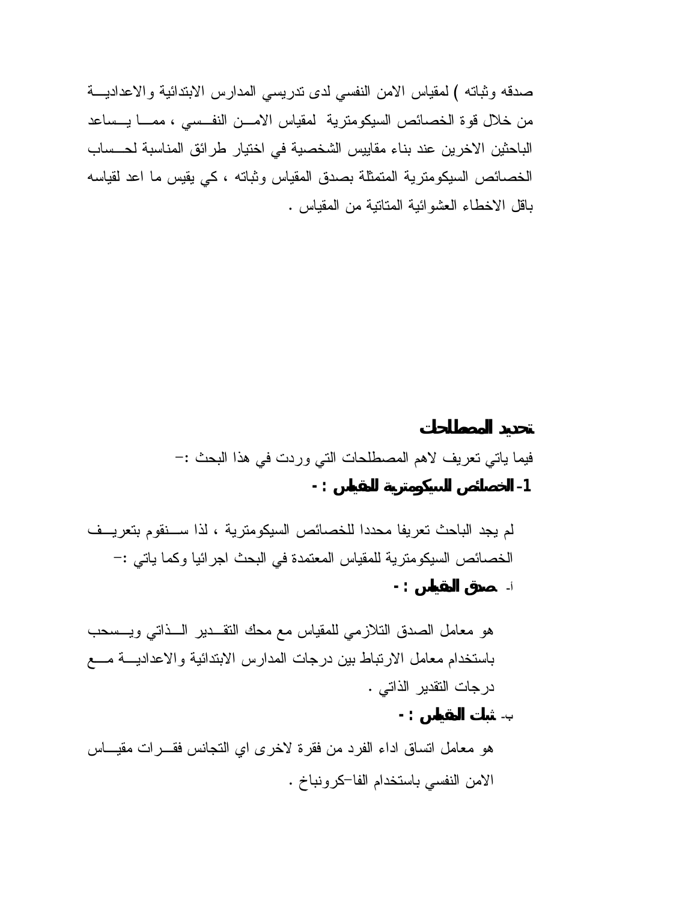صدقه وثباته ) لمقياس الامن النفسي لدى تدريسي المدارس الابتدائية والاعدادية من خلال قوة الخصائص السيكومترية لمقياس الامن النفسي ، مما يساعد الباحثين الاخرين عند بناء مقاييس الشخصية في اختيار طرائق المناسبة لحساب الخصائص السيكومترية المتمثلة بصدق المقياس وثباته ، كي يقيس ما اعد لقياسه باقل الاخطاء العشوائية المتاتية من المقياس .

## تحديد المصطلحات

فيما ياتي تعريف لاهم المصطلحات التي وردت في هذا البحث :-

**1- الخصائص السيكومترية للمقياس : -**

لم يجد الباحث تعريفا محددا للخصائص السيكومترية ، لذا سنقوم بتعريف الخصائص السيكومترية للمقياس المعتمدة في البحث اجرائيا وكما ياتي :-

أ- **صدق المقياس : -**

هو معامل الصدق التلازمي للمقياس مع محك التقدير الذاتي ويسحب باستخدام معامل الارتباط بين درجات المدارس الابتدائية والاعدادية مع درجات التقدير الذاتي .

ب- **ثبات المقياس : -**

هو معامل اتساق اداء الفرد من فقرة لاخرى اي التجانس فقرات مقياس الامن النفسي باستخدام الفا-كرونباخ .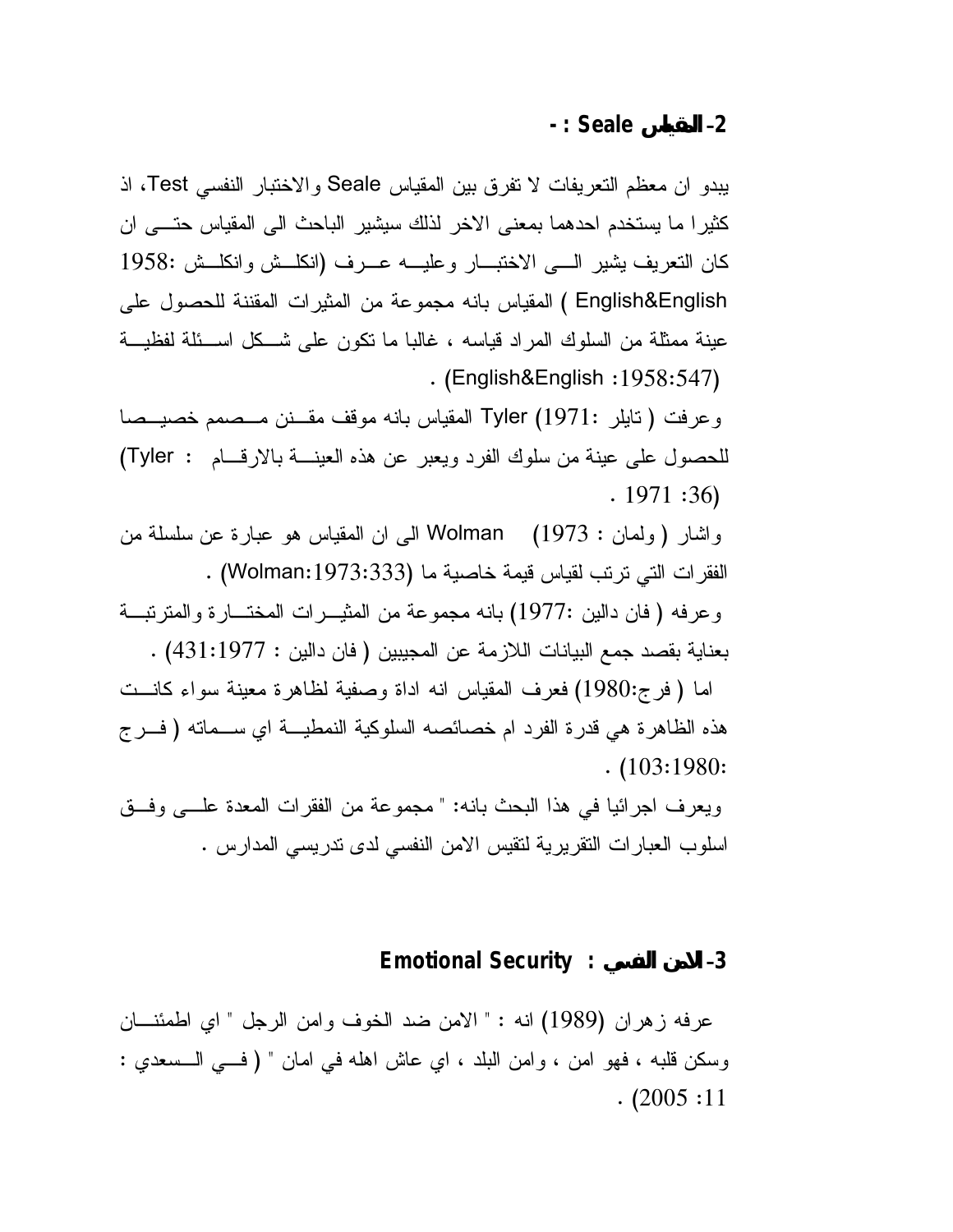## 2- المقياس Seale : -

يبدو ان معظم التعريفات لا تفرق بين المقياس Seale والاختبار النفسي Test، اذ كثيرا ما يستخدم احدهما بمعنى الاخر لذلك سيشير الباحث الى المقياس حتى ان كان التعريف يشير الى الاختبار وعليه عرف (انكلش وانكلش 1958: English&English ) المقياس بانه مجموعة من المثيرات المقننة للحصول على عينة ممثلة من السلوك المراد قياسه ، غالبا ما تكون على شكل اسئلة لفظية (English&English :1958:547) .

وعرفت ( تايلر 1971: Tyler (1971 المقياس بانه موقف مقنن مصمم خصيصا للحصول على عينة من سلوك الفرد ويعبر عن هذه العينة بالارقام (Tyler : 1971 :36) .

واشار ( ولمان : 1973) Wolman الى ان المقياس هو عبارة عن سلسلة من الفقرات التي ترتب لقياس قيمة خاصية ما (Wolman:1973:333) .

وعرفه ( فان دالين 1977:) بانه مجموعة من المثيرات المختارة والمترتبة بعناية بقصد جمع البيانات اللازمة عن المجيبين ( فان دالين : 1977:431) .

اما ( فرج:1980) فعرف المقياس انه اداة وصفية لظاهرة معينة سواء كانت هذه الظاهرة هي قدرة الفرد ام خصائصه السلوكية النمطية اي سماته ( فرج 1980:103) .

ويعرف اجرائيا في هذا البحث بانه: " مجموعة من الفقرات المعدة على وفق اسلوب العبارات التقريرية لتقيس الامن النفسي لدى تدريسي المدارس .

## 3- الامن النفسي : Emotional Security

عرفه زهران (1989) انه : " الامن ضد الخوف وامن الرجل " اي اطمئنان وسكن قلبه ، فهو امن ، وامن البلد ، اي عاش اهله في امان " ( في السعدي : 2005 :11) .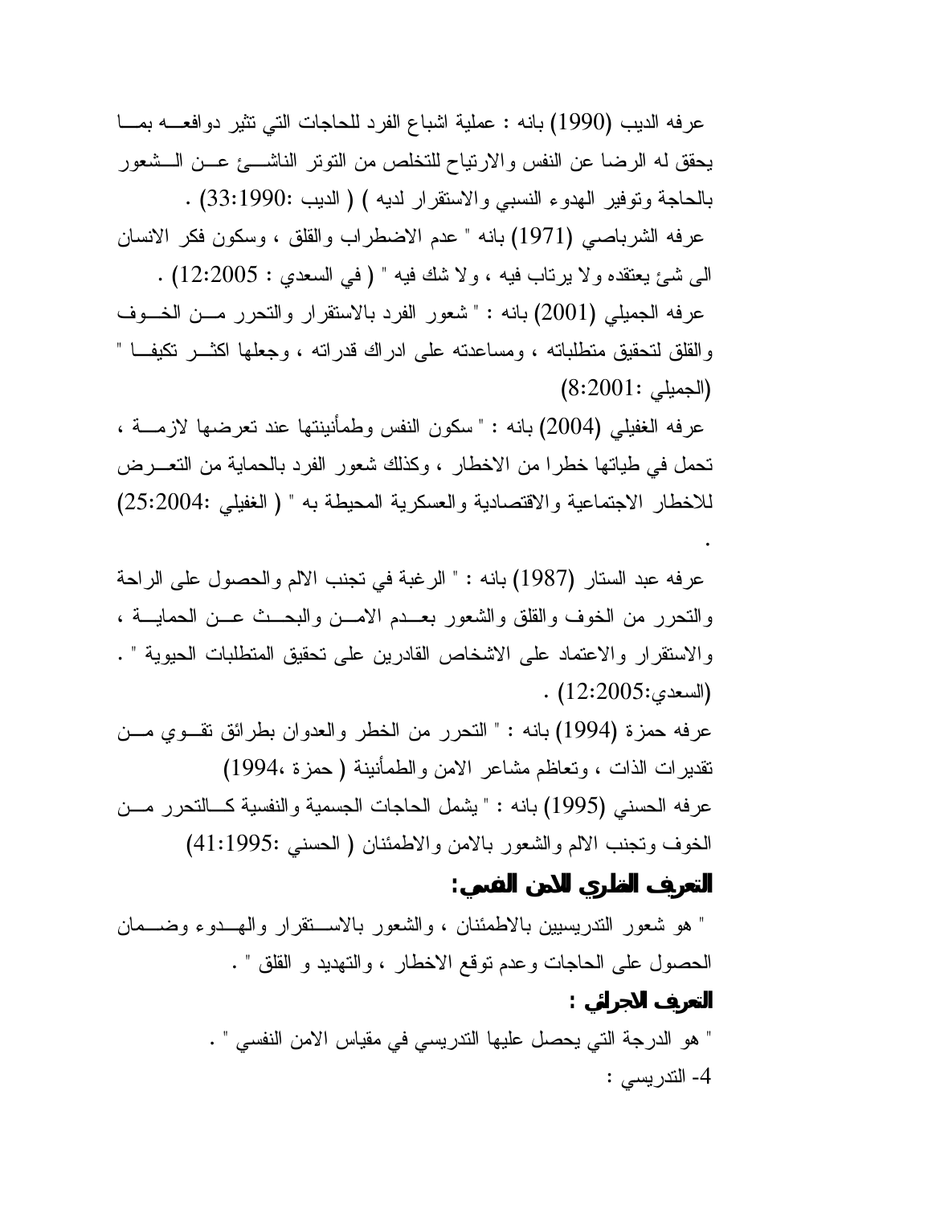عرفه الديب (1990) بانه : عملية اشباع الفرد للحاجات التي تثير دوافعه بما يحقق له الرضا عن النفس والارتياح للتخلص من التوتر الناشئ عن الشعور بالحاجة وتوفير الهدوء النسبي والاستقرار لديه ) ( الديب :33:1990) .

عرفه الشرباصي (1971) بانه " عدم الاضطراب والقلق ، وسكون فكر الانسان الى شئ يعتقده ولا يرتاب فيه ، ولا شك فيه " ( في السعدي : 12:2005) .

عرفه الجميلي (2001) بانه : " شعور الفرد بالاستقرار والتحرر من الخوف والقلق لتحقيق متطلباته ، ومساعدته على ادراك قدراته ، وجعلها اكثر تكيفا " (الجميلي :8:2001)

عرفه الغفيلي (2004) بانه : " سكون النفس وطمأنينتها عند تعرضها لازمة ، تحمل في طياتها خطرا من الاخطار ، وكذلك شعور الفرد بالحماية من التعرض للاخطار الاجتماعية والاقتصادية والعسكرية المحيطة به " ( الغفيلي :25:2004)

.

عرفه عبد الستار (1987) بانه : " الرغبة في تجنب الالم والحصول على الراحة والتحرر من الخوف والقلق والشعور بعدم الامن والبحث عن الحماية ، والاستقرار والاعتماد على الاشخاص القادرين على تحقيق المتطلبات الحيوية " . (السعدي:12:2005) .

عرفه حمزة (1994) بانه : " التحرر من الخطر والعدوان بطرائق تقوي من تقديرات الذات ، وتعاظم مشاعر الامن والطمأنينة ( حمزة ،1994)

عرفه الحسني (1995) بانه : " يشمل الحاجات الجسمية والنفسية كالتحرر من الخوف وتجنب الالم والشعور بالامن والاطمئنان ( الحسني :41:1995)

**التعريف النظري للامن النفسي:**

" هو شعور التدريسيين بالاطمئنان ، والشعور بالاستقرار والهدوء وضمان الحصول على الحاجات وعدم توقع الاخطار ، والتهديد و القلق " .

**التعريف الاجرائي :**

" هو الدرجة التي يحصل عليها التدريسي في مقياس الامن النفسي " .

4- التدريسي :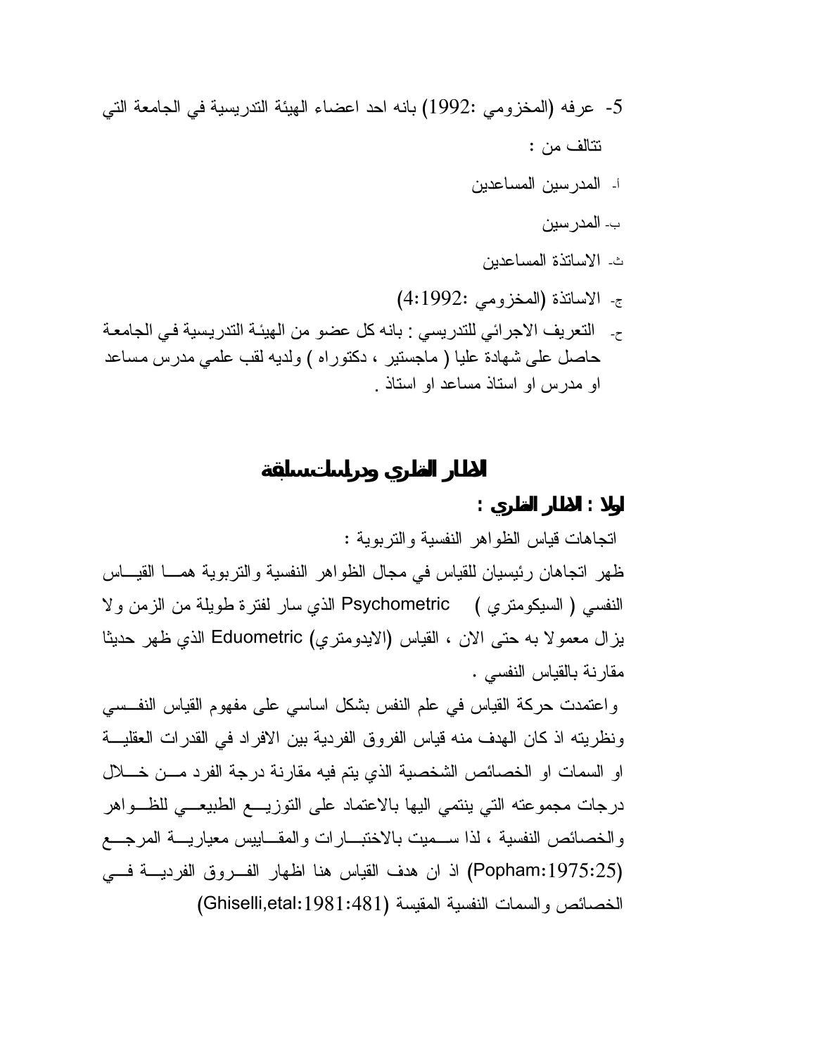5- عرفه (المخزومي :1992) بانه احد اعضاء الهيئة التدريسية في الجامعة التي تتالف من :

أ- المدرسين المساعدين

ب- المدرسين

ث- الاساتذة المساعدين

ج- الاساتذة (المخزومي :1992:4)

ح- التعريف الاجرائي للتدريسي : بانه كل عضو من الهيئة التدريسية في الجامعة حاصل على شهادة عليا ( ماجستير ، دكتوراه ) ولديه لقب علمي مدرس مساعد او مدرس او استاذ مساعد او استاذ .

## الاطار النظري ودراسات سابقة

### اولا : الاطار النظري :

اتجاهات قياس الظواهر النفسية والتربوية :

ظهر اتجاهان رئيسيان للقياس في مجال الظواهر النفسية والتربوية هما القياس النفسي ( السيكومتري ) Psychometric الذي سار لفترة طويلة من الزمن ولا يزال معمولا به حتى الان ، القياس (الايدومتري) Eduometric الذي ظهر حديثا مقارنة بالقياس النفسي .

واعتمدت حركة القياس في علم النفس بشكل اساسي على مفهوم القياس النفسي ونظريته اذ كان الهدف منه قياس الفروق الفردية بين الافراد في القدرات العقلية او السمات او الخصائص الشخصية الذي يتم فيه مقارنة درجة الفرد من خلال درجات مجموعته التي ينتمي اليها بالاعتماد على التوزيع الطبيعي للظواهر والخصائص النفسية ، لذا سميت بالاختبارات والمقاييس معيارية المرجع (Popham:1975:25) اذ ان هدف القياس هنا اظهار الفروق الفردية في الخصائص والسمات النفسية المقيسة (Ghiselli,etal:1981:481)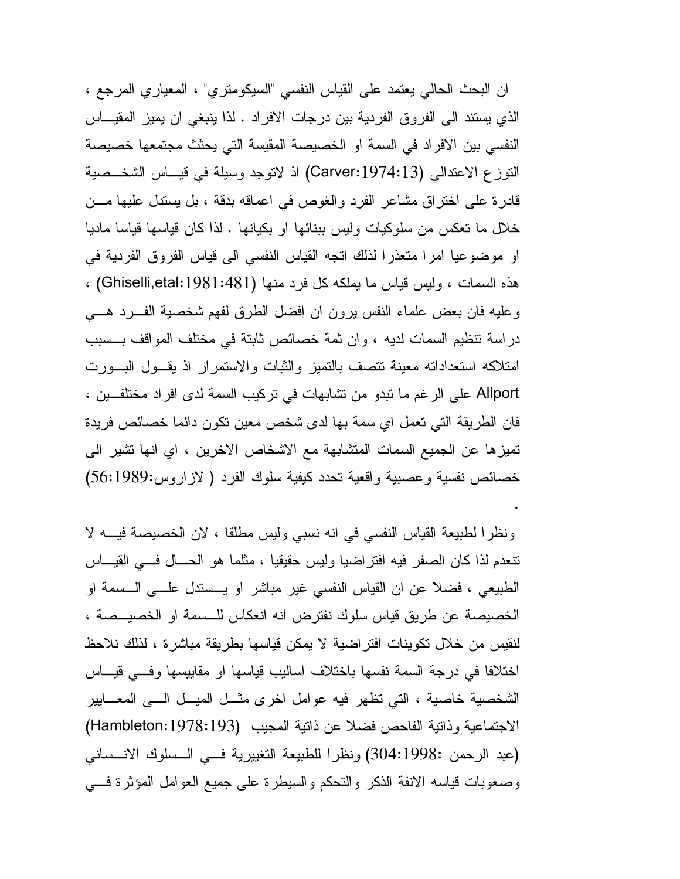ان البحث الحالي يعتمد على القياس النفسي "السيكومتري" ، المعياري المرجع ، الذي يستند الى الفروق الفردية بين درجات الافراد . لذا ينبغي ان يميز المقياس النفسي بين الافراد في السمة او الخصيصة المقيسة التي يحتث مجتمعها خصيصة التوزع الاعتدالي (Carver:1974:13) اذ لاتوجد وسيلة في قياس الشخصية قادرة على اختراق مشاعر الفرد والغوص في اعماقه بدقة ، بل يستدل عليها من خلال ما تعكس من سلوكيات وليس ببنائها او بكيانها . لذا كان قياسها قياسا ماديا او موضوعيا امرا متعذرا لذلك اتجه القياس النفسي الى قياس الفروق الفردية في هذه السمات ، وليس قياس ما يملكه كل فرد منها (Ghiselli,etal:1981:481) ، وعليه فان بعض علماء النفس يرون ان افضل الطرق لفهم شخصية الفرد هي دراسة تنظيم السمات لديه ، وان ثمة خصائص ثابتة في مختلف المواقف بسبب امتلاكه استعداداته معينة تتصف بالتميز والثبات والاستمرار اذ يقول البورت Allport على الرغم ما تبدو من تشابهات في تركيب السمة لدى افراد مختلفين ، فان الطريقة التي تعمل اي سمة بها لدى شخص معين تكون دائما خصائص فريدة تميزها عن الجميع السمات المتشابهة مع الاشخاص الاخرين ، اي انها تشير الى خصائص نفسية وعصبية واقعية تحدد كيفية سلوك الفرد ( لازاروس:1989:56) .

ونظرا لطبيعة القياس النفسي في انه نسبي وليس مطلقا ، لان الخصيصة فيه لا تنعدم لذا كان الصفر فيه افتراضيا وليس حقيقيا ، مثلما هو الحال في القياس الطبيعي ، فضلا عن ان القياس النفسي غير مباشر او يستدل على السمة او الخصيصة عن طريق قياس سلوك نفترض انه انعكاس للسمة او الخصيصة ، لنقيس من خلال تكوينات افتراضية لا يمكن قياسها بطريقة مباشرة ، لذلك نلاحظ اختلافا في درجة السمة نفسها باختلاف اساليب قياسها او مقاييسها وفي قياس الشخصية خاصية ، التي تظهر فيه عوامل اخرى مثل الميل الى المعايير الاجتماعية وذاتية الفاحص فضلا عن ذاتية المجيب (Hambleton:1978:193) (عبد الرحمن :1998:304) ونظرا للطبيعة التغييرية في السلوك الانساني وصعوبات قياسه الانفة الذكر والتحكم والسيطرة على جميع العوامل المؤثرة في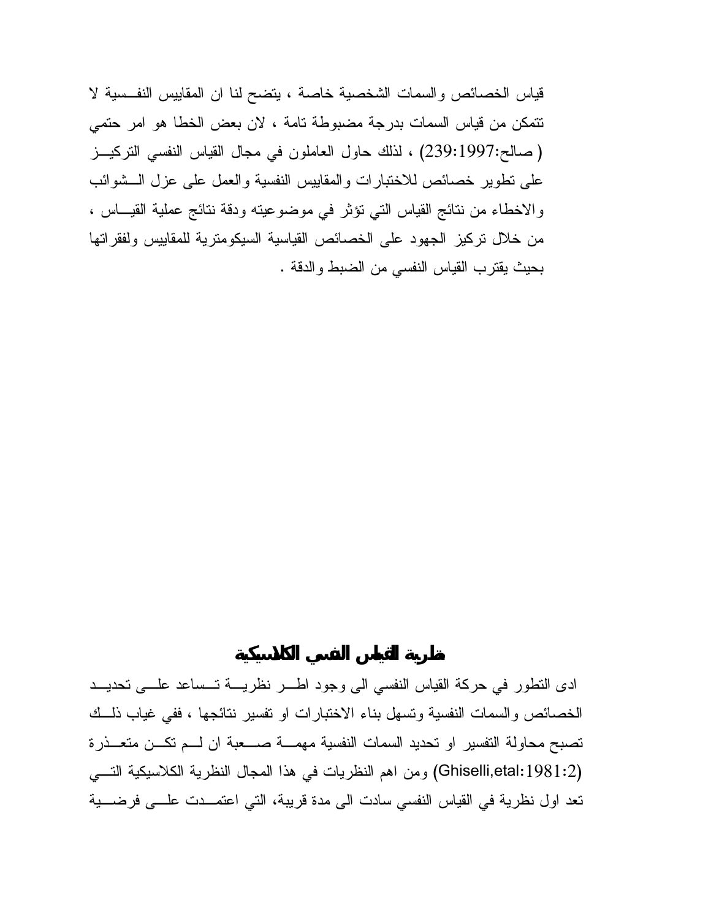قياس الخصائص والسمات الشخصية خاصة ، يتضح لنا ان المقاييس النفسية لا تتمكن من قياس السمات بدرجة مضبوطة تامة ، لان بعض الخطا هو امر حتمي ( صالح:239:1997) ، لذلك حاول العاملون في مجال القياس النفسي التركيز على تطوير خصائص للاختبارات والمقاييس النفسية والعمل على عزل الشوائب والاخطاء من نتائج القياس التي تؤثر في موضوعيته ودقة نتائج عملية القياس ، من خلال تركيز الجهود على الخصائص القياسية السيكومترية للمقاييس ولفقراتها بحيث يقترب القياس النفسي من الضبط والدقة .

## نظرية القياس النفسي الكلاسيكية

ادى التطور في حركة القياس النفسي الى وجود اطر نظرية تساعد على تحديد الخصائص والسمات النفسية وتسهل بناء الاختبارات او تفسير نتائجها ، ففي غياب ذلك تصبح محاولة التفسير او تحديد السمات النفسية مهمة صعبة ان لم تكن متعذرة (Ghiselli,etal:1981:2) ومن اهم النظريات في هذا المجال النظرية الكلاسيكية التي تعد اول نظرية في القياس النفسي سادت الى مدة قريبة، التي اعتمدت على فرضية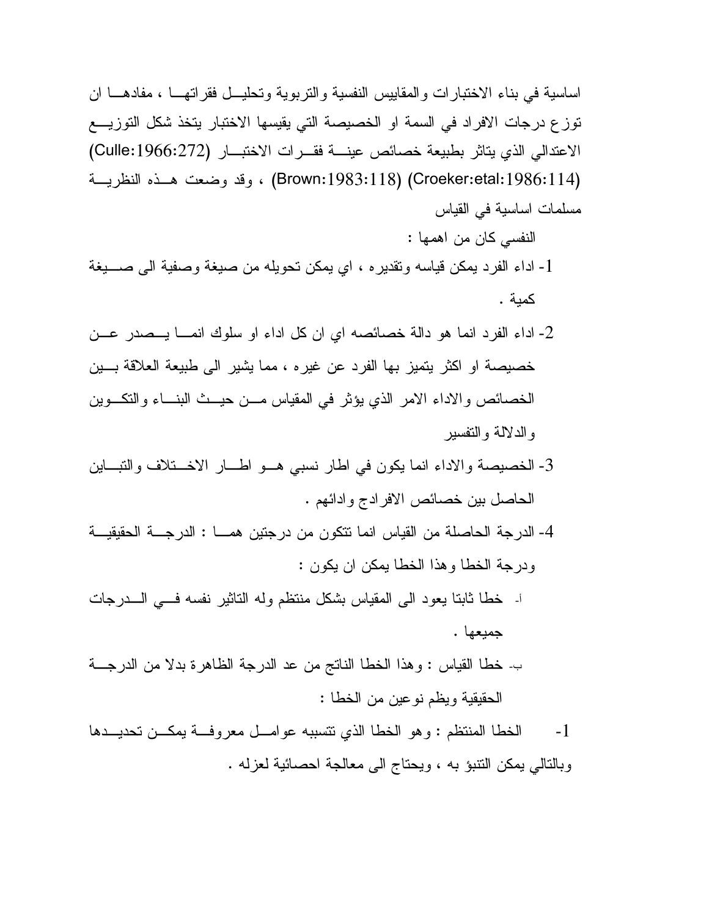اساسية في بناء الاختبارات والمقاييس النفسية والتربوية وتحليل فقراتها ، مفادها ان توزع درجات الافراد في السمة او الخصيصة التي يقيسها الاختبار يتخذ شكل التوزيع الاعتدالي الذي يتاثر بطبيعة خصائص عينة فقرات الاختبار (Culle:1966:272) (Croeker:etal:1986:114) (Brown:1983:118) ، وقد وضعت هذه النظرية مسلمات اساسية في القياس

النفسي كان من اهمها :

1- اداء الفرد يمكن قياسه وتقديره ، اي يمكن تحويله من صيغة وصفية الى صيغة كمية .

2- اداء الفرد انما هو دالة خصائصه اي ان كل اداء او سلوك انما يصدر عن خصيصة او اكثر يتميز بها الفرد عن غيره ، مما يشير الى طبيعة العلاقة بين الخصائص والاداء الامر الذي يؤثر في المقياس من حيث البناء والتكوين والدلالة والتفسير

3- الخصيصة والاداء انما يكون في اطار نسبي هو اطار الاختلاف والتباين الحاصل بين خصائص الافرادج وادائهم .

4- الدرجة الحاصلة من القياس انما تتكون من درجتين هما : الدرجة الحقيقية ودرجة الخطا وهذا الخطا يمكن ان يكون :

أ- خطا ثابتا يعود الى المقياس بشكل منتظم وله التاثير نفسه في الدرجات جميعها .

ب- خطا القياس : وهذا الخطا الناتج من عد الدرجة الظاهرة بدلا من الدرجة الحقيقية ويظم نوعين من الخطا :

1- الخطا المنتظم : وهو الخطا الذي تتسببه عوامل معروفة يمكن تحديدها وبالتالي يمكن التنبؤ به ، ويحتاج الى معالجة احصائية لعزله .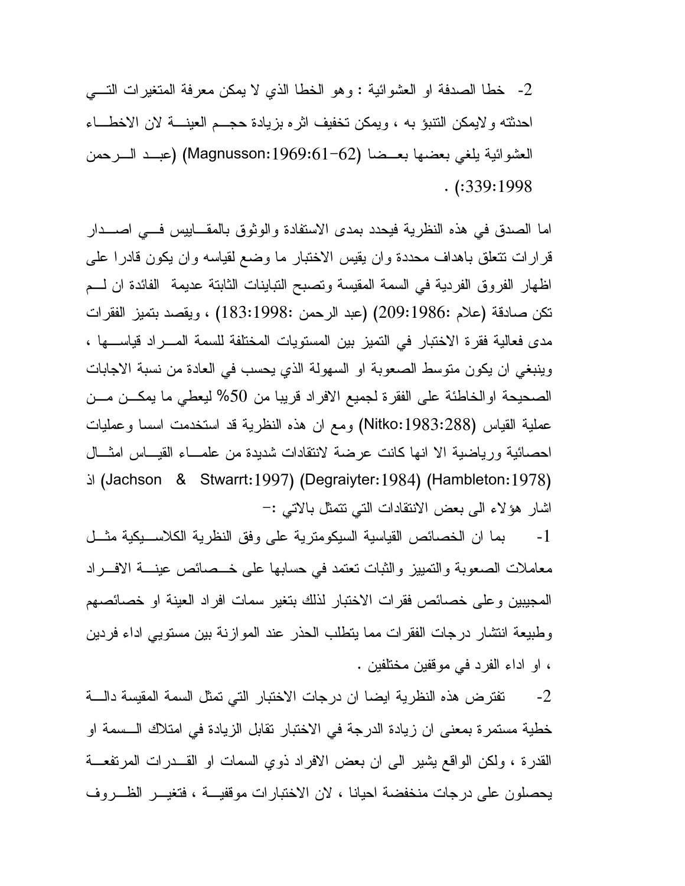2- خطا الصدفة او العشوائية : وهو الخطا الذي لا يمكن معرفة المتغيرات التي احدثته ولايمكن التنبؤ به ، ويمكن تخفيف اثره بزيادة حجم العينة لان الاخطاء العشوائية يلغي بعضها بعضا (Magnusson:1969:61-62) (عبد الرحمن :339:1998) .

اما الصدق في هذه النظرية فيحدد بمدى الاستفادة والوثوق بالمقاييس في اصدار قرارات تتعلق باهداف محددة وان يقيس الاختبار ما وضع لقياسه وان يكون قادرا على اظهار الفروق الفردية في السمة المقيسة وتصبح التباينات الثابتة عديمة الفائدة ان لم تكن صادقة (علام :209:1986) (عبد الرحمن :183:1998) ، ويقصد بتميز الفقرات مدى فعالية فقرة الاختبار في التميز بين المستويات المختلفة للسمة المراد قياسها ، وينبغي ان يكون متوسط الصعوبة او السهولة الذي يحسب في العادة من نسبة الاجابات الصحيحة اوالخاطئة على الفقرة لجميع الافراد قريبا من 50% ليعطي ما يمكن من عملية القياس (Nitko:1983:288) ومع ان هذه النظرية قد استخدمت اسسا وعمليات احصائية ورياضية الا انها كانت عرضة لانتقادات شديدة من علماء القياس امثال (Jachson & Stwarrt:1997) (Degraiyter:1984) (Hambleton:1978) اذ اشار هؤلاء الى بعض الانتقادات التي تتمثل بالاتي :-

1- بما ان الخصائص القياسية السيكومترية على وفق النظرية الكلاسيكية مثل معاملات الصعوبة والتمييز والثبات تعتمد في حسابها على خصائص عينة الافراد المجيبين وعلى خصائص فقرات الاختبار لذلك بتغير سمات افراد العينة او خصائصهم وطبيعة انتشار درجات الفقرات مما يتطلب الحذر عند الموازنة بين مستويي اداء فردين ، او اداء الفرد في موقفين مختلفين .

2- تفترض هذه النظرية ايضا ان درجات الاختبار التي تمثل السمة المقيسة دالة خطية مستمرة بمعنى ان زيادة الدرجة في الاختبار تقابل الزيادة في امتلاك السمة او القدرة ، ولكن الواقع يشير الى ان بعض الافراد ذوي السمات او القدرات المرتفعة يحصلون على درجات منخفضة احيانا ، لان الاختبارات موقفية ، فتغير الظروف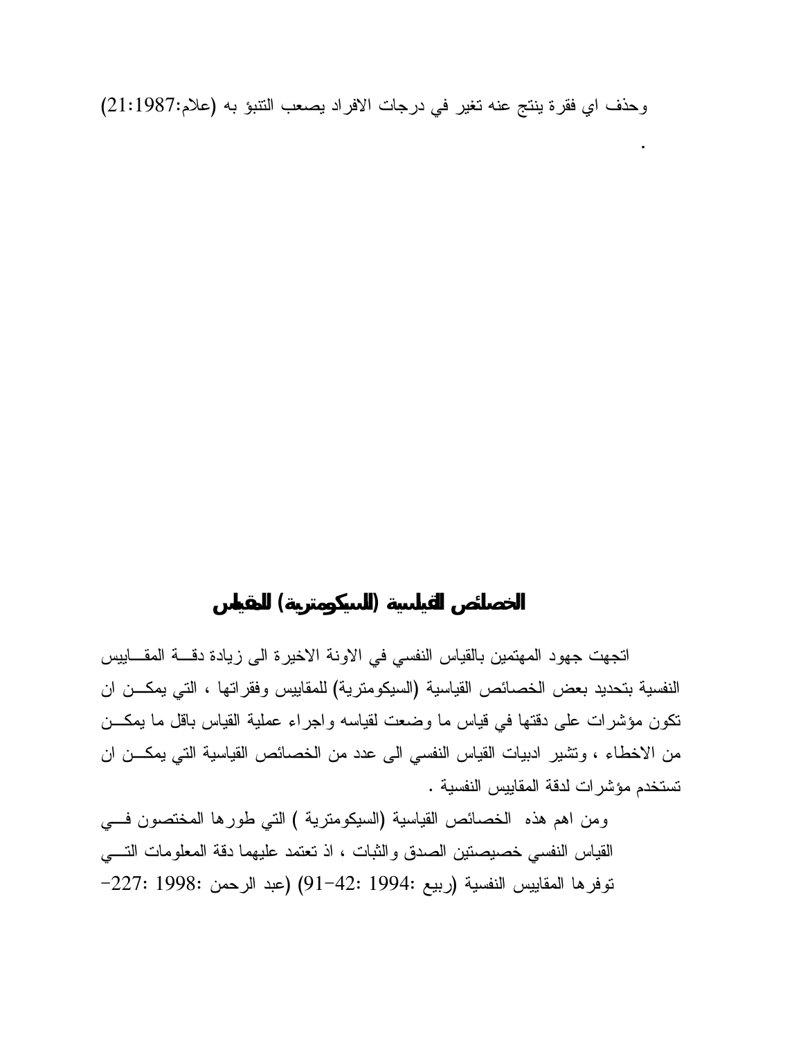وحذف اي فقرة ينتج عنه تغير في درجات الافراد يصعب التنبؤ به (علام:1987:21)

.

## الخصائص القياسية (السيكومترية) للمقياس

اتجهت جهود المهتمين بالقياس النفسي في الاونة الاخيرة الى زيادة دقة المقاييس النفسية بتحديد بعض الخصائص القياسية (السيكومترية) للمقاييس وفقراتها ، التي يمكن ان تكون مؤشرات على دقتها في قياس ما وضعت لقياسه واجراء عملية القياس باقل ما يمكن من الاخطاء ، وتشير ادبيات القياس النفسي الى عدد من الخصائص القياسية التي يمكن ان تستخدم مؤشرات لدقة المقاييس النفسية .

ومن اهم هذه الخصائص القياسية (السيكومترية ) التي طورها المختصون في القياس النفسي خصيصتين الصدق والثبات ، اذ تعتمد عليهما دقة المعلومات التي توفرها المقاييس النفسية (ربيع :1994 :42-91) (عبد الرحمن :1998 :227-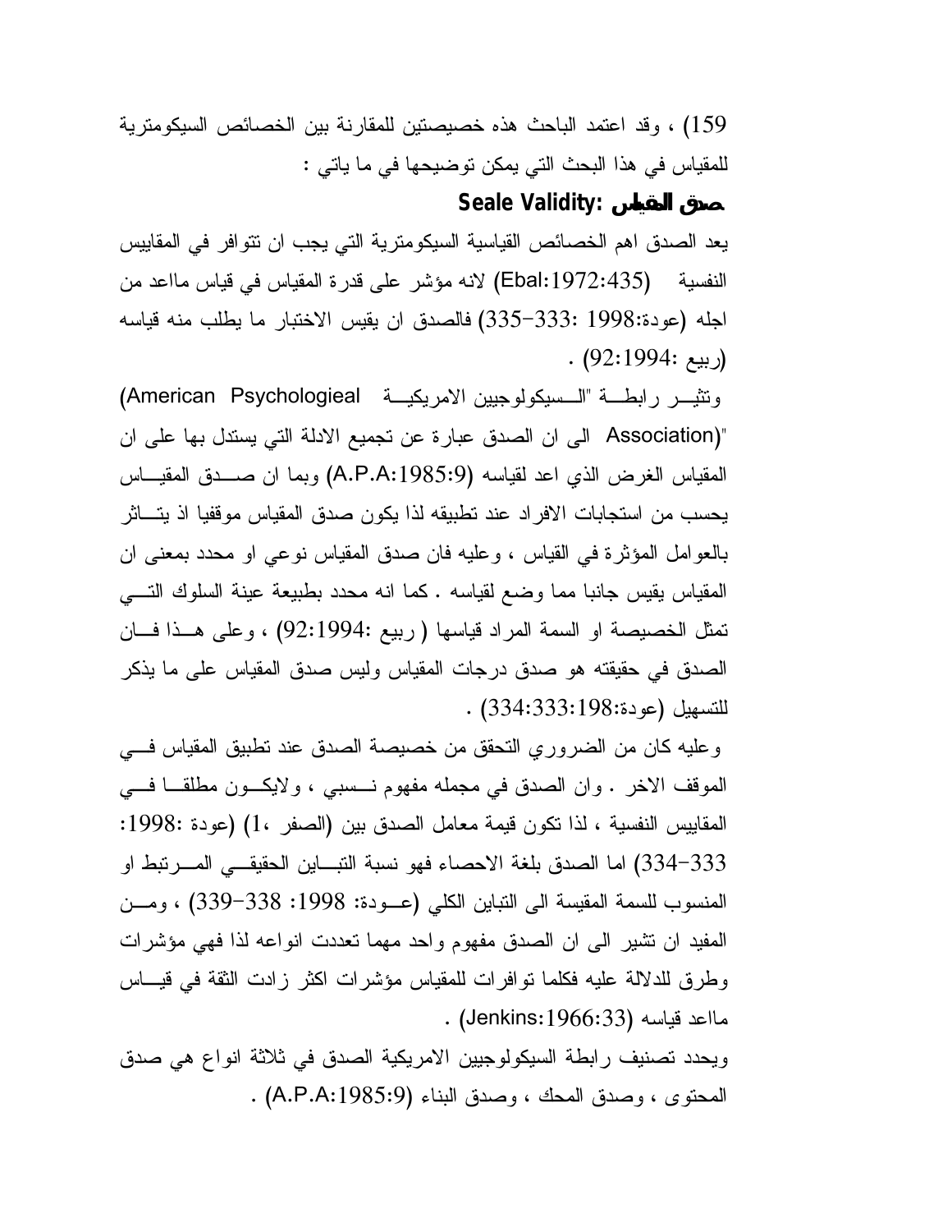159) ، وقد اعتمد الباحث هذه خصيصتين للمقارنة بين الخصائص السيكومترية للمقياس في هذا البحث التي يمكن توضيحها في ما ياتي :

**صدق المقياس :Seale Validity**

يعد الصدق اهم الخصائص القياسية السيكومترية التي يجب ان تتوافر في المقاييس النفسية (Ebal:1972:435) لانه مؤشر على قدرة المقياس في قياس مااعد من اجله (عودة:1998 :333-335) فالصدق ان يقيس الاختبار ما يطلب منه قياسه (ربيع :92:1994) .

وتثير رابطة "السيكولوجيين الامريكية (American Psychologieal Association)" الى ان الصدق عبارة عن تجميع الادلة التي يستدل بها على ان المقياس الغرض الذي اعد لقياسه (A.P.A:1985:9) وبما ان صدق المقياس يحسب من استجابات الافراد عند تطبيقه لذا يكون صدق المقياس موقفيا اذ يتاثر بالعوامل المؤثرة في القياس ، وعليه فان صدق المقياس نوعي او محدد بمعنى ان المقياس يقيس جانبا مما وضع لقياسه . كما انه محدد بطبيعة عينة السلوك التي تمثل الخصيصة او السمة المراد قياسها ( ربيع :92:1994) ، وعلى هذا فان الصدق في حقيقته هو صدق درجات المقياس وليس صدق المقياس على ما يذكر للتسهيل (عودة:334:333:198) .

وعليه كان من الضروري التحقق من خصيصة الصدق عند تطبيق المقياس في الموقف الاخر . وان الصدق في مجمله مفهوم نسبي ، ولايكون مطلقا في المقاييس النفسية ، لذا تكون قيمة معامل الصدق بين (الصفر ،1) (عودة :1998: 333-334) اما الصدق بلغة الاحصاء فهو نسبة التباين الحقيقي المرتبط او المنسوب للسمة المقيسة الى التباين الكلي (عودة: 1998: 338-339) ، ومن المفيد ان تشير الى ان الصدق مفهوم واحد مهما تعددت انواعه لذا فهي مؤشرات وطرق للدلالة عليه فكلما توافرات للمقياس مؤشرات اكثر زادت الثقة في قياس مااعد قياسه (Jenkins:1966:33) .

ويحدد تصنيف رابطة السيكولوجيين الامريكية الصدق في ثلاثة انواع هي صدق المحتوى ، وصدق المحك ، وصدق البناء (A.P.A:1985:9) .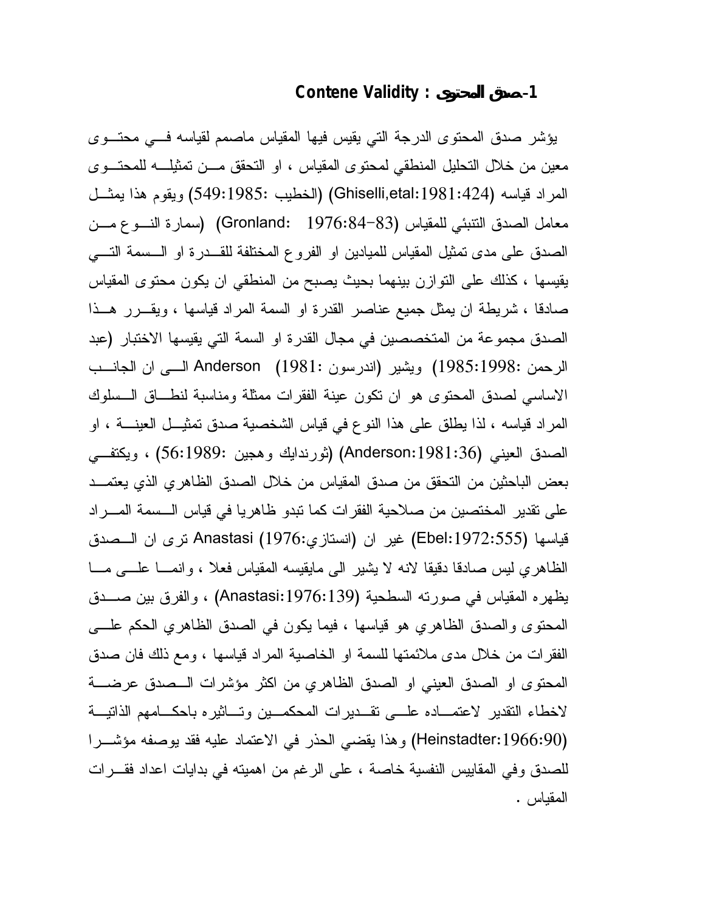### 1-صدق المحتوى : Contene Validity

يؤشر صدق المحتوى الدرجة التي يقيس فيها المقياس ماصمم لقياسه في محتوى معين من خلال التحليل المنطقي لمحتوى المقياس ، او التحقق من تمثيله للمحتوى المراد قياسه (Ghiselli,etal:1981:424) (الخطيب :549:1985) ويقوم هذا يمثل معامل الصدق التنبئي للمقياس (Gronland: 1976:84-83) (سمارة النوع من الصدق على مدى تمثيل المقياس للميادين او الفروع المختلفة للقدرة او السمة التي يقيسها ، كذلك على التوازن بينهما بحيث يصبح من المنطقي ان يكون محتوى المقياس صادقا ، شريطة ان يمثل جميع عناصر القدرة او السمة المراد قياسها ، ويقرر هذا الصدق مجموعة من المتخصصين في مجال القدرة او السمة التي يقيسها الاختبار (عبد الرحمن :1985:1998) ويشير (اندرسون :1981) Anderson الى ان الجانب الاساسي لصدق المحتوى هو ان تكون عينة الفقرات ممثلة ومناسبة لنطاق السلوك المراد قياسه ، لذا يطلق على هذا النوع في قياس الشخصية صدق تمثيل العينة ، او الصدق العيني (Anderson:1981:36) (ثورندايك وهجين :56:1989) ، ويكتفي بعض الباحثين من التحقق من صدق المقياس من خلال الصدق الظاهري الذي يعتمد على تقدير المختصين من صلاحية الفقرات كما تبدو ظاهريا في قياس السمة المراد قياسها (Ebel:1972:555) غير ان (انستازي:1976) Anastasi ترى ان الصدق الظاهري ليس صادقا دقيقا لانه لا يشير الى مايقيسه المقياس فعلا ، وانما على ما يظهره المقياس في صورته السطحية (Anastasi:1976:139) ، والفرق بين صدق المحتوى والصدق الظاهري هو قياسها ، فيما يكون في الصدق الظاهري الحكم على الفقرات من خلال مدى ملائمتها للسمة او الخاصية المراد قياسها ، ومع ذلك فان صدق المحتوى او الصدق العيني او الصدق الظاهري من اكثر مؤشرات الصدق عرضة لاخطاء التقدير لاعتماده على تقديرات المحكمين وتاثيره باحكامهم الذاتية (Heinstadter:1966:90) وهذا يقضي الحذر في الاعتماد عليه فقد يوصفه مؤشرا للصدق وفي المقاييس النفسية خاصة ، على الرغم من اهميته في بدايات اعداد فقرات المقياس .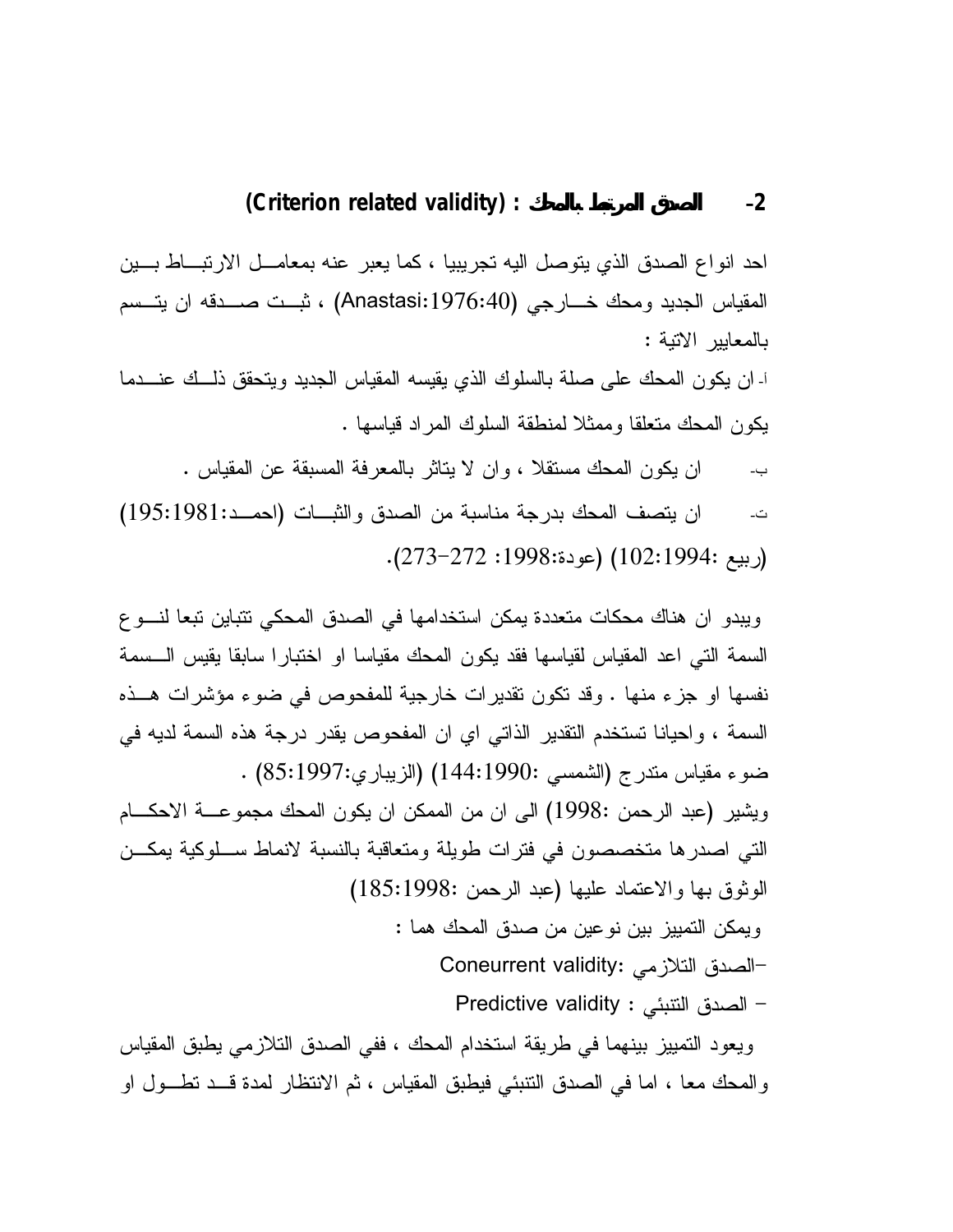### 2- الصدق المرتبط بالمحك : (Criterion related validity)

احد انواع الصدق الذي يتوصل اليه تجريبيا ، كما يعبر عنه بمعامل الارتباط بين المقياس الجديد ومحك خارجي (Anastasi:1976:40) ، ثبت صدقه ان يتسم بالمعايير الاتية :

أ- ان يكون المحك على صلة بالسلوك الذي يقيسه المقياس الجديد ويتحقق ذلك عندما يكون المحك متعلقا وممثلا لمنطقة السلوك المراد قياسها .

ب- ان يكون المحك مستقلا ، وان لا يتاثر بالمعرفة المسبقة عن المقياس .

ت- ان يتصف المحك بدرجة مناسبة من الصدق والثبات (احمد:1981:195) (ربيع :1994:102) (عودة:1998: 272-273).

ويبدو ان هناك محكات متعددة يمكن استخدامها في الصدق المحكي تتباين تبعا لنوع السمة التي اعد المقياس لقياسها فقد يكون المحك مقياسا او اختبارا سابقا يقيس السمة نفسها او جزء منها . وقد تكون تقديرات خارجية للمفحوص في ضوء مؤشرات هذه السمة ، واحيانا تستخدم التقدير الذاتي اي ان المفحوص يقدر درجة هذه السمة لديه في ضوء مقياس متدرج (الشمسي :1990:144) (الزيباري:1997:85) .

ويشير (عبد الرحمن :1998) الى ان من الممكن ان يكون المحك مجموعة الاحكام التي اصدرها متخصصون في فترات طويلة ومتعاقبة بالنسبة لانماط سلوكية يمكن الوثوق بها والاعتماد عليها (عبد الرحمن :1998:185)

ويمكن التمييز بين نوعين من صدق المحك هما :

- الصدق التلازمي :Coneurrent validity
- الصدق التنبئي : Predictive validity

ويعود التمييز بينهما في طريقة استخدام المحك ، ففي الصدق التلازمي يطبق المقياس والمحك معا ، اما في الصدق التنبئي فيطبق المقياس ، ثم الانتظار لمدة قد تطول او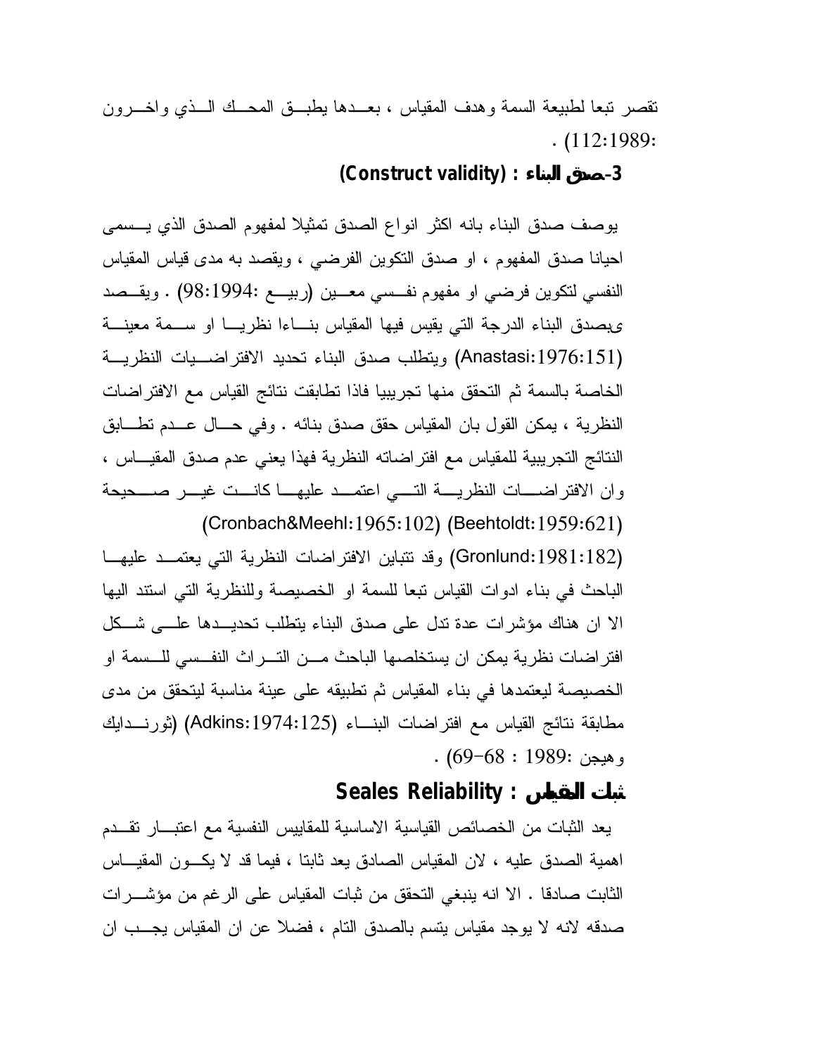تقصر تبعا لطبيعة السمة وهدف المقياس ، بعدها يطبق المحك الذي واخرون 1989:112) .

### 3-صدق البناء : (Construct validity)

يوصف صدق البناء بانه اكثر انواع الصدق تمثيلا لمفهوم الصدق الذي يسمى احيانا صدق المفهوم ، او صدق التكوين الفرضي ، ويقصد به مدى قياس المقياس النفسي لتكوين فرضي او مفهوم نفسي معين (ربيع 1994: 98) . ويقصد ىبصدق البناء الدرجة التي يقيس فيها المقياس بناءا نظريا او سمة معينة (Anastasi:1976:151) ويتطلب صدق البناء تحديد الافتراضيات النظرية الخاصة بالسمة ثم التحقق منها تجريبيا فاذا تطابقت نتائج القياس مع الافتراضات النظرية ، يمكن القول بان المقياس حقق صدق بنائه . وفي حال عدم تطابق النتائج التجريبية للمقياس مع افتراضاته النظرية فهذا يعني عدم صدق المقياس ، وان الافتراضات النظرية التي اعتمد عليها كانت غير صحيحة (Cronbach&Meehl:1965:102) (Beehtoldt:1959:621) (Gronlund:1981:182) وقد تتباين الافتراضات النظرية التي يعتمد عليها الباحث في بناء ادوات القياس تبعا للسمة او الخصيصة وللنظرية التي استند اليها الا ان هناك مؤشرات عدة تدل على صدق البناء يتطلب تحديدها على شكل افتراضات نظرية يمكن ان يستخلصها الباحث من التراث النفسي للسمة او الخصيصة ليعتمدها في بناء المقياس ثم تطبيقه على عينة مناسبة ليتحقق من مدى مطابقة نتائج القياس مع افتراضات البناء (Adkins:1974:125) (ثورندايك وهيجن :1989 : 68-69) .

### ثبات المقياس : Seales Reliability

يعد الثبات من الخصائص القياسية الاساسية للمقاييس النفسية مع اعتبار تقدم اهمية الصدق عليه ، لان المقياس الصادق يعد ثابتا ، فيما قد لا يكون المقياس الثابت صادقا . الا انه ينبغي التحقق من ثبات المقياس على الرغم من مؤشرات صدقه لانه لا يوجد مقياس يتسم بالصدق التام ، فضلا عن ان المقياس يجب ان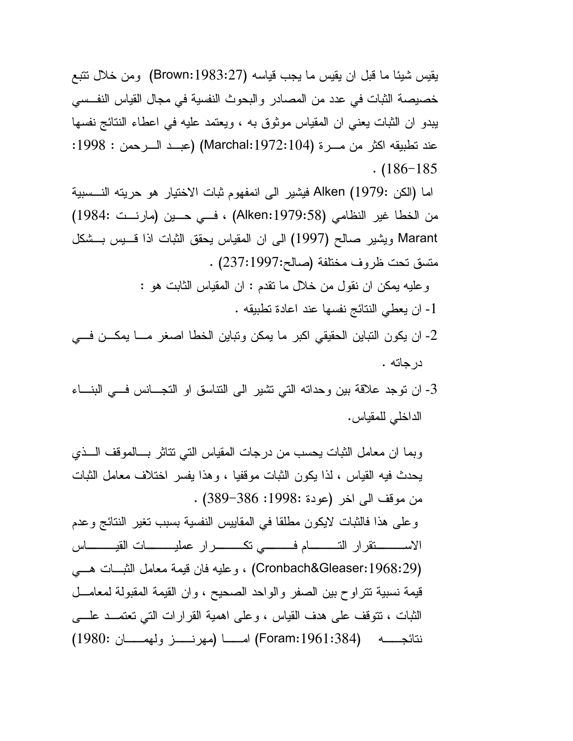يقيس شيئا ما قبل ان يقيس ما يجب قياسه (Brown:1983:27) ومن خلال تتبع خصيصة الثبات في عدد من المصادر والبحوث النفسية في مجال القياس النفسي يبدو ان الثبات يعني ان المقياس موثوق به ، ويعتمد عليه في اعطاء النتائج نفسها عند تطبيقه اكثر من مرة (Marchal:1972:104) (عبد الرحمن : 1998: 185-186) .

اما (الكن :1979) Alken فيشير الى انمفهوم ثبات الاختيار هو حريته النسبية من الخطا غير النظامي (Alken:1979:58) ، في حين (مارنت :1984) Marant ويشير صالح (1997) الى ان المقياس يحقق الثبات اذا قيس بشكل متسق تحت ظروف مختلفة (صالح:1997:237) .

وعليه يمكن ان نقول من خلال ما تقدم : ان المقياس الثابت هو :

1- ان يعطي النتائج نفسها عند اعادة تطبيقه .
2- ان يكون التباين الحقيقي اكبر ما يمكن وتباين الخطا اصغر ما يمكن في درجاته .
3- ان توجد علاقة بين وحداته التي تشير الى التناسق او التجانس في البناء الداخلي للمقياس.

وبما ان معامل الثبات يحسب من درجات المقياس التي تتاثر بالموقف الذي يحدث فيه القياس ، لذا يكون الثبات موقفيا ، وهذا يفسر اختلاف معامل الثبات من موقف الى اخر (عودة :1998: 386-389) .

وعلى هذا فالثبات لايكون مطلقا في المقاييس النفسية بسبب تغير النتائج وعدم الاستقرار التام في تكرار عمليات القياس (Cronbach&Gleaser:1968:29) ، وعليه فان قيمة معامل الثبات هي قيمة نسبية تتراوح بين الصفر والواحد الصحيح ، وان القيمة المقبولة لمعامل الثبات ، تتوقف على هدف القياس ، وعلى اهمية القرارات التي تعتمد على نتائجه (Foram:1961:384) اما (مهرنز ولهمان :1980)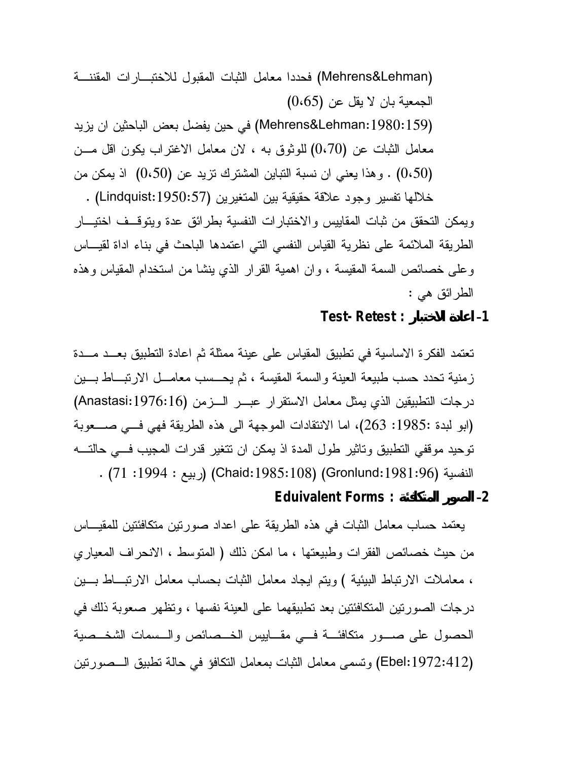(Mehrens&Lehman) فحددا معامل الثبات المقبول للاختبارات المقننة الجمعية بان لا يقل عن (0،65) (Mehrens&Lehman:1980:159) في حين يفضل بعض الباحثين ان يزيد معامل الثبات عن (0،70) للوثوق به ، لان معامل الاغتراب يكون اقل من (0،50) . وهذا يعني ان نسبة التباين المشترك تزيد عن (0،50) اذ يمكن من خلالها تفسير وجود علاقة حقيقية بين المتغيرين (Lindquist:1950:57) .

ويمكن التحقق من ثبات المقاييس والاختبارات النفسية بطرائق عدة ويتوقف اختيار الطريقة الملائمة على نظرية القياس النفسي التي اعتمدها الباحث في بناء اداة لقياس وعلى خصائص السمة المقيسة ، وان اهمية القرار الذي ينشا من استخدام المقياس وهذه الطرائق هي :

**1- اعادة الاختبار : Test- Retest**

تعتمد الفكرة الاساسية في تطبيق المقياس على عينة ممثلة ثم اعادة التطبيق بعد مدة زمنية تحدد حسب طبيعة العينة والسمة المقيسة ، ثم يحسب معامل الارتباط بين درجات التطبيقين الذي يمثل معامل الاستقرار عبر الزمن (Anastasi:1976:16) (ابو لبدة :1985: 263)، اما الانتقادات الموجهة الى هذه الطريقة فهي في صعوبة توحيد موقفي التطبيق وتاثير طول المدة اذ يمكن ان تتغير قدرات المجيب في حالته النفسية (Gronlund:1981:96) (Chaid:1985:108) (ربيع : 1994: 71) .

**2- الصور المتكافئة : Eduivalent Forms**

يعتمد حساب معامل الثبات في هذه الطريقة على اعداد صورتين متكافئتين للمقياس من حيث خصائص الفقرات وطبيعتها ، ما امكن ذلك ( المتوسط ، الانحراف المعياري ، معاملات الارتباط البيئية ) ويتم ايجاد معامل الثبات بحساب معامل الارتباط بين درجات الصورتين المتكافئتين بعد تطبيقهما على العينة نفسها ، وتظهر صعوبة ذلك في الحصول على صور متكافئة في مقاييس الخصائص والسمات الشخصية (Ebel:1972:412) وتسمى معامل الثبات بمعامل التكافؤ في حالة تطبيق الصورتين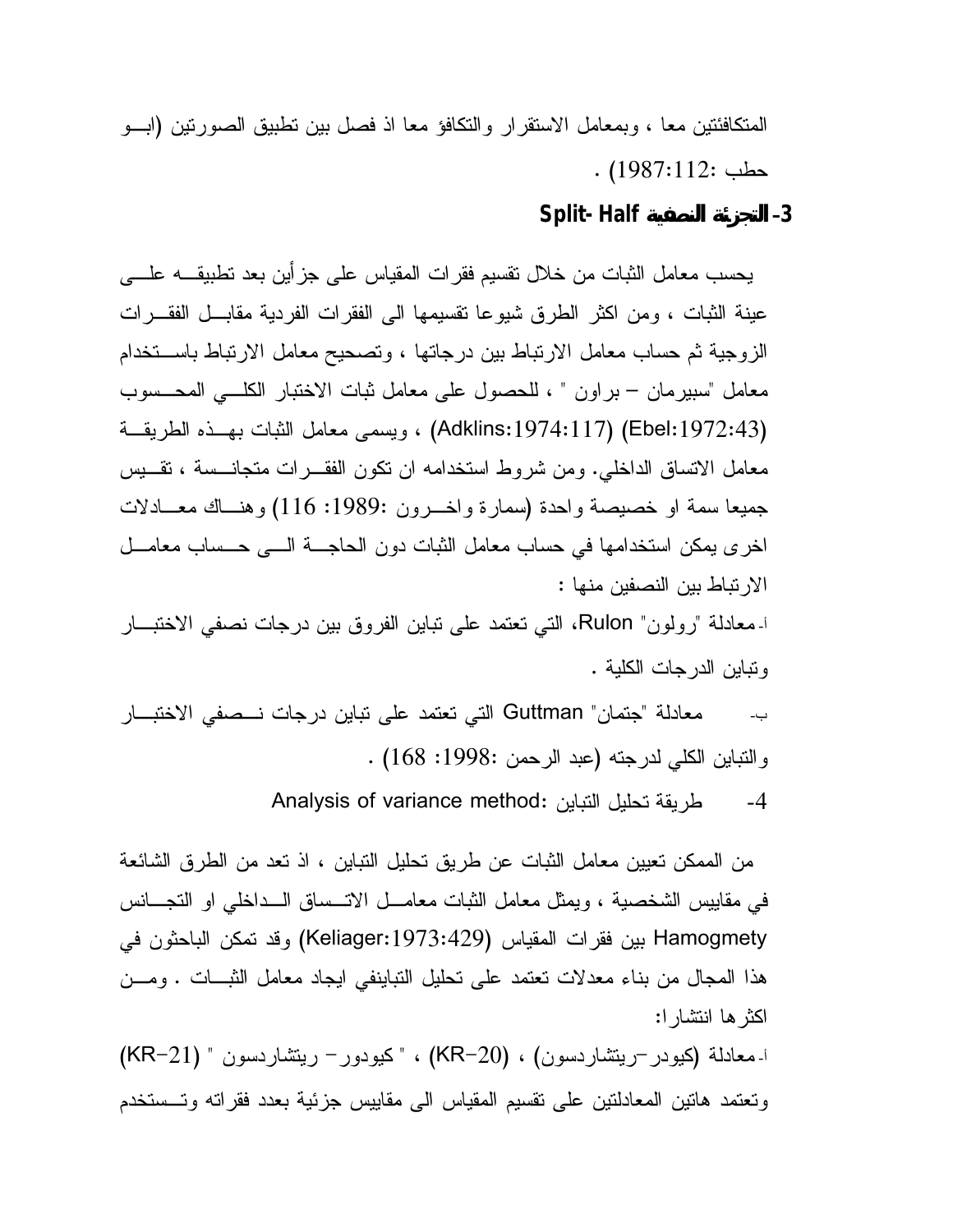المتكافئتين معا ، وبمعامل الاستقرار والتكافؤ معا اذ فصل بين تطبيق الصورتين (ابو حطب :1987:112) .

### 3- التجزئة النصفية Split- Half

يحسب معامل الثبات من خلال تقسيم فقرات المقياس على جزأين بعد تطبيقه على عينة الثبات ، ومن اكثر الطرق شيوعا تقسيمها الى الفقرات الفردية مقابل الفقرات الزوجية ثم حساب معامل الارتباط بين درجاتها ، وتصحيح معامل الارتباط باستخدام معامل "سبيرمان – براون " ، للحصول على معامل ثبات الاختبار الكلي المحسوب (Ebel:1972:43) (Adklins:1974:117) ، ويسمى معامل الثبات بهذه الطريقة معامل الاتساق الداخلي. ومن شروط استخدامه ان تكون الفقرات متجانسة ، تقيس جميعا سمة او خصيصة واحدة (سمارة واخرون :1989: 116) وهناك معادلات اخرى يمكن استخدامها في حساب معامل الثبات دون الحاجة الى حساب معامل الارتباط بين النصفين منها :

أ- معادلة "رولون" Rulon، التي تعتمد على تباين الفروق بين درجات نصفي الاختبار وتباين الدرجات الكلية .

ب- معادلة "جتمان" Guttman التي تعتمد على تباين درجات نصفي الاختبار والتباين الكلي لدرجته (عبد الرحمن :1998: 168) .

4- طريقة تحليل التباين :Analysis of variance method

من الممكن تعيين معامل الثبات عن طريق تحليل التباين ، اذ تعد من الطرق الشائعة في مقاييس الشخصية ، ويمثل معامل الثبات معامل الاتساق الداخلي او التجانس Hamogmety بين فقرات المقياس (Keliager:1973:429) وقد تمكن الباحثون في هذا المجال من بناء معدلات تعتمد على تحليل التباينفي ايجاد معامل الثبات . ومن اكثرها انتشارا:

أ- معادلة (كيودر–ريتشاردسون) ، (KR–20) ، " كيودور– ريتشاردسون " (KR–21) وتعتمد هاتين المعادلتين على تقسيم المقياس الى مقاييس جزئية بعدد فقراته وتستخدم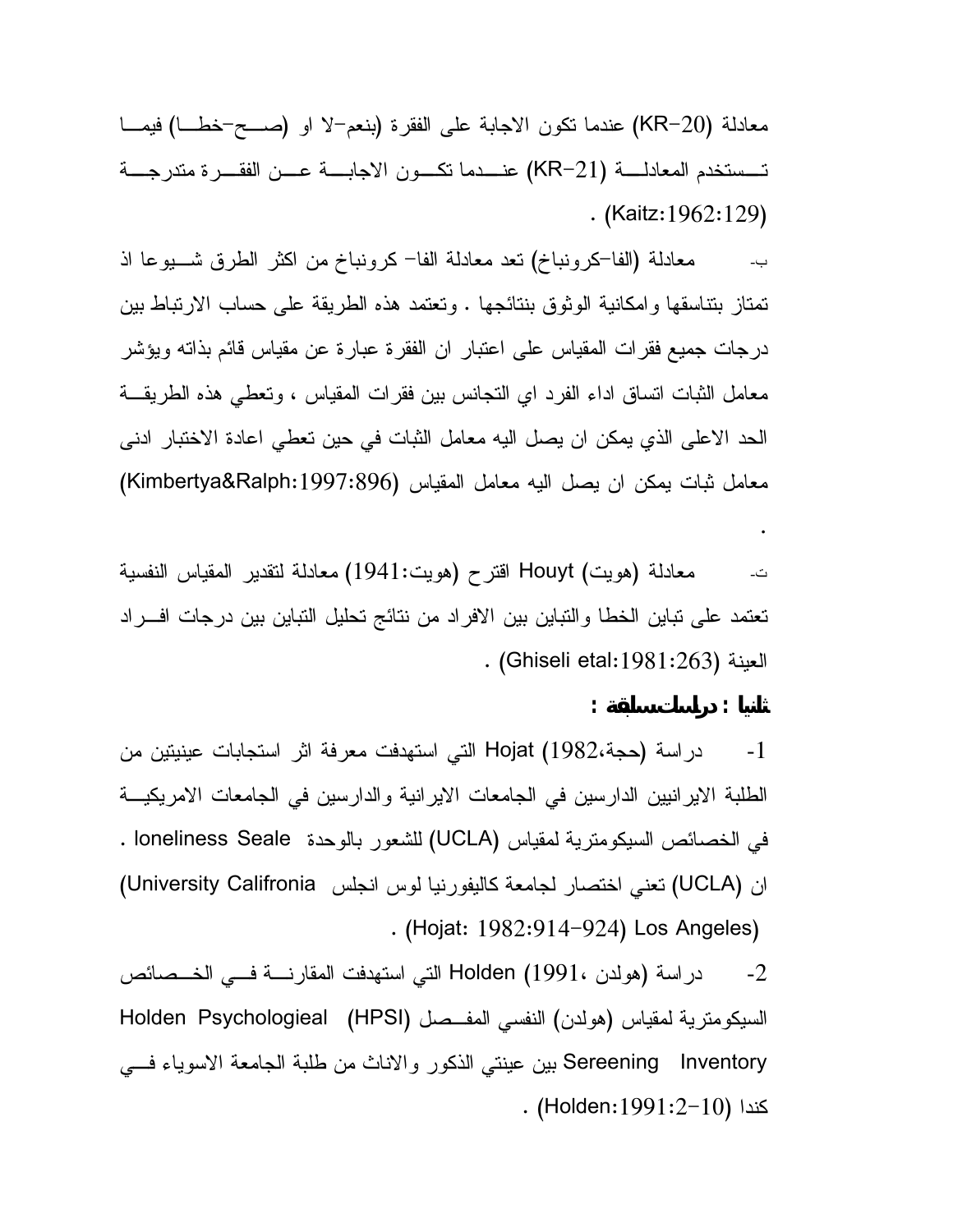معادلة (KR-20) عندما تكون الاجابة على الفقرة (بنعم-لا او (صح-خطا) فيما تستخدم المعادلة (KR-21) عندما تكون الاجابة عن الفقرة متدرجة . (Kaitz:1962:129)

ب- معادلة (الفا-كرونباخ) تعد معادلة الفا- كرونباخ من اكثر الطرق شيوعا اذ تمتاز بتناسقها وامكانية الوثوق بنتائجها . وتعتمد هذه الطريقة على حساب الارتباط بين درجات جميع فقرات المقياس على اعتبار ان الفقرة عبارة عن مقياس قائم بذاته ويؤشر معامل الثبات اتساق اداء الفرد اي التجانس بين فقرات المقياس ، وتعطي هذه الطريقة الحد الاعلى الذي يمكن ان يصل اليه معامل الثبات في حين تعطي اعادة الاختبار ادنى معامل ثبات يمكن ان يصل اليه معامل المقياس (Kimbertya&Ralph:1997:896) .

ت- معادلة (هويت) Houyt اقترح (هويت:1941) معادلة لتقدير المقياس النفسية تعتمد على تباين الخطا والتباين بين الافراد من نتائج تحليل التباين بين درجات افراد العينة (Ghiseli etal:1981:263) .

**ثانيا : دراساتسابقة :**

1- دراسة (حجة،1982) Hojat التي استهدفت معرفة اثر استجابات عينيتين من الطلبة الايرانيين الدارسين في الجامعات الايرانية والدارسين في الجامعات الامريكية في الخصائص السيكومترية لمقياس (UCLA) للشعور بالوحدة loneliness Seale . ان (UCLA) تعني اختصار لجامعة كاليفورنيا لوس انجلس (University Califronia Los Angeles) (Hojat: 1982:914-924) .

2- دراسة (هولدن ،1991) Holden التي استهدفت المقارنة في الخصائص السيكومترية لمقياس (هولدن) النفسي المفصل (HPSI) Holden Psychologieal Sereening Inventory بين عينتي الذكور والاناث من طلبة الجامعة الاسوياء في كندا (Holden:1991:2-10) .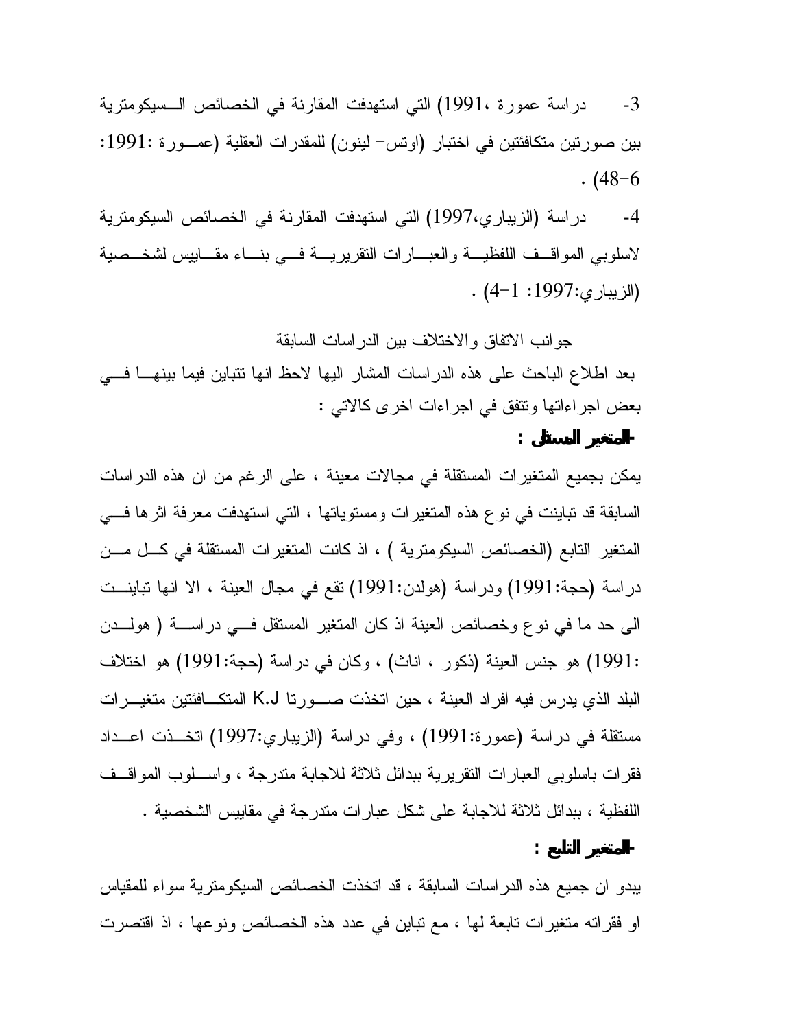3- دراسة عمورة ،1991) التي استهدفت المقارنة في الخصائص السيكومترية بين صورتين متكافئتين في اختبار (اوتس– لينون) للمقدرات العقلية (عمورة :1991: 6–48) .

4- دراسة (الزيباري،1997) التي استهدفت المقارنة في الخصائص السيكومترية لاسلوبي المواقف اللفظية والعبارات التقريرية في بناء مقاييس لشخصية (الزيباري:1997: 1–4) .

جوانب الاتفاق والاختلاف بين الدراسات السابقة

بعد اطلاع الباحث على هذه الدراسات المشار اليها لاحظ انها تتباين فيما بينها في بعض اجراءاتها وتتفق في اجراءات اخرى كالاتي :

**-المتغير المستقل :**

يمكن بجميع المتغيرات المستقلة في مجالات معينة ، على الرغم من ان هذه الدراسات السابقة قد تباينت في نوع هذه المتغيرات ومستوياتها ، التي استهدفت معرفة اثرها في المتغير التابع (الخصائص السيكومترية ) ، اذ كانت المتغيرات المستقلة في كل من دراسة (حجة:1991) ودراسة (هولدن:1991) تقع في مجال العينة ، الا انها تباينت الى حد ما في نوع وخصائص العينة اذ كان المتغير المستقل في دراسة ( هولدن :1991) هو جنس العينة (ذكور ، اناث) ، وكان في دراسة (حجة:1991) هو اختلاف البلد الذي يدرس فيه افراد العينة ، حين اتخذت صورتا K.J المتكافئتين متغيرات مستقلة في دراسة (عمورة:1991) ، وفي دراسة (الزيباري:1997) اتخذت اعداد فقرات باسلوبي العبارات التقريرية ببدائل ثلاثة للاجابة متدرجة ، واسلوب المواقف اللفظية ، ببدائل ثلاثة للاجابة على شكل عبارات متدرجة في مقاييس الشخصية .

**-المتغير التابع :**

يبدو ان جميع هذه الدراسات السابقة ، قد اتخذت الخصائص السيكومترية سواء للمقياس او فقراته متغيرات تابعة لها ، مع تباين في عدد هذه الخصائص ونوعها ، اذ اقتصرت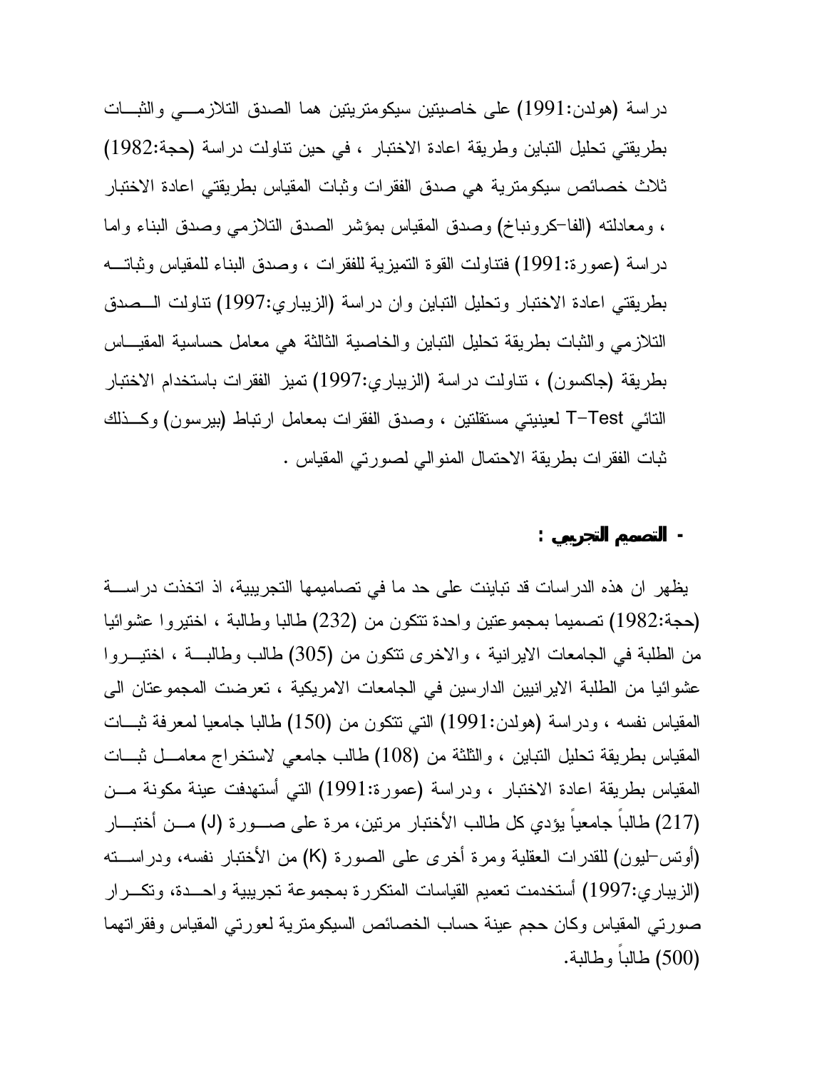دراسة (هولدن:1991) على خاصيتين سيكومتريتين هما الصدق التلازمـي والثبـات بطريقتي تحليل التباين وطريقة اعادة الاختبار ، في حين تناولت دراسة (حجة:1982) ثلاث خصائص سيكومترية هي صدق الفقرات وثبات المقياس بطريقتي اعادة الاختبار ، ومعادلته (الفا-كرونباخ) وصدق المقياس بمؤشر الصدق التلازمي وصدق البناء واما دراسة (عمورة:1991) فتناولت القوة التميزية للفقرات ، وصدق البناء للمقياس وثباتـه بطريقتي اعادة الاختبار وتحليل التباين وان دراسة (الزيباري:1997) تناولت الـصدق التلازمي والثبات بطريقة تحليل التباين والخاصية الثالثة هي معامل حساسية المقيـاس بطريقة (جاكسون) ، تناولت دراسة (الزيباري:1997) تميز الفقرات باستخدام الاختبار التائي T-Test لعينيتي مستقلتين ، وصدق الفقرات بمعامل ارتباط (بيرسون) وكـذلك ثبات الفقرات بطريقة الاحتمال المنوالي لصورتي المقياس .

**- التصميم التجريبي :**

يظهر ان هذه الدراسات قد تباينت على حد ما في تصاميمها التجريبية، اذ اتخذت دراسـة (حجة:1982) تصميما بمجموعتين واحدة تتكون من (232) طالبا وطالبة ، اختيروا عشوائيا من الطلبة في الجامعات الايرانية ، والاخرى تتكون من (305) طالب وطالبـة ، اختيـروا عشوائيا من الطلبة الايرانيين الدارسين في الجامعات الامريكية ، تعرضت المجموعتان الى المقياس نفسه ، ودراسة (هولدن:1991) التي تتكون من (150) طالبا جامعيا لمعرفة ثبـات المقياس بطريقة تحليل التباين ، والثلثة من (108) طالب جامعي لاستخراج معامـل ثبـات المقياس بطريقة اعادة الاختبار ، ودراسة (عمورة:1991) التي أستهدفت عينة مكونة مـن (217) طالباً جامعياً يؤدي كل طالب الأختبار مرتين، مرة على صـورة (J) مـن أختبـار (أوتس-ليون) للقدرات العقلية ومرة أخرى على الصورة (K) من الأختبار نفسه، ودراسـته (الزيباري:1997) أستخدمت تعميم القياسات المتكررة بمجموعة تجريبية واحـدة، وتكـرار صورتي المقياس وكان حجم عينة حساب الخصائص السيكومترية لعورتي المقياس وفقراتهما (500) طالباً وطالبة.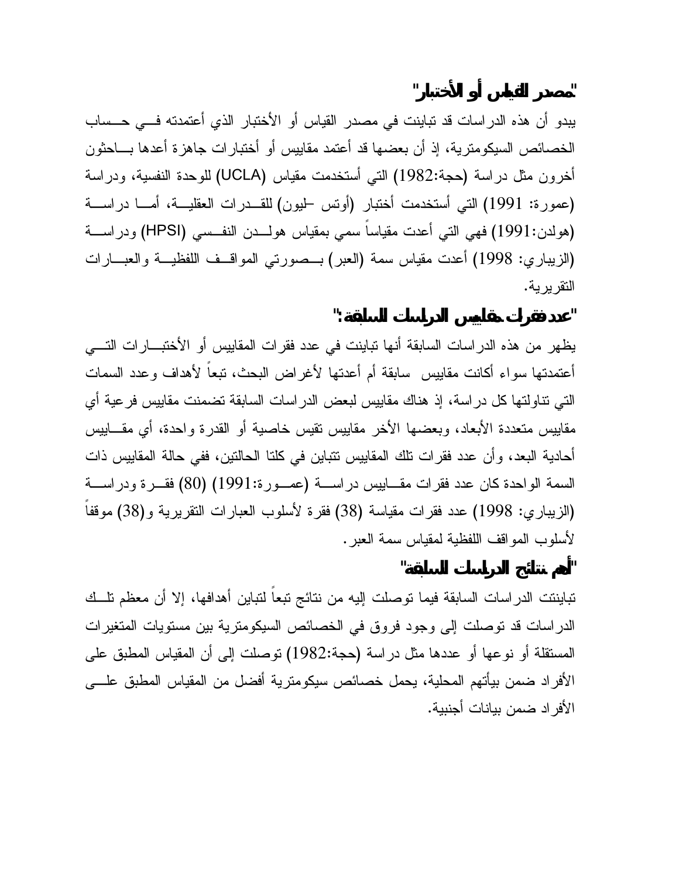### "مصدر القياس أو الأختبار"

يبدو أن هذه الدراسات قد تباينت في مصدر القياس أو الأختبار الذي أعتمدته في حساب الخصائص السيكومترية، إذ أن بعضها قد أعتمد مقاييس أو أختبارات جاهزة أعدها باحثون أخرون مثل دراسة (حجة:1982) التي أستخدمت مقياس (UCLA) للوحدة النفسية، ودراسة (عمورة: 1991) التي أستخدمت أختبار (أوتس –ليون) للقدرات العقلية، أما دراسة (هولدن:1991) فهي التي أعدت مقياساً سمي بمقياس هولدن النفسي (HPSI) ودراسة (الزيباري: 1998) أعدت مقياس سمة (العبر) بصورتي المواقف اللفظية والعبارات التقريرية.

### "عدد فقرات مقاييس الدراسات السابقة:"

يظهر من هذه الدراسات السابقة أنها تباينت في عدد فقرات المقاييس أو الأختبارات التي أعتمدتها سواء أكانت مقاييس سابقة أم أعدتها لأغراض البحث، تبعاً لأهداف وعدد السمات التي تناولتها كل دراسة، إذ هناك مقاييس لبعض الدراسات السابقة تضمنت مقاييس فرعية أي مقاييس متعددة الأبعاد، وبعضها الأخر مقاييس تقيس خاصية أو القدرة واحدة، أي مقاييس أحادية البعد، وأن عدد فقرات تلك المقاييس تتباين في كلتا الحالتين، ففي حالة المقاييس ذات السمة الواحدة كان عدد فقرات مقاييس دراسة (عمورة:1991) (80) فقرة ودراسة (الزيباري: 1998) عدد فقرات مقياسة (38) فقرة لأسلوب العبارات التقريرية و(38) موقفاً لأسلوب المواقف اللفظية لمقياس سمة العبر.

### "أهم نتائج الدراسات السابقة"

تباينت الدراسات السابقة فيما توصلت إليه من نتائج تبعاً لتباين أهدافها، إلا أن معظم تلك الدراسات قد توصلت إلى وجود فروق في الخصائص السيكومترية بين مستويات المتغيرات المستقلة أو نوعها أو عددها مثل دراسة (حجة:1982) توصلت إلى أن المقياس المطبق على الأفراد ضمن بيأتهم المحلية، يحمل خصائص سيكومترية أفضل من المقياس المطبق على الأفراد ضمن بيانات أجنبية.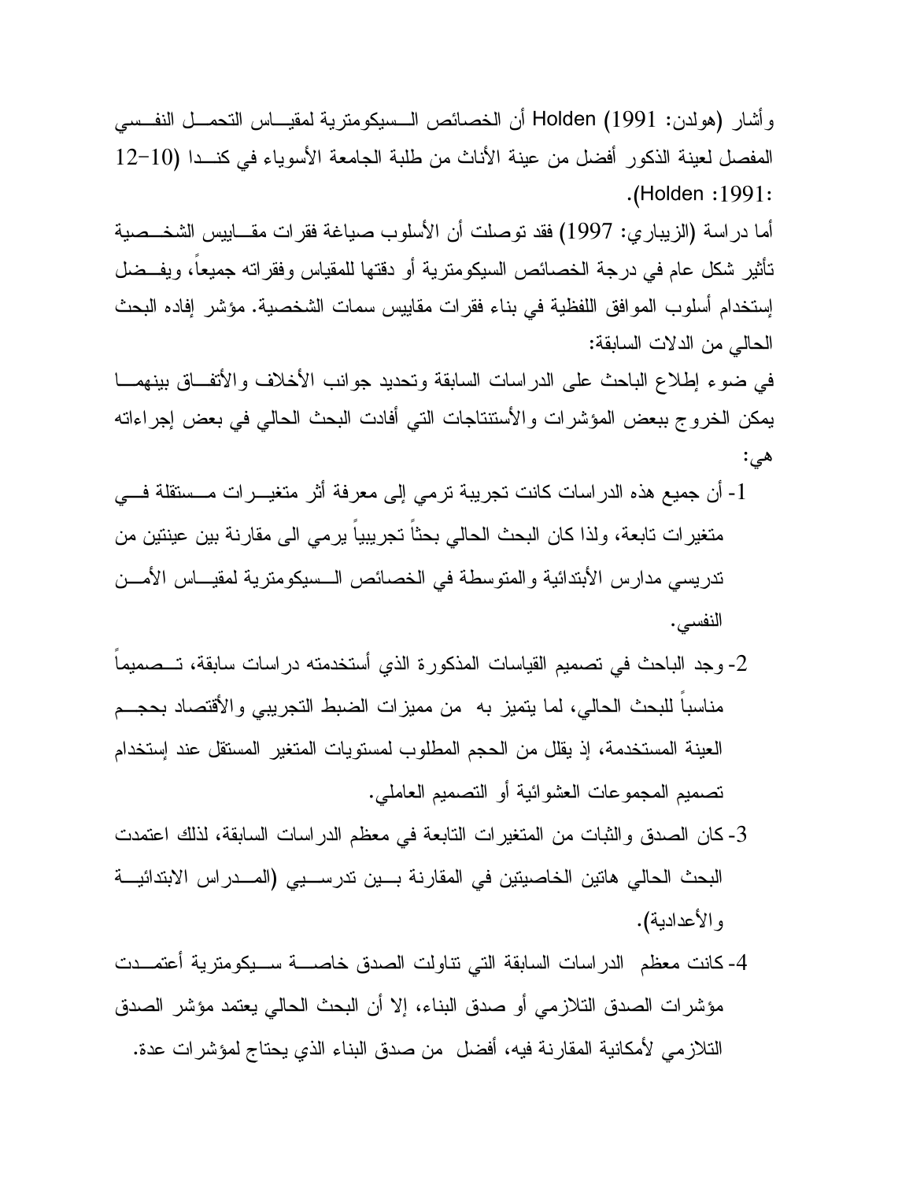وأشار (هولدن: 1991) Holden أن الخصائص الـسيكومترية لمقيـاس التحمـل النفـسي المفصل لعينة الذكور أفضل من عينة الأناث من طلبة الجامعة الأسوياء في كنـدا (10-12 :Holden :1991).

أما دراسة (الزيباري: 1997) فقد توصلت أن الأسلوب صياغة فقرات مقـاييس الشخـصية تأثير شكل عام في درجة الخصائص السيكومترية أو دقتها للمقياس وفقراته جميعاً، ويفـضل إستخدام أسلوب الموافق اللفظية في بناء فقرات مقاييس سمات الشخصية. مؤشر إفاده البحث الحالي من الدلات السابقة:

في ضوء إطلاع الباحث على الدراسات السابقة وتحديد جوانب الأخلاف والأتفـاق بينهمـا يمكن الخروج ببعض المؤشرات والأستنتاجات التي أفادت البحث الحالي في بعض إجراءاته هي:

1- أن جميع هذه الدراسات كانت تجريبة ترمي إلى معرفة أثر متغيـرات مـستقلة فـي متغيرات تابعة، ولذا كان البحث الحالي بحثاً تجريبياً يرمي الى مقارنة بين عينتين من تدريسي مدارس الأبتدائية والمتوسطة في الخصائص الـسيكومترية لمقيـاس الأمـن النفسي.

2- وجد الباحث في تصميم القياسات المذكورة الذي أستخدمته دراسات سابقة، تـصميماً مناسباً للبحث الحالي، لما يتميز به من مميزات الضبط التجريبي والأقتصاد بحجـم العينة المستخدمة، إذ يقلل من الحجم المطلوب لمستويات المتغير المستقل عند إستخدام تصميم المجموعات العشوائية أو التصميم العاملي.

3- كان الصدق والثبات من المتغيرات التابعة في معظم الدراسات السابقة، لذلك اعتمدت البحث الحالي هاتين الخاصيتين في المقارنة بـين تدرسـيي (المـدراس الابتدائيـة والأعدادية).

4- كانت معظم الدراسات السابقة التي تناولت الصدق خاصـة سـيكومترية أعتمـدت مؤشرات الصدق التلازمي أو صدق البناء، إلا أن البحث الحالي يعتمد مؤشر الصدق التلازمي لأمكانية المقارنة فيه، أفضل من صدق البناء الذي يحتاج لمؤشرات عدة.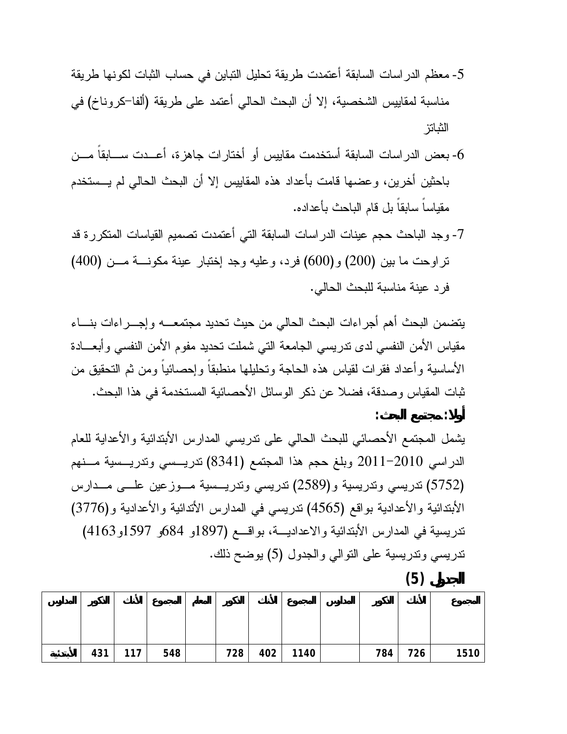5- معظم الدراسات السابقة أعتمدت طريقة تحليل التباين في حساب الثبات لكونها طريقة مناسبة لمقاييس الشخصية، إلا أن البحث الحالي أعتمد على طريقة (ألفا–كرونباخ) في الثباتز

6- بعض الدراسات السابقة أستخدمت مقاييس أو أختارات جاهزة، أعدت سابقاً من باحثين أخرين، وعضها قامت بأعداد هذه المقاييس إلا أن البحث الحالي لم يستخدم مقياساً سابقاً بل قام الباحث بأعداده.

7- وجد الباحث حجم عينات الدراسات السابقة التي أعتمدت تصميم القياسات المتكررة قد تراوحت ما بين (200) و(600) فرد، وعليه وجد إختبار عينة مكونة من (400) فرد عينة مناسبة للبحث الحالي.

يتضمن البحث أهم أجراءات البحث الحالي من حيث تحديد مجتمعه وإجراءات بناء مقياس الأمن النفسي لدى تدريسي الجامعة التي شملت تحديد مفوم الأمن النفسي وأبعادة الأساسية وأعداد فقرات لقياس هذه الحاجة وتحليلها منطبقاً وإحصائياً ومن ثم التحقيق من ثبات المقياس وصدقة، فضلا عن ذكر الوسائل الأحصائية المستخدمة في هذا البحث.

**أولا: مجتمع البحث:**

يشمل المجتمع الأحصائي للبحث الحالي على تدريسي المدارس الأبتدائية والأعدادية للعام الدراسي 2010–2011 وبلغ حجم هذا المجتمع (8341) تدريسي وتدريسية منهم (5752) تدريسي وتدريسية و(2589) تدريسي وتدريسية موزعين على مدارس الأبتدائية والأعدادية بواقع (4565) تدريسي في المدارس الأتدائية والأعدادية و(3776) تدريسية في المدارس الأبتدائية والاعدادية، بواقع (1897و 684و 1597و4163) تدريسي وتدريسية على التوالي والجدول (5) يوضح ذلك.

**الجدول (5)**

| المدارس | الذكور | الأناث | المجموع | المعلم | الذكور | الأناث | المجموع | المدارس | الذكور | الأناث | المجموع |
|---|---|---|---|---|---|---|---|---|---|---|---|
| الأبتدائية | 431 | 117 | 548 | | 728 | 402 | 1140 | | 784 | 726 | 1510 |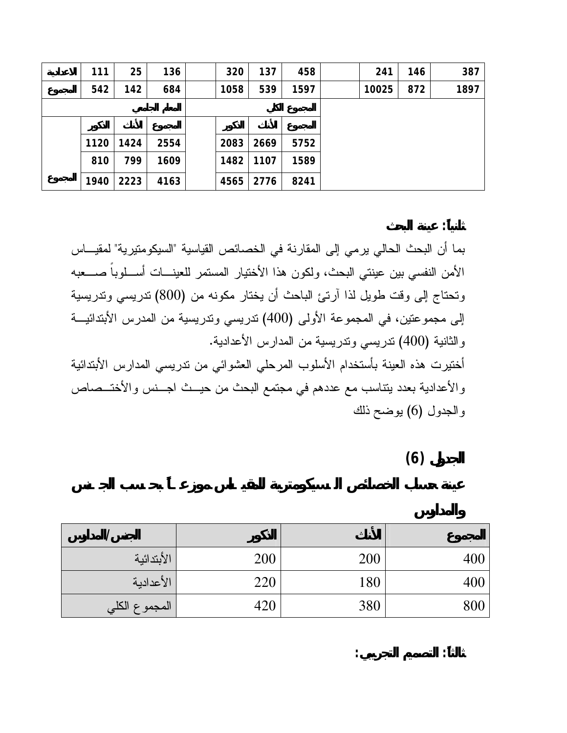| الاعدادية | 111 | 25 | 136 | | 320 | 137 | 458 | | 241 | 146 | 387 |
|---|---|---|---|---|---|---|---|---|---|---|---|
| المجموع | 542 | 142 | 684 | | 1058 | 539 | 1597 | | 10025 | 872 | 1897 |
| | | | المعلم الجامعي | | | | المجموع الكلي | | | | |
| | الذكور | الأناث | المجموع | | الذكور | الأناث | المجموع | | | | |
| | 1120 | 1424 | 2554 | | 2083 | 2669 | 5752 | | | | |
| | 810 | 799 | 1609 | | 1482 | 1107 | 1589 | | | | |
| المجموع | 1940 | 2223 | 4163 | | 4565 | 2776 | 8241 | | | | |

## ثانياً: عينة البحث

بما أن البحث الحالي يرمي إلى المقارنة في الخصائص القياسية "السيكومتيرية" لمقياس الأمن النفسي بين عينتي البحث، ولكون هذا الأختيار المستمر للعينات أسلوباً صعبه وتحتاج إلى وقت طويل لذا آرتئ الباحث أن يختار مكونه من (800) تدريسي وتدريسية إلى مجموعتين، في المجموعة الأولى (400) تدريسي وتدريسية من المدرس الأبتدائية والثانية (400) تدريسي وتدريسية من المدارس الأعدادية.

أختيرت هذه العينة بأستخدام الأسلوب المرحلي العشوائي من تدريسي المدارس الأبتدائية والأعدادية بعدد يتناسب مع عددهم في مجتمع البحث من حيث اجنس والأختصاص والجدول (6) يوضح ذلك

### الجدول (6)

### عينة حساب الخصائص السيكومترية للمقياس موزعة حسب الجنس والمدارس

| الجنس/المدارس | الذكور | الأناث | المجموع |
|---|---|---|---|
| الأبتدائية | 200 | 200 | 400 |
| الأعدادية | 220 | 180 | 400 |
| المجموع الكلي | 420 | 380 | 800 |

## ثالثاً: التصميم التجريبي: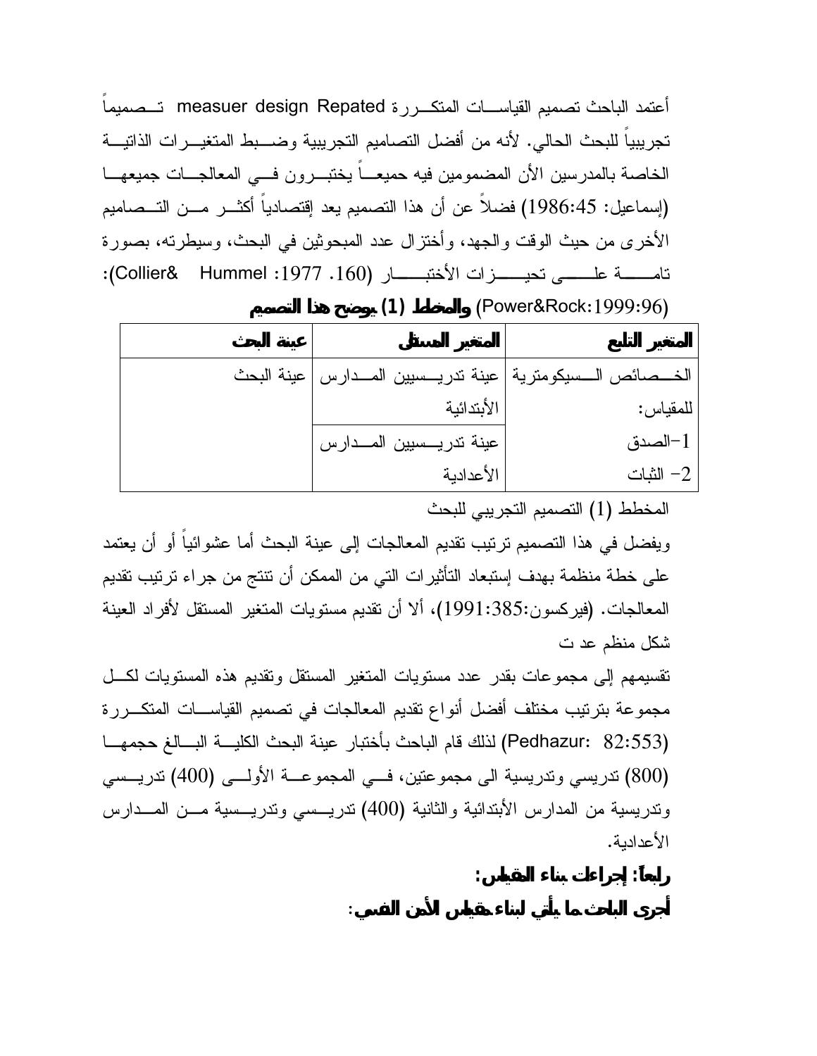أعتمد الباحث تصميم القياسات المتكررة measuer design Repated تصميماً تجريبياً للبحث الحالي. لأنه من أفضل التصاميم التجريبية وضبط المتغيرات الذاتية الخاصة بالمدرسين الأن المضمومين فيه حميعاً يختبرون في المعالجات جميعها (إسماعيل: 1986:45) فضلاً عن أن هذا التصميم يعد إقتصادياً أكثر من التصاميم الأخرى من حيث الوقت والجهد، وأختزال عدد المبحوثين في البحث، وسيطرته، بصورة تامة على تحيزات الأختبار (160. 1977: Collier& Hummel): (Power&Rock:1999:96) **والمخطط (1) يوضح هذا التصميم**

| المتغير التابع | المتغير المستقل | عينة البحث |
|---|---|---|
| الخصائص السيكومترية للمقياس: | عينة تدريسيين المدارس الأبتدائية | عينة البحث |
| 1-الصدق 2- الثبات | عينة تدريسيين المدارس الأعدادية | |

المخطط (1) التصميم التجريبي للبحث

ويفضل في هذا التصميم ترتيب تقديم المعالجات إلى عينة البحث أما عشوائياً أو أن يعتمد على خطة منظمة بهدف إستبعاد التأثيرات التي من الممكن أن تنتج من جراء ترتيب تقديم المعالجات. (فيركسون:1991:385)، ألا أن تقديم مستويات المتغير المستقل لأفراد العينة شكل منظم عد ت

تقسيمهم إلى مجموعات بقدر عدد مستويات المتغير المستقل وتقديم هذه المستويات لكل مجموعة بترتيب مختلف أفضل أنواع تقديم المعالجات في تصميم القياسات المتكررة (Pedhazur: 82:553) لذلك قام الباحث بأختبار عينة البحث الكلية البالغ حجمها (800) تدريسي وتدريسية الى مجموعتين، في المجموعة الأولى (400) تدريسي وتدريسية من المدارس الأبتدائية والثانية (400) تدريسي وتدريسية من المدارس الأعدادية.

**رابعاً: إجراءات بناء المقياس:**

**أجرى الباحث ما يأتي لبناء مقياس الأمن النفسي:**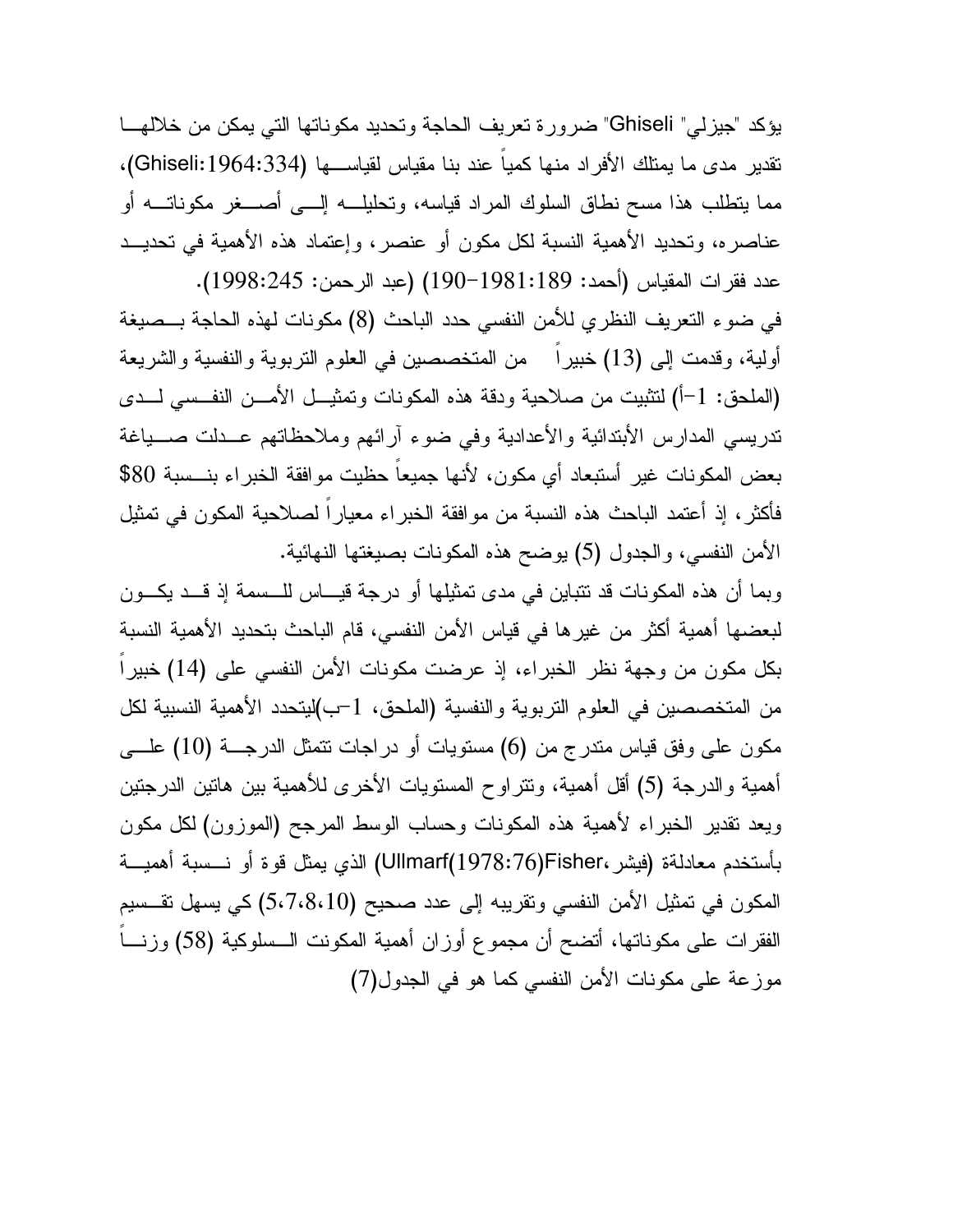يؤكد "جيزلي" Ghiseli" ضرورة تعريف الحاجة وتحديد مكوناتها التي يمكن من خلالهـا تقدير مدى ما يمتلك الأفراد منها كمياً عند بنا مقياس لقياسـها (Ghiseli:1964:334)، مما يتطلب هذا مسح نطاق السلوك المراد قياسه، وتحليلـه إلـى أصـغر مكوناتـه أو عناصره، وتحديد الأهمية النسبة لكل مكون أو عنصر، وإعتماد هذه الأهمية في تحديـد عدد فقرات المقياس (أحمد: 189:1981-190) (عبد الرحمن: 245:1998).

في ضوء التعريف النظري للأمن النفسي حدد الباحث (8) مكونات لهذه الحاجة بـصيغة أولية، وقدمت إلى (13) خبيراً من المتخصصين في العلوم التربوية والنفسية والشريعة (الملحق: 1-أ) لتثبيت من صلاحية ودقة هذه المكونات وتمثيـل الأمـن النفـسي لـدى تدريسي المدارس الأبتدائية والأعدادية وفي ضوء آرائهم وملاحظاتهم عـدلت صـياغة بعض المكونات غير أستبعاد أي مكون، لأنها جميعاً حظيت موافقة الخبراء بنـسبة 80$ فأكثر، إذ أعتمد الباحث هذه النسبة من موافقة الخبراء معياراً لصلاحية المكون في تمثيل الأمن النفسي، والجدول (5) يوضح هذه المكونات بصيغتها النهائية.

وبما أن هذه المكونات قد تتباين في مدى تمثيلها أو درجة قيـاس للـسمة إذ قـد يكـون لبعضها أهمية أكثر من غيرها في قياس الأمن النفسي، قام الباحث بتحديد الأهمية النسبة بكل مكون من وجهة نظر الخبراء، إذ عرضت مكونات الأمن النفسي على (14) خبيراً من المتخصصين في العلوم التربوية والنفسية (الملحق، 1-ب)ليتحدد الأهمية النسبية لكل مكون على وفق قياس متدرج من (6) مستويات أو دراجات تتمثل الدرجـة (10) علـى أهمية والدرجة (5) أقل أهمية، وتتراوح المستويات الأخرى للأهمية بين هاتين الدرجتين ويعد تقدير الخبراء لأهمية هذه المكونات وحساب الوسط المرجح (الموزون) لكل مكون بأستخدم معادلة (فيشر،Fisher(1978:76)Ullmarf) الذي يمثل قوة أو نـسبة أهميـة المكون في تمثيل الأمن النفسي وتقريبه إلى عدد صحيح (5،7،8،10) كي يسهل تقـسيم الفقرات على مكوناتها، أتضح أن مجموع أوزان أهمية المكونت الـسلوكية (58) وزنـاً موزعة على مكونات الأمن النفسي كما هو في الجدول(7)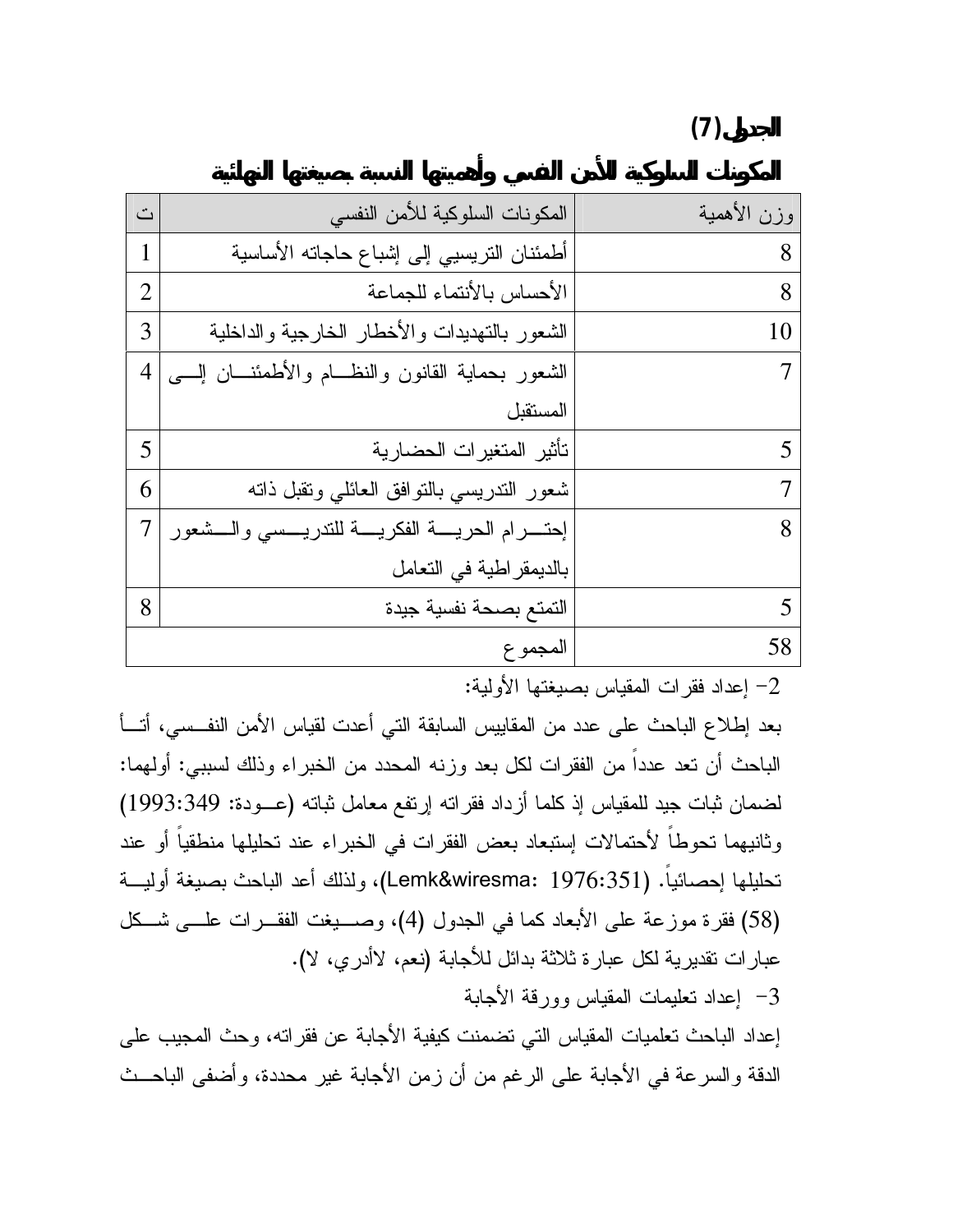**الجدول (7)**

**المكونات السلوكية للأمن النفسي وأهميتها النسبة بصيغتها النهائية**

| ت | المكونات السلوكية للأمن النفسي | وزن الأهمية |
|---|---|---|
| 1 | أطمئنان التريسيي إلى إشباع حاجاته الأساسية | 8 |
| 2 | الأحساس بالأنتماء للجماعة | 8 |
| 3 | الشعور بالتهديدات والأخطار الخارجية والداخلية | 10 |
| 4 | الشعور بحماية القانون والنظام والأطمئنان إلى المستقبل | 7 |
| 5 | تأثير المتغيرات الحضارية | 5 |
| 6 | شعور التدريسي بالتوافق العائلي وتقبل ذاته | 7 |
| 7 | إحترام الحرية الفكرية للتدريسي والشعور بالديمقراطية في التعامل | 8 |
| 8 | التمتع بصحة نفسية جيدة | 5 |
| | المجموع | 58 |

2- إعداد فقرات المقياس بصيغتها الأولية:

بعد إطلاع الباحث على عدد من المقاييس السابقة التي أعدت لقياس الأمن النفسي، أتأ الباحث أن تعد عدداً من الفقرات لكل بعد وزنه المحدد من الخبراء وذلك لسببي: أولهما: لضمان ثبات جيد للمقياس إذ كلما أزداد فقراته إرتفع معامل ثباته (عودة: 1993:349) وثانيهما تحوطاً لأحتمالات إستبعاد بعض الفقرات في الخبراء عند تحليلها منطقياً أو عند تحليلها إحصائياً. (Lemk&wiresma: 1976:351)، ولذلك أعد الباحث بصيغة أولية (58) فقرة موزعة على الأبعاد كما في الجدول (4)، وصيغت الفقرات على شكل عبارات تقديرية لكل عبارة ثلاثة بدائل للأجابة (نعم، لاأدري، لا).

3- إعداد تعليمات المقياس وورقة الأجابة

إعداد الباحث تعلميات المقياس التي تضمنت كيفية الأجابة عن فقراته، وحث المجيب على الدقة والسرعة في الأجابة على الرغم من أن زمن الأجابة غير محددة، وأضفى الباحث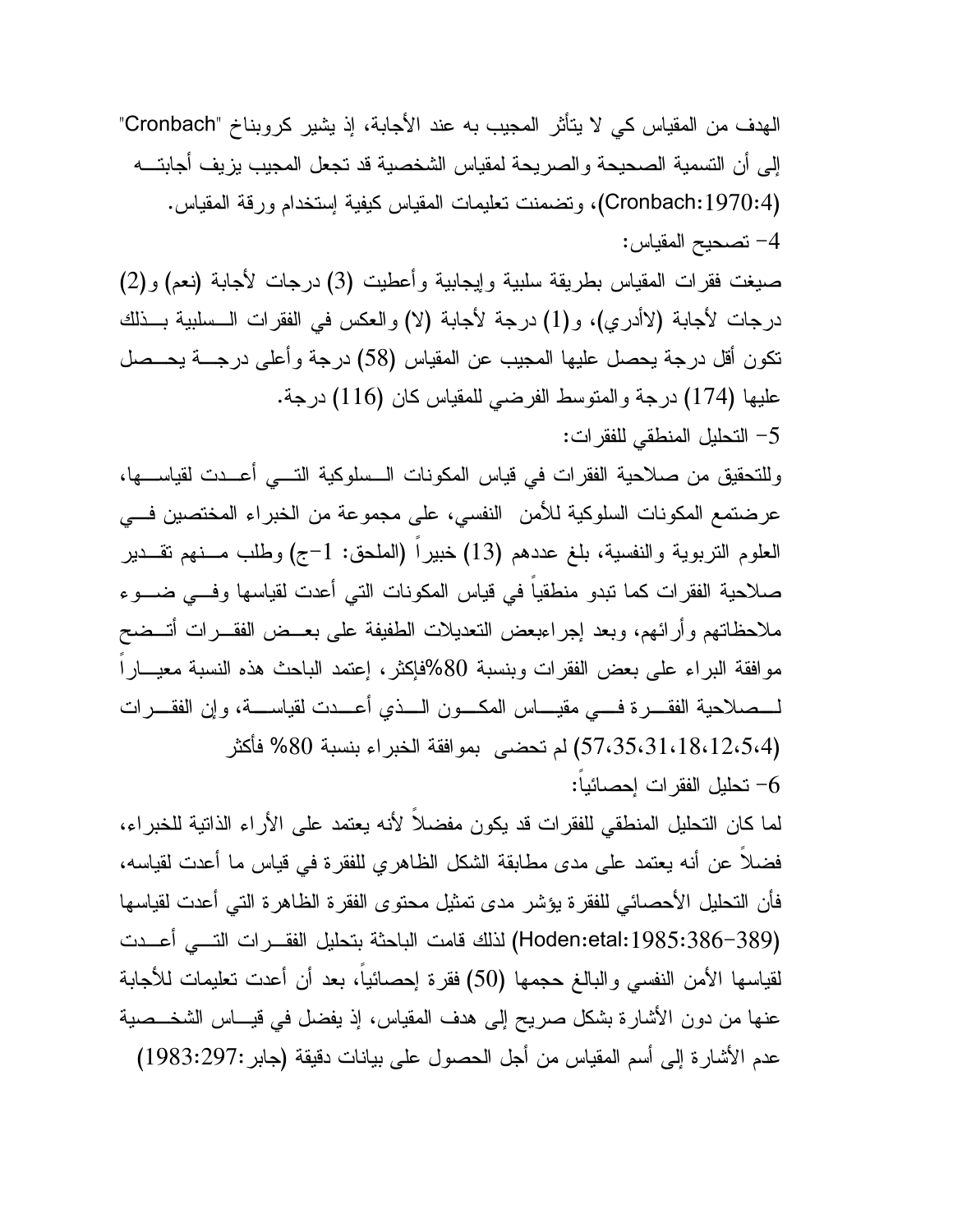الهدف من المقياس كي لا يتأثر المجيب به عند الأجابة، إذ يشير كروبناخ "Cronbach" إلى أن التسمية الصحيحة والصريحة لمقياس الشخصية قد تجعل المجيب يزيف أجابتـه (Cronbach:1970:4)، وتضمنت تعليمات المقياس كيفية إستخدام ورقة المقياس.

4- تصحيح المقياس:

صيغت فقرات المقياس بطريقة سلبية وإيجابية وأعطيت (3) درجات لأجابة (نعم) و(2) درجات لأجابة (لاأدري)، و(1) درجة لأجابة (لا) والعكس في الفقرات السلبية بذلك تكون أقل درجة يحصل عليها المجيب عن المقياس (58) درجة وأعلى درجة يحصل عليها (174) درجة والمتوسط الفرضي للمقياس كان (116) درجة.

5- التحليل المنطقي للفقرات:

وللتحقيق من صلاحية الفقرات في قياس المكونات السلوكية التي أعدت لقياسها، عرضتمع المكونات السلوكية للأمن النفسي، على مجموعة من الخبراء المختصين في العلوم التربوية والنفسية، بلغ عددهم (13) خبيراً (الملحق: 1-ج) وطلب منهم تقدير صلاحية الفقرات كما تبدو منطقياً في قياس المكونات التي أعدت لقياسها وفي ضوء ملاحظاتهم وأرائهم، وبعد إجراءبعض التعديلات الطفيفة على بعض الفقرات أتضح موافقة البراء على بعض الفقرات وبنسبة 80%فإكثر، إعتمد الباحث هذه النسبة معياراً لصلاحية الفقرة في مقياس المكون الذي أعدت لقياسة، وإن الفقرات (4،5،12،18،31،35،57) لم تحضى بموافقة الخبراء بنسبة 80% فأكثر

6- تحليل الفقرات إحصائياً:

لما كان التحليل المنطقي للفقرات قد يكون مفضلاً لأنه يعتمد على الأراء الذاتية للخبراء، فضلاً عن أنه يعتمد على مدى مطابقة الشكل الظاهري للفقرة في قياس ما أعدت لقياسه، فأن التحليل الأحصائي للفقرة يؤشر مدى تمثيل محتوى الفقرة الظاهرة التي أعدت لقياسها (Hoden:etal:1985:386-389) لذلك قامت الباحثة بتحليل الفقرات التي أعدت لقياسها الأمن النفسي والبالغ حجمها (50) فقرة إحصائياً، بعد أن أعدت تعليمات للأجابة عنها من دون الأشارة بشكل صريح إلى هدف المقياس، إذ يفضل في قياس الشخصية عدم الأشارة إلى أسم المقياس من أجل الحصول على بيانات دقيقة (جابر:297:1983)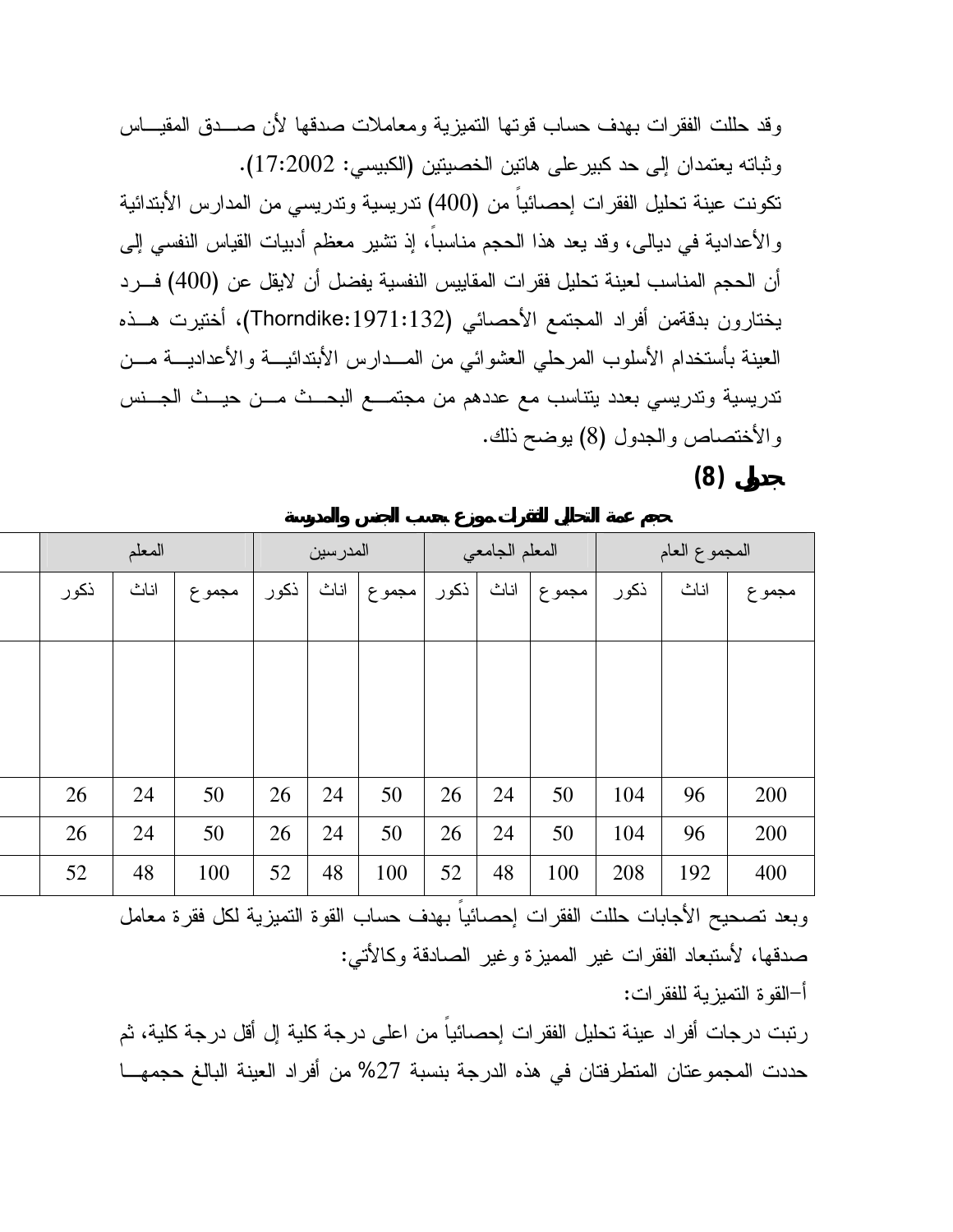وقد حللت الفقرات بهدف حساب قوتها التميزية ومعاملات صدقها لأن صـــدق المقيـــاس وثباته يعتمدان إلى حد كبيرعلى هاتين الخصيتين (الكبيسي: 17:2002).

تكونت عينة تحليل الفقرات إحصائياً من (400) تدريسية وتدريسي من المدارس الأبتدائية والأعدادية في ديالى، وقد يعد هذا الحجم مناسباً، إذ تشير معظم أدبيات القياس النفسي إلى أن الحجم المناسب لعينة تحليل فقرات المقاييس النفسية يفضل أن لايقل عن (400) فـــرد يختارون بدقةمن أفراد المجتمع الأحصائي (Thorndike:1971:132)، أختيرت هـــذه العينة بأستخدام الأسلوب المرحلي العشوائي من المـــدارس الأبتدائيـــة والأعداديـــة مـــن تدريسية وتدريسي بعدد يتناسب مع عددهم من مجتمـــع البحـــث مـــن حيـــث الجـــنس والأختصاص والجدول (8) يوضح ذلك.

**جدول (8)**

**حجم عينة التحليل للفقرات موزع بحسب الجنس والمدرسة**

| المجموع العام | | | المعلم الجامعي | | | المدرسين | | | المعلم | | | |
|---|---|---|---|---|---|---|---|---|---|---|---|---|
| مجموع | اناث | ذكور | مجموع | اناث | ذكور | مجموع | اناث | ذكور | مجموع | اناث | ذكور | |
| | | | | | | | | | | | | |
| 200 | 96 | 104 | 50 | 24 | 26 | 50 | 24 | 26 | 50 | 24 | 26 | |
| 200 | 96 | 104 | 50 | 24 | 26 | 50 | 24 | 26 | 50 | 24 | 26 | |
| 400 | 192 | 208 | 100 | 48 | 52 | 100 | 48 | 52 | 100 | 48 | 52 | |

وبعد تصحيح الأجابات حللت الفقرات إحصائياً بهدف حساب القوة التميزية لكل فقرة معامل صدقها، لأستبعاد الفقرات غير المميزة وغير الصادقة وكالأتي:

أ-القوة التميزية للفقرات:

رتبت درجات أفراد عينة تحليل الفقرات إحصائياً من اعلى درجة كلية إل أقل درجة كلية، ثم حددت المجموعتان المتطرفتان في هذه الدرجة بنسبة 27% من أفراد العينة البالغ حجمهـــا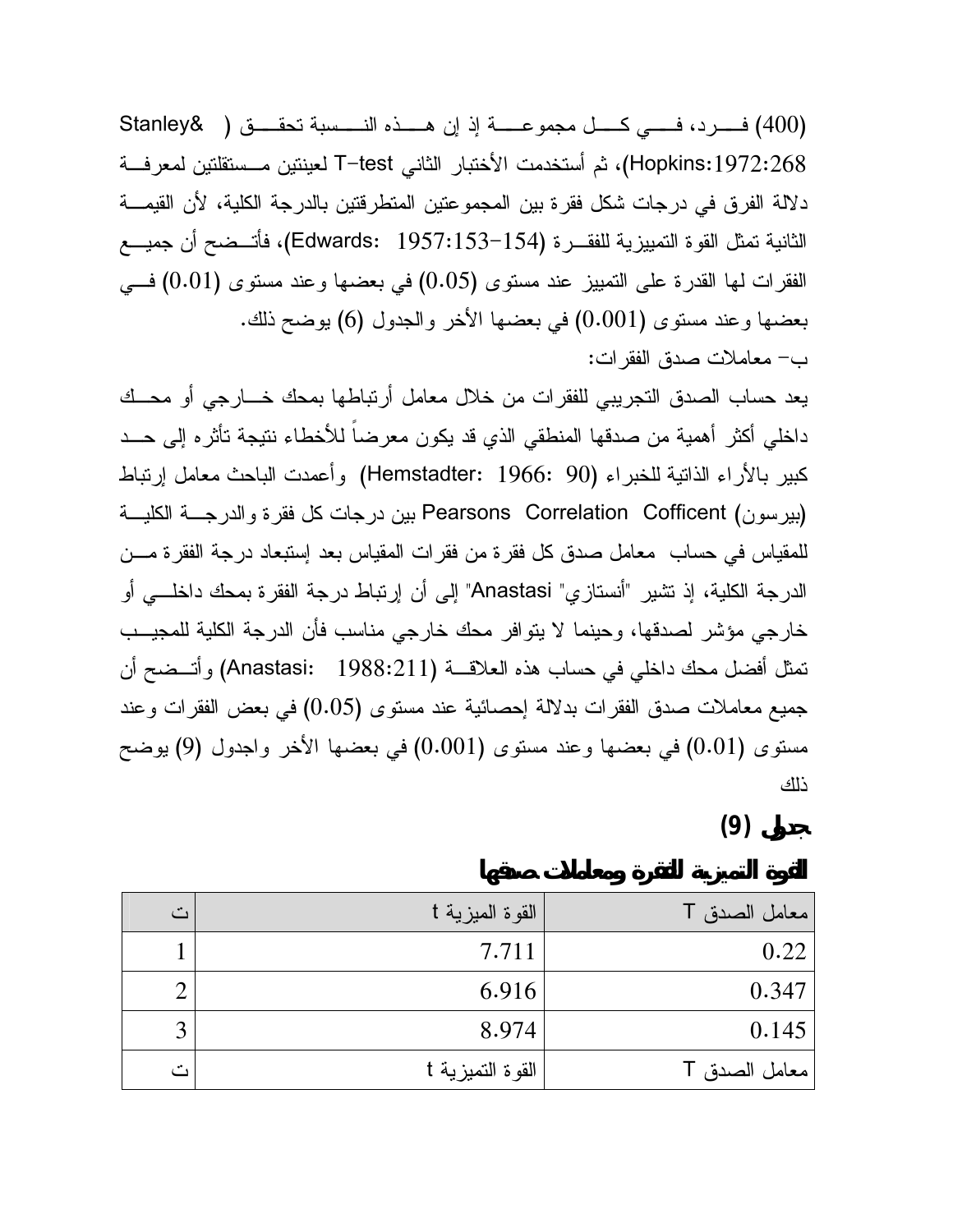(400) فرد، في كل مجموعة إذ إن هذه النسبة تحقق ( Stanley& Hopkins:1972:268)، ثم أستخدمت الأختبار الثاني T-test لعينتين مستقلتين لمعرفة دلالة الفرق في درجات شكل فقرة بين المجموعتين المتطرفتين بالدرجة الكلية، لأن القيمة الثانية تمثل القوة التمييزية للفقرة (Edwards: 1957:153-154)، فأتضح أن جميع الفقرات لها القدرة على التمييز عند مستوى (0.05) في بعضها وعند مستوى (0.01) في بعضها وعند مستوى (0.001) في بعضها الأخر والجدول (6) يوضح ذلك.

ب- معاملات صدق الفقرات:

يعد حساب الصدق التجريبي للفقرات من خلال معامل أرتباطها بمحك خارجي أو محك داخلي أكثر أهمية من صدقها المنطقي الذي قد يكون معرضاً للأخطاء نتيجة تأثره إلى حد كبير بالأراء الذاتية للخبراء (Hemstadter: 1966: 90) وأعمدت الباحث معامل إرتباط (بيرسون) Pearsons Correlation Cofficent بين درجات كل فقرة والدرجة الكلية للمقياس في حساب معامل صدق كل فقرة من فقرات المقياس بعد إستبعاد درجة الفقرة من الدرجة الكلية، إذ تشير "أنستازي" Anastasi" إلى أن إرتباط درجة الفقرة بمحك داخلي أو خارجي مؤشر لصدقها، وحينما لا يتوافر محك خارجي مناسب فأن الدرجة الكلية للمجيب تمثل أفضل محك داخلي في حساب هذه العلاقة (Anastasi: 1988:211) وأتضح أن جميع معاملات صدق الفقرات بدلالة إحصائية عند مستوى (0.05) في بعض الفقرات وعند مستوى (0.01) في بعضها وعند مستوى (0.001) في بعضها الأخر واجدول (9) يوضح ذلك

## جدول (9)

### القوة التمييزية للفقرة ومعاملات صدقها

| ت | القوة الميزية t | معامل الصدق T |
|---|---|---|
| 1 | 7.711 | 0.22 |
| 2 | 6.916 | 0.347 |
| 3 | 8.974 | 0.145 |
| ت | القوة التميزية t | معامل الصدق T |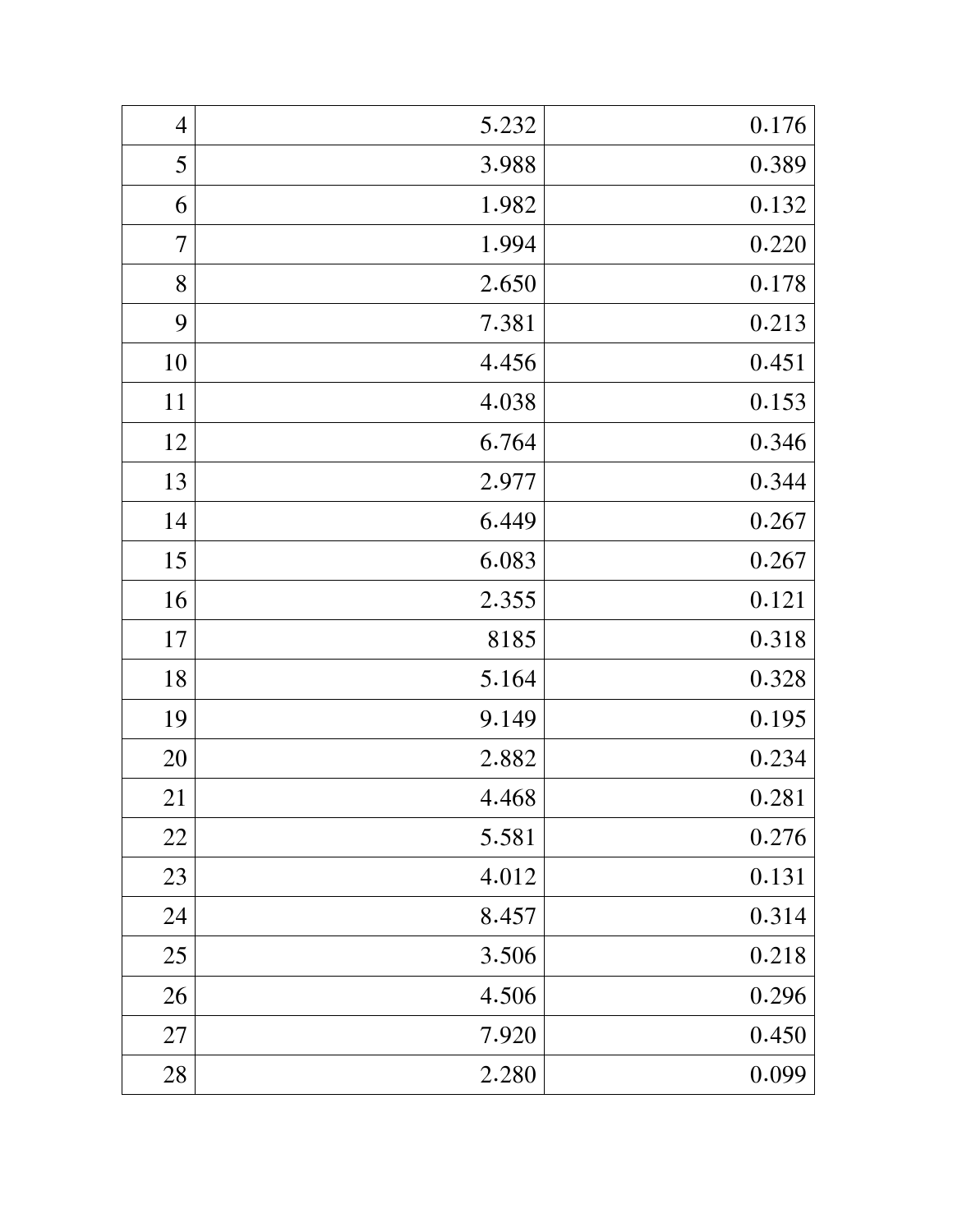| | | |
|---|---|---|
| 4 | 5.232 | 0.176 |
| 5 | 3.988 | 0.389 |
| 6 | 1.982 | 0.132 |
| 7 | 1.994 | 0.220 |
| 8 | 2.650 | 0.178 |
| 9 | 7.381 | 0.213 |
| 10 | 4.456 | 0.451 |
| 11 | 4.038 | 0.153 |
| 12 | 6.764 | 0.346 |
| 13 | 2.977 | 0.344 |
| 14 | 6.449 | 0.267 |
| 15 | 6.083 | 0.267 |
| 16 | 2.355 | 0.121 |
| 17 | 8185 | 0.318 |
| 18 | 5.164 | 0.328 |
| 19 | 9.149 | 0.195 |
| 20 | 2.882 | 0.234 |
| 21 | 4.468 | 0.281 |
| 22 | 5.581 | 0.276 |
| 23 | 4.012 | 0.131 |
| 24 | 8.457 | 0.314 |
| 25 | 3.506 | 0.218 |
| 26 | 4.506 | 0.296 |
| 27 | 7.920 | 0.450 |
| 28 | 2.280 | 0.099 |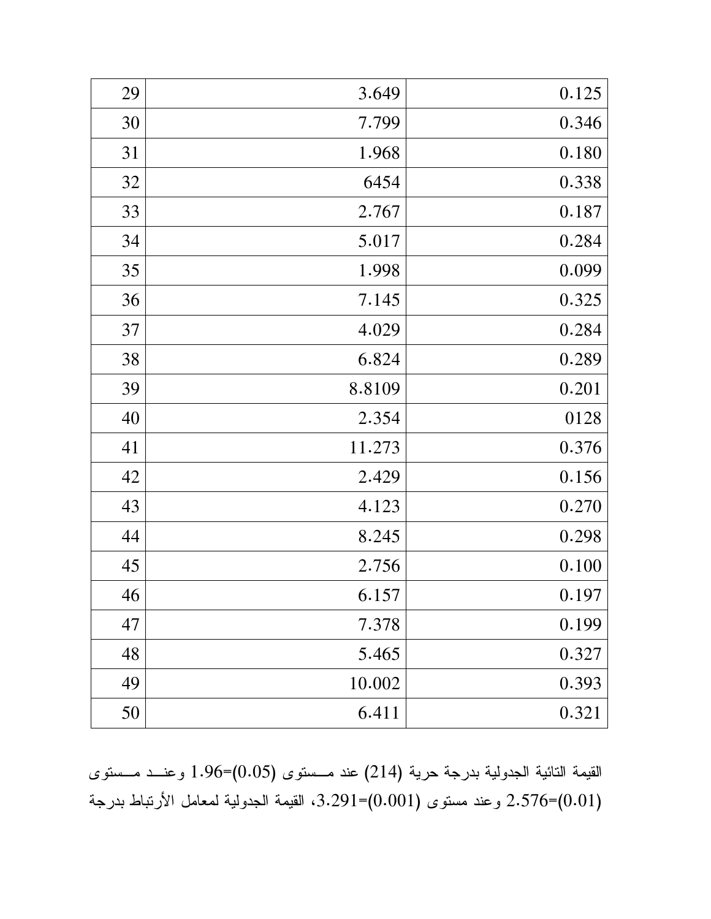| 29 | 3.649 | 0.125 |
|---|---|---|
| 30 | 7.799 | 0.346 |
| 31 | 1.968 | 0.180 |
| 32 | 6454 | 0.338 |
| 33 | 2.767 | 0.187 |
| 34 | 5.017 | 0.284 |
| 35 | 1.998 | 0.099 |
| 36 | 7.145 | 0.325 |
| 37 | 4.029 | 0.284 |
| 38 | 6.824 | 0.289 |
| 39 | 8.8109 | 0.201 |
| 40 | 2.354 | 0128 |
| 41 | 11.273 | 0.376 |
| 42 | 2.429 | 0.156 |
| 43 | 4.123 | 0.270 |
| 44 | 8.245 | 0.298 |
| 45 | 2.756 | 0.100 |
| 46 | 6.157 | 0.197 |
| 47 | 7.378 | 0.199 |
| 48 | 5.465 | 0.327 |
| 49 | 10.002 | 0.393 |
| 50 | 6.411 | 0.321 |

القيمة التائية الجدولية بدرجة حرية (214) عند مستوى (0.05)=1.96 وعند مستوى (0.01)=2.576 وعند مستوى (0.001)=3.291، القيمة الجدولية لمعامل الأرتباط بدرجة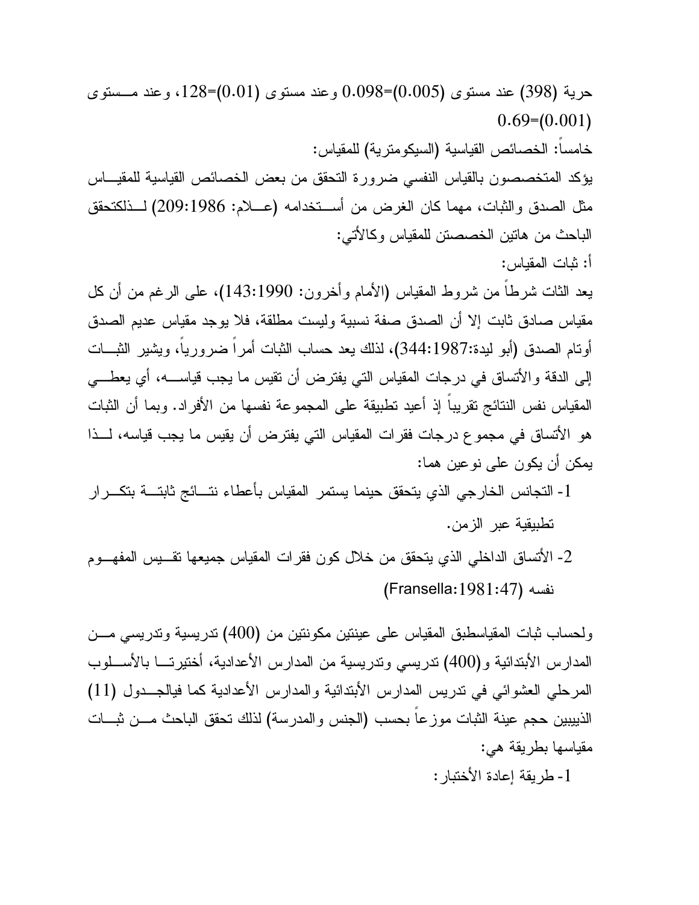حرية (398) عند مستوى (0.005)=0.098 وعند مستوى (0.01)=128، وعند مستوى (0.001)=0.69

خامساً: الخصائص القياسية (السيكومترية) للمقياس:

يؤكد المتخصصون بالقياس النفسي ضرورة التحقق من بعض الخصائص القياسية للمقياس مثل الصدق والثبات، مهما كان الغرض من أستخدامه (عـلام: 209:1986) لـذلكتحقق الباحث من هاتين الخصصتن للمقياس وكالأتي:

أ: ثبات المقياس:

يعد الثات شرطاً من شروط المقياس (الأمام وأخرون: 143:1990)، على الرغم من أن كل مقياس صادق ثابت إلا أن الصدق صفة نسبية وليست مطلقة، فلا يوجد مقياس عديم الصدق أوتام الصدق (أبو لبدة:344:1987)، لذلك يعد حساب الثبات أمراً ضرورياً، ويشير الثبات إلى الدقة والأتساق في درجات المقياس التي يفترض أن تقيس ما يجب قياسه، أي يعطي المقياس نفس النتائج تقريباً إذ أعيد تطبيقة على المجموعة نفسها من الأفراد. وبما أن الثبات هو الأتساق في مجموع درجات فقرات المقياس التي يفترض أن يقيس ما يجب قياسه، لذا يمكن أن يكون على نوعين هما:

1- التجانس الخارجي الذي يتحقق حينما يستمر المقياس بأعطاء نتائج ثابتة بتكرار تطبيقية عبر الزمن.

2- الأتساق الداخلي الذي يتحقق من خلال كون فقرات المقياس جميعها تقيس المفهوم نفسه (Fransella:1981:47)

ولحساب ثبات المقياسطبق المقياس على عينتين مكونتين من (400) تدريسية وتدريسي من المدارس الأبتدائية و(400) تدريسي وتدريسية من المدارس الأعدادية، أختيرتا بالأسلوب المرحلي العشوائي في تدريس المدارس الأبتدائية والمدارس الأعدادية كما فيالجدول (11) الذيبيين حجم عينة الثبات موزعاً بحسب (الجنس والمدرسة) لذلك تحقق الباحث من ثبات مقياسها بطريقة هي:

1- طريقة إعادة الأختبار: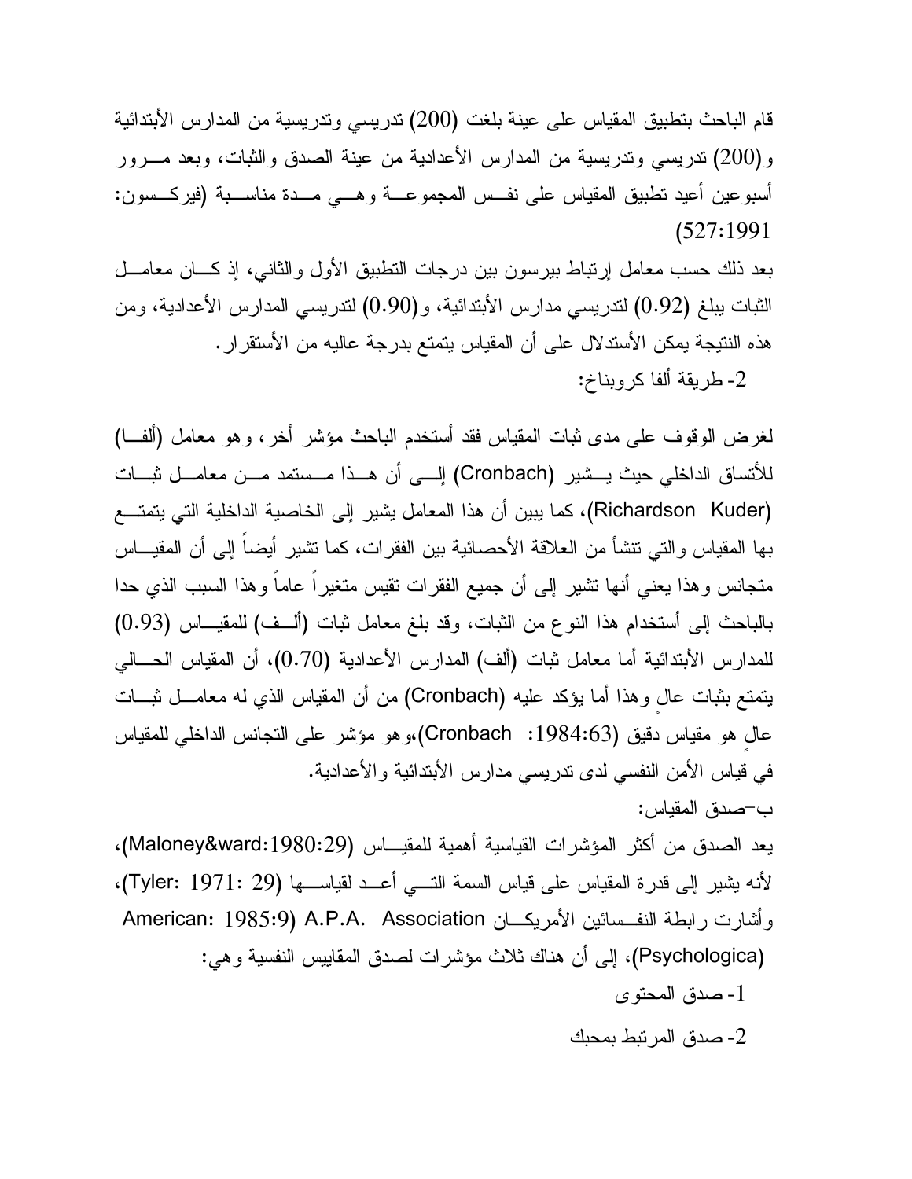قام الباحث بتطبيق المقياس على عينة بلغت (200) تدريسي وتدريسية من المدارس الأبتدائية و(200) تدريسي وتدريسية من المدارس الأعدادية من عينة الصدق والثبات، وبعد مرور أسبوعين أعيد تطبيق المقياس على نفس المجموعة وهي مدة مناسبة (فيركسون: 527:1991)

بعد ذلك حسب معامل إرتباط بيرسون بين درجات التطبيق الأول والثاني، إذ كان معامل الثبات يبلغ (0.92) لتدريسي مدارس الأبتدائية، و(0.90) لتدريسي المدارس الأعدادية، ومن هذه النتيجة يمكن الأستدلال على أن المقياس يتمتع بدرجة عاليه من الأستقرار.

2- طريقة ألفا كرونباخ:

لغرض الوقوف على مدى ثبات المقياس فقد أستخدم الباحث مؤشر أخر، وهو معامل (ألفا) للأتساق الداخلي حيث يشير (Cronbach) إلى أن هذا مستمد من معامل ثبات (Richardson Kuder)، كما يبين أن هذا المعامل يشير إلى الخاصية الداخلية التي يتمتع بها المقياس والتي تنشأ من العلاقة الأحصائية بين الفقرات، كما تشير أيضاً إلى أن المقياس متجانس وهذا يعني أنها تشير إلى أن جميع الفقرات تقيس متغيراً عاماً وهذا السبب الذي حدا بالباحث إلى أستخدام هذا النوع من الثبات، وقد بلغ معامل ثبات (ألف) للمقياس (0.93) للمدارس الأبتدائية أما معامل ثبات (ألف) المدارس الأعدادية (0.70)، أن المقياس الحالي يتمتع بثبات عالٍ وهذا أما يؤكد عليه (Cronbach) من أن المقياس الذي له معامل ثبات عالٍ هو مقياس دقيق (Cronbach :1984:63)،وهو مؤشر على التجانس الداخلي للمقياس في قياس الأمن النفسي لدى تدريسي مدارس الأبتدائية والأعدادية.

ب–صدق المقياس:

يعد الصدق من أكثر المؤشرات القياسية أهمية للمقياس (Maloney&ward:1980:29)، لأنه يشير إلى قدرة المقياس على قياس السمة التي أعد لقياسها (Tyler: 1971: 29)، وأشارت رابطة النفسائين الأمريكان American: 1985:9) A.P.A. Association (Psychologica)، إلى أن هناك ثلاث مؤشرات لصدق المقاييس النفسية وهي:

1- صدق المحتوى

2- صدق المرتبط بمحبك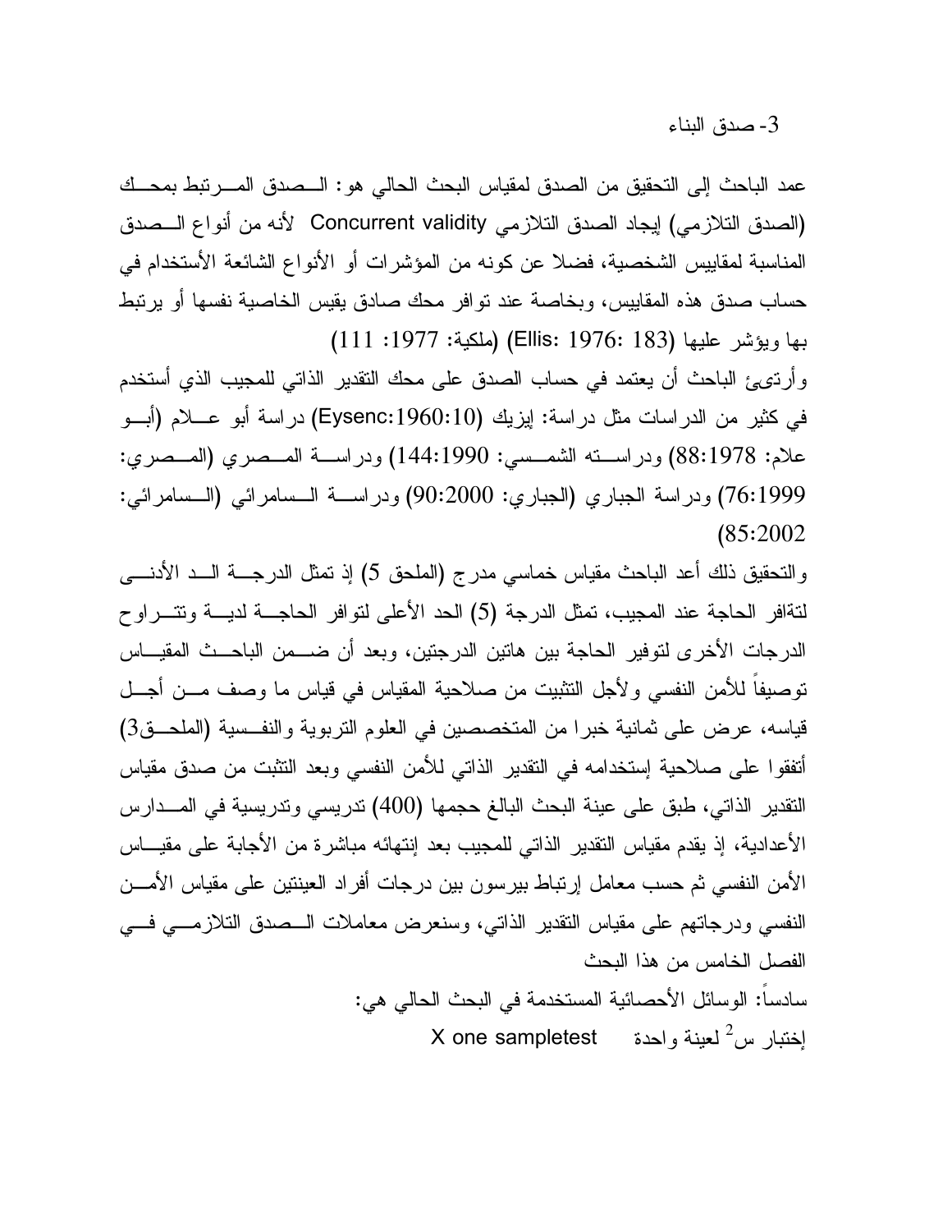3- صدق البناء

عمد الباحث إلى التحقيق من الصدق لمقياس البحث الحالي هو: الصدق المرتبط بمحك (الصدق التلازمي) إيجاد الصدق التلازمي Concurrent validity لأنه من أنواع الصدق المناسبة لمقاييس الشخصية، فضلا عن كونه من المؤشرات أو الأنواع الشائعة الأستخدام في حساب صدق هذه المقاييس، وبخاصة عند توافر محك صادق يقيس الخاصية نفسها أو يرتبط بها ويؤشر عليها (Ellis: 1976: 183) (ملكية: 1977: 111)

وأرتىئ الباحث أن يعتمد في حساب الصدق على محك التقدير الذاتي للمجيب الذي أستخدم في كثير من الدراسات مثل دراسة: إيزيك (Eysenc:1960:10) دراسة أبو علام (أبو علام: 1978:88) ودراسته الشمسي: 1990:144) ودراسة المصري (المصري: 1999:76) ودراسة الجباري (الجباري: 2000:90) ودراسة السامرائي (السامرائي: 2002:85)

والتحقيق ذلك أعد الباحث مقياس خماسي مدرج (الملحق 5) إذ تمثل الدرجة الحد الأدنى لتةافر الحاجة عند المجيب، تمثل الدرجة (5) الحد الأعلى لتوافر الحاجة لدية وتتراوح الدرجات الأخرى لتوفير الحاجة بين هاتين الدرجتين، وبعد أن ضمن الباحث المقياس توصيفاً للأمن النفسي ولأجل التثبيت من صلاحية المقياس في قياس ما وصف من أجل قياسه، عرض على ثمانية خبرا من المتخصصين في العلوم التربوية والنفسية (الملحق3) أتفقوا على صلاحية إستخدامه في التقدير الذاتي للأمن النفسي وبعد التثبت من صدق مقياس التقدير الذاتي، طبق على عينة البحث البالغ حجمها (400) تدريسي وتدريسية في المدارس الأعدادية، إذ يقدم مقياس التقدير الذاتي للمجيب بعد إنتهائه مباشرة من الأجابة على مقياس الأمن النفسي ثم حسب معامل إرتباط بيرسون بين درجات أفراد العينتين على مقياس الأمن النفسي ودرجاتهم على مقياس التقدير الذاتي، وسنعرض معاملات الصدق التلازمي في الفصل الخامس من هذا البحث

سادساً: الوسائل الأحصائية المستخدمة في البحث الحالي هي:

إختبار س$^2$ لعينة واحدة X one sampletest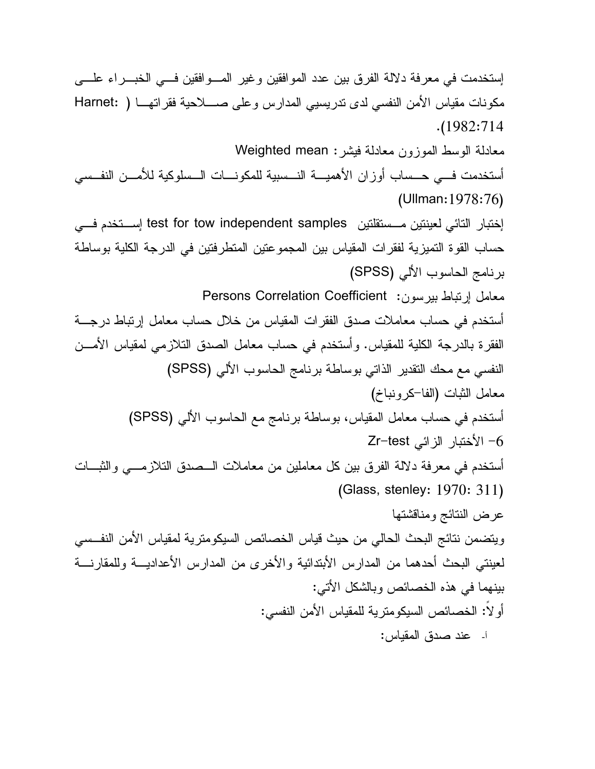إستخدمت في معرفة دلالة الفرق بين عدد الموافقين وغير الموافقين في الخبراء على مكونات مقياس الأمن النفسي لدى تدريسيي المدارس وعلى صلاحية فقراتها (Harnet: 1982:714).

معادلة الوسط الموزون معادلة فيشر: Weighted mean

أستخدمت في حساب أوزان الأهمية النسبية للمكونات السلوكية للأمن النفسي (Ullman:1978:76)

إختبار التائي لعينتين مستقلتين test for tow independent samples إستخدم في حساب القوة التميزية لفقرات المقياس بين المجموعتين المتطرفتين في الدرجة الكلية بوساطة برنامج الحاسوب الألي (SPSS)

معامل إرتباط بيرسون: Persons Correlation Coefficient

أستخدم في حساب معاملات صدق الفقرات المقياس من خلال حساب معامل إرتباط درجة الفقرة بالدرجة الكلية للمقياس. وأستخدم في حساب معامل الصدق التلازمي لمقياس الأمن النفسي مع محك التقدير الذاتي بوساطة برنامج الحاسوب الألي (SPSS)

معامل الثبات (الفا-كرونباخ)

أستخدم في حساب معامل المقياس، بوساطة برنامج مع الحاسوب الألي (SPSS)

6- الأختبار الزائي Zr-test

أستخدم في معرفة دلالة الفرق بين كل معاملين من معاملات الصدق التلازمي والثبات (Glass, stenley: 1970: 311)

## عرض النتائج ومناقشتها

ويتضمن نتائج البحث الحالي من حيث قياس الخصائص السيكومترية لمقياس الأمن النفسي لعينتي البحث أحدهما من المدارس الأبتدائية والأخرى من المدارس الأعدادية وللمقارنة بينهما في هذه الخصائص وبالشكل الأتي:

### أولاً: الخصائص السيكومترية للمقياس الأمن النفسي:

أ- عند صدق المقياس: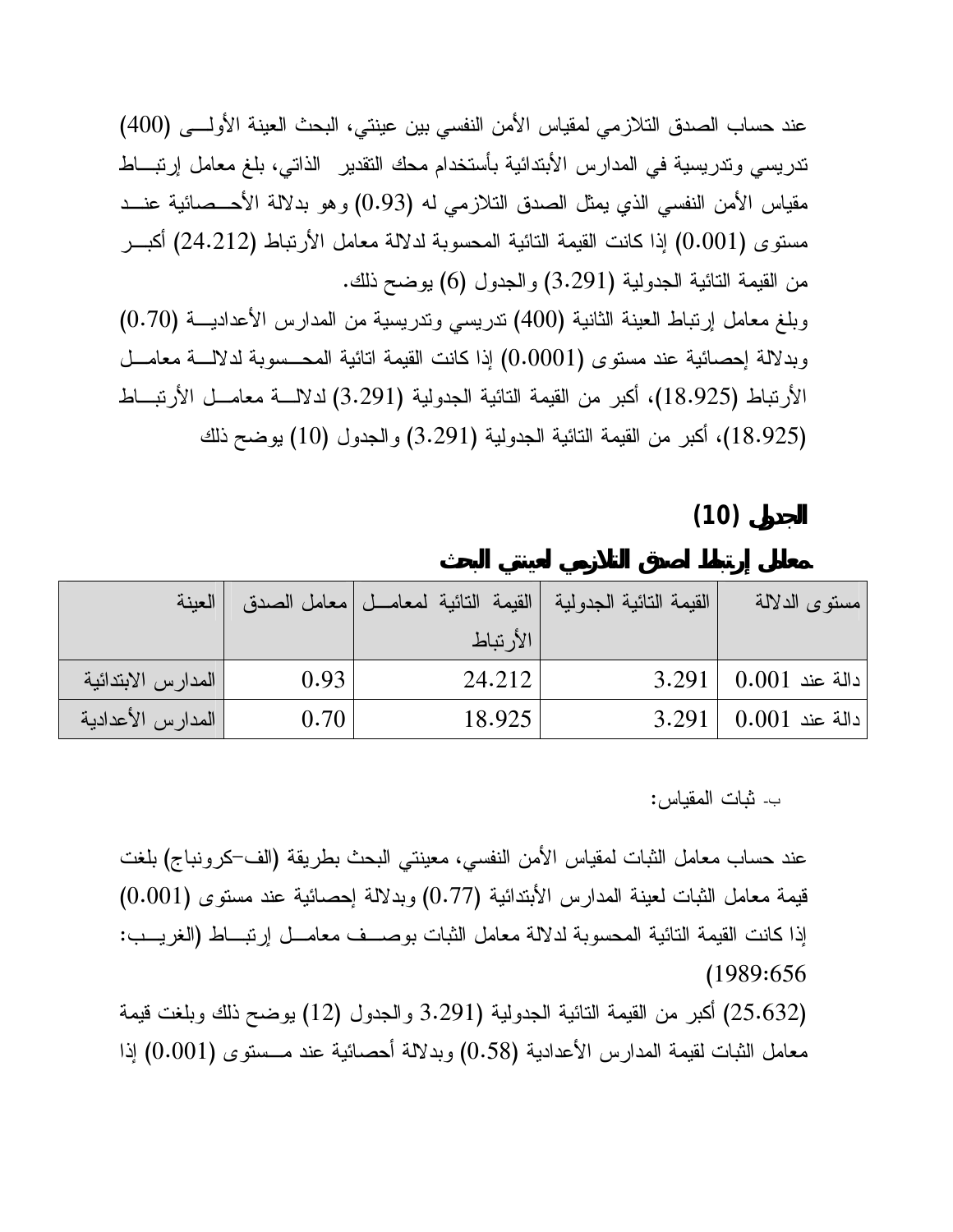عند حساب الصدق التلازمي لمقياس الأمن النفسي بين عينتي، البحث العينة الأولى (400) تدريسي وتدريسية في المدارس الأبتدائية بأستخدام محك التقدير الذاتي، بلغ معامل إرتباط مقياس الأمن النفسي الذي يمثل الصدق التلازمي له (0.93) وهو بدلالة الأحصائية عند مستوى (0.001) إذا كانت القيمة التائية المحسوبة لدلالة معامل الأرتباط (24.212) أكبر من القيمة التائية الجدولية (3.291) والجدول (6) يوضح ذلك.

وبلغ معامل إرتباط العينة الثانية (400) تدريسي وتدريسية من المدارس الأعدادية (0.70) وبدلالة إحصائية عند مستوى (0.0001) إذا كانت القيمة اتائية المحسوبة لدلالة معامل الأرتباط (18.925)، أكبر من القيمة التائية الجدولية (3.291) لدلالة معامل الأرتباط (18.925)، أكبر من القيمة التائية الجدولية (3.291) والجدول (10) يوضح ذلك

**الجدول (10)**

**معامل إرتباط الصدق التلازمي لعينتي البحث**

| العينة | معامل الصدق | القيمة التائية لمعامل الأرتباط | القيمة التائية الجدولية | مستوى الدلالة |
|---|---|---|---|---|
| المدارس الابتدائية | 0.93 | 24.212 | 3.291 | دالة عند 0.001 |
| المدارس الأعدادية | 0.70 | 18.925 | 3.291 | دالة عند 0.001 |

ب- ثبات المقياس:

عند حساب معامل الثبات لمقياس الأمن النفسي، معينتي البحث بطريقة (الف-كرونباج) بلغت قيمة معامل الثبات لعينة المدارس الأبتدائية (0.77) وبدلالة إحصائية عند مستوى (0.001) إذا كانت القيمة التائية المحسوبة لدلالة معامل الثبات بوصف معامل إرتباط (الغريب: 1989:656)

(25.632) أكبر من القيمة التائية الجدولية (3.291) والجدول (12) يوضح ذلك وبلغت قيمة معامل الثبات لقيمة المدارس الأعدادية (0.58) وبدلالة أحصائية عند مستوى (0.001) إذا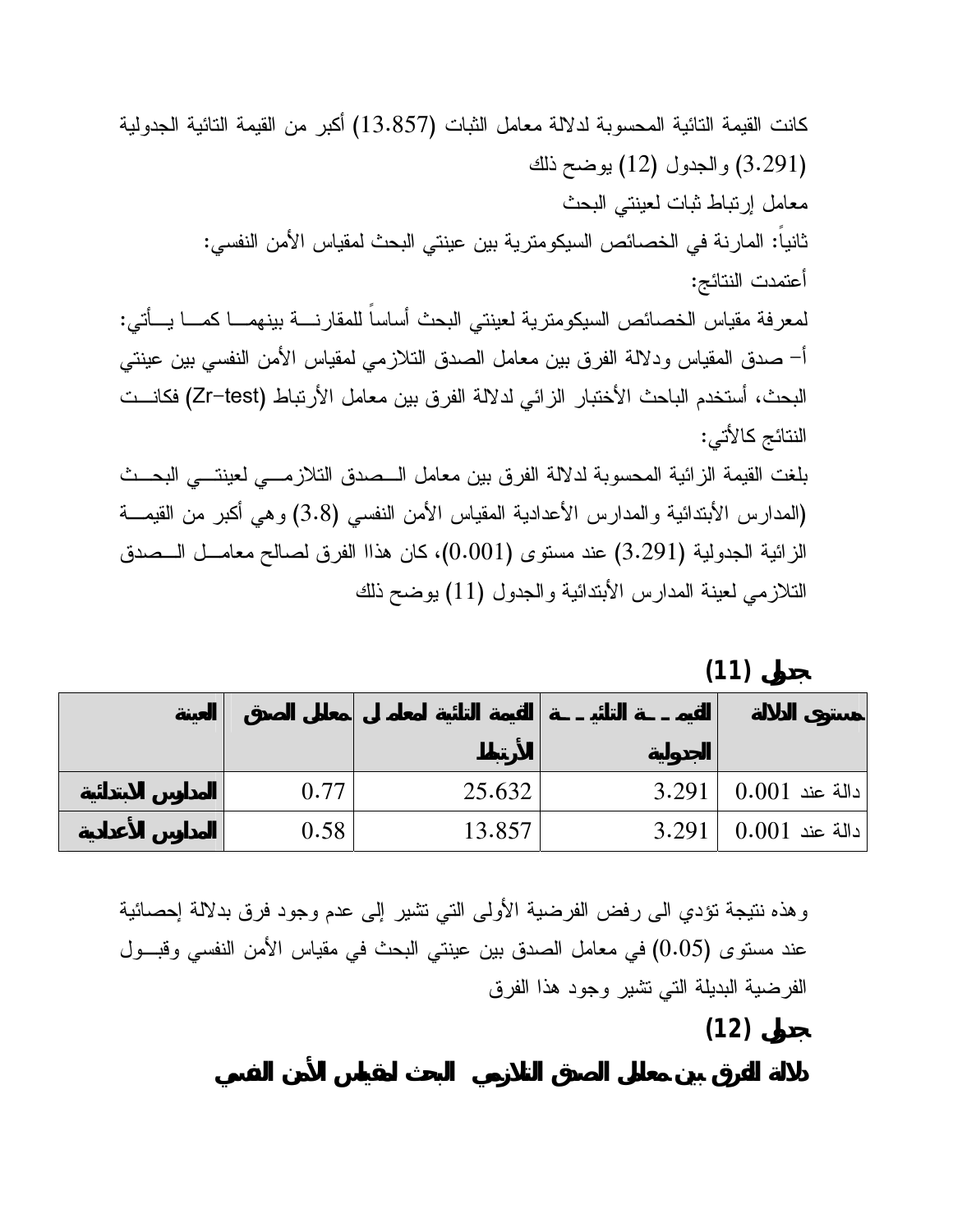كانت القيمة التائية المحسوبة لدلالة معامل الثبات (13.857) أكبر من القيمة التائية الجدولية (3.291) والجدول (12) يوضح ذلك

معامل إرتباط ثبات لعينتي البحث

ثانياً: المارنة في الخصائص السيكومترية بين عينتي البحث لمقياس الأمن النفسي:

أعتمدت النتائج:

لمعرفة مقياس الخصائص السيكومترية لعينتي البحث أساساً للمقارنة بينهما كما يأتي:

أ- صدق المقياس ودلالة الفرق بين معامل الصدق التلازمي لمقياس الأمن النفسي بين عينتي البحث، أستخدم الباحث الأختبار الزائي لدلالة الفرق بين معامل الأرتباط (Zr-test) فكانت النتائج كالأتي:

بلغت القيمة الزائية المحسوبة لدلالة الفرق بين معامل الصدق التلازمي لعينتي البحث (المدارس الأبتدائية والمدارس الأعدادية المقياس الأمن النفسي (3.8) وهي أكبر من القيمة الزائية الجدولية (3.291) عند مستوى (0.001)، كان هذاا الفرق لصالح معامل الصدق التلازمي لعينة المدارس الأبتدائية والجدول (11) يوضح ذلك

**جدول (11)**

| العينة | معامل الصدق | القيمة التائية لمعامل الأرتباط | القيمة التائية الجدولية | مستوى الدلالة |
|---|---|---|---|---|
| **المدارس الابتدائية** | 0.77 | 25.632 | 3.291 | دالة عند 0.001 |
| **المدارس الأعدادية** | 0.58 | 13.857 | 3.291 | دالة عند 0.001 |

وهذه نتيجة تؤدي الى رفض الفرضية الأولى التي تشير إلى عدم وجود فرق بدلالة إحصائية عند مستوى (0.05) في معامل الصدق بين عينتي البحث في مقياس الأمن النفسي وقبول الفرضية البديلة التي تشير وجود هذا الفرق

**جدول (12)**

**دلالة الفرق بين معاملي الصدق التلازمي البحث لمقياس الأمن النفسي**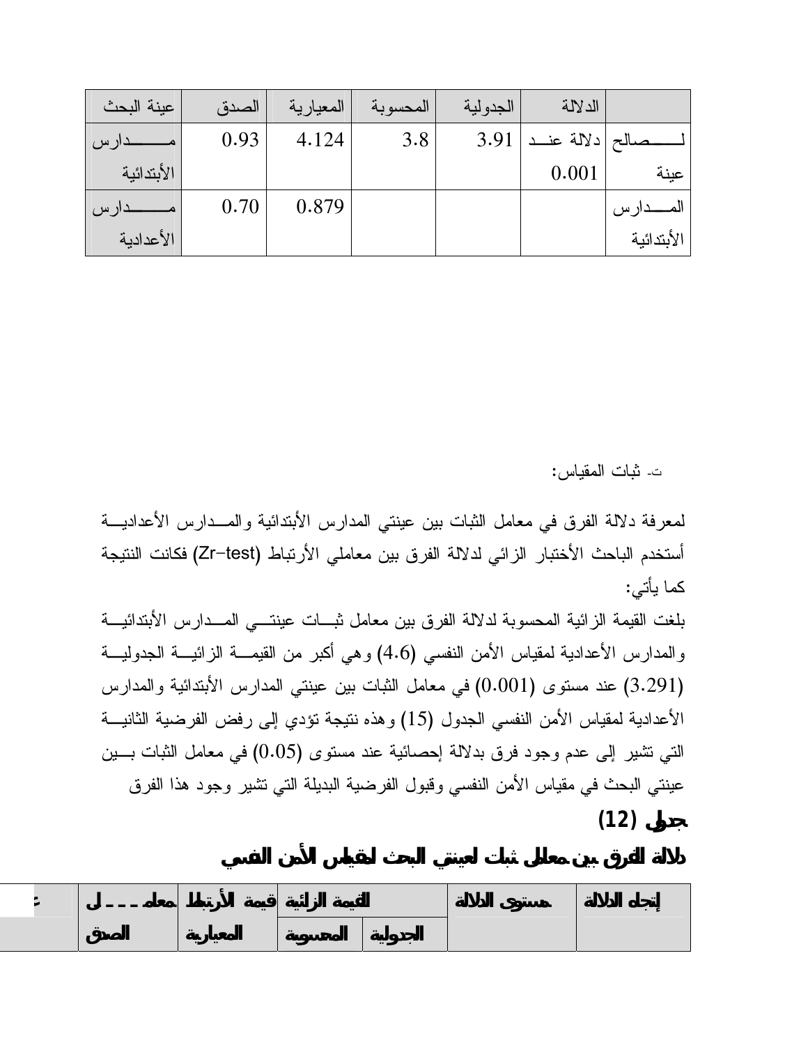| عينة البحث | الصدق | المعيارية | المحسوبة | الجدولية | الدلالة | |
|---|---|---|---|---|---|---|
| مدارس الأبتدائية | 0.93 | 4.124 | 3.8 | 3.91 | دلالة عند 0.001 | لصالح عينة المدارس الأبتدائية |
| مدارس الأعدادية | 0.70 | 0.879 | | | | |

ت- ثبات المقياس:

لمعرفة دلالة الفرق في معامل الثبات بين عينتي المدارس الأبتدائية والمدارس الأعدادية أستخدم الباحث الأختبار الزائي لدلالة الفرق بين معاملي الأرتباط (Zr–test) فكانت النتيجة كما يأتي:

بلغت القيمة الزائية المحسوبة لدلالة الفرق بين معامل ثبات عينتي المدارس الأبتدائية والمدارس الأعدادية لمقياس الأمن النفسي (4.6) وهي أكبر من القيمة الزائية الجدولية (3.291) عند مستوى (0.001) في معامل الثبات بين عينتي المدارس الأبتدائية والمدارس الأعدادية لمقياس الأمن النفسي الجدول (15) وهذه نتيجة تؤدي إلى رفض الفرضية الثانية التي تشير إلى عدم وجود فرق بدلالة إحصائية عند مستوى (0.05) في معامل الثبات بين عينتي البحث في مقياس الأمن النفسي وقبول الفرضية البديلة التي تشير وجود هذا الفرق

**جدول (12)**

**دلالة الفرق بين معاملي ثبات لعينتي البحث لمقياس الأمن النفسي**

| ع | معامل الصدق | قيمة الأرتباط المعيارية | القيمة الزائية المحسوبة | القيمة الزائية الجدولية | مستوى الدلالة | إتجاه الدلالة |
|---|---|---|---|---|---|---|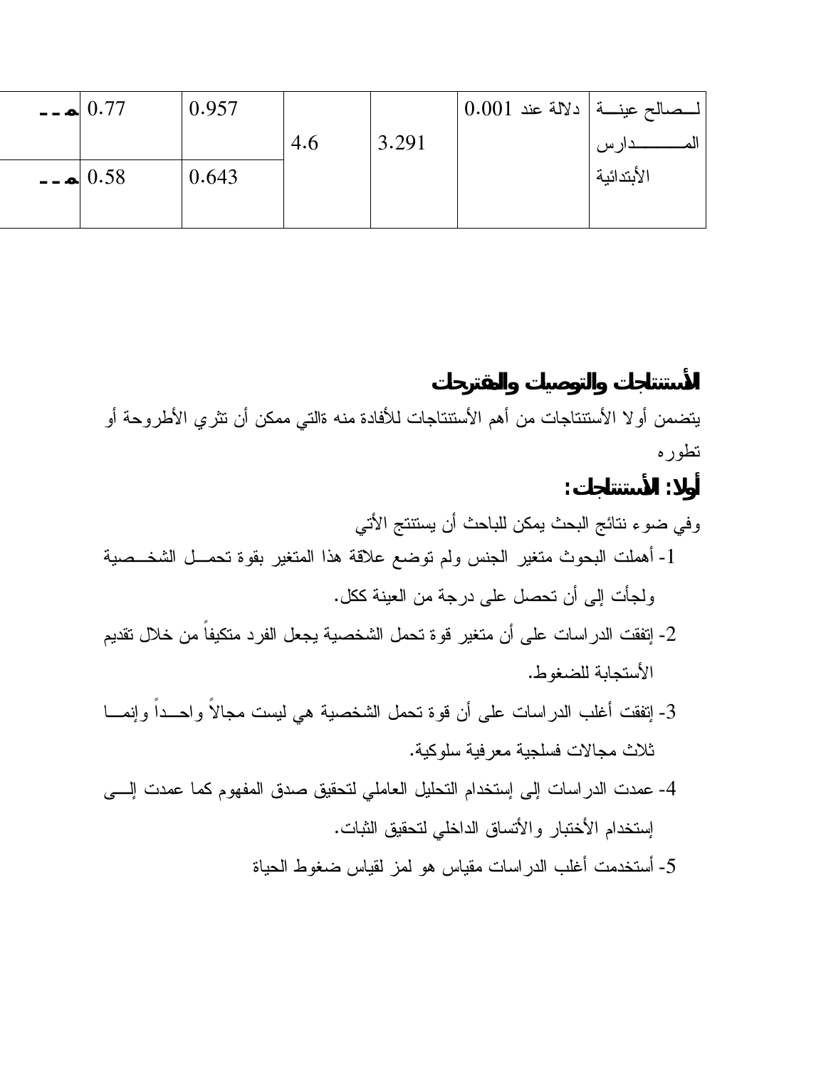| لــصالح عينــة المـــــــــدارس الأبتدائية | دلالة عند 0.001 | 3.291 | 4.6 | 0.957 | 0.77 | هـ - - |
|---|---|---|---|---|---|---|
| | | | | 0.643 | 0.58 | هـ - - |

## الأستنتاجات والتوصيات والمقترحات

يتضمن أولا الأستنتاجات من أهم الأستنتاجات للأفادة منه ةالتي ممكن أن تثري الأطروحة أو تطوره

### أولا: الأستنتاجات:

وفي ضوء نتائج البحث يمكن للباحث أن يستنتج الأتي

1- أهملت البحوث متغير الجنس ولم توضع علاقة هذا المتغير بقوة تحمـــل الشخـــصية ولجأت إلى أن تحصل على درجة من العينة ككل.

2- إتفقت الدراسات على أن متغير قوة تحمل الشخصية يجعل الفرد متكيفاً من خلال تقديم الأستجابة للضغوط.

3- إتفقت أغلب الدراسات على أن قوة تحمل الشخصية هي ليست مجالاً واحـــداً وإنمـــا ثلاث مجالات فسلجية معرفية سلوكية.

4- عمدت الدراسات إلى إستخدام التحليل العاملي لتحقيق صدق المفهوم كما عمدت إلـــى إستخدام الأختبار والأتساق الداخلي لتحقيق الثبات.

5- أستخدمت أغلب الدراسات مقياس هو لمز لقياس ضغوط الحياة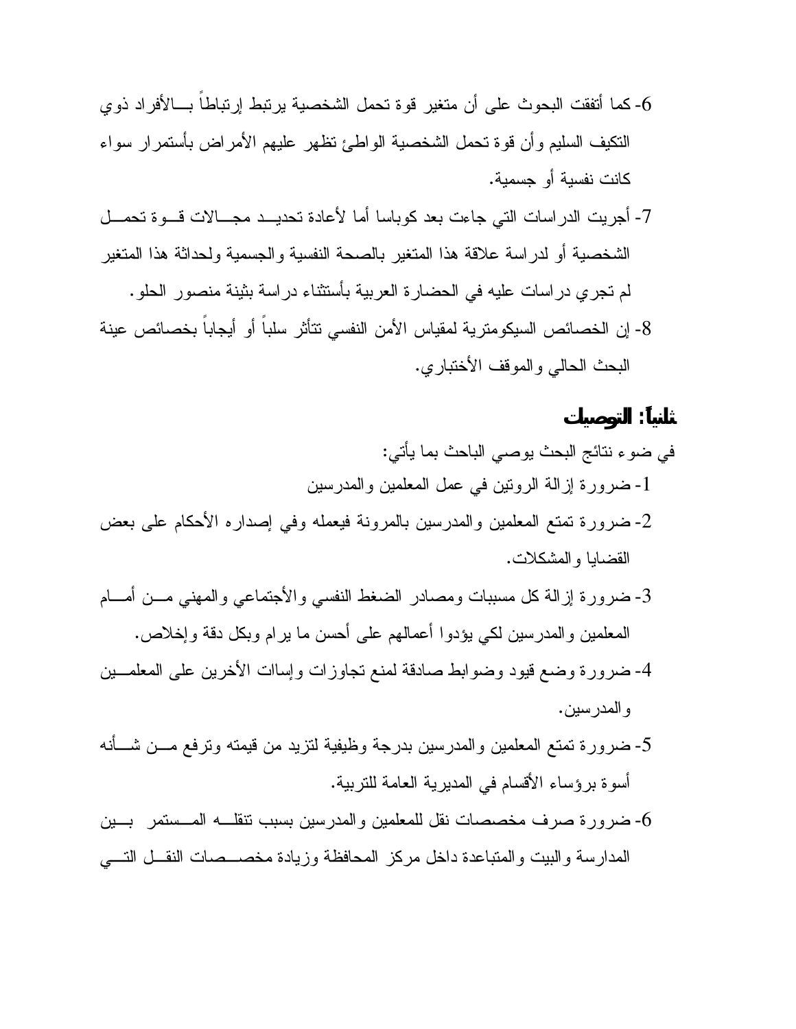6- كما أتفقت البحوث على أن متغير قوة تحمل الشخصية يرتبط إرتباطاً بالأفراد ذوي التكيف السليم وأن قوة تحمل الشخصية الواطئ تظهر عليهم الأمراض بأستمرار سواء كانت نفسية أو جسمية.

7- أجريت الدراسات التي جاءت بعد كوباسا أما لأعادة تحديد مجالات قوة تحمل الشخصية أو لدراسة علاقة هذا المتغير بالصحة النفسية والجسمية ولحداثة هذا المتغير لم تجري دراسات عليه في الحضارة العربية بأستثناء دراسة بثينة منصور الحلو.

8- إن الخصائص السيكومترية لمقياس الأمن النفسي تتأثر سلباً أو أيجاباً بخصائص عينة البحث الحالي والموقف الأختباري.

## ثانياً: التوصيات

في ضوء نتائج البحث يوصي الباحث بما يأتي:

1- ضرورة إزالة الروتين في عمل المعلمين والمدرسين

2- ضرورة تمتع المعلمين والمدرسين بالمرونة فيعمله وفي إصداره الأحكام على بعض القضايا والمشكلات.

3- ضرورة إزالة كل مسببات ومصادر الضغط النفسي والأجتماعي والمهني من أمام المعلمين والمدرسين لكي يؤدوا أعمالهم على أحسن ما يرام وبكل دقة وإخلاص.

4- ضرورة وضع قيود وضوابط صادقة لمنع تجاوزات وإساءات الأخرين على المعلمين والمدرسين.

5- ضرورة تمتع المعلمين والمدرسين بدرجة وظيفية لتزيد من قيمته وترفع من شأنه أسوة برؤساء الأقسام في المديرية العامة للتربية.

6- ضرورة صرف مخصصات نقل للمعلمين والمدرسين بسبب تنقله المستمر بين المدارسة والبيت والمتباعدة داخل مركز المحافظة وزيادة مخصصات النقل التي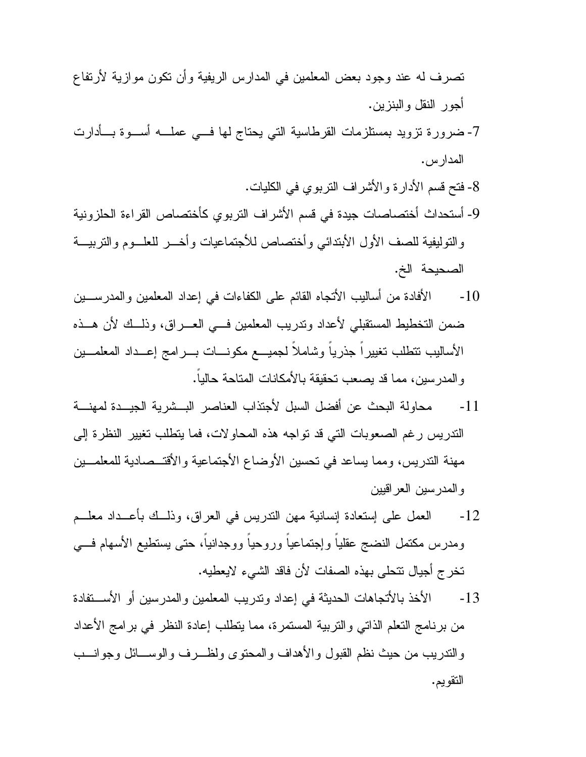تصرف له عند وجود بعض المعلمين في المدارس الريفية وأن تكون موازية لأرتفاع أجور النقل والبنزين.

7- ضرورة تزويد بمستلزمات القرطاسية التي يحتاج لها في عمله أسوة بأدارت المدارس.

8- فتح قسم الأدارة والأشراف التربوي في الكليات.

9- أستحداث أختصاصات جيدة في قسم الأشراف التربوي كأختصاص القراءة الحلزونية والتوليفية للصف الأول الأبتدائي وأختصاص للأجتماعيات وأخر للعلوم والتربية الصحيحة الخ.

10- الأفادة من أساليب الأتجاه القائم على الكفاءات في إعداد المعلمين والمدرسين ضمن التخطيط المستقبلي لأعداد وتدريب المعلمين في العراق، وذلك لأن هذه الأساليب تتطلب تغييراً جذرياً وشاملاً لجميع مكونات برامج إعداد المعلمين والمدرسين، مما قد يصعب تحقيقة بالأمكانات المتاحة حالياً.

11- محاولة البحث عن أفضل السبل لأجتذاب العناصر البشرية الجيدة لمهنة التدريس رغم الصعوبات التي قد تواجه هذه المحاولات، فما يتطلب تغيير النظرة إلى مهنة التدريس، ومما يساعد في تحسين الأوضاع الأجتماعية والأقتصادية للمعلمين والمدرسين العراقيين

12- العمل على إستعادة إنسانية مهن التدريس في العراق، وذلك بأعداد معلم ومدرس مكتمل النضج عقلياً وإجتماعياً وروحياً ووجدانياً، حتى يستطيع الأسهام في تخرج أجيال تتحلى بهذه الصفات لأن فاقد الشيء لايعطيه.

13- الأخذ بالأتجاهات الحديثة في إعداد وتدريب المعلمين والمدرسين أو الأستفادة من برنامج التعلم الذاتي والتربية المستمرة، مما يتطلب إعادة النظر في برامج الأعداد والتدريب من حيث نظم القبول والأهداف والمحتوى ولظرف والوسائل وجوانب التقويم.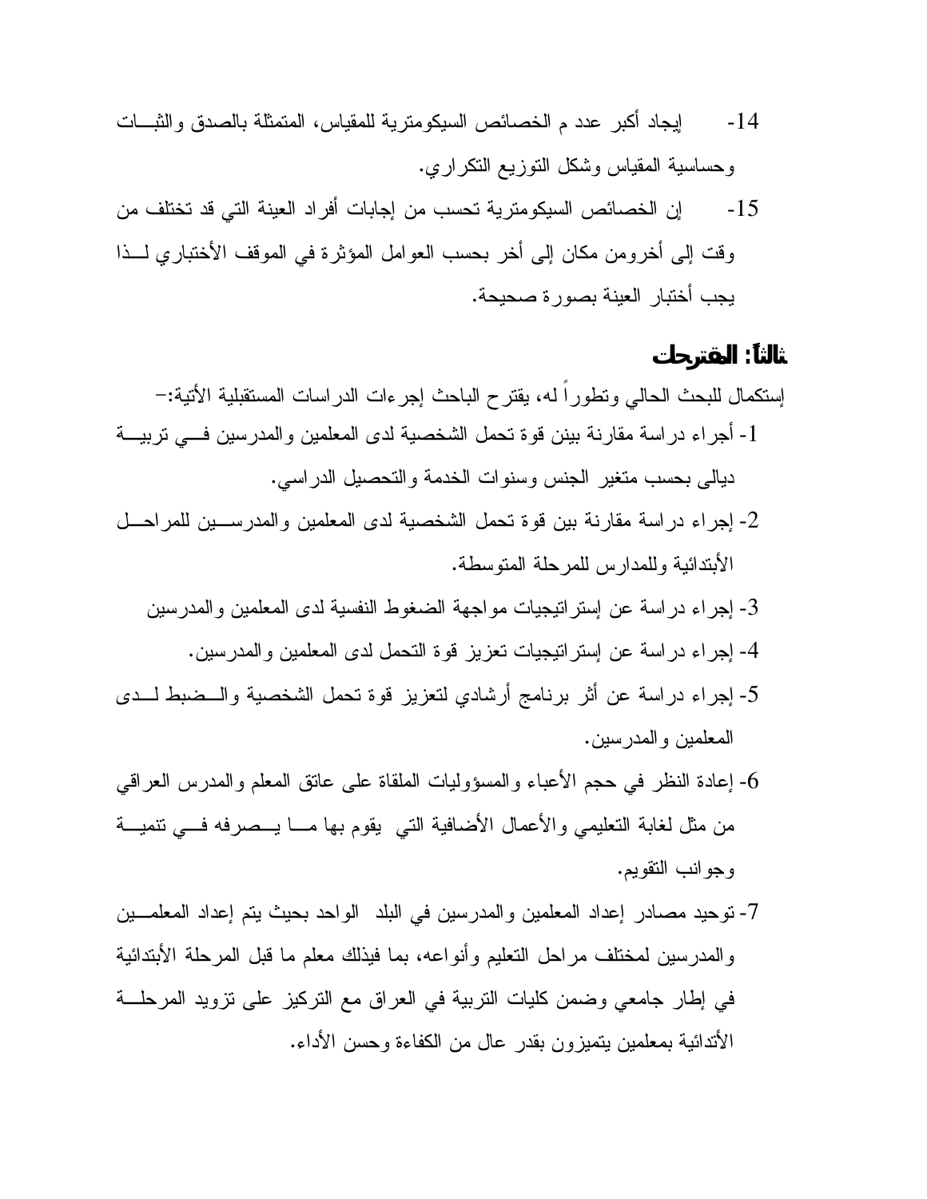14- إيجاد أكبر عدد م الخصائص السيكومترية للمقياس، المتمثلة بالصدق والثبات وحساسية المقياس وشكل التوزيع التكراري.

15- إن الخصائص السيكومترية تحسب من إجابات أفراد العينة التي قد تختلف من وقت إلى أخرومن مكان إلى أخر بحسب العوامل المؤثرة في الموقف الأختباري لذا يجب أختبار العينة بصورة صحيحة.

## ثالثاً: المقترحات

إستكمال للبحث الحالي وتطوراً له، يقترح الباحث إجرءات الدراسات المستقبلية الأتية:-

1- أجراء دراسة مقارنة بينن قوة تحمل الشخصية لدى المعلمين والمدرسين في تربية ديالى بحسب متغير الجنس وسنوات الخدمة والتحصيل الدراسي.

2- إجراء دراسة مقارنة بين قوة تحمل الشخصية لدى المعلمين والمدرسين للمراحل الأبتدائية وللمدارس للمرحلة المتوسطة.

3- إجراء دراسة عن إستراتيجيات مواجهة الضغوط النفسية لدى المعلمين والمدرسين

4- إجراء دراسة عن إستراتيجيات تعزيز قوة التحمل لدى المعلمين والمدرسين.

5- إجراء دراسة عن أثر برنامج أرشادي لتعزيز قوة تحمل الشخصية والضبط لدى المعلمين والمدرسين.

6- إعادة النظر في حجم الأعباء والمسؤوليات الملقاة على عاتق المعلم والمدرس العراقي من مثل لغابة التعليمي والأعمال الأضافية التي يقوم بها ما يصرفه في تنمية وجوانب التقويم.

7- توحيد مصادر إعداد المعلمين والمدرسين في البلد الواحد بحيث يتم إعداد المعلمين والمدرسين لمختلف مراحل التعليم وأنواعه، بما فيذلك معلم ما قبل المرحلة الأبتدائية في إطار جامعي وضمن كليات التربية في العراق مع التركيز على تزويد المرحلة الأتدائية بمعلمين يتميزون بقدر عال من الكفاءة وحسن الأداء.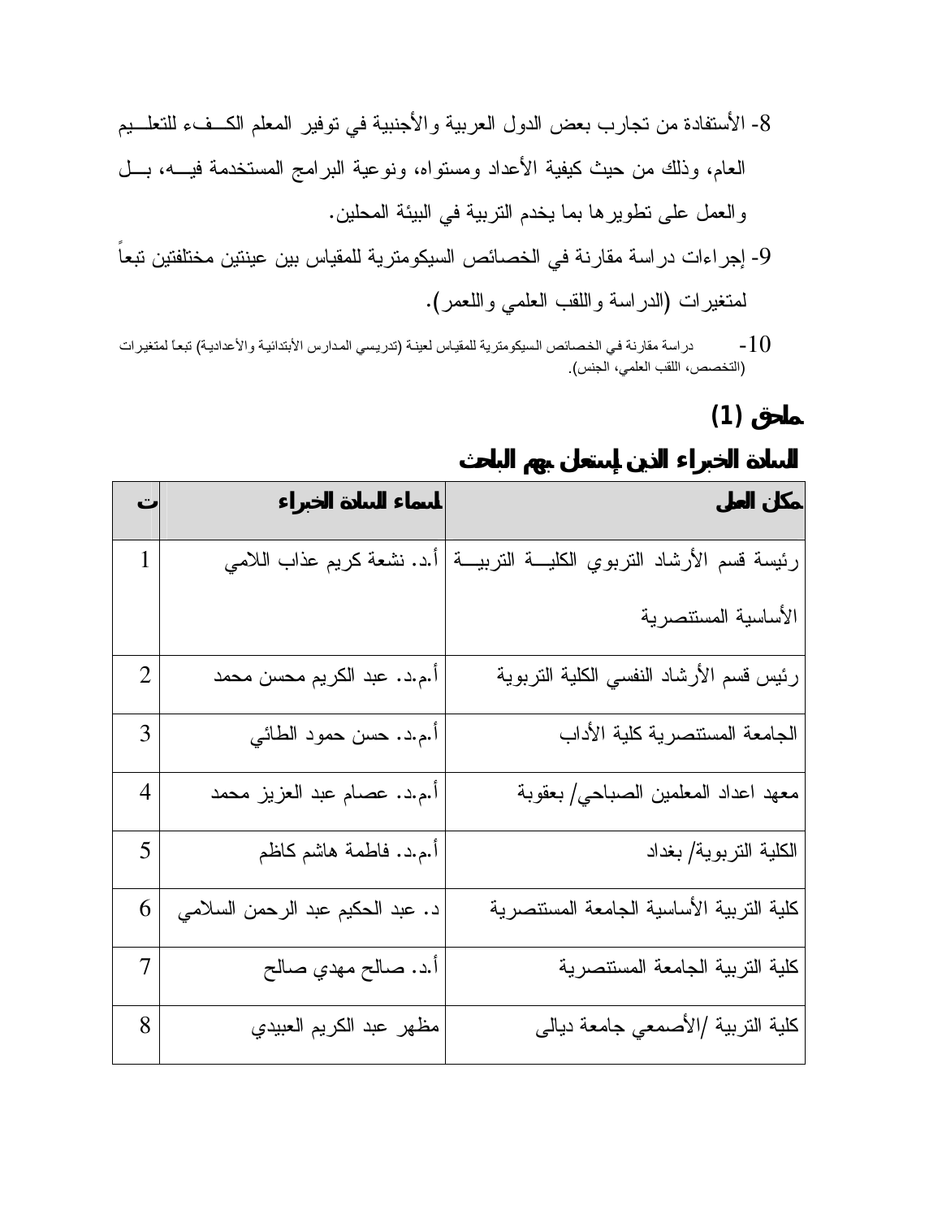8- الأستفادة من تجارب بعض الدول العربية والأجنبية في توفير المعلم الكفء للتعليم العام، وذلك من حيث كيفية الأعداد ومستواه، ونوعية البرامج المستخدمة فيه، بل والعمل على تطويرها بما يخدم التربية في البيئة المحلين.

9- إجراءات دراسة مقارنة في الخصائص السيكومترية للمقياس بين عينتين مختلفتين تبعاً لمتغيرات (الدراسة واللقب العلمي واللعمر).

10- دراسة مقارنة في الخصائص السيكومترية للمقياس لعينة (تدريسي المدارس الأبتدائية والأعدادية) تبعاً لمتغيرات (التخصص، اللقب العلمي، الجنس).

## ملحق (1)

## السادة الخبراء الذين إستعان بهم الباحث

| ت | اسماء السادة الخبراء | مكان العمل |
|---|---|---|
| 1 | أ.د. نشعة كريم عذاب اللامي | رئيسة قسم الأرشاد التربوي الكلية التربية الأساسية المستنصرية |
| 2 | أ.م.د. عبد الكريم محسن محمد | رئيس قسم الأرشاد النفسي الكلية التربوية |
| 3 | أ.م.د. حسن حمود الطائي | الجامعة المستنصرية كلية الأداب |
| 4 | أ.م.د. عصام عبد العزيز محمد | معهد اعداد المعلمين الصباحي/ بعقوبة |
| 5 | أ.م.د. فاطمة هاشم كاظم | الكلية التربوية/ بغداد |
| 6 | د. عبد الحكيم عبد الرحمن السلامي | كلية التربية الأساسية الجامعة المستنصرية |
| 7 | أ.د. صالح مهدي صالح | كلية التربية الجامعة المستنصرية |
| 8 | مظهر عبد الكريم العبيدي | كلية التربية /الأصمعي جامعة ديالى |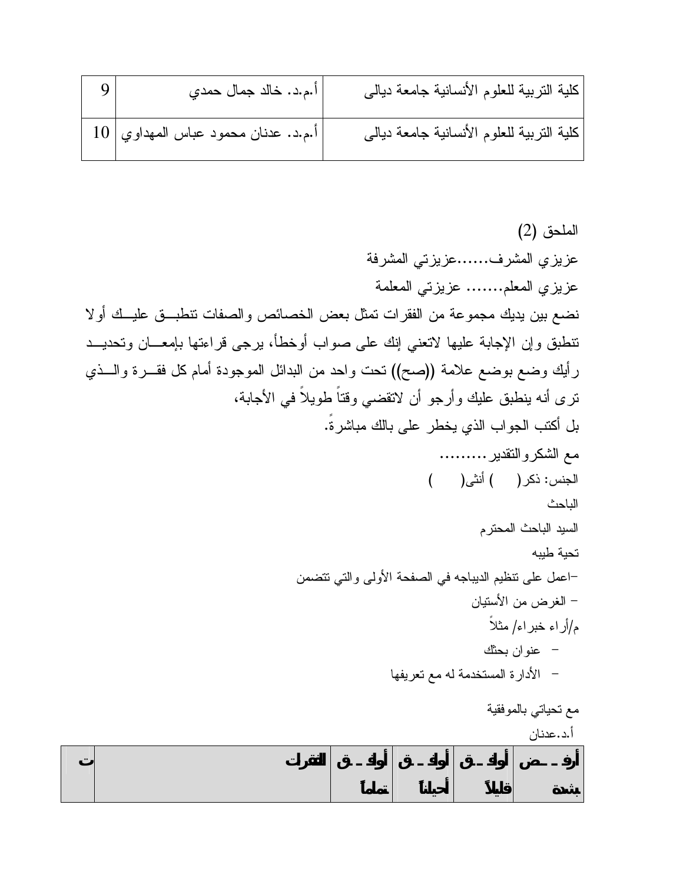| 9 | أ.م.د. خالد جمال حمدي | كلية التربية للعلوم الأنسانية جامعة ديالى |
|---|---|---|
| 10 | أ.م.د. عدنان محمود عباس المهداوي | كلية التربية للعلوم الأنسانية جامعة ديالى |

الملحق (2)

عزيزي المشرف......عزيزتي المشرفة

عزيزي المعلم....... عزيزتي المعلمة

نضع بين يديك مجموعة من الفقرات تمثل بعض الخصائص والصفات تنطبق عليك أولا تنطبق وإن الإجابة عليها لاتعني إنك على صواب أوخطأ، يرجى قراءتها بإمعان وتحديد رأيك وضع بوضع علامة ((صح)) تحت واحد من البدائل الموجودة أمام كل فقرة والذي ترى أنه ينطبق عليك وأرجو أن لاتقضي وقتاً طويلاً في الأجابة، بل أكتب الجواب الذي يخطر على بالك مباشرةً.

مع الشكروالتقدير.........

الجنس: ذكر(    ) أنثى(    )

الباحث

السيد الباحث المحترم

تحية طيبه

-اعمل على تنظيم الديباجه في الصفحة الأولى والتي تتضمن

- الغرض من الأستيان

م/أراء خبراء/ مثلاً

- عنوان بحثك
- الأدارة المستخدمة له مع تعريفها

مع تحياتي بالموفقية

أ.د.عدنان

| ت | الفقرات | أوافق تماماً | أوافق أحياناً | أوافق قليلاً | أرفض بشدة |
|---|---|---|---|---|---|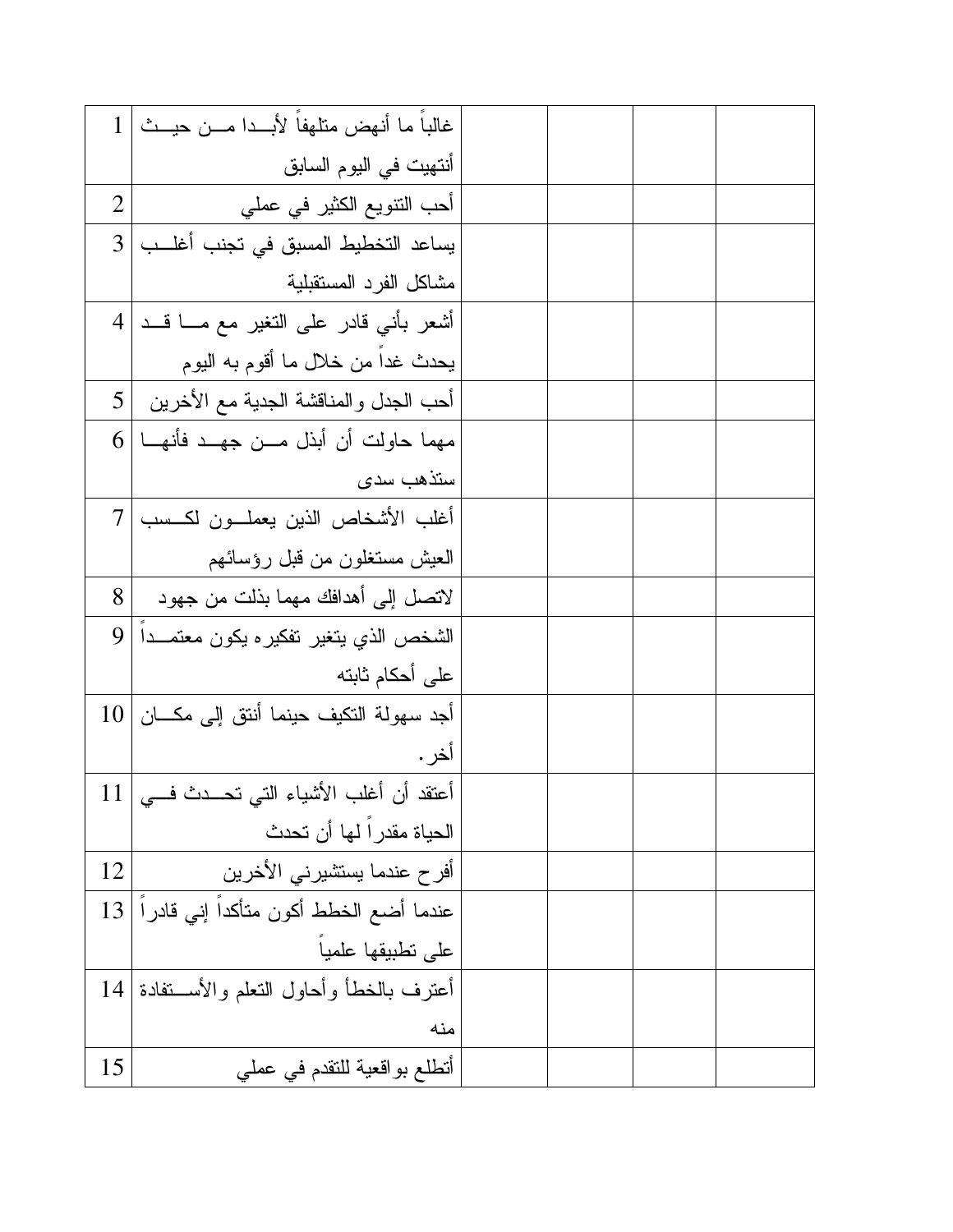| | | | | | |
|---|---|---|---|---|---|
| 1 | غالباً ما أنهض متلهفاً لأبـدا مـن حيـث أنتهيت في اليوم السابق | | | | |
| 2 | أحب التنويع الكثير في عملي | | | | |
| 3 | يساعد التخطيط المسبق في تجنب أغلـب مشاكل الفرد المستقبلية | | | | |
| 4 | أشعر بأني قادر على التغير مع مـا قـد يحدث غداً من خلال ما أقوم به اليوم | | | | |
| 5 | أحب الجدل والمناقشة الجدية مع الأخرين | | | | |
| 6 | مهما حاولت أن أبذل مـن جهـد فأنهـا ستذهب سدى | | | | |
| 7 | أغلب الأشخاص الذين يعملـون لكـسب العيش مستغلون من قبل رؤسائهم | | | | |
| 8 | لاتصل إلى أهدافك مهما بذلت من جهود | | | | |
| 9 | الشخص الذي يتغير تفكيره يكون معتمـداً على أحكام ثابته | | | | |
| 10 | أجد سهولة التكيف حينما أنتق إلى مكـان أخر. | | | | |
| 11 | أعتقد أن أغلب الأشياء التي تحـدث فـي الحياة مقدراً لها أن تحدث | | | | |
| 12 | أفرح عندما يستشيرني الأخرين | | | | |
| 13 | عندما أضع الخطط أكون متأكداً إني قادراً على تطبيقها علمياً | | | | |
| 14 | أعترف بالخطأ وأحاول التعلم والأسـتفادة منه | | | | |
| 15 | أتطلع بواقعية للتقدم في عملي | | | | |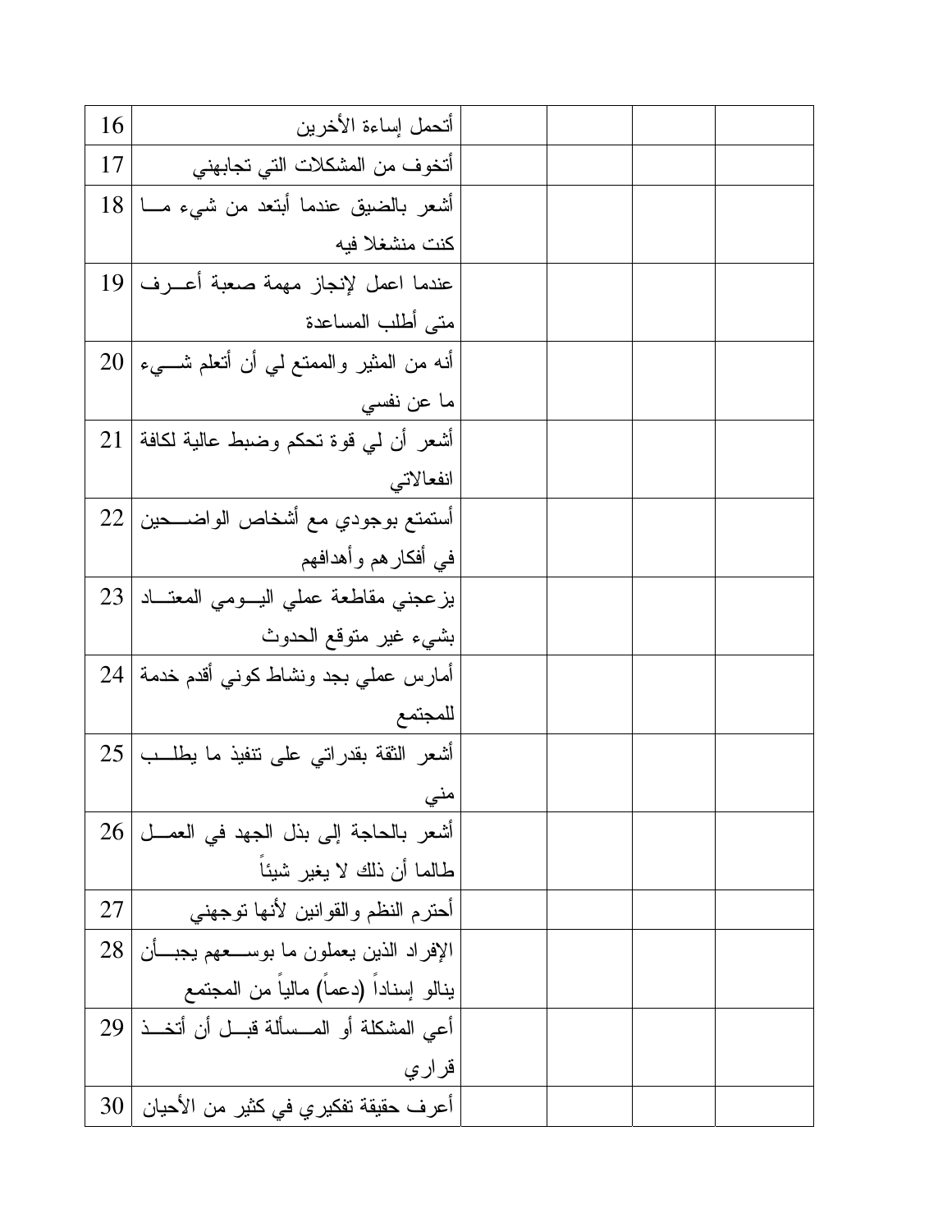| 16 | أتحمل إساءة الأخرين | | | | |
|---|---|---|---|---|---|
| 17 | أتخوف من المشكلات التي تجابهني | | | | |
| 18 | أشعر بالضيق عندما أبتعد من شيء ما كنت منشغلا فيه | | | | |
| 19 | عندما اعمل لإنجاز مهمة صعبة أعرف متى أطلب المساعدة | | | | |
| 20 | أنه من المثير والممتع لي أن أتعلم شيء ما عن نفسي | | | | |
| 21 | أشعر أن لي قوة تحكم وضبط عالية لكافة انفعالاتي | | | | |
| 22 | أستمتع بوجودي مع أشخاص الواضحين في أفكارهم وأهدافهم | | | | |
| 23 | يزعجني مقاطعة عملي اليومي المعتاد بشيء غير متوقع الحدوث | | | | |
| 24 | أمارس عملي بجد ونشاط كوني أقدم خدمة للمجتمع | | | | |
| 25 | أشعر الثقة بقدراتي على تنفيذ ما يطلب مني | | | | |
| 26 | أشعر بالحاجة إلى بذل الجهد في العمل طالما أن ذلك لا يغير شيئاً | | | | |
| 27 | أحترم النظم والقوانين لأنها توجهني | | | | |
| 28 | الإفراد الذين يعملون ما بوسعهم يجب أن ينالو إسناداً (دعماً) مالياً من المجتمع | | | | |
| 29 | أعي المشكلة أو المسألة قبل أن أتخذ قراري | | | | |
| 30 | أعرف حقيقة تفكيري في كثير من الأحيان | | | | |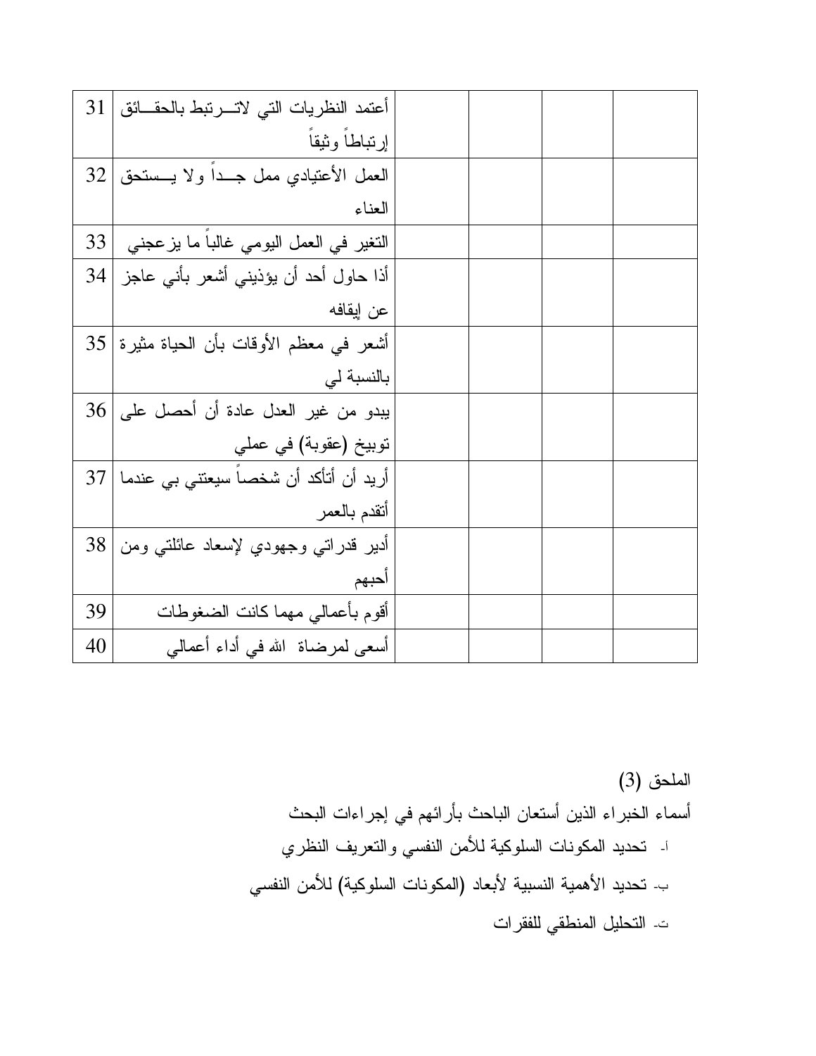| 31 | أعتمد النظريات التي لاتــرتبط بالحقــائق إرتباطاً وثيقاً | | | |
|---|---|---|---|---|
| 32 | العمل الأعتيادي ممل جــداً ولا يــستحق العناء | | | |
| 33 | التغير في العمل اليومي غالباً ما يزعجني | | | |
| 34 | أذا حاول أحد أن يؤذيني أشعر بأني عاجز عن إيقافه | | | |
| 35 | أشعر في معظم الأوقات بأن الحياة مثيرة بالنسبة لي | | | |
| 36 | يبدو من غير العدل عادة أن أحصل على توبيخ (عقوبة) في عملي | | | |
| 37 | أريد أن أتأكد أن شخصاً سيعتني بي عندما أتقدم بالعمر | | | |
| 38 | أدير قدراتي وجهودي لإسعاد عائلتي ومن أحبهم | | | |
| 39 | أقوم بأعمالي مهما كانت الضغوطات | | | |
| 40 | أسعى لمرضاة الله في أداء أعمالي | | | |

الملحق (3)

أسماء الخبراء الذين أستعان الباحث بأرائهم في إجراءات البحث

أ- تحديد المكونات السلوكية للأمن النفسي والتعريف النظري

ب- تحديد الأهمية النسبية لأبعاد (المكونات السلوكية) للأمن النفسي

ت- التحليل المنطقي للفقرات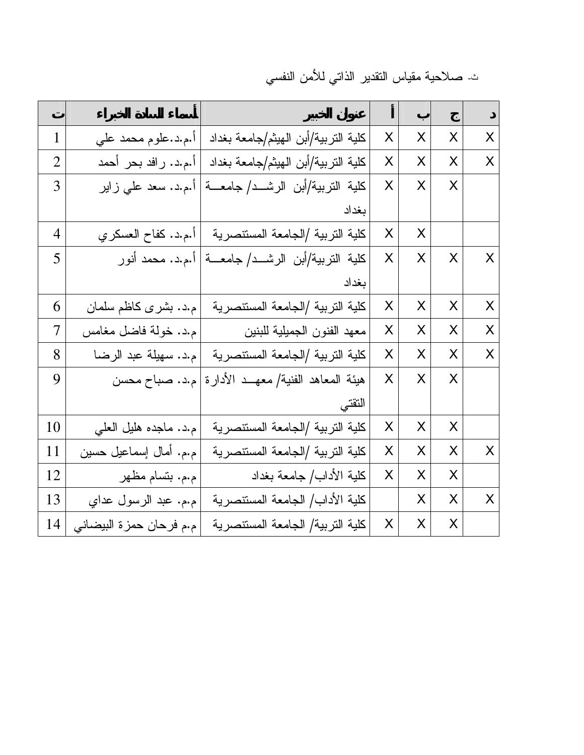ث- صلاحية مقياس التقدير الذاتي للأمن النفسي

| ت | أسماء السادة الخبراء | عنوان الخبير | أ | ب | ج | د |
|---|---|---|---|---|---|---|
| 1 | أ.م.د.علوم محمد علي | كلية التربية/أبن الهيثم/جامعة بغداد | X | X | X | X |
| 2 | أ.م.د. رافد بحر أحمد | كلية التربية/أبن الهيثم/جامعة بغداد | X | X | X | X |
| 3 | أ.م.د. سعد علي زاير | كلية التربية/أبن الرشد/ جامعة بغداد | X | X | X | |
| 4 | أ.م.د. كفاح العسكري | كلية التربية /الجامعة المستنصرية | X | X | | |
| 5 | أ.م.د. محمد أنور | كلية التربية/أبن الرشد/ جامعة بغداد | X | X | X | X |
| 6 | م.د. بشرى كاظم سلمان | كلية التربية /الجامعة المستنصرية | X | X | X | X |
| 7 | م.د. خولة فاضل مغامس | معهد الفنون الجميلية للبنين | X | X | X | X |
| 8 | م.د. سهيلة عبد الرضا | كلية التربية /الجامعة المستنصرية | X | X | X | X |
| 9 | م.د. صباح محسن | هيئة المعاهد الفنية/ معهد الأدارة التقني | X | X | X | |
| 10 | م.د. ماجده هليل العلي | كلية التربية /الجامعة المستنصرية | X | X | X | |
| 11 | م.م. أمال إسماعيل حسين | كلية التربية /الجامعة المستنصرية | X | X | X | X |
| 12 | م.م. بتسام مظهر | كلية الأداب/ جامعة بغداد | X | X | X | |
| 13 | م.م. عبد الرسول عداي | كلية الأداب/ الجامعة المستنصرية | | X | X | X |
| 14 | م.م فرحان حمزة البيضاني | كلية التربية/ الجامعة المستنصرية | X | X | X | |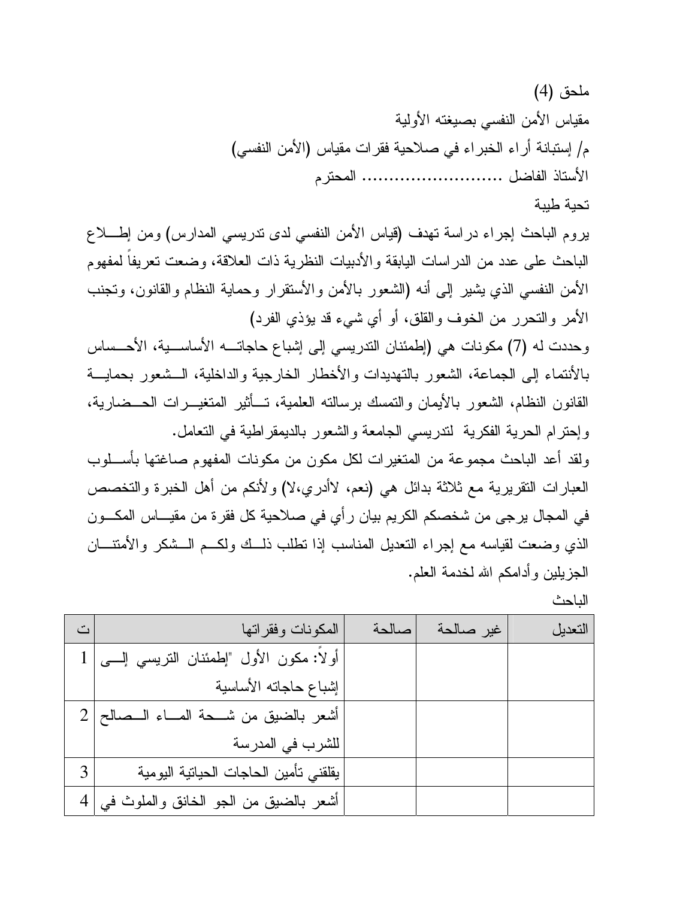ملحق (4)

مقياس الأمن النفسي بصيغته الأولية

م/ إستبانة أراء الخبراء في صلاحية فقرات مقياس (الأمن النفسي)

الأستاذ الفاضل ........................ المحترم

تحية طيبة

يروم الباحث إجراء دراسة تهدف (قياس الأمن النفسي لدى تدريسي المدارس) ومن إطلاع الباحث على عدد من الدراسات اليابقة والأدبيات النظرية ذات العلاقة، وضعت تعريفاً لمفهوم الأمن النفسي الذي يشير إلى أنه (الشعور بالأمن والأستقرار وحماية النظام والقانون، وتجنب الأمر والتحرر من الخوف والقلق، أو أي شيء قد يؤذي الفرد)

وحددت له (7) مكونات هي (إطمئنان التدريسي إلى إشباع حاجاته الأساسية، الأحساس بالأنتماء إلى الجماعة، الشعور بالتهديدات والأخطار الخارجية والداخلية، الشعور بحماية القانون النظام، الشعور بالأيمان والتمسك برسالته العلمية، تأثير المتغيرات الحضارية، وإحترام الحرية الفكرية لتدريسي الجامعة والشعور بالديمقراطية في التعامل.

ولقد أعد الباحث مجموعة من المتغيرات لكل مكون من مكونات المفهوم صاغتها بأسلوب العبارات التقريرية مع ثلاثة بدائل هي (نعم، لاأدري،لا) ولأنكم من أهل الخبرة والتخصص في المجال يرجى من شخصكم الكريم بيان رأي في صلاحية كل فقرة من مقياس المكون الذي وضعت لقياسه مع إجراء التعديل المناسب إذا تطلب ذلك ولكم الشكر والأمتنان الجزيلين وأدامكم الله لخدمة العلم.

الباحث

| ت | المكونات وفقراتها | صالحة | غير صالحة | التعديل |
|---|---|---|---|---|
| 1 | أولاً: مكون الأول "إطمئنان التريسي إلى إشباع حاجاته الأساسية | | | |
| 2 | أشعر بالضيق من شحة الماء الصالح للشرب في المدرسة | | | |
| 3 | يقلقني تأمين الحاجات الحياتية اليومية | | | |
| 4 | أشعر بالضيق من الجو الخانق والملوث في | | | |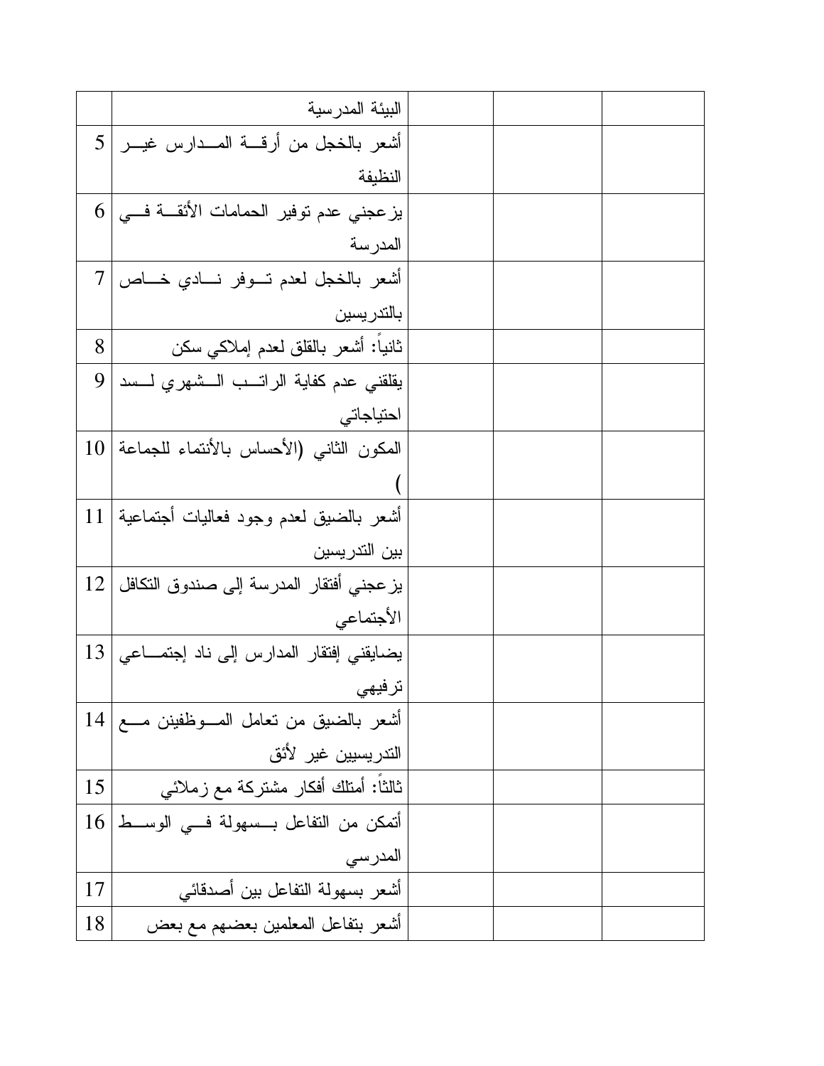| | | | | |
|---|---|---|---|---|
| | البيئة المدرسية | | | |
| 5 | أشعر بالخجل من أرقـة المـدارس غيـر النظيفة | | | |
| 6 | يزعجني عدم توفير الحمامات الأئقـة فـي المدرسة | | | |
| 7 | أشعر بالخجل لعدم تـوفر نـادي خـاص بالتدريسين | | | |
| 8 | ثانياً: أشعر بالقلق لعدم إملاكي سكن | | | |
| 9 | يقلقني عدم كفاية الراتـب الـشهري لـسد احتياجاتي | | | |
| 10 | المكون الثاني (الأحساس بالأنتماء للجماعة ) | | | |
| 11 | أشعر بالضيق لعدم وجود فعاليات أجتماعية بين التدريسين | | | |
| 12 | يزعجني أفتقار المدرسة إلى صندوق التكافل الأجتماعي | | | |
| 13 | يضايقني إفتقار المدارس إلى ناد إجتمـاعي ترفيهي | | | |
| 14 | أشعر بالضيق من تعامل المـوظفين مـع التدريسيين غير لأئق | | | |
| 15 | ثالثاً: أمتلك أفكار مشتركة مع زملائي | | | |
| 16 | أتمكن من التفاعل بـسهولة فـي الوسـط المدرسي | | | |
| 17 | أشعر بسهولة التفاعل بين أصدقائي | | | |
| 18 | أشعر بتفاعل المعلمين بعضهم مع بعض | | | |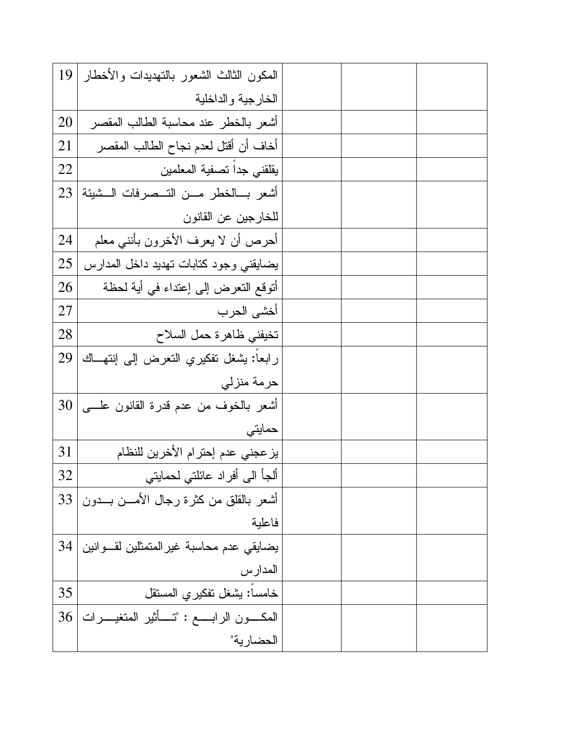| 19 | المكون الثالث الشعور بالتهديدات والأخطار الخارجية والداخلية | | | |
|---|---|---|---|---|
| 20 | أشعر بالخطر عند محاسبة الطالب المقصر | | | |
| 21 | أخاف أن أقتل لعدم نجاح الطالب المقصر | | | |
| 22 | يقلقني جداً تصفية المعلمين | | | |
| 23 | أشعر بالخطر من التصرفات الشيئة للخارجين عن القانون | | | |
| 24 | أحرص أن لا يعرف الأخرون بأنني معلم | | | |
| 25 | يضايقني وجود كتابات تهديد داخل المدارس | | | |
| 26 | أتوقع التعرض إلى إعتداء في أية لحظة | | | |
| 27 | أخشى الحرب | | | |
| 28 | تخيفني ظاهرة حمل السلاح | | | |
| 29 | رابعاً: يشغل تفكيري التعرض إلى إنتهاك حرمة منزلي | | | |
| 30 | أشعر بالخوف من عدم قدرة القانون على حمايتي | | | |
| 31 | يزعجني عدم إحترام الأخرين للنظام | | | |
| 32 | ألجأ الى أفراد عائلتي لحمايتي | | | |
| 33 | أشعر بالقلق من كثرة رجال الأمن بدون فاعلية | | | |
| 34 | يضايقي عدم محاسبة غيرالمتمثلين لقوانين المدارس | | | |
| 35 | خامساً: يشغل تفكيري المستقل | | | |
| 36 | المكون الرابع : "تأثير المتغيرات الحضارية" | | | |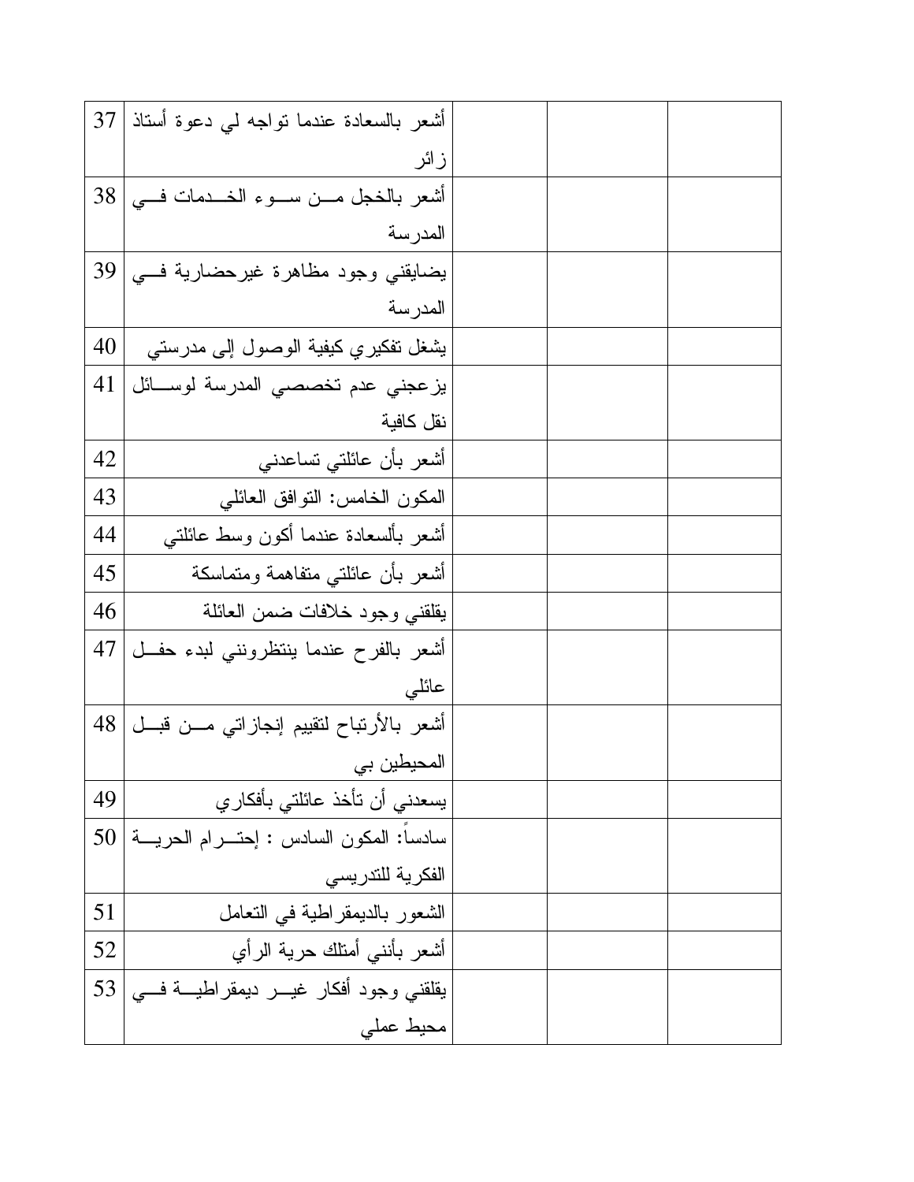| 37 | أشعر بالسعادة عندما تواجه لي دعوة أستاذ زائر | | | |
|---|---|---|---|---|
| 38 | أشعر بالخجل من سوء الخدمات في المدرسة | | | |
| 39 | يضايقني وجود مظاهرة غيرحضارية في المدرسة | | | |
| 40 | يشغل تفكيري كيفية الوصول إلى مدرستي | | | |
| 41 | يزعجني عدم تخصصي المدرسة لوسائل نقل كافية | | | |
| 42 | أشعر بأن عائلتي تساعدني | | | |
| 43 | المكون الخامس: التوافق العائلي | | | |
| 44 | أشعر بألسعادة عندما أكون وسط عائلتي | | | |
| 45 | أشعر بأن عائلتي متفاهمة ومتماسكة | | | |
| 46 | يقلقني وجود خلافات ضمن العائلة | | | |
| 47 | أشعر بالفرح عندما ينتظرونني لبدء حفل عائلي | | | |
| 48 | أشعر بالأرتباح لتقييم إنجازاتي من قبل المحيطين بي | | | |
| 49 | يسعدني أن تأخذ عائلتي بأفكاري | | | |
| 50 | سادساً: المكون السادس : إحترام الحرية الفكرية للتدريسي | | | |
| 51 | الشعور بالديمقراطية في التعامل | | | |
| 52 | أشعر بأنني أمتلك حرية الرأي | | | |
| 53 | يقلقني وجود أفكار غير ديمقراطية في محيط عملي | | | |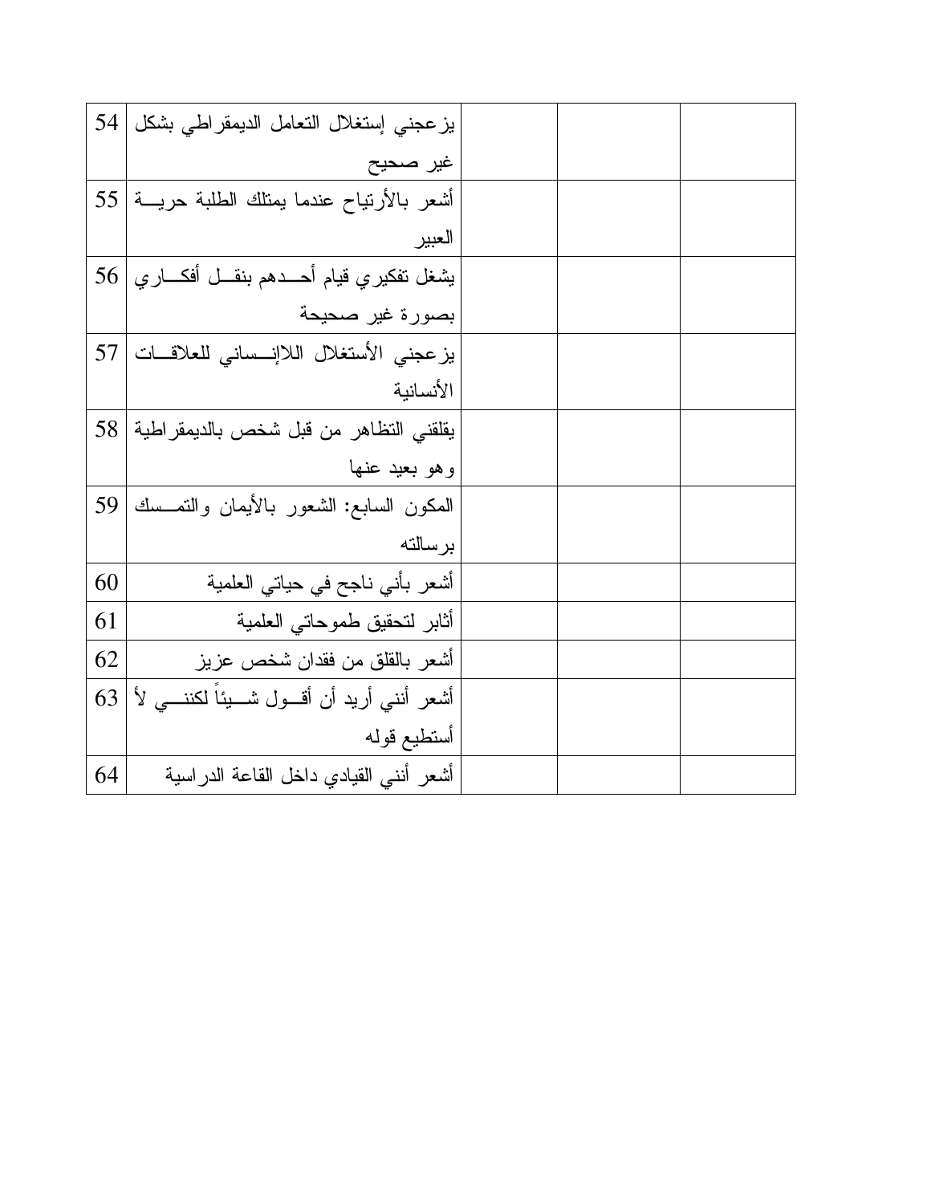| 54 | يزعجني إستغلال التعامل الديمقراطي بشكل غير صحيح | | | |
|---|---|---|---|---|
| 55 | أشعر بالأرتياح عندما يمتلك الطلبة حرية العبير | | | |
| 56 | يشغل تفكيري قيام أحدهم بنقل أفكاري بصورة غير صحيحة | | | |
| 57 | يزعجني الأستغلال اللاإنساني للعلاقات الأنسانية | | | |
| 58 | يقلقني التظاهر من قبل شخص بالديمقراطية وهو بعيد عنها | | | |
| 59 | المكون السابع: الشعور بالأيمان والتمسك برسالته | | | |
| 60 | أشعر بأني ناجح في حياتي العلمية | | | |
| 61 | أثابر لتحقيق طموحاتي العلمية | | | |
| 62 | أشعر بالقلق من فقدان شخص عزيز | | | |
| 63 | أشعر أنني أريد أن أقول شيئاً لكنني لأ أستطيع قوله | | | |
| 64 | أشعر أنني القيادي داخل القاعة الدراسية | | | |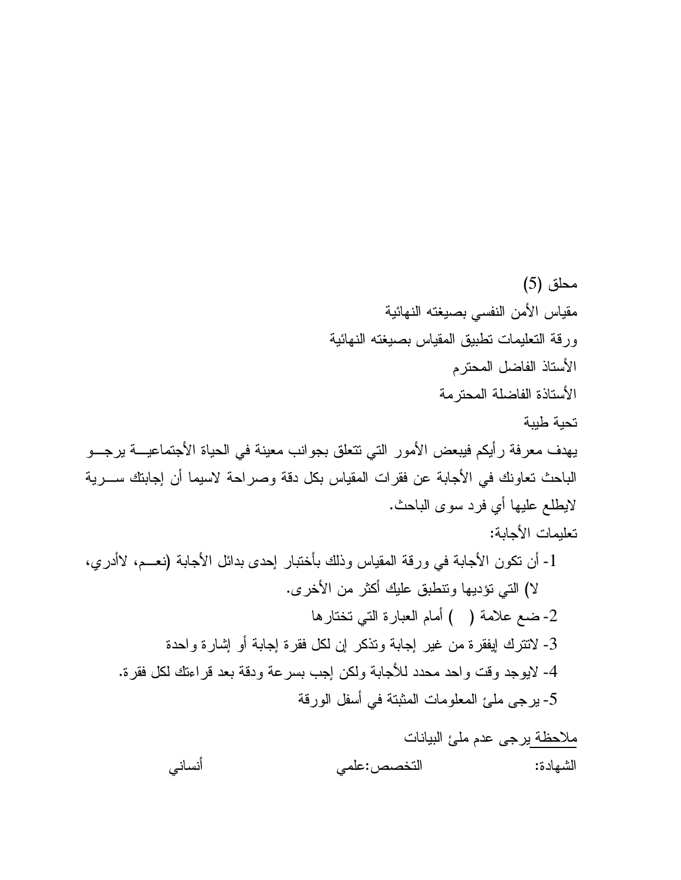محلق (5)

مقياس الأمن النفسي بصيغته النهائية

ورقة التعليمات تطبيق المقياس بصيغته النهائية

الأستاذ الفاضل المحترم

الأستاذة الفاضلة المحترمة

تحية طيبة

يهدف معرفة رأيكم فيبعض الأمور التي تتعلق بجوانب معينة في الحياة الأجتماعية يرجو الباحث تعاونك في الأجابة عن فقرات المقياس بكل دقة وصراحة لاسيما أن إجابتك سرية لايطلع عليها أي فرد سوى الباحث.

تعليمات الأجابة:

1- أن تكون الأجابة في ورقة المقياس وذلك بأختبار إحدى بدائل الأجابة (نعم، لاأدري، لا) التي تؤديها وتنطبق عليك أكثر من الأخرى.

2- ضع علامة ( ) أمام العبارة التي تختارها

3- لاتترك إيفقرة من غير إجابة وتذكر إن لكل فقرة إجابة أو إشارة واحدة

4- لايوجد وقت واحد محدد للأجابة ولكن إجب بسرعة ودقة بعد قراءتك لكل فقرة.

5- يرجى ملئ المعلومات المثبتة في أسفل الورقة

ملاحظة يرجى عدم ملئ البيانات

الشهادة: التخصص:علمي أنساني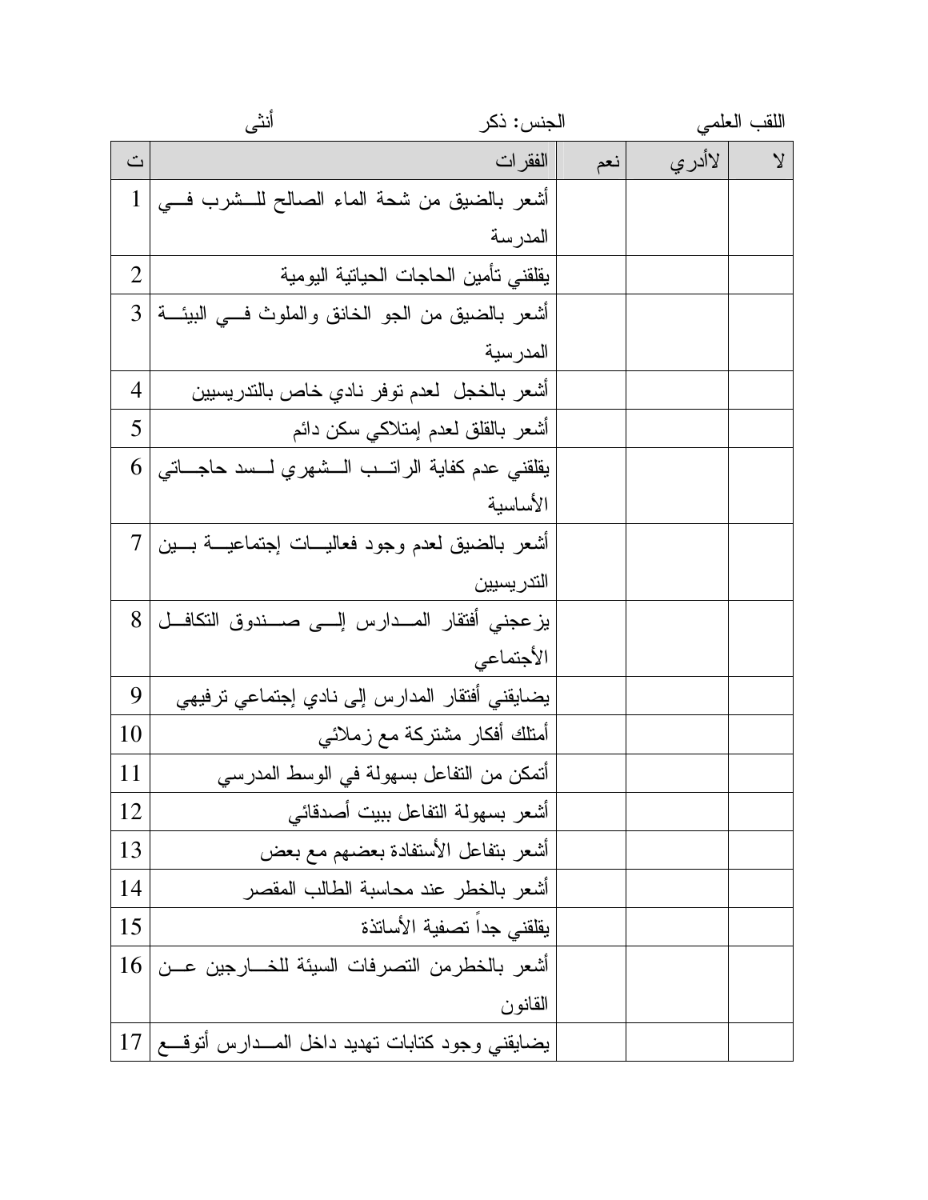اللقب العلمي　　　　　　　　الجنس: ذكر　　　　　　　　أنثى

| ت | الفقرات | نعم | لاأدري | لا |
|---|---|---|---|---|
| 1 | أشعر بالضيق من شحة الماء الصالح للشرب في المدرسة | | | |
| 2 | يقلقني تأمين الحاجات الحياتية اليومية | | | |
| 3 | أشعر بالضيق من الجو الخانق والملوث في البيئة المدرسية | | | |
| 4 | أشعر بالخجل لعدم توفر نادي خاص بالتدريسيين | | | |
| 5 | أشعر بالقلق لعدم إمتلاكي سكن دائم | | | |
| 6 | يقلقني عدم كفاية الراتب الشهري لسد حاجاتي الأساسية | | | |
| 7 | أشعر بالضيق لعدم وجود فعاليات إجتماعية بين التدريسيين | | | |
| 8 | يزعجني أفتقار المدارس إلى صندوق التكافل الأجتماعي | | | |
| 9 | يضايقني أفتقار المدارس إلى نادي إجتماعي ترفيهي | | | |
| 10 | أمتلك أفكار مشتركة مع زملائي | | | |
| 11 | أتمكن من التفاعل بسهولة في الوسط المدرسي | | | |
| 12 | أشعر بسهولة التفاعل ببيت أصدقائي | | | |
| 13 | أشعر بتفاعل الأستفادة بعضهم مع بعض | | | |
| 14 | أشعر بالخطر عند محاسبة الطالب المقصر | | | |
| 15 | يقلقني جداً تصفية الأساتذة | | | |
| 16 | أشعر بالخطرمن التصرفات السيئة للخارجين عن القانون | | | |
| 17 | يضايقني وجود كتابات تهديد داخل المدارس أتوقع | | | |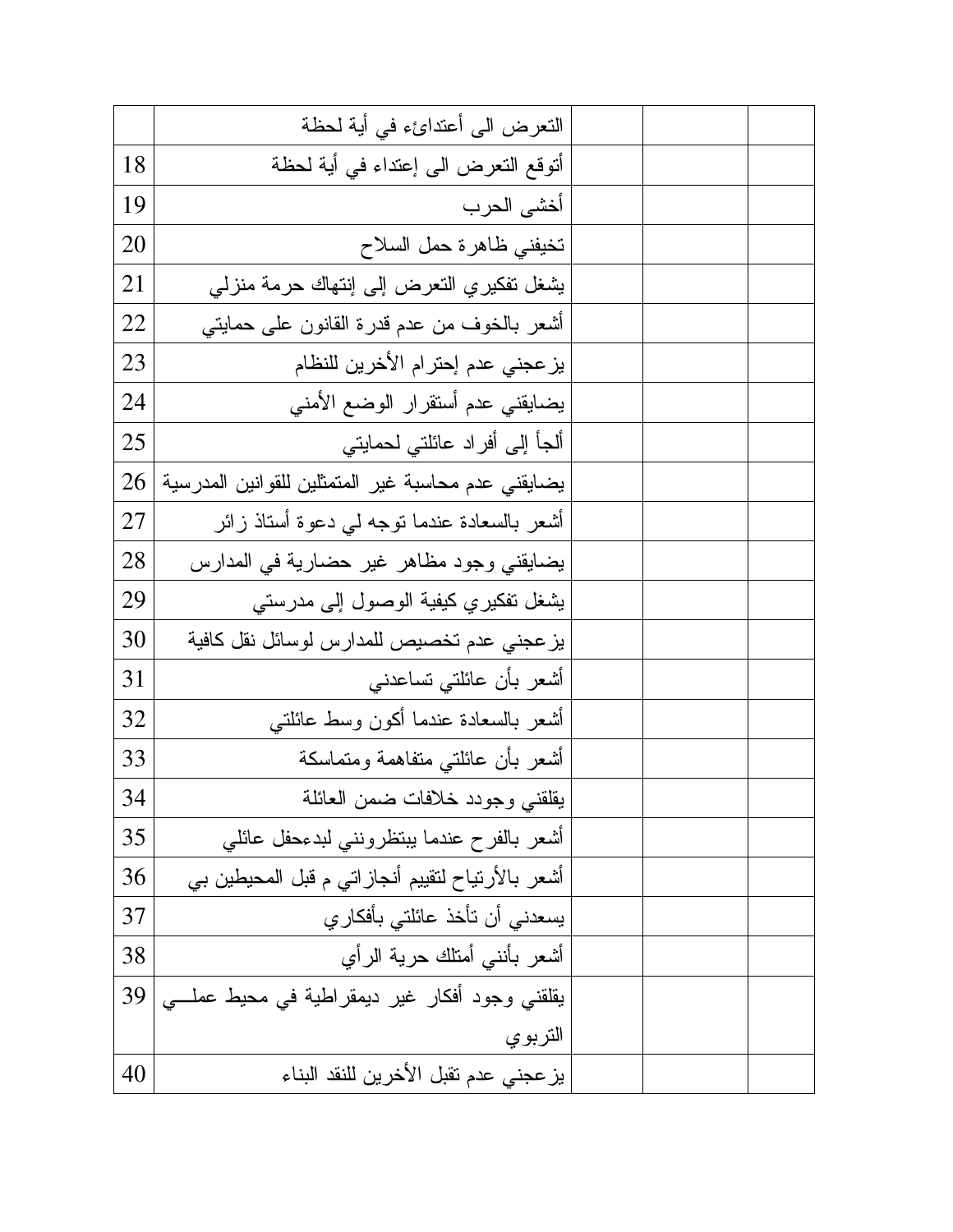| | | | | |
|---|---|---|---|---|
| | التعرض الى أعتداءئ في أية لحظة | | | |
| 18 | أتوقع التعرض الى إعتداء في أية لحظة | | | |
| 19 | أخشى الحرب | | | |
| 20 | تخيفني ظاهرة حمل السلاح | | | |
| 21 | يشغل تفكيري التعرض إلى إنتهاك حرمة منزلي | | | |
| 22 | أشعر بالخوف من عدم قدرة القانون على حمايتي | | | |
| 23 | يزعجني عدم إحترام الأخرين للنظام | | | |
| 24 | يضايقني عدم أستقرار الوضع الأمني | | | |
| 25 | ألجأ إلى أفراد عائلتي لحمايتي | | | |
| 26 | يضايقني عدم محاسبة غير المتمثلين للقوانين المدرسية | | | |
| 27 | أشعر بالسعادة عندما توجه لي دعوة أستاذ زائر | | | |
| 28 | يضايقني وجود مظاهر غير حضارية في المدارس | | | |
| 29 | يشغل تفكيري كيفية الوصول إلى مدرستي | | | |
| 30 | يزعجني عدم تخصيص للمدارس لوسائل نقل كافية | | | |
| 31 | أشعر بأن عائلتي تساعدني | | | |
| 32 | أشعر بالسعادة عندما أكون وسط عائلتي | | | |
| 33 | أشعر بأن عائلتي متفاهمة ومتماسكة | | | |
| 34 | يقلقني وجودد خلافات ضمن العائلة | | | |
| 35 | أشعر بالفرح عندما ينتظرونني لبدءحفل عائلي | | | |
| 36 | أشعر بالأرتياح لتقييم أنجازاتي م قبل المحيطين بي | | | |
| 37 | يسعدني أن تأخذ عائلتي بأفكاري | | | |
| 38 | أشعر بأنني أمتلك حرية الرأي | | | |
| 39 | يقلقني وجود أفكار غير ديمقراطية في محيط عملـــي التربوي | | | |
| 40 | يزعجني عدم تقبل الأخرين للنقد البناء | | | |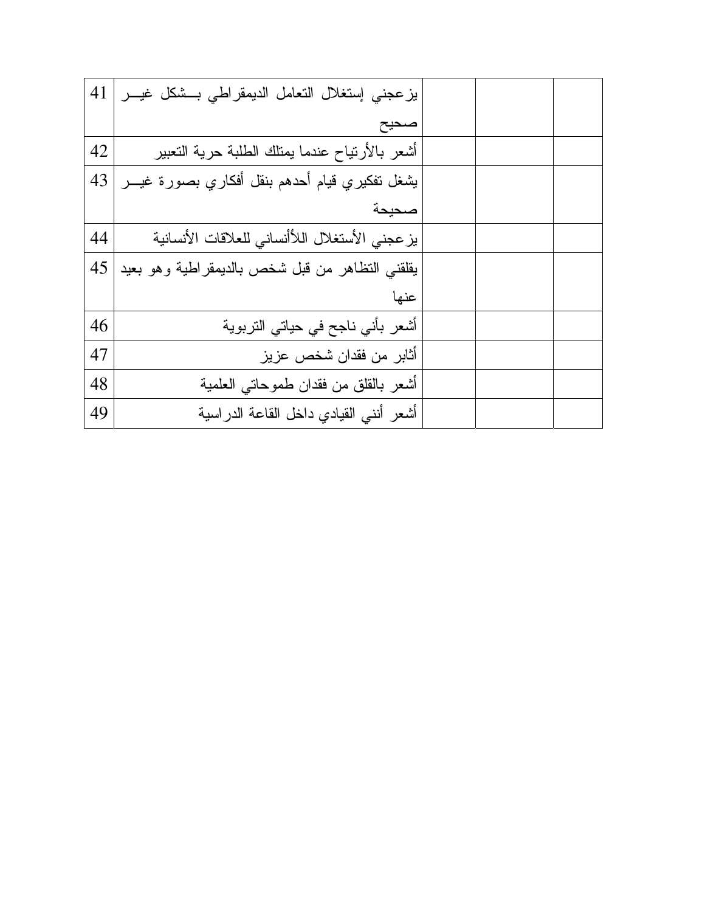| | | | | |
|---|---|---|---|---|
| 41 | يزعجني إستغلال التعامل الديمقراطي بشكل غير صحيح | | | |
| 42 | أشعر بالأرتياح عندما يمتلك الطلبة حرية التعبير | | | |
| 43 | يشغل تفكيري قيام أحدهم بنقل أفكاري بصورة غير صحيحة | | | |
| 44 | يزعجني الأستغلال اللأأنساني للعلاقات الأنسانية | | | |
| 45 | يقلقني التظاهر من قبل شخص بالديمقراطية وهو بعيد عنها | | | |
| 46 | أشعر بأني ناجح في حياتي التربوية | | | |
| 47 | أثابر من فقدان شخص عزيز | | | |
| 48 | أشعر بالقلق من فقدان طموحاتي العلمية | | | |
| 49 | أشعر أنني القيادي داخل القاعة الدراسية | | | |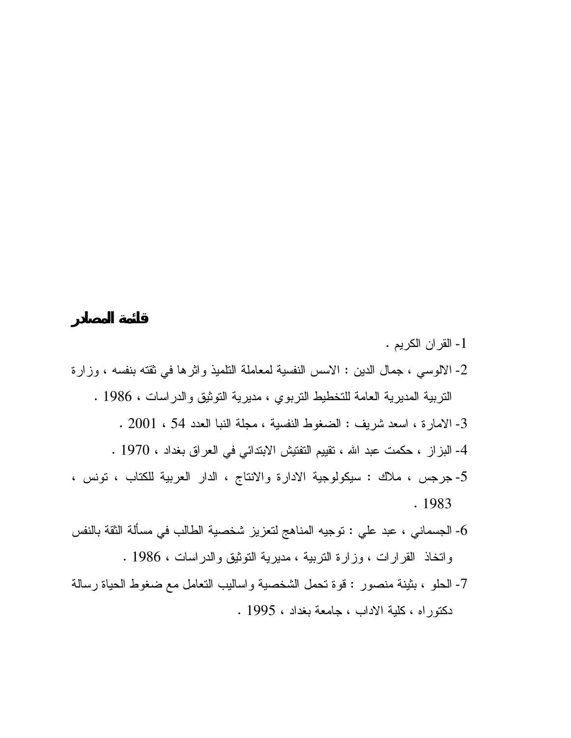## قائمة المصادر

1- القران الكريم .

2- الالوسي ، جمال الدين : الاسس النفسية لمعاملة التلميذ واثرها في ثقته بنفسه ، وزارة التربية المديرية العامة للتخطيط التربوي ، مديرية التوثيق والدراسات ، 1986 .

3- الامارة ، اسعد شريف : الضغوط النفسية ، مجلة النبا العدد 54 ، 2001 .

4- البزاز ، حكمت عبد الله ، تقييم التفتيش الابتدائي في العراق بغداد ، 1970 .

5- جرجس ، ملاك : سيكولوجية الادارة والانتاج ، الدار العربية للكتاب ، تونس ، 1983 .

6- الجسماني ، عبد علي : توجيه المناهج لتعزيز شخصية الطالب في مسألة الثقة بالنفس واتخاذ القرارات ، وزارة التربية ، مديرية التوثيق والدراسات ، 1986 .

7- الحلو ، بثينة منصور : قوة تحمل الشخصية واساليب التعامل مع ضغوط الحياة رسالة دكتوراه ، كلية الاداب ، جامعة بغداد ، 1995 .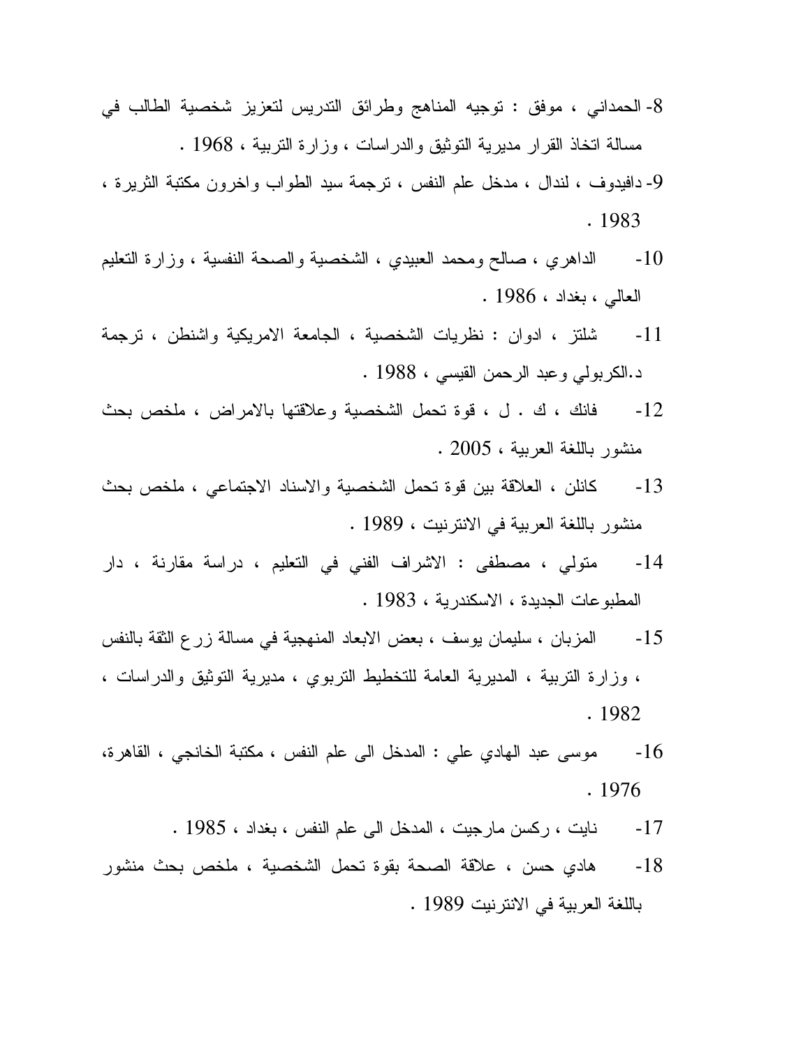8- الحمداني ، موفق : توجيه المناهج وطرائق التدريس لتعزيز شخصية الطالب في مسالة اتخاذ القرار مديرية التوثيق والدراسات ، وزارة التربية ، 1968 .

9- دافيدوف ، لندال ، مدخل علم النفس ، ترجمة سيد الطواب واخرون مكتبة الثريرة ، 1983 .

10- الداهري ، صالح ومحمد العبيدي ، الشخصية والصحة النفسية ، وزارة التعليم العالي ، بغداد ، 1986 .

11- شلتز ، ادوان : نظريات الشخصية ، الجامعة الامريكية واشنطن ، ترجمة د.الكربولي وعبد الرحمن القيسي ، 1988 .

12- فانك ، ك . ل ، قوة تحمل الشخصية وعلاقتها بالامراض ، ملخص بحث منشور باللغة العربية ، 2005 .

13- كانلن ، العلاقة بين قوة تحمل الشخصية والاسناد الاجتماعي ، ملخص بحث منشور باللغة العربية في الانترنيت ، 1989 .

14- متولي ، مصطفى : الاشراف الفني في التعليم ، دراسة مقارنة ، دار المطبوعات الجديدة ، الاسكندرية ، 1983 .

15- المزبان ، سليمان يوسف ، بعض الابعاد المنهجية في مسالة زرع الثقة بالنفس ، وزارة التربية ، المديرية العامة للتخطيط التربوي ، مديرية التوثيق والدراسات ، 1982 .

16- موسى عبد الهادي علي : المدخل الى علم النفس ، مكتبة الخانجي ، القاهرة، 1976 .

17- نايت ، ركسن مارجيت ، المدخل الى علم النفس ، بغداد ، 1985 .

18- هادي حسن ، علاقة الصحة بقوة تحمل الشخصية ، ملخص بحث منشور باللغة العربية في الانترنيت 1989 .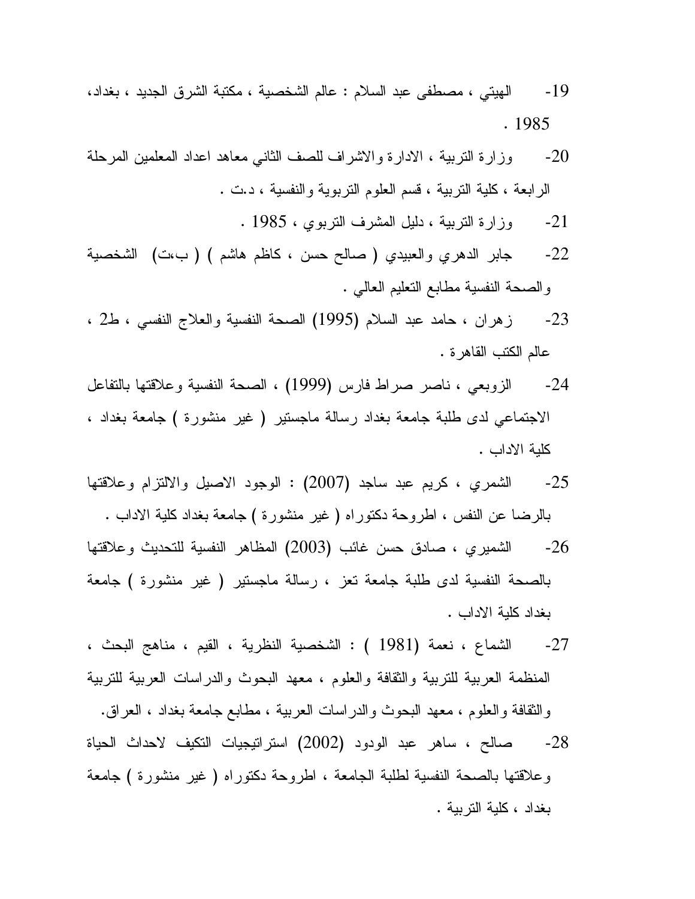19- الهيتي ، مصطفى عبد السلام : عالم الشخصية ، مكتبة الشرق الجديد ، بغداد، 1985 .

20- وزارة التربية ، الادارة والاشراف للصف الثاني معاهد اعداد المعلمين المرحلة الرابعة ، كلية التربية ، قسم العلوم التربوية والنفسية ، د.ت .

21- وزارة التربية ، دليل المشرف التربوي ، 1985 .

22- جابر الدهري والعبيدي ( صالح حسن ، كاظم هاشم ) ( ب،ت) الشخصية والصحة النفسية مطابع التعليم العالي .

23- زهران ، حامد عبد السلام (1995) الصحة النفسية والعلاج النفسي ، ط2 ، عالم الكتب القاهرة .

24- الزوبعي ، ناصر صراط فارس (1999) ، الصحة النفسية وعلاقتها بالتفاعل الاجتماعي لدى طلبة جامعة بغداد رسالة ماجستير ( غير منشورة ) جامعة بغداد ، كلية الاداب .

25- الشمري ، كريم عبد ساجد (2007) : الوجود الاصيل والالتزام وعلاقتها بالرضا عن النفس ، اطروحة دكتوراه ( غير منشورة ) جامعة بغداد كلية الاداب .

26- الشميري ، صادق حسن غائب (2003) المظاهر النفسية للتحديث وعلاقتها بالصحة النفسية لدى طلبة جامعة تعز ، رسالة ماجستير ( غير منشورة ) جامعة بغداد كلية الاداب .

27- الشماع ، نعمة (1981 ) : الشخصية النظرية ، القيم ، مناهج البحث ، المنظمة العربية للتربية والثقافة والعلوم ، معهد البحوث والدراسات العربية للتربية والثقافة والعلوم ، معهد البحوث والدراسات العربية ، مطابع جامعة بغداد ، العراق.

28- صالح ، ساهر عبد الودود (2002) استراتيجيات التكيف لاحداث الحياة وعلاقتها بالصحة النفسية لطلبة الجامعة ، اطروحة دكتوراه ( غير منشورة ) جامعة بغداد ، كلية التربية .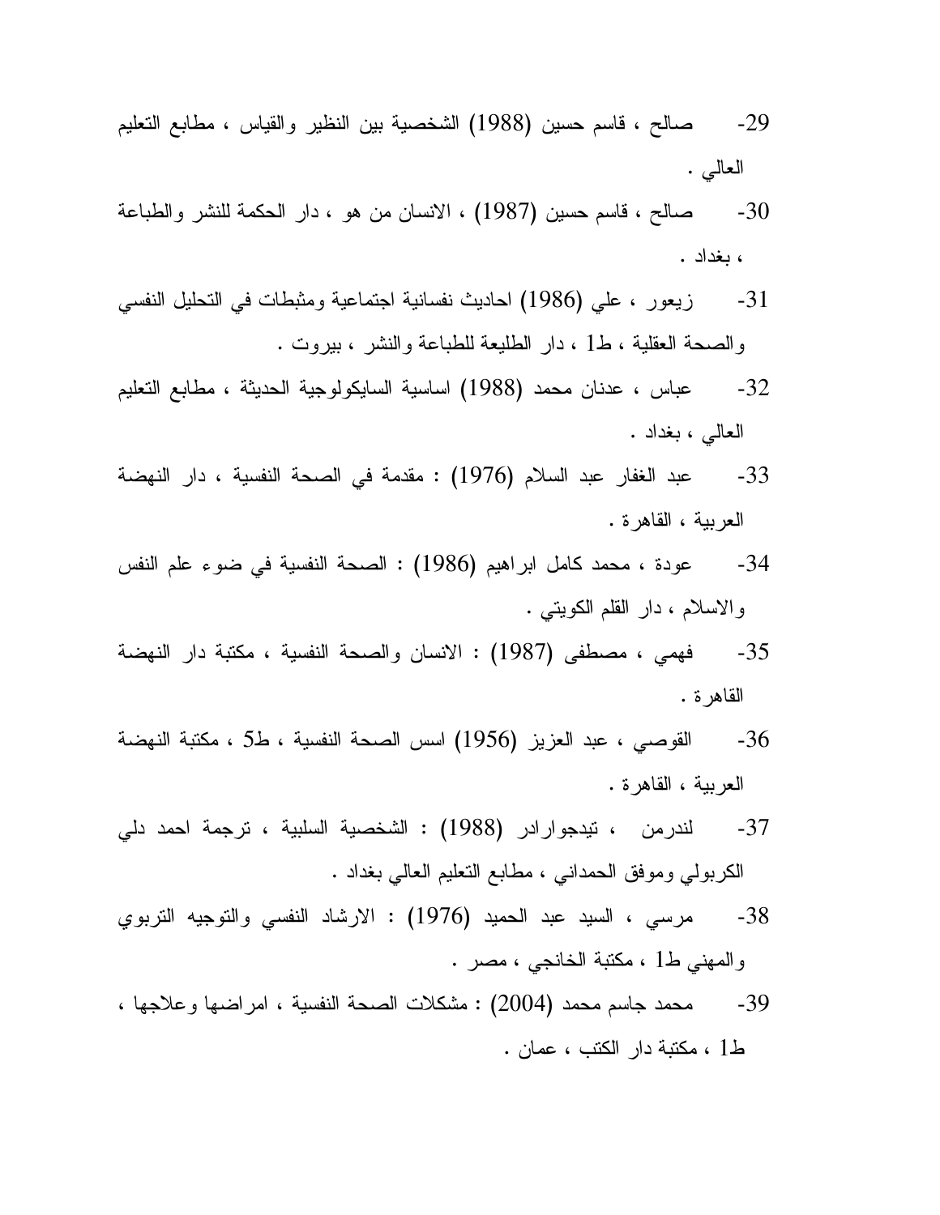29- صالح ، قاسم حسين (1988) الشخصية بين النظير والقياس ، مطابع التعليم العالي .

30- صالح ، قاسم حسين (1987) ، الانسان من هو ، دار الحكمة للنشر والطباعة ، بغداد .

31- زيعور ، علي (1986) احاديث نفسانية اجتماعية ومثبطات في التحليل النفسي والصحة العقلية ، ط1 ، دار الطليعة للطباعة والنشر ، بيروت .

32- عباس ، عدنان محمد (1988) اساسية السايكولوجية الحديثة ، مطابع التعليم العالي ، بغداد .

33- عبد الغفار عبد السلام (1976) : مقدمة في الصحة النفسية ، دار النهضة العربية ، القاهرة .

34- عودة ، محمد كامل ابراهيم (1986) : الصحة النفسية في ضوء علم النفس والاسلام ، دار القلم الكويتي .

35- فهمي ، مصطفى (1987) : الانسان والصحة النفسية ، مكتبة دار النهضة القاهرة .

36- القوصي ، عبد العزيز (1956) اسس الصحة النفسية ، ط5 ، مكتبة النهضة العربية ، القاهرة .

37- لندرمن ، تيدجوارادر (1988) : الشخصية السلبية ، ترجمة احمد دلي الكربولي وموفق الحمداني ، مطابع التعليم العالي بغداد .

38- مرسي ، السيد عبد الحميد (1976) : الارشاد النفسي والتوجيه التربوي والمهني ط1 ، مكتبة الخانجي ، مصر .

39- محمد جاسم محمد (2004) : مشكلات الصحة النفسية ، امراضها وعلاجها ، ط1 ، مكتبة دار الكتب ، عمان .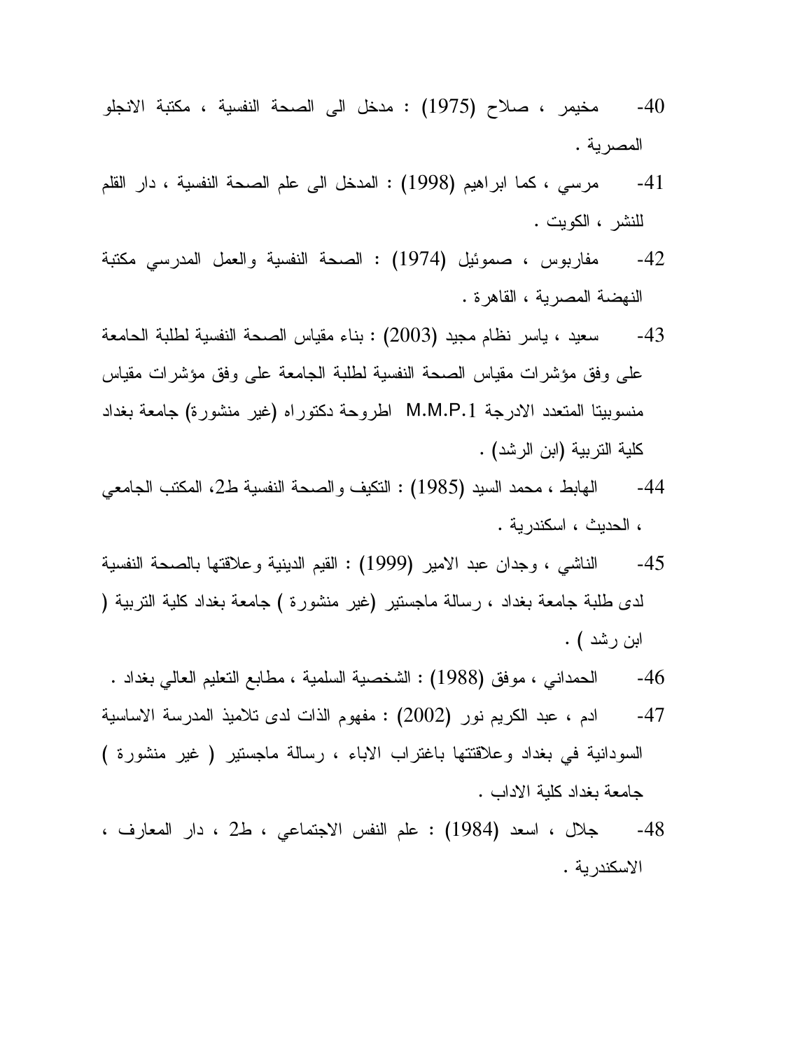40- مخيمر ، صلاح (1975) : مدخل الى الصحة النفسية ، مكتبة الانجلو المصرية .

41- مرسي ، كما ابراهيم (1998) : المدخل الى علم الصحة النفسية ، دار القلم للنشر ، الكويت .

42- مفاربوس ، صموئيل (1974) : الصحة النفسية والعمل المدرسي مكتبة النهضة المصرية ، القاهرة .

43- سعيد ، ياسر نظام مجيد (2003) : بناء مقياس الصحة النفسية لطلبة الحامعة على وفق مؤشرات مقياس الصحة النفسية لطلبة الجامعة على وفق مؤشرات مقياس منسوبيتا المتعدد الادرجة M.M.P.1 اطروحة دكتوراه (غير منشورة) جامعة بغداد كلية التربية (ابن الرشد) .

44- الهابط ، محمد السيد (1985) : التكيف والصحة النفسية ط2، المكتب الجامعي ، الحديث ، اسكندرية .

45- الناشي ، وجدان عبد الامير (1999) : القيم الدينية وعلاقتها بالصحة النفسية لدى طلبة جامعة بغداد ، رسالة ماجستير (غير منشورة ) جامعة بغداد كلية التربية ( ابن رشد ) .

46- الحمداني ، موفق (1988) : الشخصية السلمية ، مطابع التعليم العالي بغداد .

47- ادم ، عبد الكريم نور (2002) : مفهوم الذات لدى تلاميذ المدرسة الاساسية السودانية في بغداد وعلاقتها باغتراب الاباء ، رسالة ماجستير ( غير منشورة ) جامعة بغداد كلية الاداب .

48- جلال ، اسعد (1984) : علم النفس الاجتماعي ، ط2 ، دار المعارف ، الاسكندرية .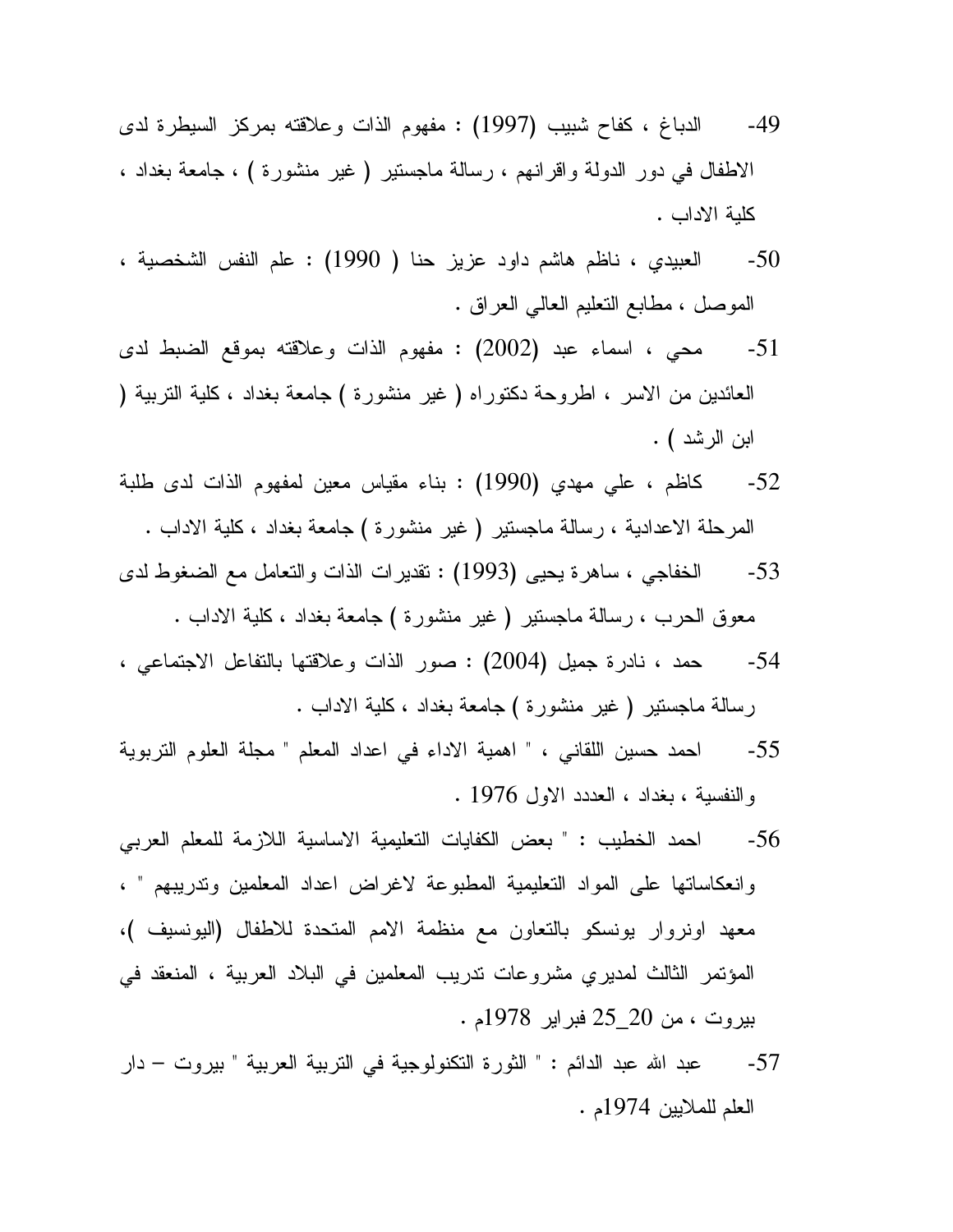49- الدباغ ، كفاح شبيب (1997) : مفهوم الذات وعلاقته بمركز السيطرة لدى الاطفال في دور الدولة واقرانهم ، رسالة ماجستير ( غير منشورة ) ، جامعة بغداد ، كلية الاداب .

50- العبيدي ، ناظم هاشم داود عزيز حنا ( 1990) : علم النفس الشخصية ، الموصل ، مطابع التعليم العالي العراق .

51- محي ، اسماء عبد (2002) : مفهوم الذات وعلاقته بموقع الضبط لدى العائدين من الاسر ، اطروحة دكتوراه ( غير منشورة ) جامعة بغداد ، كلية التربية ( ابن الرشد ) .

52- كاظم ، علي مهدي (1990) : بناء مقياس معين لمفهوم الذات لدى طلبة المرحلة الاعدادية ، رسالة ماجستير ( غير منشورة ) جامعة بغداد ، كلية الاداب .

53- الخفاجي ، ساهرة يحيى (1993) : تقديرات الذات والتعامل مع الضغوط لدى معوق الحرب ، رسالة ماجستير ( غير منشورة ) جامعة بغداد ، كلية الاداب .

54- حمد ، نادرة جميل (2004) : صور الذات وعلاقتها بالتفاعل الاجتماعي ، رسالة ماجستير ( غير منشورة ) جامعة بغداد ، كلية الاداب .

55- احمد حسين اللقاني ، " اهمية الاداء في اعداد المعلم " مجلة العلوم التربوية والنفسية ، بغداد ، العددد الاول 1976 .

56- احمد الخطيب : " بعض الكفايات التعليمية الاساسية اللازمة للمعلم العربي وانعكاساتها على المواد التعليمية المطبوعة لاغراض اعداد المعلمين وتدريبهم " ، معهد اونروار يونسكو بالتعاون مع منظمة الامم المتحدة للاطفال (اليونسيف )، المؤتمر الثالث لمديري مشروعات تدريب المعلمين في البلاد العربية ، المنعقد في بيروت ، من 20_25 فبراير 1978م .

57- عبد الله عبد الدائم : " الثورة التكنولوجية في التربية العربية " بيروت – دار العلم للملايين 1974م .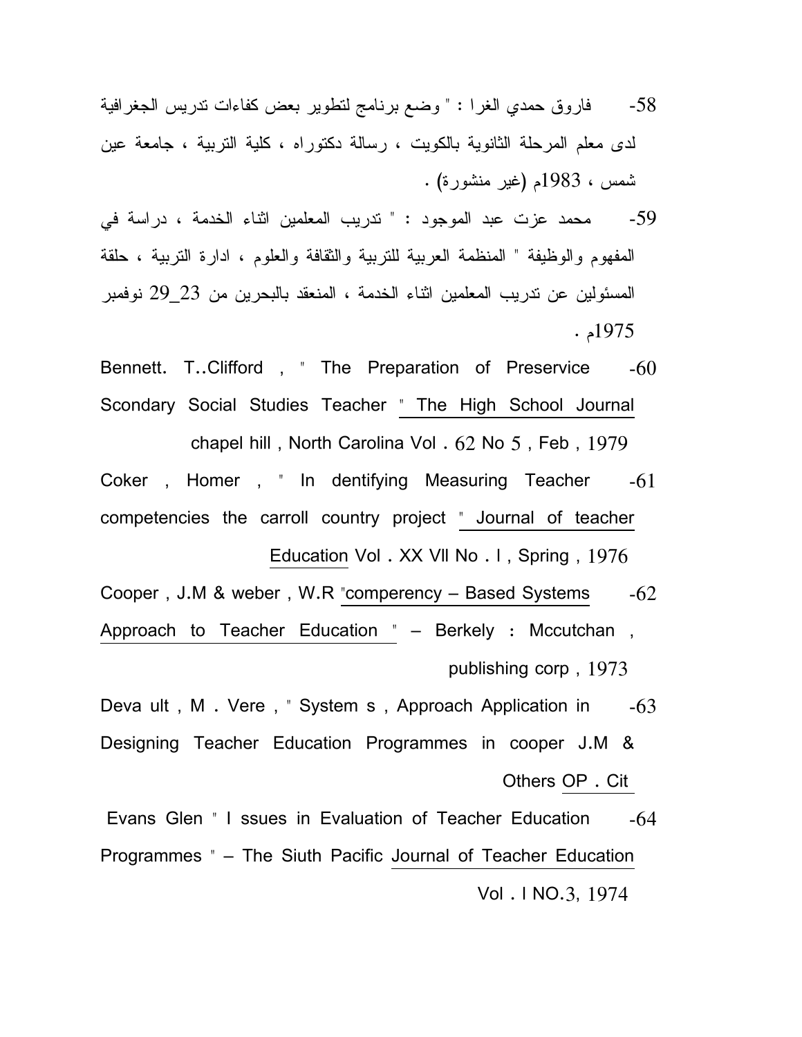58- فاروق حمدي الغرا : " وضع برنامج لتطوير بعض كفاءات تدريس الجغرافية لدى معلم المرحلة الثانوية بالكويت ، رسالة دكتوراه ، كلية التربية ، جامعة عين شمس ، 1983م (غير منشورة) .

59- محمد عزت عبد الموجود : " تدريب المعلمين اثناء الخدمة ، دراسة في المفهوم والوظيفة " المنظمة العربية للتربية والثقافة والعلوم ، ادارة التربية ، حلقة المسئولين عن تدريب المعلمين اثناء الخدمة ، المنعقد بالبحرين من 23_29 نوفمبر 1975م .

60- Bennett. T..Clifford , " The Preparation of Preservice Scondary Social Studies Teacher " The High School Journal chapel hill , North Carolina Vol . 62 No 5 , Feb , 1979

61- Coker , Homer , " In dentifying Measuring Teacher competencies the carroll country project " Journal of teacher Education Vol . XX Vll No . I , Spring , 1976

62- Cooper , J.M & weber , W.R "comperency – Based Systems Approach to Teacher Education " – Berkely : Mccutchan , publishing corp , 1973

63- Deva ult , M . Vere , " System s , Approach Application in Designing Teacher Education Programmes in cooper J.M & Others OP . Cit

64- Evans Glen " I ssues in Evaluation of Teacher Education Programmes " – The Siuth Pacific Journal of Teacher Education Vol . I NO.3, 1974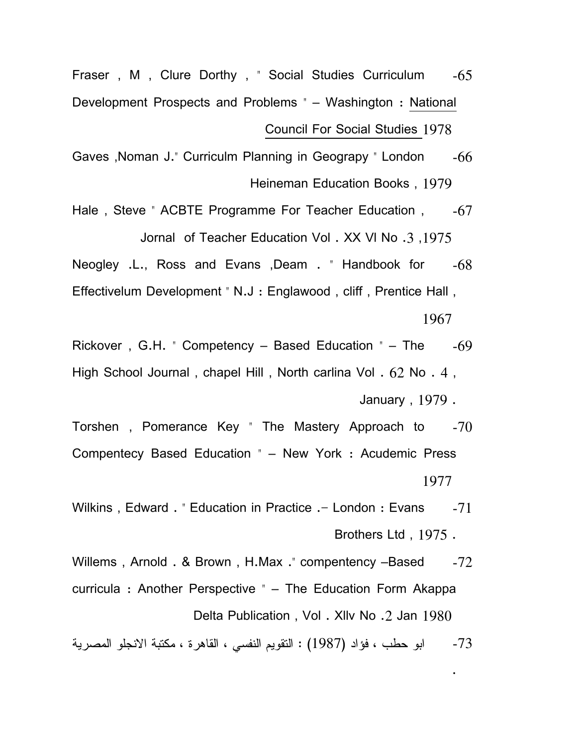65- Fraser , M , Clure Dorthy , " Social Studies Curriculum Development Prospects and Problems " – Washington : National Council For Social Studies 1978

66- Gaves ,Noman J." Curriculm Planning in Geograpy " London Heineman Education Books , 1979

67- Hale , Steve " ACBTE Programme For Teacher Education , Jornal of Teacher Education Vol . XX Vl No .3 ,1975

68- Neogley .L., Ross and Evans ,Deam . " Handbook for Effectivelum Development " N.J : Englawood , cliff , Prentice Hall , 1967

69- Rickover , G.H. " Competency – Based Education " – The High School Journal , chapel Hill , North carlina Vol . 62 No . 4 , January , 1979 .

70- Torshen , Pomerance Key " The Mastery Approach to Compentecy Based Education " – New York : Acudemic Press 1977

71- Wilkins , Edward . " Education in Practice .– London : Evans Brothers Ltd , 1975 .

72- Willems , Arnold . & Brown , H.Max ." compentency –Based curricula : Another Perspective " – The Education Form Akappa Delta Publication , Vol . Xllv No .2 Jan 1980

73- ابو حطب ، فؤاد (1987) : التقويم النفسي ، القاهرة ، مكتبة الانجلو المصرية .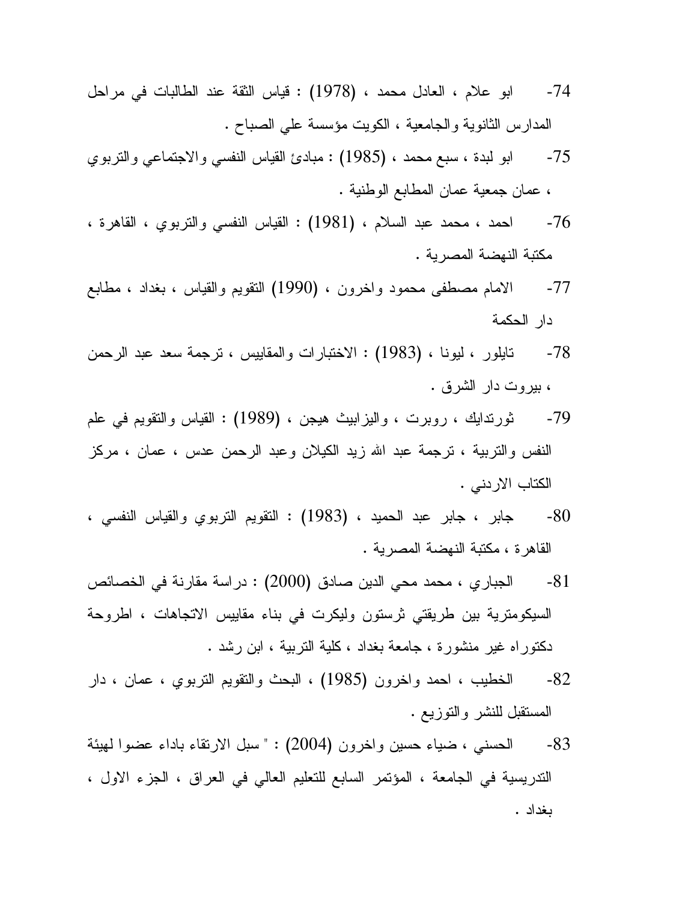74- ابو علام ، العادل محمد ، (1978) : قياس الثقة عند الطالبات في مراحل المدارس الثانوية والجامعية ، الكويت مؤسسة علي الصباح .

75- ابو لبدة ، سبع محمد ، (1985) : مبادئ القياس النفسي والاجتماعي والتربوي ، عمان جمعية عمان المطابع الوطنية .

76- احمد ، محمد عبد السلام ، (1981) : القياس النفسي والتربوي ، القاهرة ، مكتبة النهضة المصرية .

77- الامام مصطفى محمود واخرون ، (1990) التقويم والقياس ، بغداد ، مطابع دار الحكمة

78- تايلور ، ليونا ، (1983) : الاختبارات والمقاييس ، ترجمة سعد عبد الرحمن ، بيروت دار الشرق .

79- ثورندايك ، روبرت ، واليزابيث هيجن ، (1989) : القياس والتقويم في علم النفس والتربية ، ترجمة عبد الله زيد الكيلان وعبد الرحمن عدس ، عمان ، مركز الكتاب الاردني .

80- جابر ، جابر عبد الحميد ، (1983) : التقويم التربوي والقياس النفسي ، القاهرة ، مكتبة النهضة المصرية .

81- الجباري ، محمد محي الدين صادق (2000) : دراسة مقارنة في الخصائص السيكومترية بين طريقتي ثرستون وليكرت في بناء مقاييس الاتجاهات ، اطروحة دكتوراه غير منشورة ، جامعة بغداد ، كلية التربية ، ابن رشد .

82- الخطيب ، احمد واخرون (1985) ، البحث والتقويم التربوي ، عمان ، دار المستقبل للنشر والتوزيع .

83- الحسني ، ضياء حسين واخرون (2004) : " سبل الارتقاء باداء عضوا لهيئة التدريسية في الجامعة ، المؤتمر السابع للتعليم العالي في العراق ، الجزء الاول ، بغداد .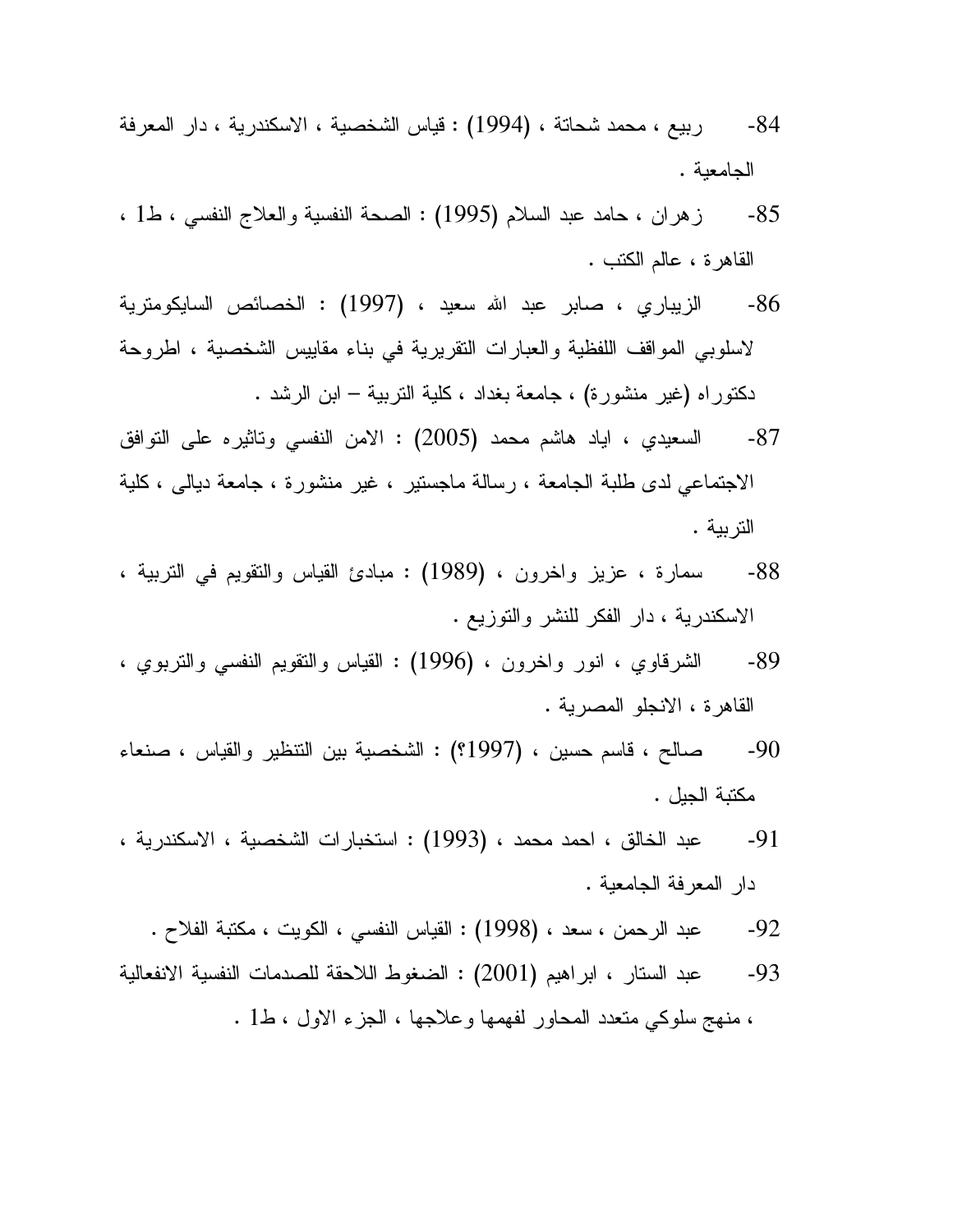84- ربيع ، محمد شحاتة ، (1994) : قياس الشخصية ، الاسكندرية ، دار المعرفة الجامعية .

85- زهران ، حامد عبد السلام (1995) : الصحة النفسية والعلاج النفسي ، ط1 ، القاهرة ، عالم الكتب .

86- الزيباري ، صابر عبد الله سعيد ، (1997) : الخصائص السايكومترية لاسلوبي المواقف اللفظية والعبارات التقريرية في بناء مقاييس الشخصية ، اطروحة دكتوراه (غير منشورة) ، جامعة بغداد ، كلية التربية – ابن الرشد .

87- السعيدي ، اياد هاشم محمد (2005) : الامن النفسي وتاثيره على التوافق الاجتماعي لدى طلبة الجامعة ، رسالة ماجستير ، غير منشورة ، جامعة ديالى ، كلية التربية .

88- سمارة ، عزيز واخرون ، (1989) : مبادئ القياس والتقويم في التربية ، الاسكندرية ، دار الفكر للنشر والتوزيع .

89- الشرقاوي ، انور واخرون ، (1996) : القياس والتقويم النفسي والتربوي ، القاهرة ، الانجلو المصرية .

90- صالح ، قاسم حسين ، (1997؟) : الشخصية بين التنظير والقياس ، صنعاء مكتبة الجيل .

91- عبد الخالق ، احمد محمد ، (1993) : استخبارات الشخصية ، الاسكندرية ، دار المعرفة الجامعية .

92- عبد الرحمن ، سعد ، (1998) : القياس النفسي ، الكويت ، مكتبة الفلاح .

93- عبد الستار ، ابراهيم (2001) : الضغوط اللاحقة للصدمات النفسية الانفعالية ، منهج سلوكي متعدد المحاور لفهمها وعلاجها ، الجزء الاول ، ط1 .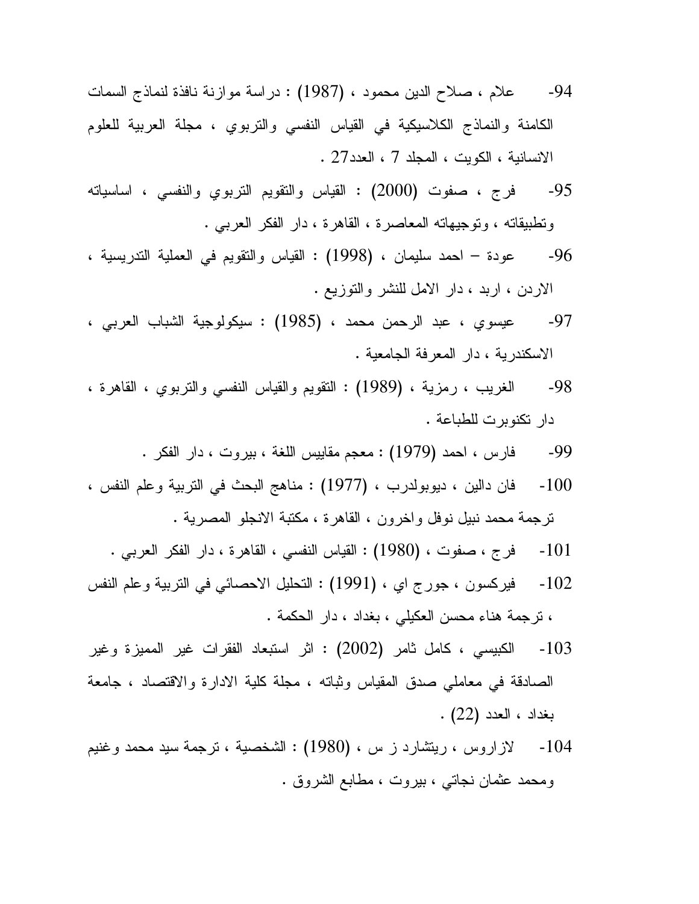94- علام ، صلاح الدين محمود ، (1987) : دراسة موازنة نافذة لنماذج السمات الكامنة والنماذج الكلاسيكية في القياس النفسي والتربوي ، مجلة العربية للعلوم الانسانية ، الكويت ، المجلد 7 ، العدد27 .

95- فرج ، صفوت (2000) : القياس والتقويم التربوي والنفسي ، اساسياته وتطبيقاته ، وتوجيهاته المعاصرة ، القاهرة ، دار الفكر العربي .

96- عودة – احمد سليمان ، (1998) : القياس والتقويم في العملية التدريسية ، الاردن ، اربد ، دار الامل للنشر والتوزيع .

97- عيسوي ، عبد الرحمن محمد ، (1985) : سيكولوجية الشباب العربي ، الاسكندرية ، دار المعرفة الجامعية .

98- الغريب ، رمزية ، (1989) : التقويم والقياس النفسي والتربوي ، القاهرة ، دار تكنوبرت للطباعة .

99- فارس ، احمد (1979) : معجم مقاييس اللغة ، بيروت ، دار الفكر .

100- فان دالين ، ديوبولدرب ، (1977) : مناهج البحث في التربية وعلم النفس ، ترجمة محمد نبيل نوفل واخرون ، القاهرة ، مكتبة الانجلو المصرية .

101- فرج ، صفوت ، (1980) : القياس النفسي ، القاهرة ، دار الفكر العربي .

102- فيركسون ، جورج اي ، (1991) : التحليل الاحصائي في التربية وعلم النفس ، ترجمة هناء محسن العكيلي ، بغداد ، دار الحكمة .

103- الكبيسي ، كامل ثامر (2002) : اثر استبعاد الفقرات غير المميزة وغير الصادقة في معاملي صدق المقياس وثباته ، مجلة كلية الادارة والاقتصاد ، جامعة بغداد ، العدد (22) .

104- لازاروس ، ريتشارد ز س ، (1980) : الشخصية ، ترجمة سيد محمد وغنيم ومحمد عثمان نجاتي ، بيروت ، مطابع الشروق .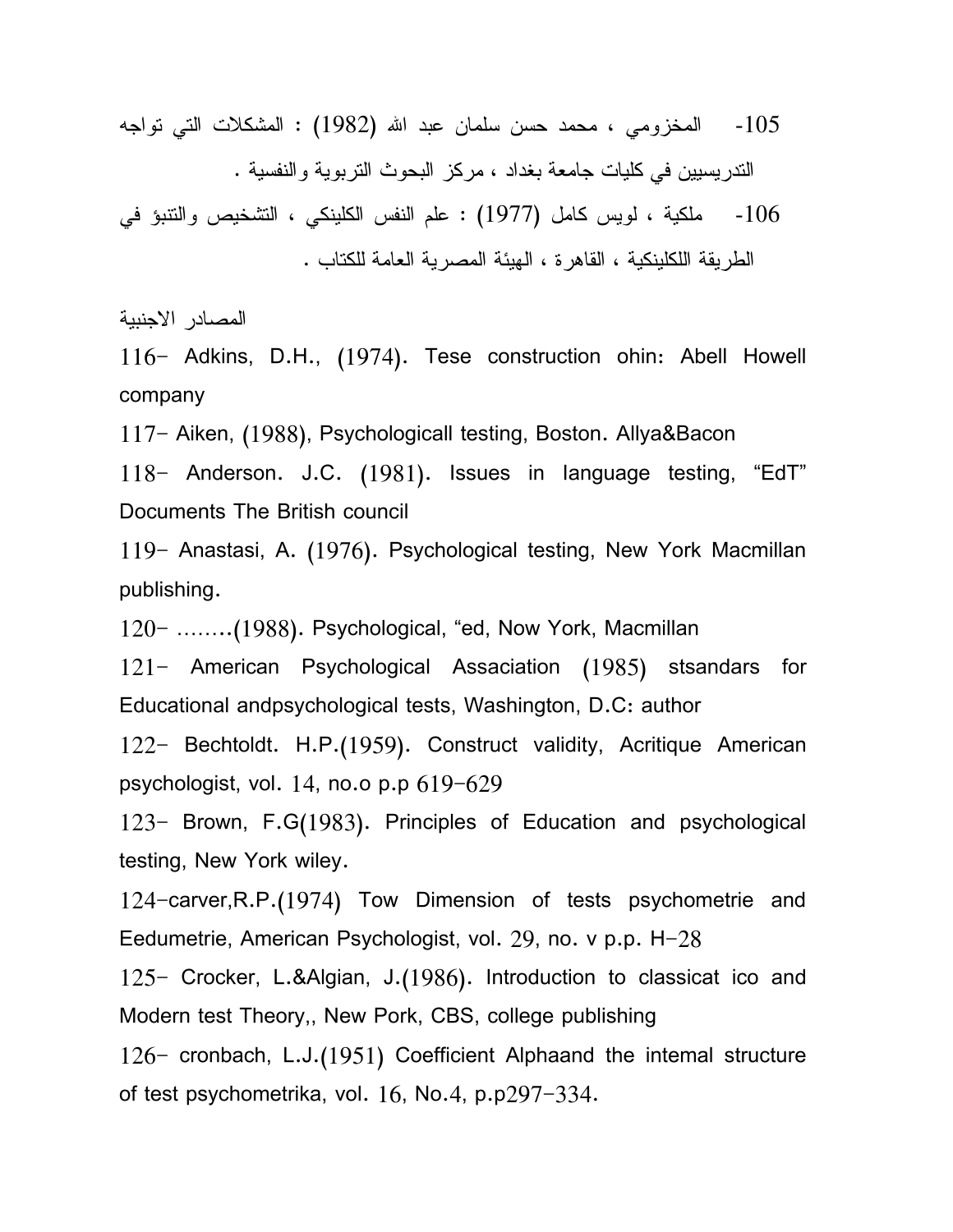105- المخزومي ، محمد حسن سلمان عبد الله (1982) : المشكلات التي تواجه التدريسيين في كليات جامعة بغداد ، مركز البحوث التربوية والنفسية .

106- ملكية ، لويس كامل (1977) : علم النفس الكلينكي ، التشخيص والتنبؤ في الطريقة اللكلينكية ، القاهرة ، الهيئة المصرية العامة للكتاب .

المصادر الاجنبية

116- Adkins, D.H., (1974). Tese construction ohin: Abell Howell company

117- Aiken, (1988), Psychologicall testing, Boston. Allya&Bacon

118- Anderson. J.C. (1981). Issues in language testing, "EdT" Documents The British council

119- Anastasi, A. (1976). Psychological testing, New York Macmillan publishing.

120- ........(1988). Psychological, "ed, Now York, Macmillan

121- American Psychological Assaciation (1985) stsandars for Educational andpsychological tests, Washington, D.C: author

122- Bechtoldt. H.P.(1959). Construct validity, Acritique American psychologist, vol. 14, no.o p.p 619-629

123- Brown, F.G(1983). Principles of Education and psychological testing, New York wiley.

124-carver,R.P.(1974) Tow Dimension of tests psychometrie and Eedumetrie, American Psychologist, vol. 29, no. v p.p. H-28

125- Crocker, L.&Algian, J.(1986). Introduction to classicat ico and Modern test Theory,, New Pork, CBS, college publishing

126- cronbach, L.J.(1951) Coefficient Alphaand the intemal structure of test psychometrika, vol. 16, No.4, p.p297-334.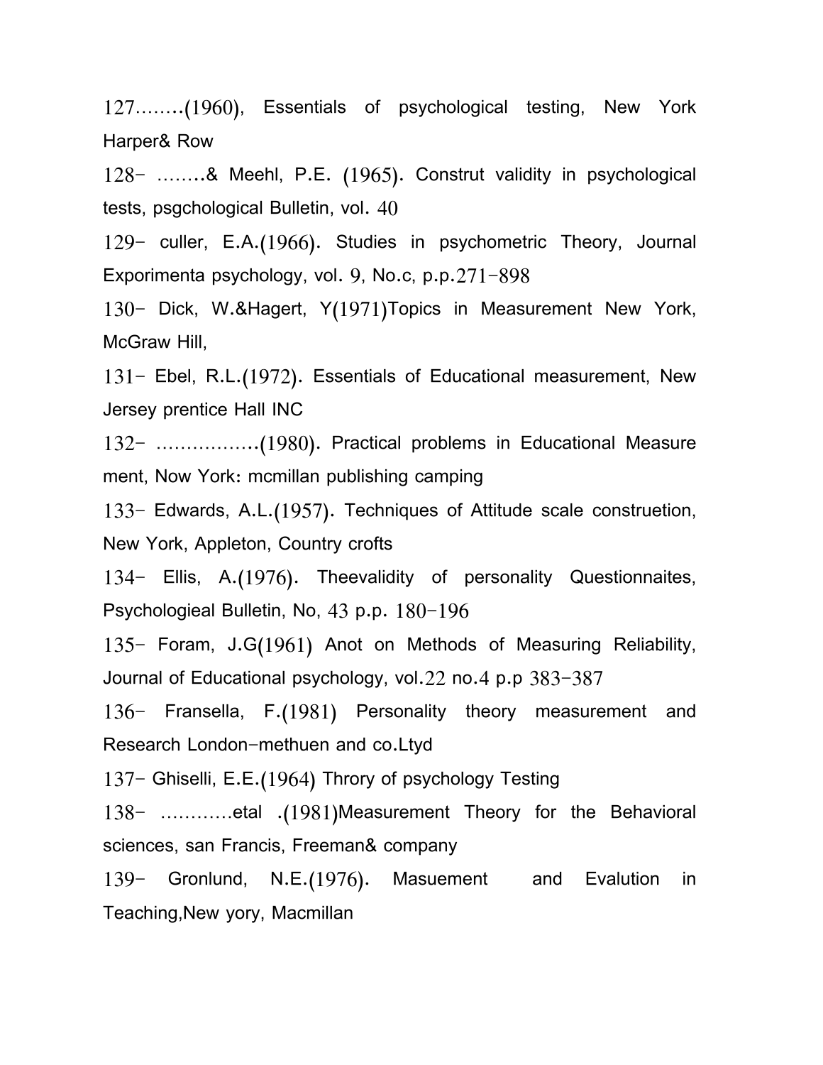127……..(1960), Essentials of psychological testing, New York Harper& Row

128- ……..& Meehl, P.E. (1965). Construt validity in psychological tests, psgchological Bulletin, vol. 40

129- culler, E.A.(1966). Studies in psychometric Theory, Journal Exporimenta psychology, vol. 9, No.c, p.p.271-898

130- Dick, W.&Hagert, Y(1971)Topics in Measurement New York, McGraw Hill,

131- Ebel, R.L.(1972). Essentials of Educational measurement, New Jersey prentice Hall INC

132- …………….(1980). Practical problems in Educational Measure ment, Now York: mcmillan publishing camping

133- Edwards, A.L.(1957). Techniques of Attitude scale construetion, New York, Appleton, Country crofts

134- Ellis, A.(1976). Theevalidity of personality Questionnaites, Psychologieal Bulletin, No, 43 p.p. 180-196

135- Foram, J.G(1961) Anot on Methods of Measuring Reliability, Journal of Educational psychology, vol.22 no.4 p.p 383-387

136- Fransella, F.(1981) Personality theory measurement and Research London-methuen and co.Ltyd

137- Ghiselli, E.E.(1964) Throry of psychology Testing

138- …………etal .(1981)Measurement Theory for the Behavioral sciences, san Francis, Freeman& company

139- Gronlund, N.E.(1976). Masuement and Evalution in Teaching,New yory, Macmillan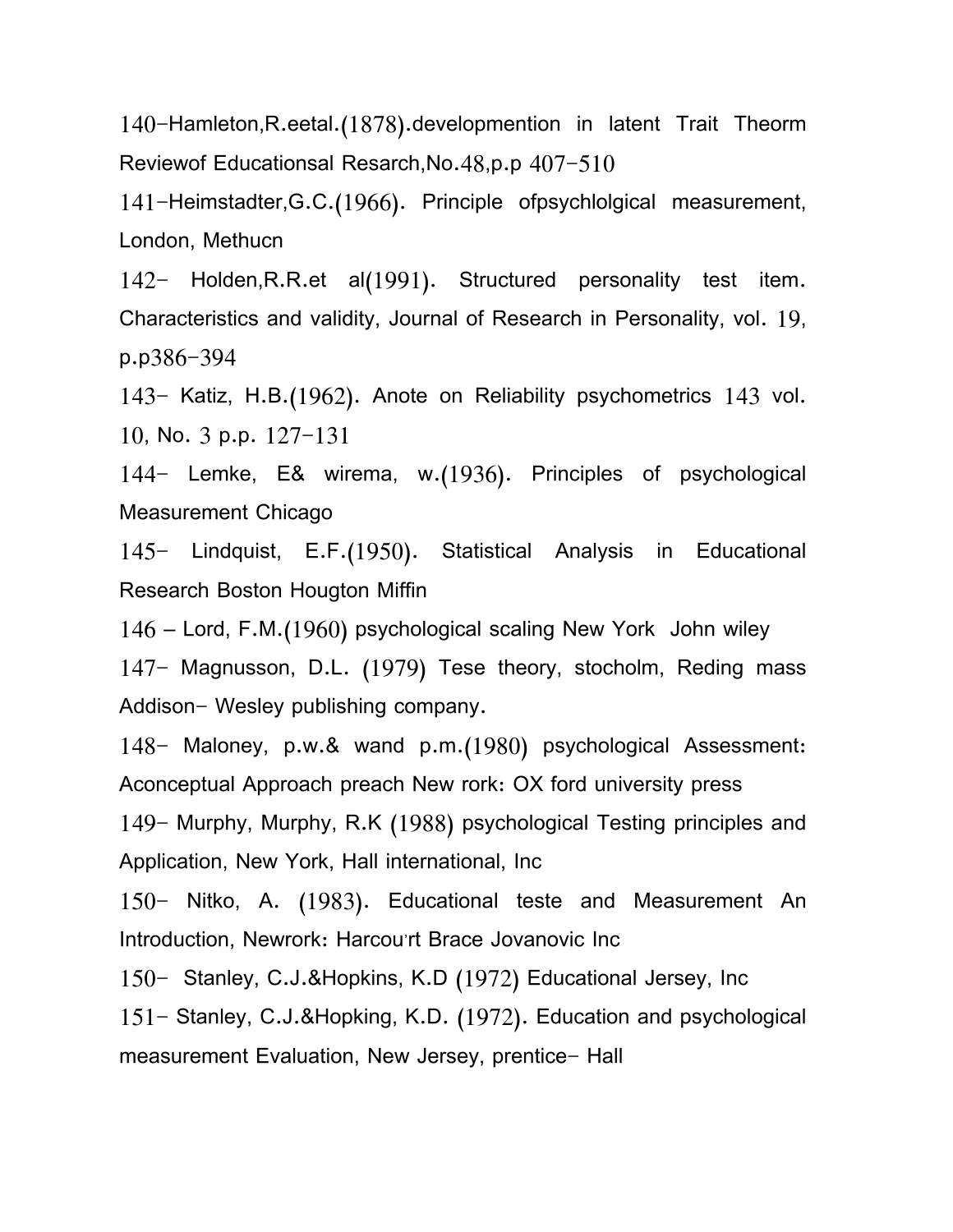140-Hamleton,R.eetal.(1878).developmention in latent Trait Theorm Reviewof Educationsal Resarch,No.48,p.p 407-510

141-Heimstadter,G.C.(1966). Principle ofpsychlolgical measurement, London, Methucn

142- Holden,R.R.et al(1991). Structured personality test item. Characteristics and validity, Journal of Research in Personality, vol. 19, p.p386-394

143- Katiz, H.B.(1962). Anote on Reliability psychometrics 143 vol. 10, No. 3 p.p. 127-131

144- Lemke, E& wirema, w.(1936). Principles of psychological Measurement Chicago

145- Lindquist, E.F.(1950). Statistical Analysis in Educational Research Boston Hougton Miffin

146 – Lord, F.M.(1960) psychological scaling New York John wiley

147- Magnusson, D.L. (1979) Tese theory, stocholm, Reding mass Addison- Wesley publishing company.

148- Maloney, p.w.& wand p.m.(1980) psychological Assessment: Aconceptual Approach preach New rork: OX ford university press

149- Murphy, Murphy, R.K (1988) psychological Testing principles and Application, New York, Hall international, Inc

150- Nitko, A. (1983). Educational teste and Measurement An Introduction, Newrork: Harcou'rt Brace Jovanovic Inc

150- Stanley, C.J.&Hopkins, K.D (1972) Educational Jersey, Inc

151- Stanley, C.J.&Hopking, K.D. (1972). Education and psychological measurement Evaluation, New Jersey, prentice- Hall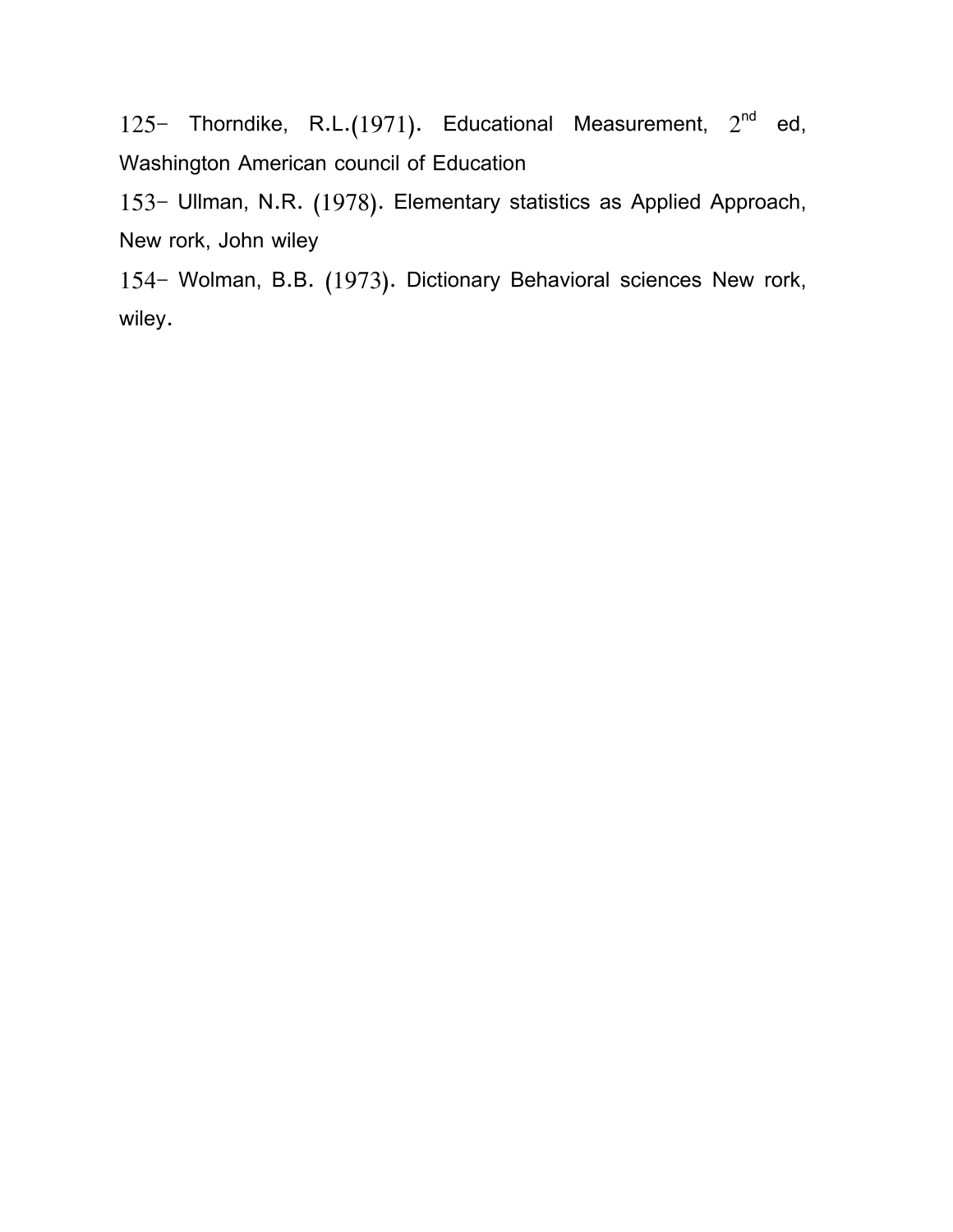125- Thorndike, R.L.(1971). Educational Measurement, 2nd ed, Washington American council of Education

153- Ullman, N.R. (1978). Elementary statistics as Applied Approach, New rork, John wiley

154- Wolman, B.B. (1973). Dictionary Behavioral sciences New rork, wiley.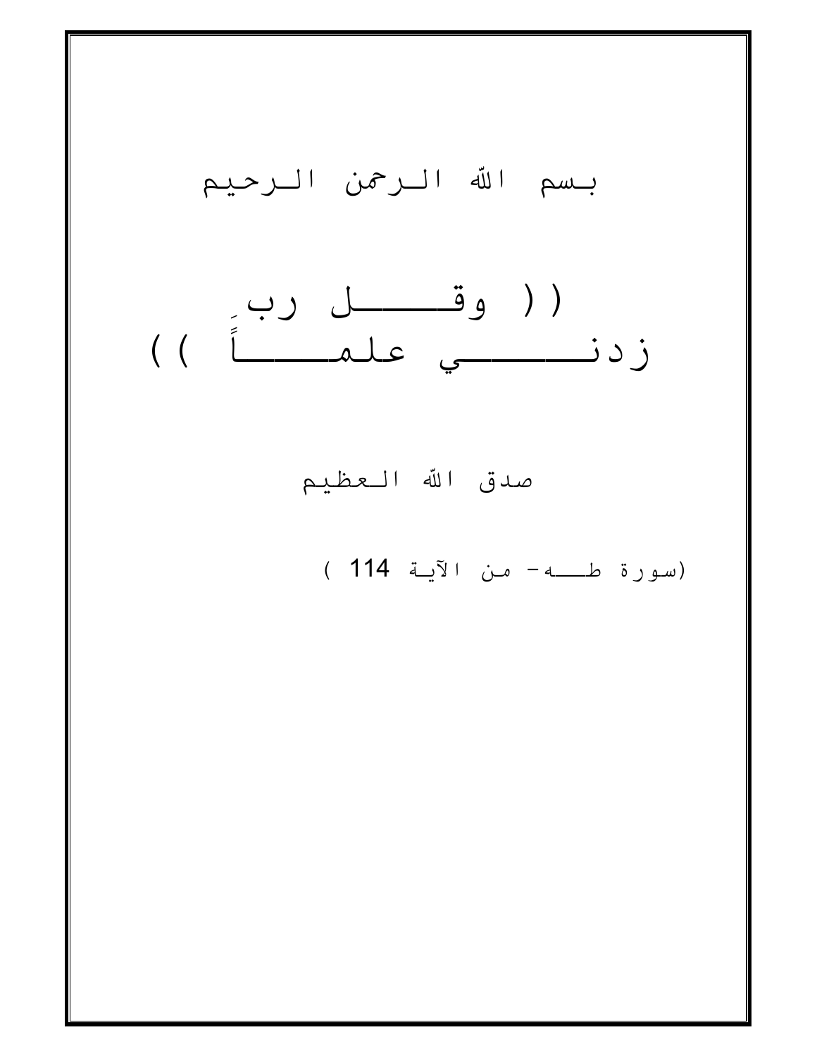بسم الله الرحمن الرحيم

(( وقـــل ربِ زدنــــي علمــاً ))

صدق الله العظيم

(سورة طـــه- من الآية 114 )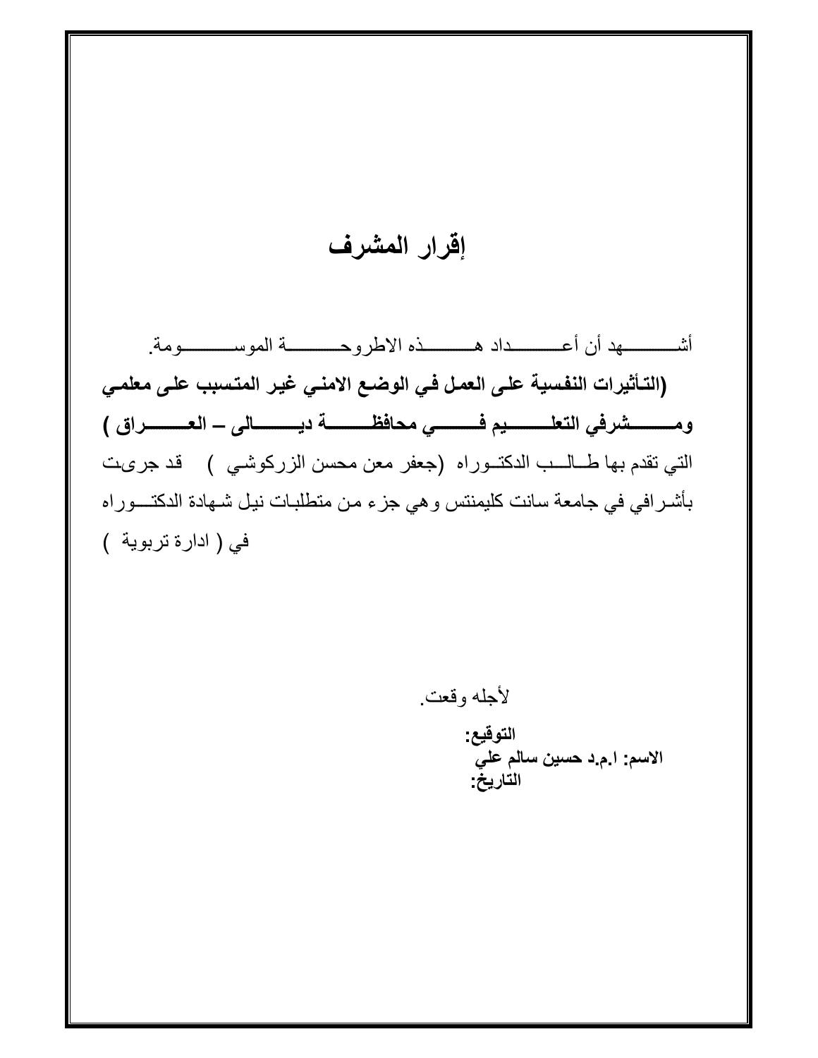# إقرار المشرف

أشهد أن أعداد هذه الاطروحة الموسومة.

**(التأثيرات النفسية على العمل في الوضع الامني غير المتسبب على معلمي ومشرفي التعليم في محافظة ديالى – العراق )**

التي تقدم بها طالب الدكتوراه (جعفر معن محسن الزركوشي ) قد جرىت بأشرافي في جامعة سانت كليمنتس وهي جزء من متطلبات نيل شهادة الدكتوراه في ( ادارة تربوية )

لأجله وقعت.

**التوقيع:**

**الاسم: ا.م.د حسين سالم علي**

**التاريخ:**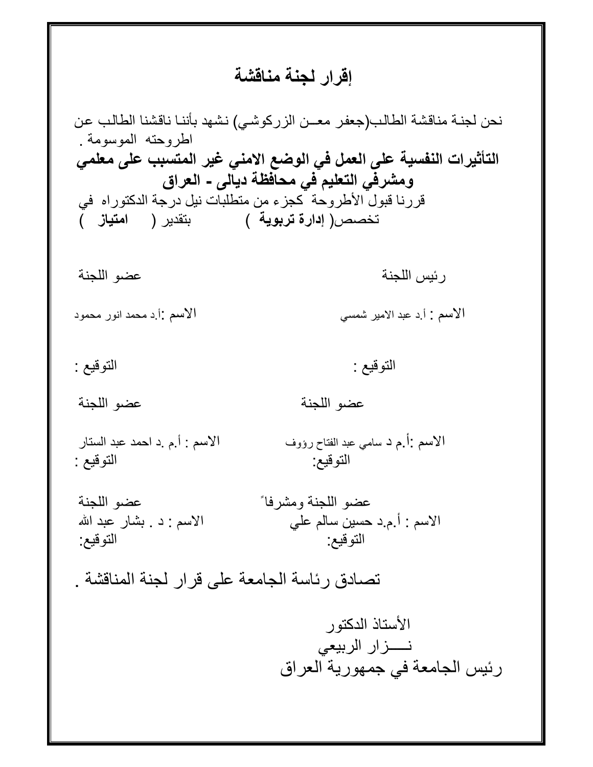# إقرار لجنة مناقشة

نحن لجنة مناقشة الطالب(جعفر معــن الزركوشي) نشهد بأننا ناقشنا الطالب عن اطروحته الموسومة .

**التأثيرات النفسية على العمل في الوضع الامني غير المتسبب على معلمي ومشرفي التعليم في محافظة ديالى - العراق**

قررنا قبول الأطروحة كجزء من متطلبات نيل درجة الدكتوراه في تخصص( **إدارة تربوية** ) بتقدير ( **امتياز** )

| رئيس اللجنة | عضو اللجنة |
|---|---|
| الاسم : أ.د عبد الامير شمسي | الاسم :أ.د محمد انور محمود |
| التوقيع : | التوقيع : |

| عضو اللجنة | عضو اللجنة |
|---|---|
| الاسم :أ.م د سامي عبد الفتاح رؤوف | الاسم : أ.م .د احمد عبد الستار |
| التوقيع: | التوقيع : |

| عضو اللجنة ومشرفاً | عضو اللجنة |
|---|---|
| الاسم : أ.م.د حسين سالم علي | الاسم : د . بشار عبد الله |
| التوقيع: | التوقيع: |

تصادق رئاسة الجامعة على قرار لجنة المناقشة .

الأستاذ الدكتور
نـــــزار الربيعي
رئيس الجامعة في جمهورية العراق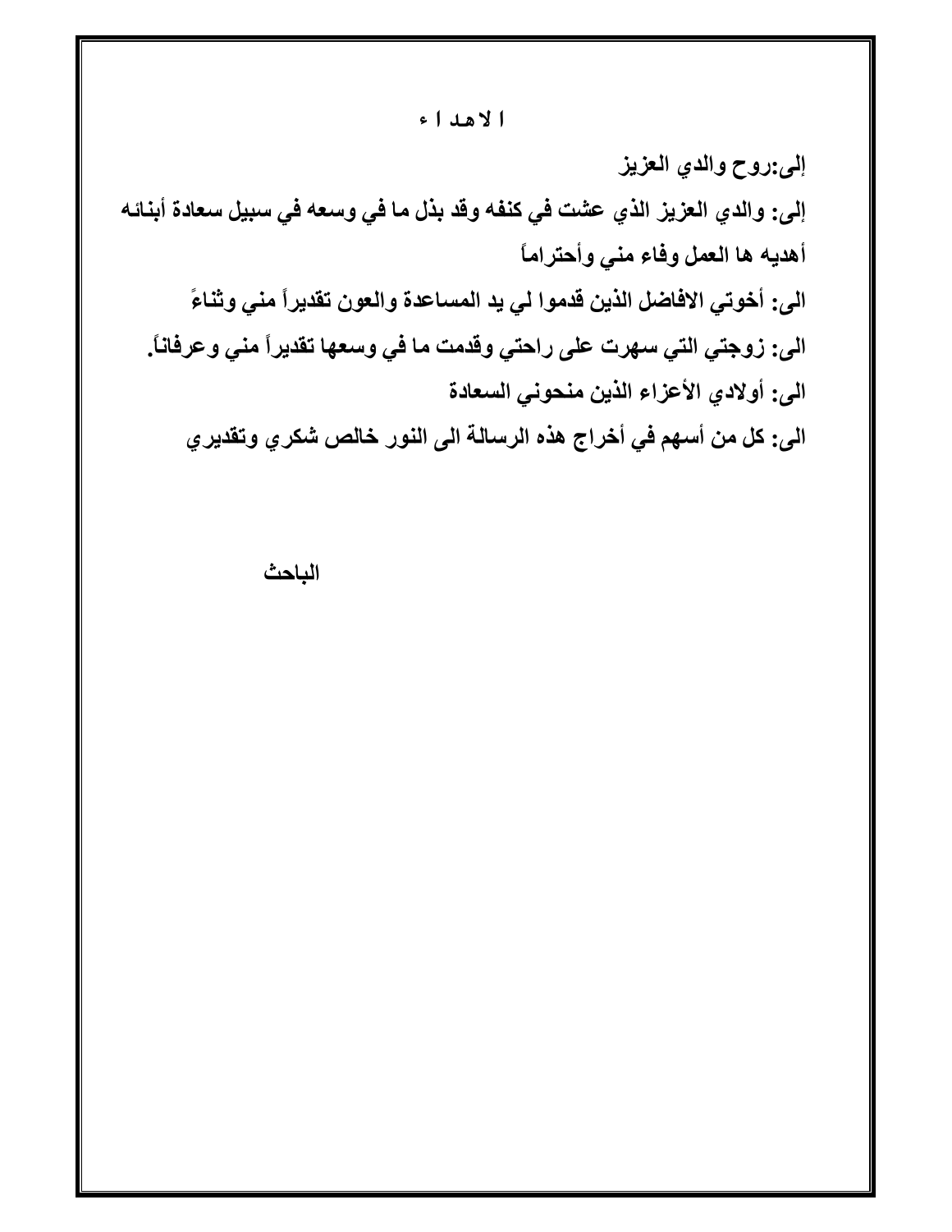## ا لاهـد ا ء

**إلى:روح والدي العزيز**

**إلى: والدي العزيز الذي عشت في كنفه وقد بذل ما في وسعه في سبيل سعادة أبنائه أهديه ها العمل وفاء مني وأحتراماً**

**الى: أخوتي الافاضل الذين قدموا لي يد المساعدة والعون تقديراً مني وثناءً**

**الى: زوجتي التي سهرت على راحتي وقدمت ما في وسعها تقديراً مني وعرفاناً.**

**الى: أولادي الأعزاء الذين منحوني السعادة**

**الى: كل من أسهم في أخراج هذه الرسالة الى النور خالص شكري وتقديري**

**الباحث**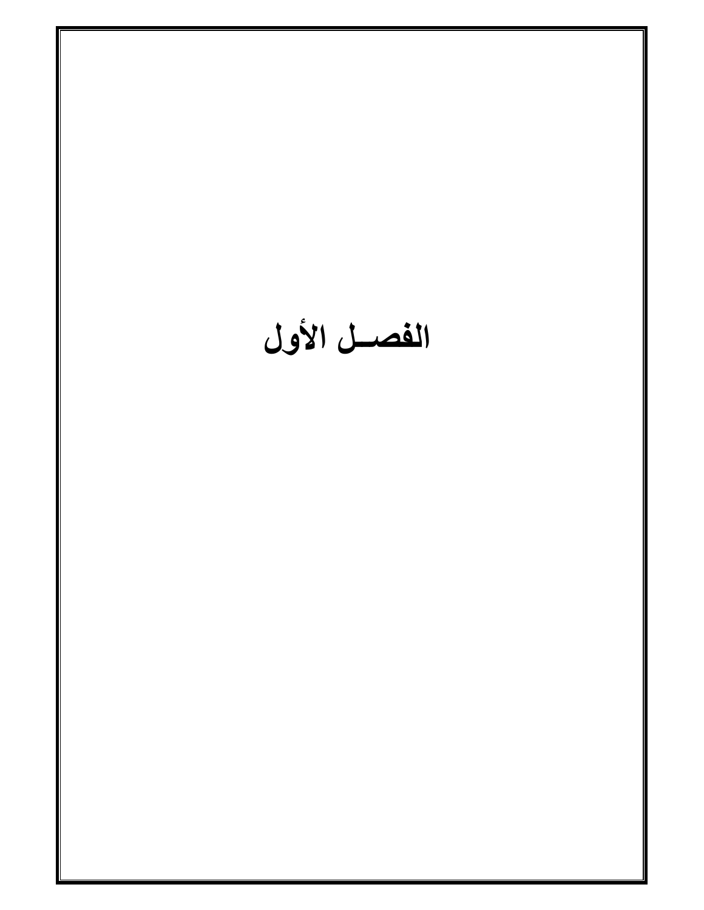# الفصـــل الأول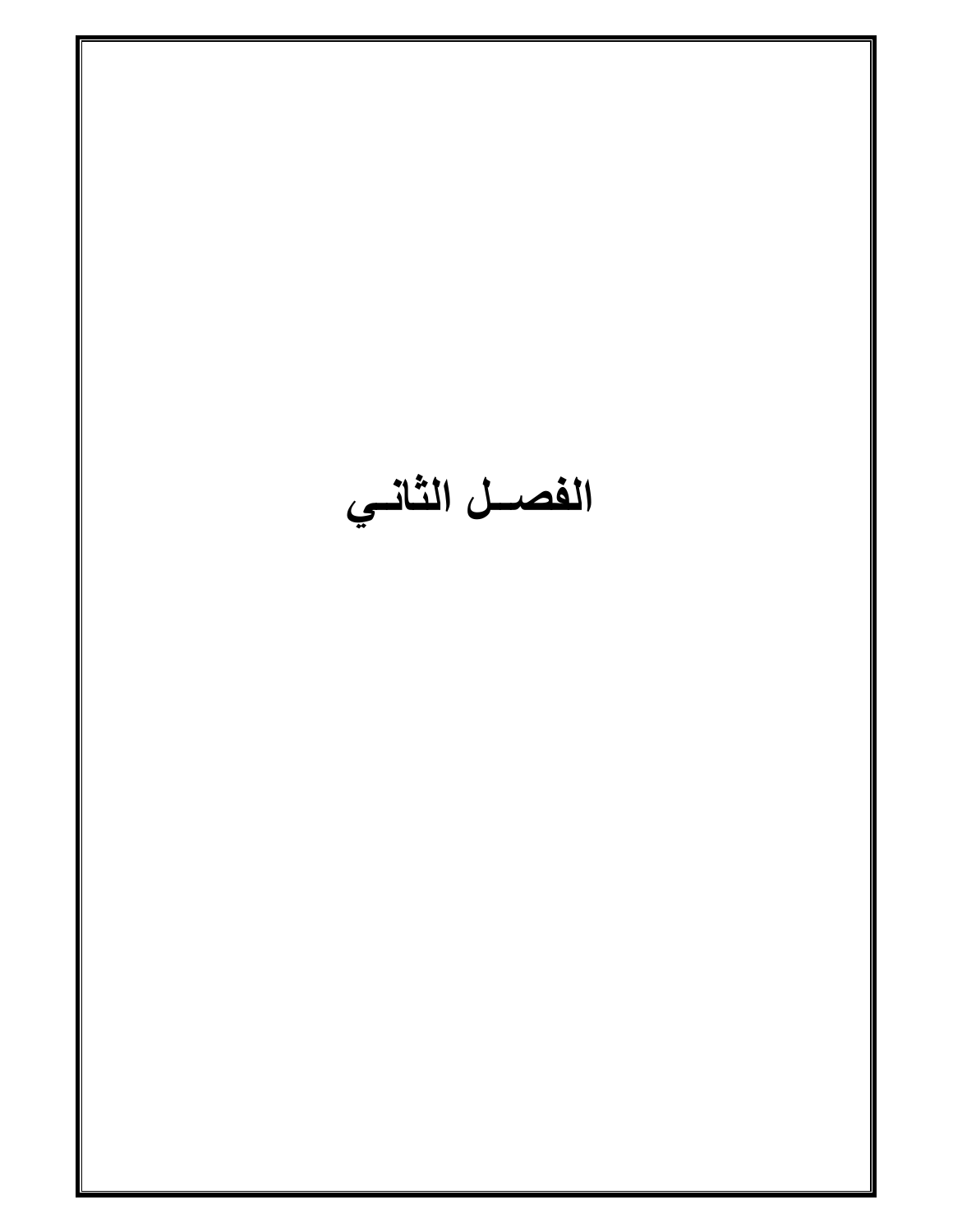# الفصـــل الثانـــي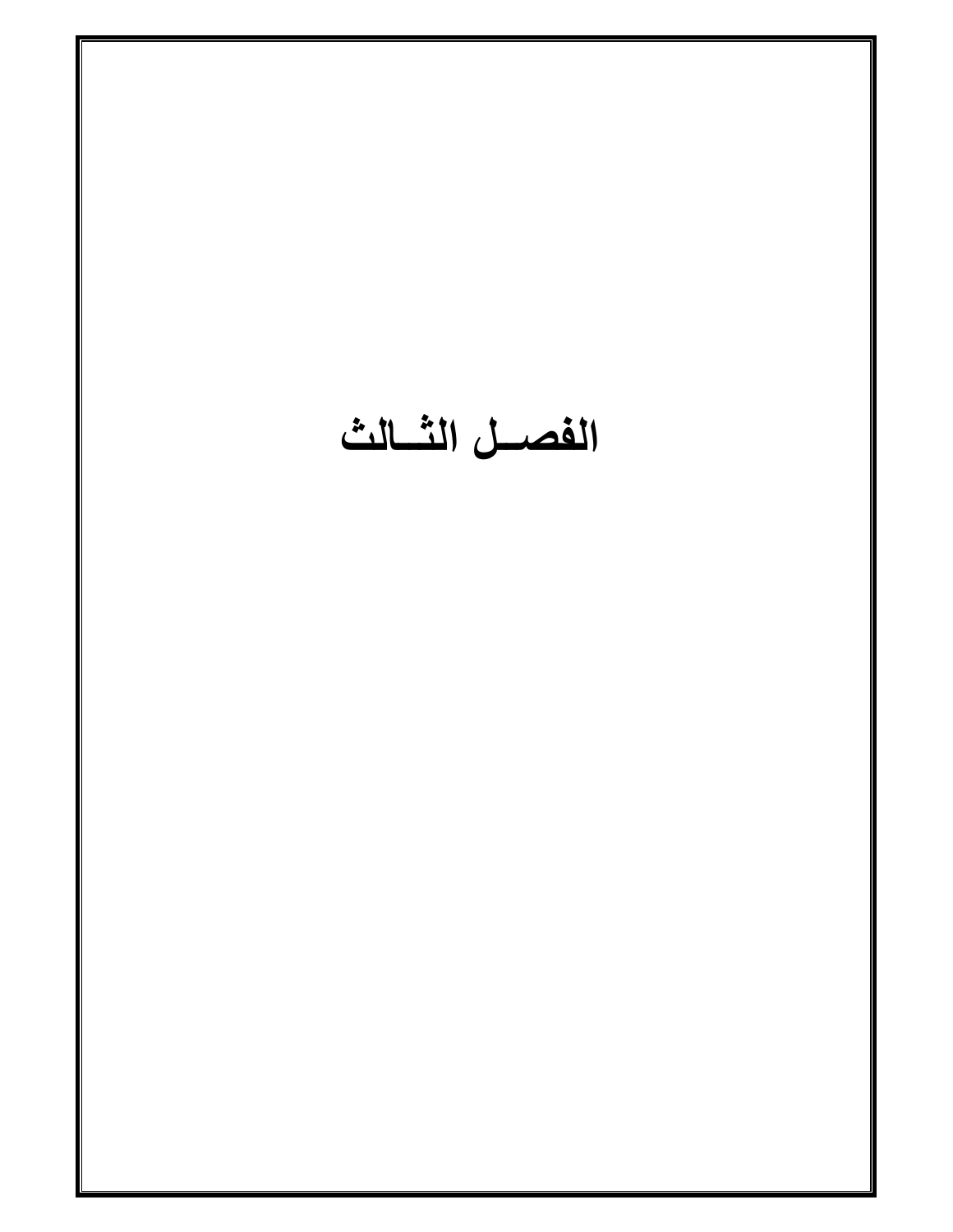# الفصــل الثــالث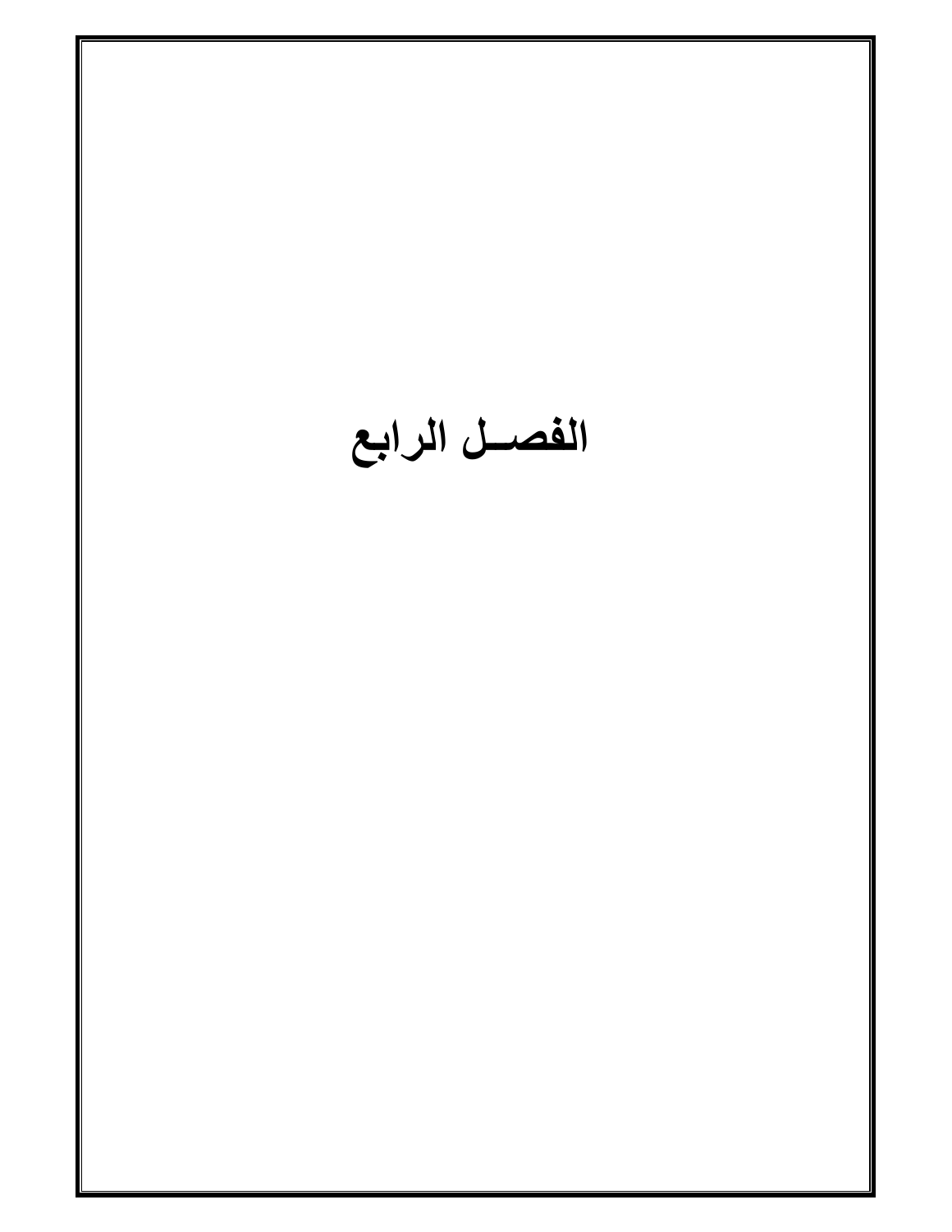# الفصــل الرابع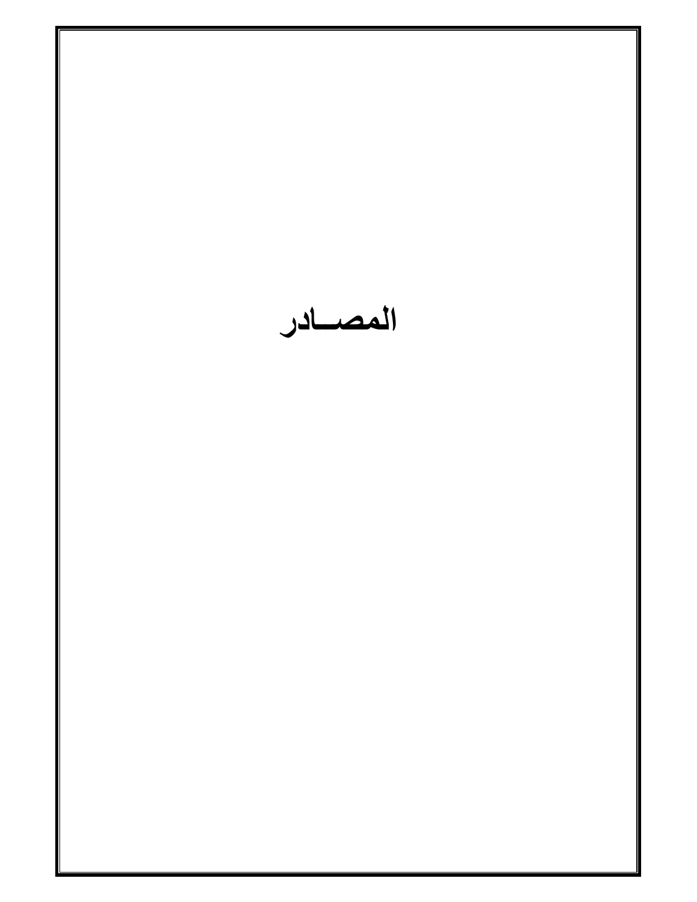# المصــادر